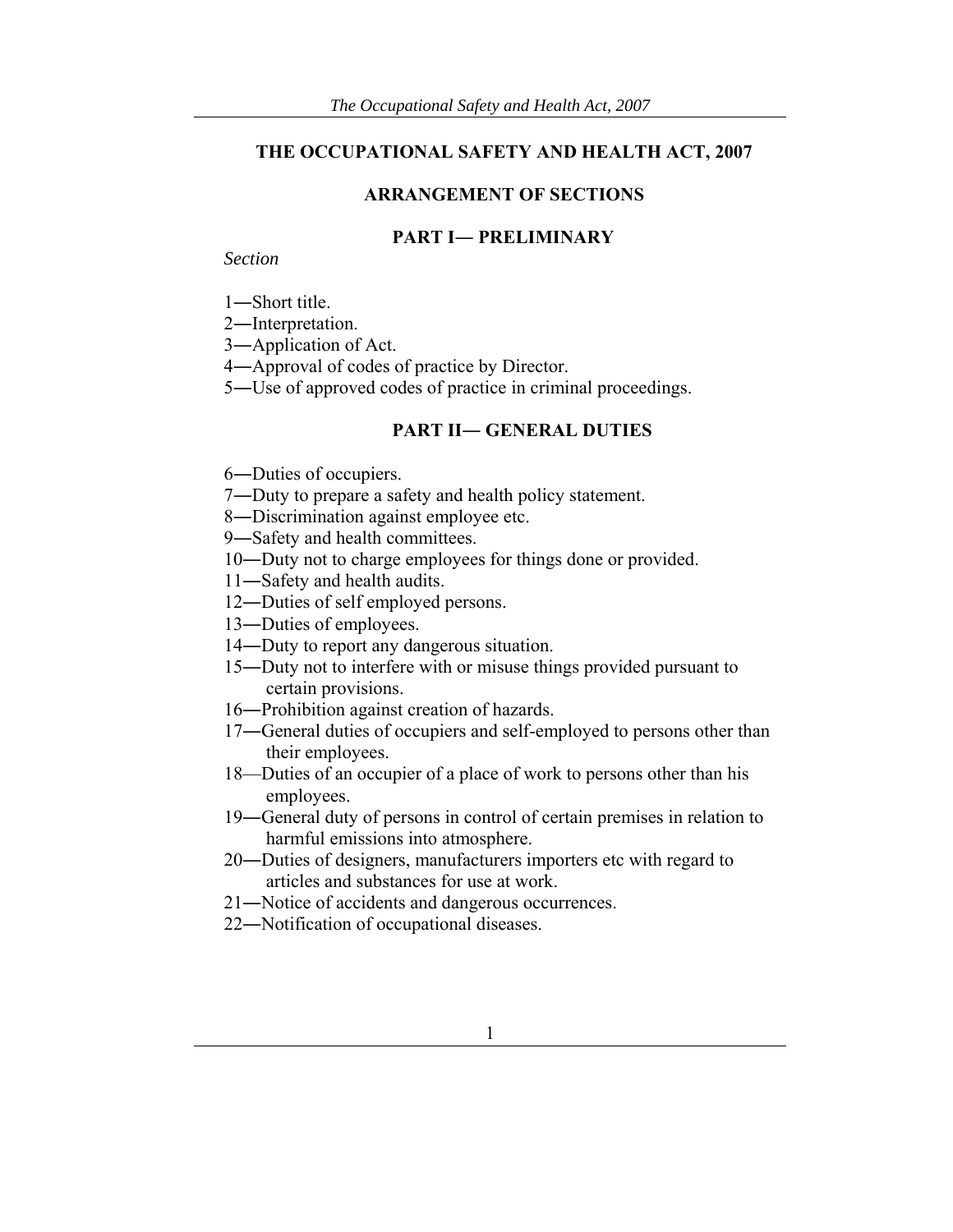# THE OCCUPATIONAL SAFETY AND HEALTH ACT, 2007

## ARRANGEMENT OF SECTIONS

### PART I— PRELIMINARY

*Section*

1―Short title.
2―Interpretation.
3―Application of Act.
4―Approval of codes of practice by Director.
5―Use of approved codes of practice in criminal proceedings.

### PART II— GENERAL DUTIES

6―Duties of occupiers.
7―Duty to prepare a safety and health policy statement.
8―Discrimination against employee etc.
9―Safety and health committees.
10―Duty not to charge employees for things done or provided.
11―Safety and health audits.
12―Duties of self employed persons.
13―Duties of employees.
14―Duty to report any dangerous situation.
15―Duty not to interfere with or misuse things provided pursuant to certain provisions.
16―Prohibition against creation of hazards.
17―General duties of occupiers and self-employed to persons other than their employees.
18—Duties of an occupier of a place of work to persons other than his employees.
19―General duty of persons in control of certain premises in relation to harmful emissions into atmosphere.
20―Duties of designers, manufacturers importers etc with regard to articles and substances for use at work.
21―Notice of accidents and dangerous occurrences.
22―Notification of occupational diseases.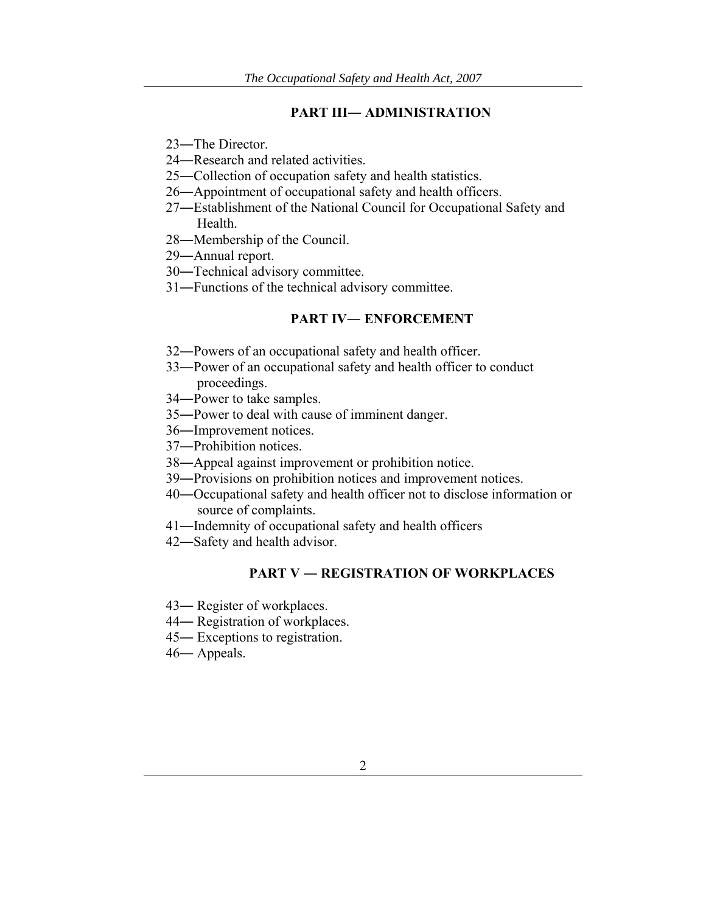## PART III— ADMINISTRATION

23—The Director.
24—Research and related activities.
25—Collection of occupation safety and health statistics.
26—Appointment of occupational safety and health officers.
27—Establishment of the National Council for Occupational Safety and Health.
28—Membership of the Council.
29—Annual report.
30—Technical advisory committee.
31—Functions of the technical advisory committee.

## PART IV— ENFORCEMENT

32—Powers of an occupational safety and health officer.
33—Power of an occupational safety and health officer to conduct proceedings.
34—Power to take samples.
35—Power to deal with cause of imminent danger.
36—Improvement notices.
37—Prohibition notices.
38—Appeal against improvement or prohibition notice.
39—Provisions on prohibition notices and improvement notices.
40—Occupational safety and health officer not to disclose information or source of complaints.
41—Indemnity of occupational safety and health officers
42—Safety and health advisor.

## PART V — REGISTRATION OF WORKPLACES

43— Register of workplaces.
44— Registration of workplaces.
45— Exceptions to registration.
46— Appeals.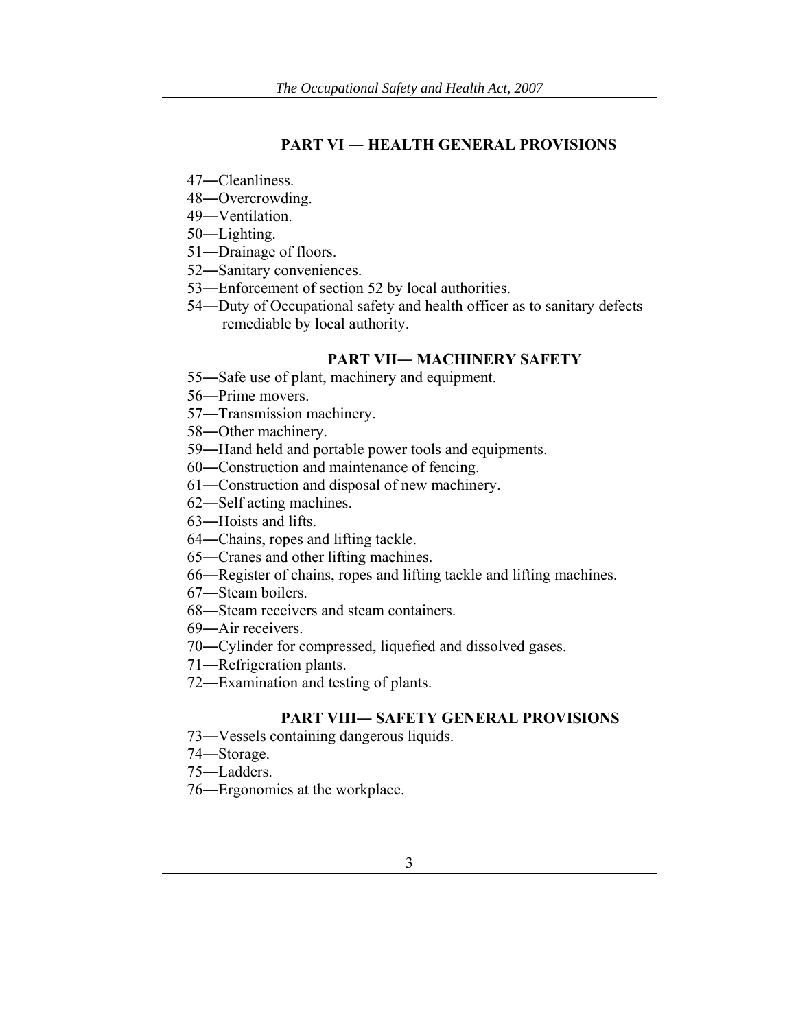## PART VI — HEALTH GENERAL PROVISIONS

47—Cleanliness.

48—Overcrowding.

49—Ventilation.

50—Lighting.

51—Drainage of floors.

52—Sanitary conveniences.

53—Enforcement of section 52 by local authorities.

54—Duty of Occupational safety and health officer as to sanitary defects remediable by local authority.

## PART VII— MACHINERY SAFETY

55—Safe use of plant, machinery and equipment.

56—Prime movers.

57—Transmission machinery.

58—Other machinery.

59—Hand held and portable power tools and equipments.

60—Construction and maintenance of fencing.

61—Construction and disposal of new machinery.

62—Self acting machines.

63—Hoists and lifts.

64—Chains, ropes and lifting tackle.

65—Cranes and other lifting machines.

66—Register of chains, ropes and lifting tackle and lifting machines.

67—Steam boilers.

68—Steam receivers and steam containers.

69—Air receivers.

70—Cylinder for compressed, liquefied and dissolved gases.

71—Refrigeration plants.

72—Examination and testing of plants.

## PART VIII— SAFETY GENERAL PROVISIONS

73—Vessels containing dangerous liquids.

74—Storage.

75—Ladders.

76—Ergonomics at the workplace.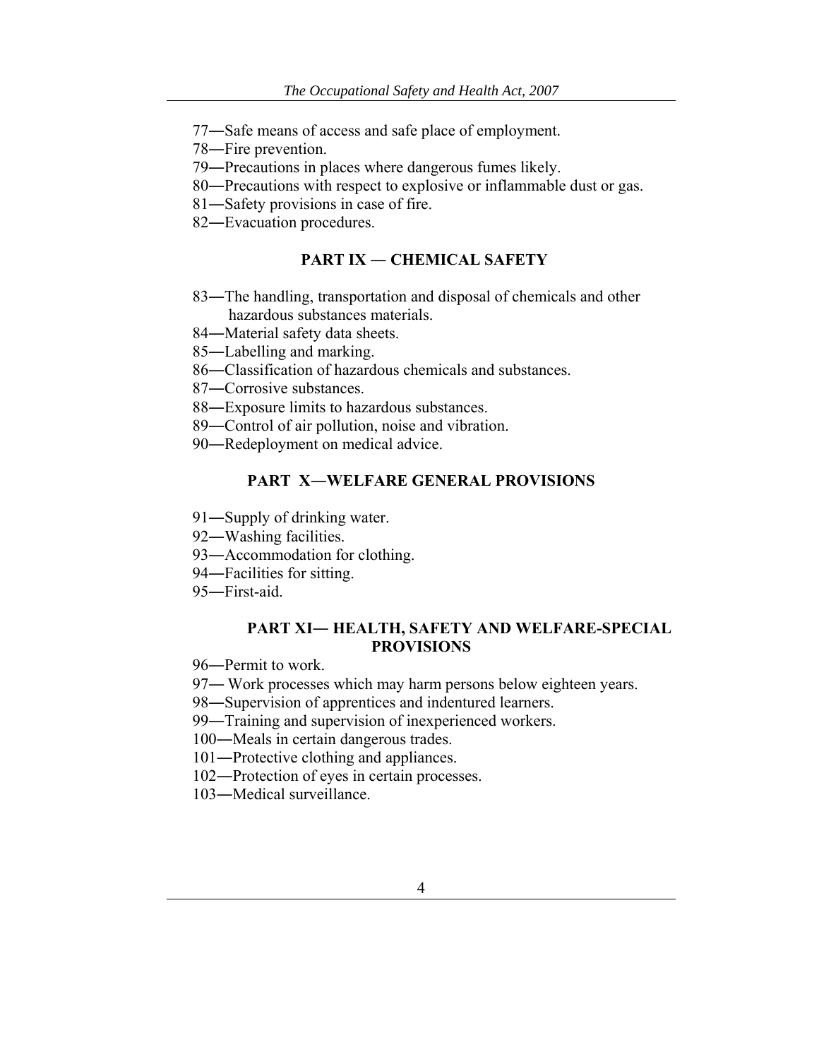77—Safe means of access and safe place of employment.

78—Fire prevention.

79—Precautions in places where dangerous fumes likely.

80—Precautions with respect to explosive or inflammable dust or gas.

81—Safety provisions in case of fire.

82—Evacuation procedures.

## PART IX — CHEMICAL SAFETY

83—The handling, transportation and disposal of chemicals and other hazardous substances materials.

84—Material safety data sheets.

85—Labelling and marking.

86—Classification of hazardous chemicals and substances.

87—Corrosive substances.

88—Exposure limits to hazardous substances.

89—Control of air pollution, noise and vibration.

90—Redeployment on medical advice.

## PART X—WELFARE GENERAL PROVISIONS

91—Supply of drinking water.

92—Washing facilities.

93—Accommodation for clothing.

94—Facilities for sitting.

95—First-aid.

## PART XI— HEALTH, SAFETY AND WELFARE-SPECIAL PROVISIONS

96—Permit to work.

97— Work processes which may harm persons below eighteen years.

98—Supervision of apprentices and indentured learners.

99—Training and supervision of inexperienced workers.

100—Meals in certain dangerous trades.

101—Protective clothing and appliances.

102—Protection of eyes in certain processes.

103—Medical surveillance.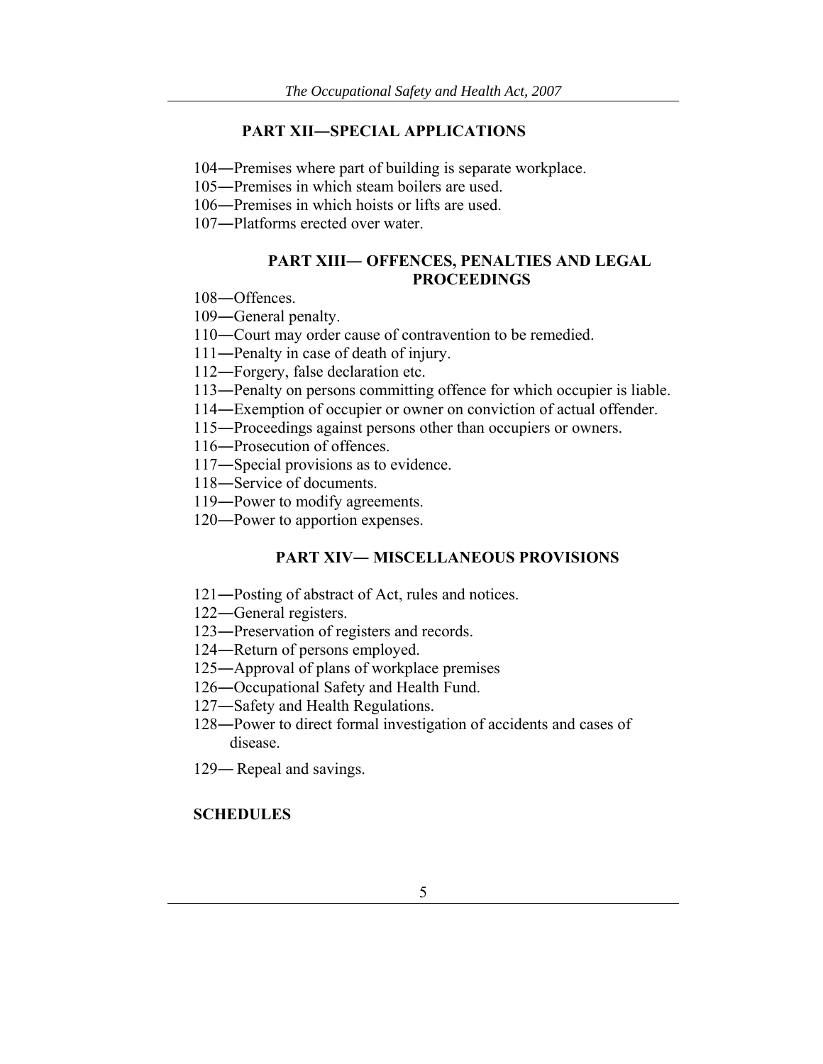## PART XII—SPECIAL APPLICATIONS

104—Premises where part of building is separate workplace.

105—Premises in which steam boilers are used.

106—Premises in which hoists or lifts are used.

107—Platforms erected over water.

## PART XIII— OFFENCES, PENALTIES AND LEGAL PROCEEDINGS

108—Offences.

109—General penalty.

110—Court may order cause of contravention to be remedied.

111—Penalty in case of death of injury.

112—Forgery, false declaration etc.

113—Penalty on persons committing offence for which occupier is liable.

114—Exemption of occupier or owner on conviction of actual offender.

115—Proceedings against persons other than occupiers or owners.

116—Prosecution of offences.

117—Special provisions as to evidence.

118—Service of documents.

119—Power to modify agreements.

120—Power to apportion expenses.

## PART XIV— MISCELLANEOUS PROVISIONS

121—Posting of abstract of Act, rules and notices.

122—General registers.

123—Preservation of registers and records.

124—Return of persons employed.

125—Approval of plans of workplace premises

126—Occupational Safety and Health Fund.

127—Safety and Health Regulations.

128—Power to direct formal investigation of accidents and cases of disease.

129— Repeal and savings.

**SCHEDULES**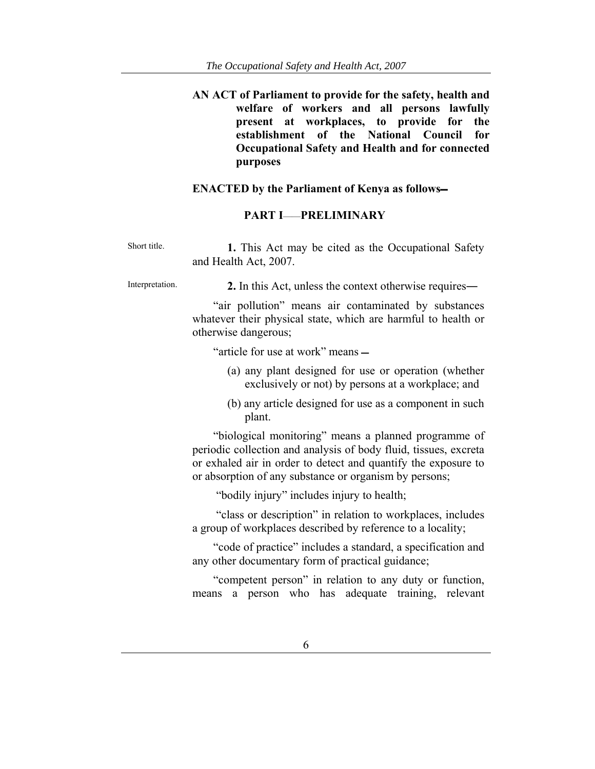**AN ACT of Parliament to provide for the safety, health and welfare of workers and all persons lawfully present at workplaces, to provide for the establishment of the National Council for Occupational Safety and Health and for connected purposes**

**ENACTED by the Parliament of Kenya as follows—**

## PART I——PRELIMINARY

Short title.

**1.** This Act may be cited as the Occupational Safety and Health Act, 2007.

Interpretation.

**2.** In this Act, unless the context otherwise requires—

"air pollution" means air contaminated by substances whatever their physical state, which are harmful to health or otherwise dangerous;

"article for use at work" means —

(a) any plant designed for use or operation (whether exclusively or not) by persons at a workplace; and

(b) any article designed for use as a component in such plant.

"biological monitoring" means a planned programme of periodic collection and analysis of body fluid, tissues, excreta or exhaled air in order to detect and quantify the exposure to or absorption of any substance or organism by persons;

"bodily injury" includes injury to health;

"class or description" in relation to workplaces, includes a group of workplaces described by reference to a locality;

"code of practice" includes a standard, a specification and any other documentary form of practical guidance;

"competent person" in relation to any duty or function, means a person who has adequate training, relevant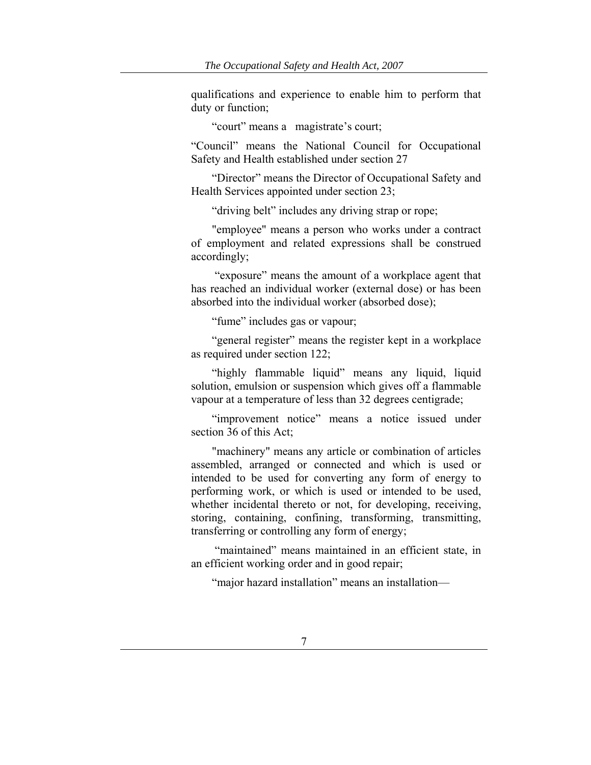qualifications and experience to enable him to perform that duty or function;

"court" means a magistrate's court;

"Council" means the National Council for Occupational Safety and Health established under section 27

"Director" means the Director of Occupational Safety and Health Services appointed under section 23;

"driving belt" includes any driving strap or rope;

"employee" means a person who works under a contract of employment and related expressions shall be construed accordingly;

"exposure" means the amount of a workplace agent that has reached an individual worker (external dose) or has been absorbed into the individual worker (absorbed dose);

"fume" includes gas or vapour;

"general register" means the register kept in a workplace as required under section 122;

"highly flammable liquid" means any liquid, liquid solution, emulsion or suspension which gives off a flammable vapour at a temperature of less than 32 degrees centigrade;

"improvement notice" means a notice issued under section 36 of this Act;

"machinery" means any article or combination of articles assembled, arranged or connected and which is used or intended to be used for converting any form of energy to performing work, or which is used or intended to be used, whether incidental thereto or not, for developing, receiving, storing, containing, confining, transforming, transmitting, transferring or controlling any form of energy;

"maintained" means maintained in an efficient state, in an efficient working order and in good repair;

"major hazard installation" means an installation—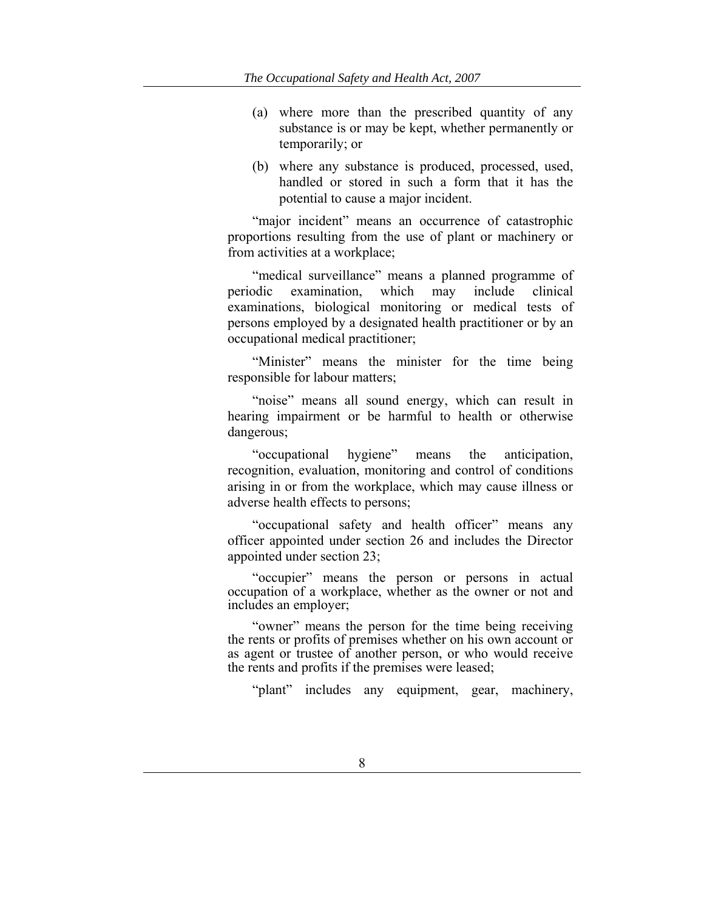(a) where more than the prescribed quantity of any substance is or may be kept, whether permanently or temporarily; or

(b) where any substance is produced, processed, used, handled or stored in such a form that it has the potential to cause a major incident.

"major incident" means an occurrence of catastrophic proportions resulting from the use of plant or machinery or from activities at a workplace;

"medical surveillance" means a planned programme of periodic examination, which may include clinical examinations, biological monitoring or medical tests of persons employed by a designated health practitioner or by an occupational medical practitioner;

"Minister" means the minister for the time being responsible for labour matters;

"noise" means all sound energy, which can result in hearing impairment or be harmful to health or otherwise dangerous;

"occupational hygiene" means the anticipation, recognition, evaluation, monitoring and control of conditions arising in or from the workplace, which may cause illness or adverse health effects to persons;

"occupational safety and health officer" means any officer appointed under section 26 and includes the Director appointed under section 23;

"occupier" means the person or persons in actual occupation of a workplace, whether as the owner or not and includes an employer;

"owner" means the person for the time being receiving the rents or profits of premises whether on his own account or as agent or trustee of another person, or who would receive the rents and profits if the premises were leased;

"plant" includes any equipment, gear, machinery,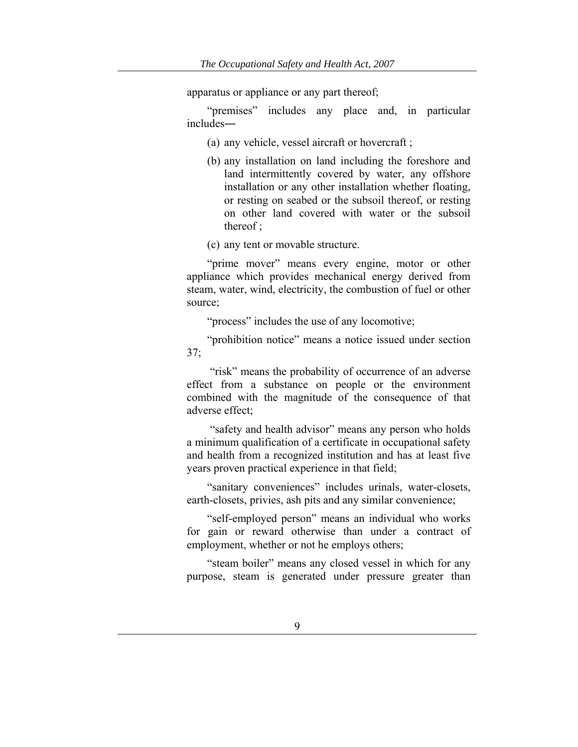apparatus or appliance or any part thereof;

"premises" includes any place and, in particular includes―

(a) any vehicle, vessel aircraft or hovercraft ;

(b) any installation on land including the foreshore and land intermittently covered by water, any offshore installation or any other installation whether floating, or resting on seabed or the subsoil thereof, or resting on other land covered with water or the subsoil thereof ;

(c) any tent or movable structure.

"prime mover" means every engine, motor or other appliance which provides mechanical energy derived from steam, water, wind, electricity, the combustion of fuel or other source;

"process" includes the use of any locomotive;

"prohibition notice" means a notice issued under section 37;

"risk" means the probability of occurrence of an adverse effect from a substance on people or the environment combined with the magnitude of the consequence of that adverse effect;

"safety and health advisor" means any person who holds a minimum qualification of a certificate in occupational safety and health from a recognized institution and has at least five years proven practical experience in that field;

"sanitary conveniences" includes urinals, water-closets, earth-closets, privies, ash pits and any similar convenience;

"self-employed person" means an individual who works for gain or reward otherwise than under a contract of employment, whether or not he employs others;

"steam boiler" means any closed vessel in which for any purpose, steam is generated under pressure greater than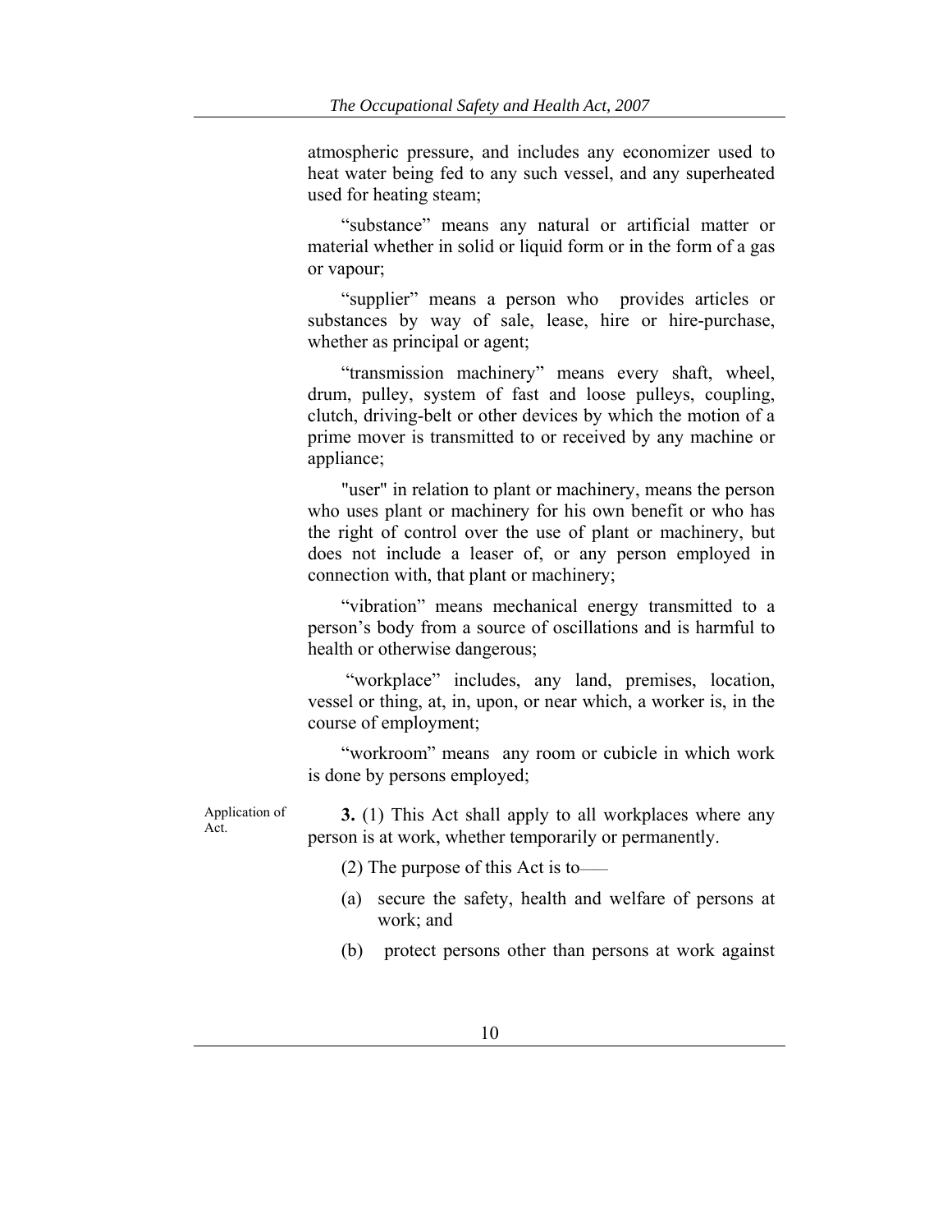atmospheric pressure, and includes any economizer used to heat water being fed to any such vessel, and any superheated used for heating steam;

"substance" means any natural or artificial matter or material whether in solid or liquid form or in the form of a gas or vapour;

"supplier" means a person who provides articles or substances by way of sale, lease, hire or hire-purchase, whether as principal or agent;

"transmission machinery" means every shaft, wheel, drum, pulley, system of fast and loose pulleys, coupling, clutch, driving-belt or other devices by which the motion of a prime mover is transmitted to or received by any machine or appliance;

"user" in relation to plant or machinery, means the person who uses plant or machinery for his own benefit or who has the right of control over the use of plant or machinery, but does not include a leaser of, or any person employed in connection with, that plant or machinery;

"vibration" means mechanical energy transmitted to a person's body from a source of oscillations and is harmful to health or otherwise dangerous;

"workplace" includes, any land, premises, location, vessel or thing, at, in, upon, or near which, a worker is, in the course of employment;

"workroom" means any room or cubicle in which work is done by persons employed;

Application of Act.

**3.** (1) This Act shall apply to all workplaces where any person is at work, whether temporarily or permanently.

(2) The purpose of this Act is to——

(a) secure the safety, health and welfare of persons at work; and

(b) protect persons other than persons at work against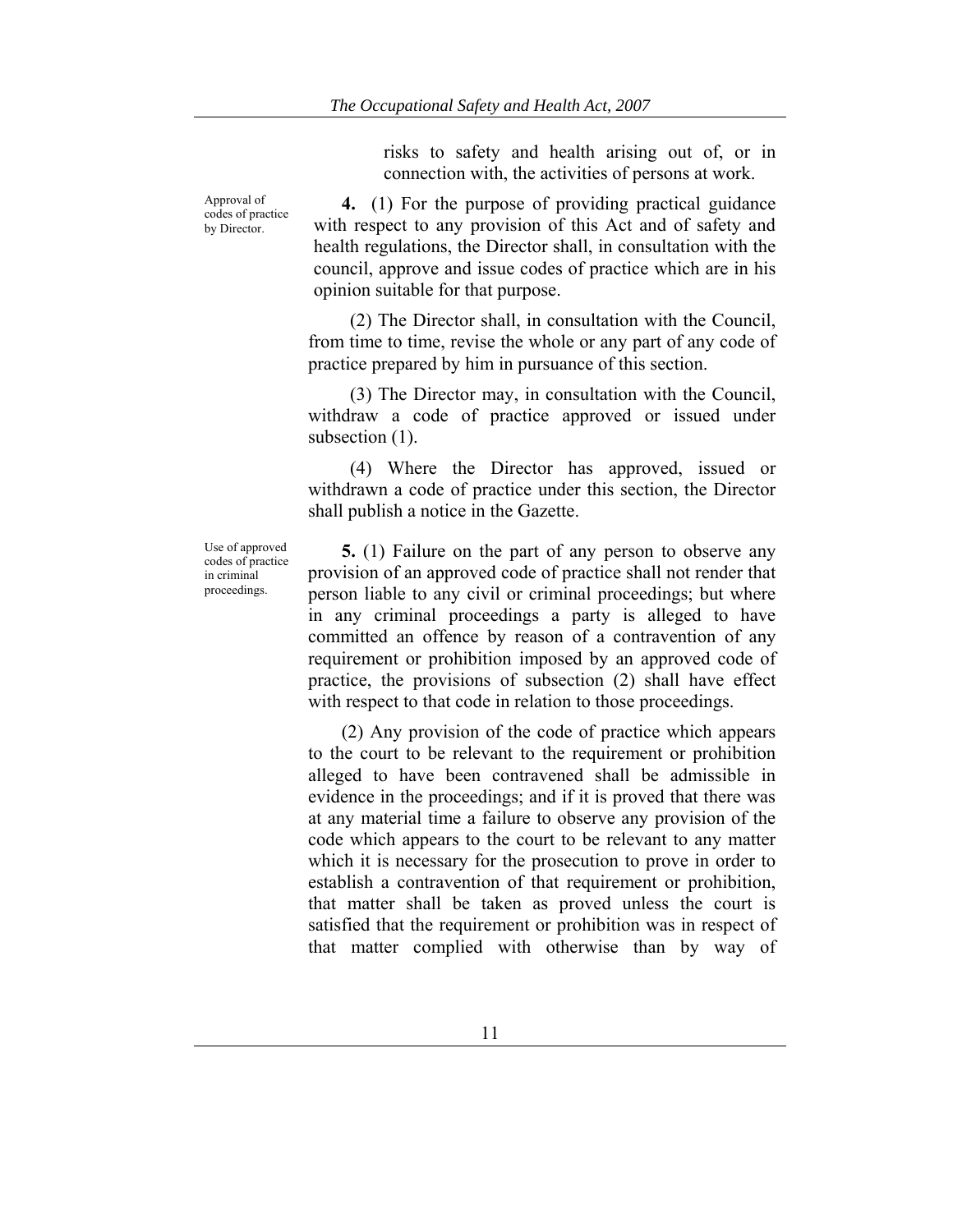risks to safety and health arising out of, or in connection with, the activities of persons at work.

Approval of codes of practice by Director.

**4.** (1) For the purpose of providing practical guidance with respect to any provision of this Act and of safety and health regulations, the Director shall, in consultation with the council, approve and issue codes of practice which are in his opinion suitable for that purpose.

(2) The Director shall, in consultation with the Council, from time to time, revise the whole or any part of any code of practice prepared by him in pursuance of this section.

(3) The Director may, in consultation with the Council, withdraw a code of practice approved or issued under subsection (1).

(4) Where the Director has approved, issued or withdrawn a code of practice under this section, the Director shall publish a notice in the Gazette.

Use of approved codes of practice in criminal proceedings.

**5.** (1) Failure on the part of any person to observe any provision of an approved code of practice shall not render that person liable to any civil or criminal proceedings; but where in any criminal proceedings a party is alleged to have committed an offence by reason of a contravention of any requirement or prohibition imposed by an approved code of practice, the provisions of subsection (2) shall have effect with respect to that code in relation to those proceedings.

(2) Any provision of the code of practice which appears to the court to be relevant to the requirement or prohibition alleged to have been contravened shall be admissible in evidence in the proceedings; and if it is proved that there was at any material time a failure to observe any provision of the code which appears to the court to be relevant to any matter which it is necessary for the prosecution to prove in order to establish a contravention of that requirement or prohibition, that matter shall be taken as proved unless the court is satisfied that the requirement or prohibition was in respect of that matter complied with otherwise than by way of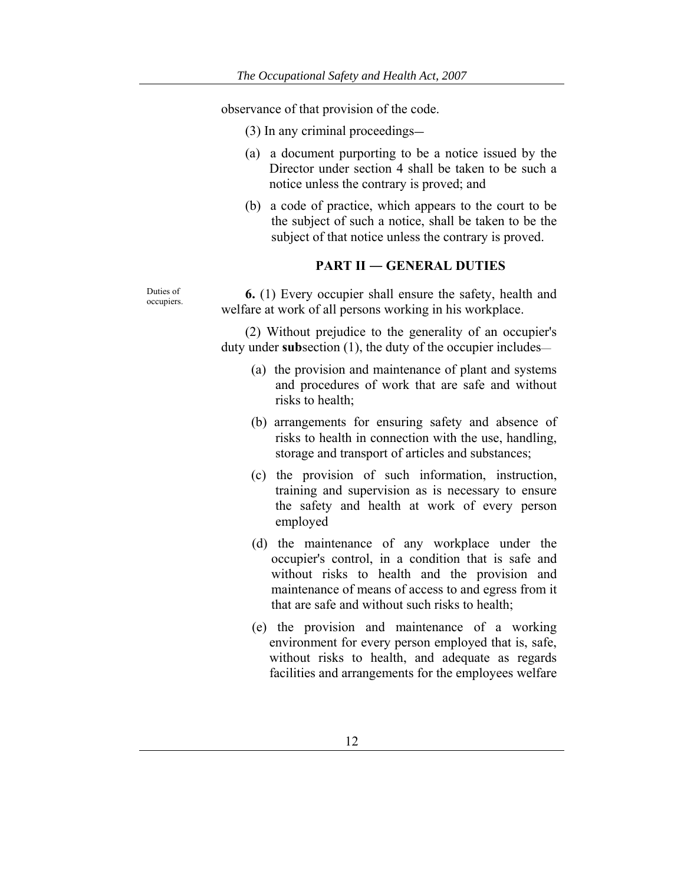observance of that provision of the code.

(3) In any criminal proceedings—

(a) a document purporting to be a notice issued by the Director under section 4 shall be taken to be such a notice unless the contrary is proved; and

(b) a code of practice, which appears to the court to be the subject of such a notice, shall be taken to be the subject of that notice unless the contrary is proved.

## PART II — GENERAL DUTIES

Duties of occupiers.

**6.** (1) Every occupier shall ensure the safety, health and welfare at work of all persons working in his workplace.

(2) Without prejudice to the generality of an occupier's duty under **sub**section (1), the duty of the occupier includes—

(a) the provision and maintenance of plant and systems and procedures of work that are safe and without risks to health;

(b) arrangements for ensuring safety and absence of risks to health in connection with the use, handling, storage and transport of articles and substances;

(c) the provision of such information, instruction, training and supervision as is necessary to ensure the safety and health at work of every person employed

(d) the maintenance of any workplace under the occupier's control, in a condition that is safe and without risks to health and the provision and maintenance of means of access to and egress from it that are safe and without such risks to health;

(e) the provision and maintenance of a working environment for every person employed that is, safe, without risks to health, and adequate as regards facilities and arrangements for the employees welfare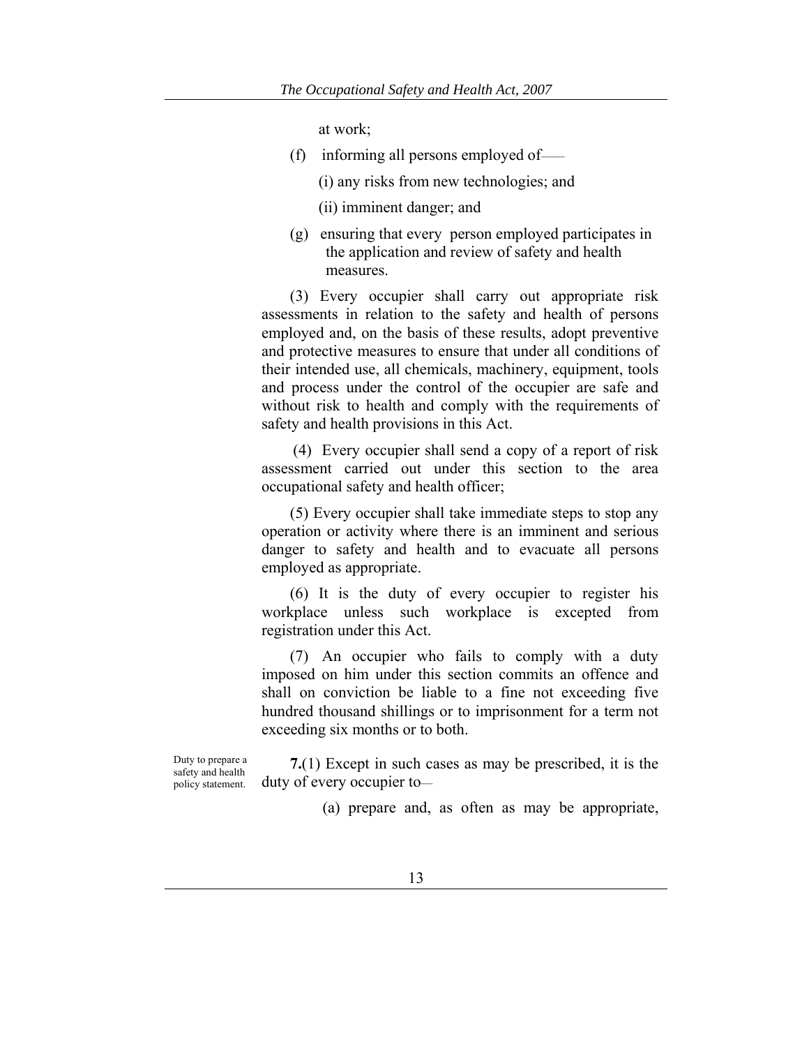at work;

(f) informing all persons employed of——

(i) any risks from new technologies; and

(ii) imminent danger; and

(g) ensuring that every person employed participates in the application and review of safety and health measures.

(3) Every occupier shall carry out appropriate risk assessments in relation to the safety and health of persons employed and, on the basis of these results, adopt preventive and protective measures to ensure that under all conditions of their intended use, all chemicals, machinery, equipment, tools and process under the control of the occupier are safe and without risk to health and comply with the requirements of safety and health provisions in this Act.

(4) Every occupier shall send a copy of a report of risk assessment carried out under this section to the area occupational safety and health officer;

(5) Every occupier shall take immediate steps to stop any operation or activity where there is an imminent and serious danger to safety and health and to evacuate all persons employed as appropriate.

(6) It is the duty of every occupier to register his workplace unless such workplace is excepted from registration under this Act.

(7) An occupier who fails to comply with a duty imposed on him under this section commits an offence and shall on conviction be liable to a fine not exceeding five hundred thousand shillings or to imprisonment for a term not exceeding six months or to both.

Duty to prepare a safety and health policy statement.

**7.**(1) Except in such cases as may be prescribed, it is the duty of every occupier to—

(a) prepare and, as often as may be appropriate,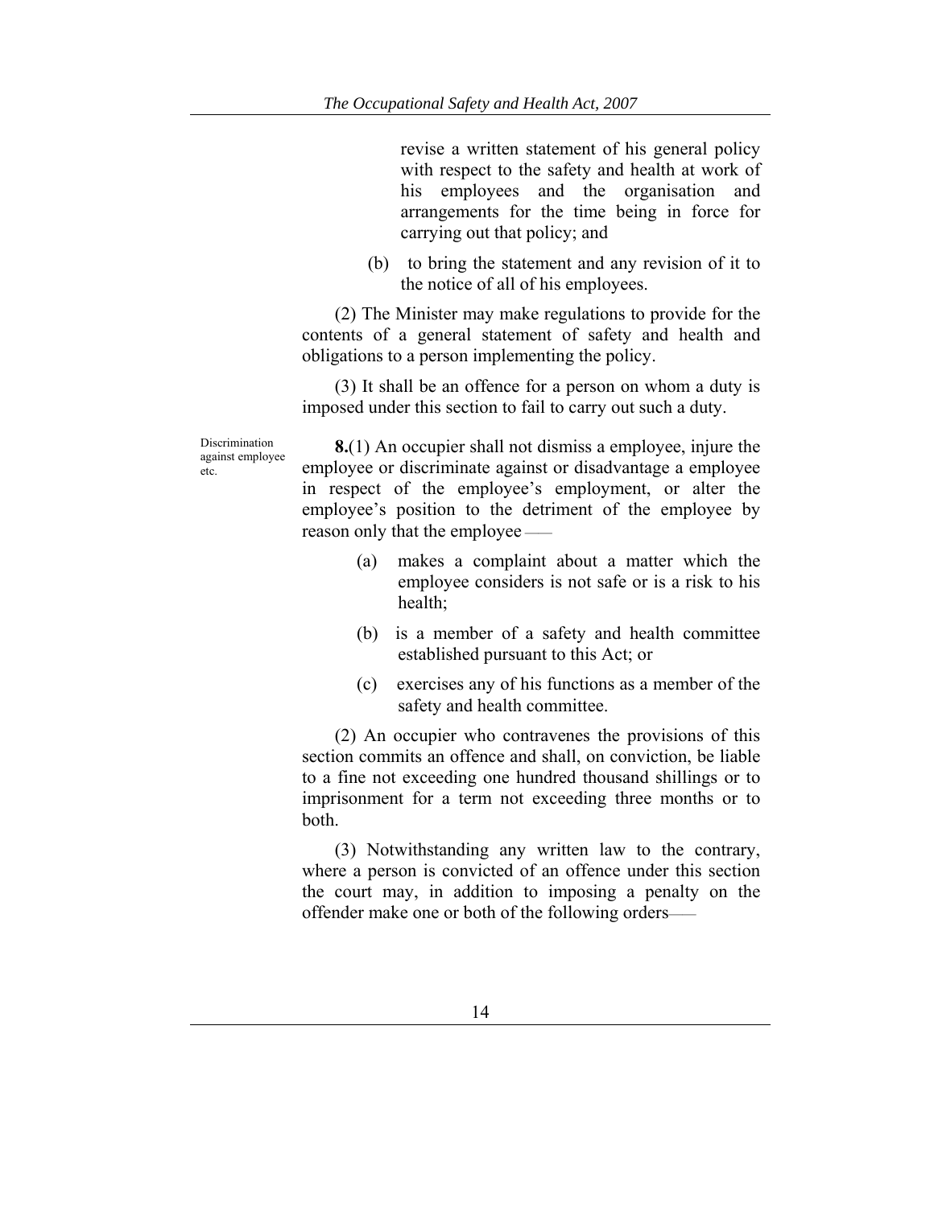revise a written statement of his general policy with respect to the safety and health at work of his employees and the organisation and arrangements for the time being in force for carrying out that policy; and

(b) to bring the statement and any revision of it to the notice of all of his employees.

(2) The Minister may make regulations to provide for the contents of a general statement of safety and health and obligations to a person implementing the policy.

(3) It shall be an offence for a person on whom a duty is imposed under this section to fail to carry out such a duty.

Discrimination against employee etc.

**8.**(1) An occupier shall not dismiss a employee, injure the employee or discriminate against or disadvantage a employee in respect of the employee's employment, or alter the employee's position to the detriment of the employee by reason only that the employee ––

(a) makes a complaint about a matter which the employee considers is not safe or is a risk to his health;

(b) is a member of a safety and health committee established pursuant to this Act; or

(c) exercises any of his functions as a member of the safety and health committee.

(2) An occupier who contravenes the provisions of this section commits an offence and shall, on conviction, be liable to a fine not exceeding one hundred thousand shillings or to imprisonment for a term not exceeding three months or to both.

(3) Notwithstanding any written law to the contrary, where a person is convicted of an offence under this section the court may, in addition to imposing a penalty on the offender make one or both of the following orders––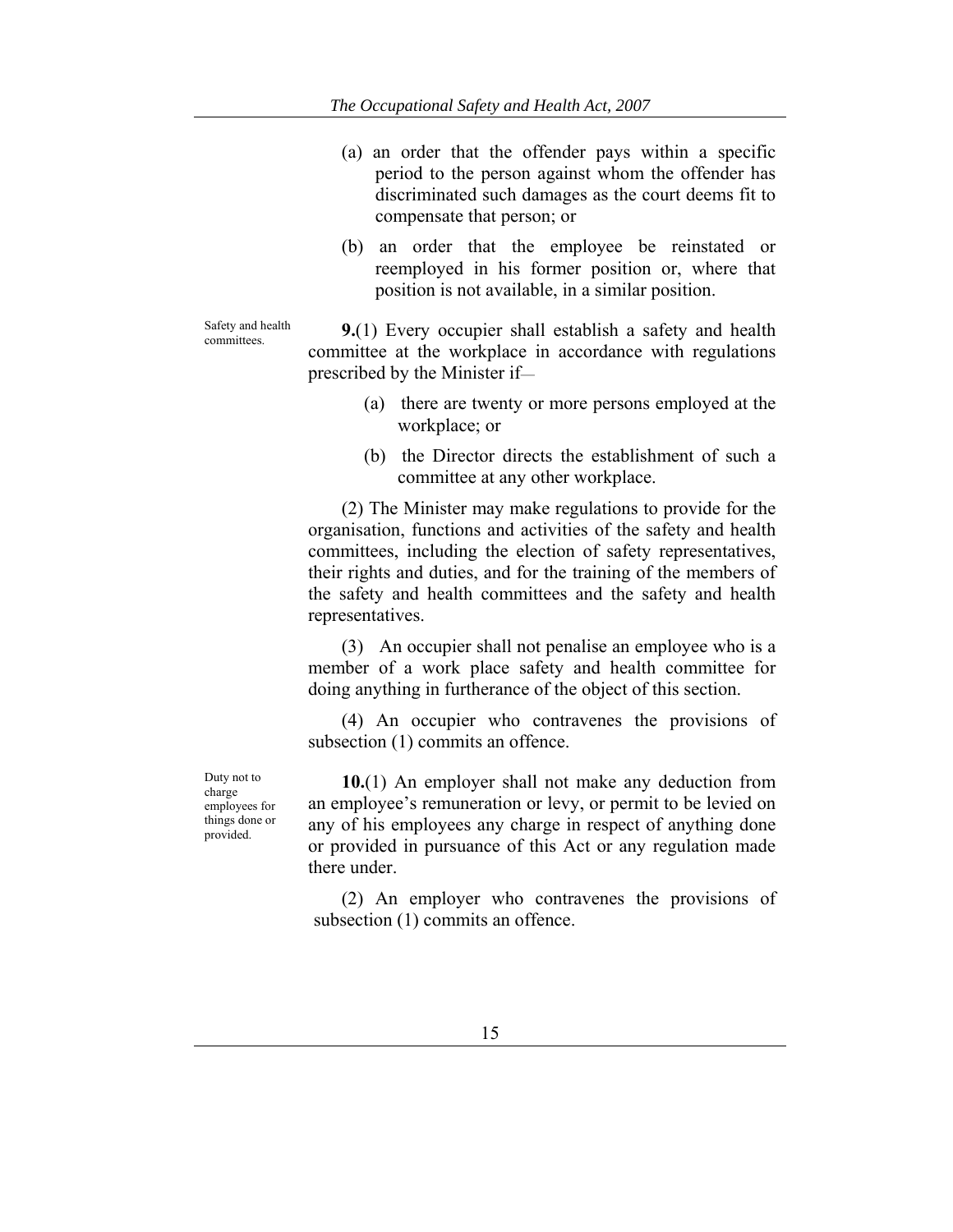(a) an order that the offender pays within a specific period to the person against whom the offender has discriminated such damages as the court deems fit to compensate that person; or

(b) an order that the employee be reinstated or reemployed in his former position or, where that position is not available, in a similar position.

Safety and health committees.

**9.**(1) Every occupier shall establish a safety and health committee at the workplace in accordance with regulations prescribed by the Minister if—

(a) there are twenty or more persons employed at the workplace; or

(b) the Director directs the establishment of such a committee at any other workplace.

(2) The Minister may make regulations to provide for the organisation, functions and activities of the safety and health committees, including the election of safety representatives, their rights and duties, and for the training of the members of the safety and health committees and the safety and health representatives.

(3) An occupier shall not penalise an employee who is a member of a work place safety and health committee for doing anything in furtherance of the object of this section.

(4) An occupier who contravenes the provisions of subsection (1) commits an offence.

Duty not to charge employees for things done or provided.

**10.**(1) An employer shall not make any deduction from an employee's remuneration or levy, or permit to be levied on any of his employees any charge in respect of anything done or provided in pursuance of this Act or any regulation made there under.

(2) An employer who contravenes the provisions of subsection (1) commits an offence.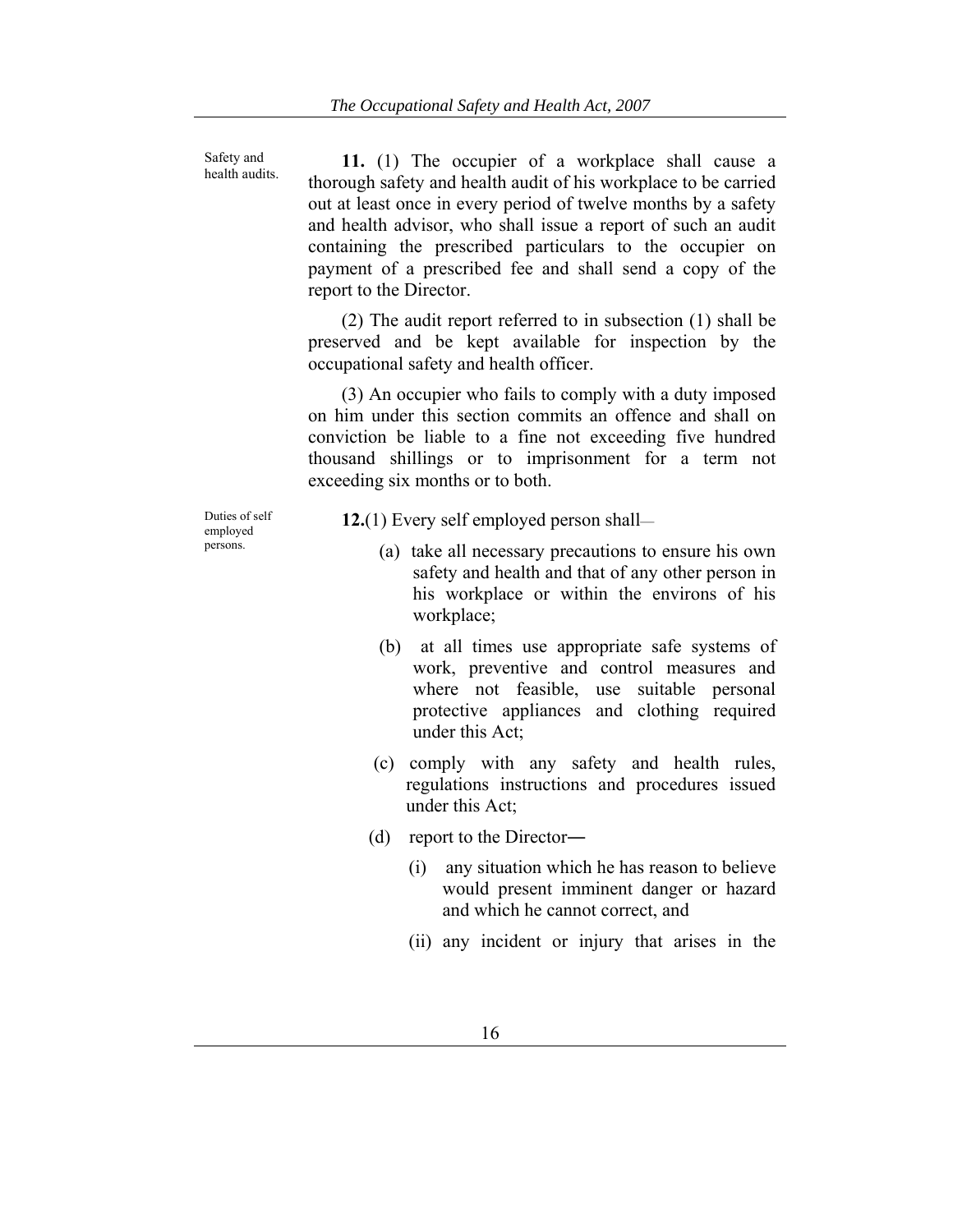Safety and health audits.

**11.** (1) The occupier of a workplace shall cause a thorough safety and health audit of his workplace to be carried out at least once in every period of twelve months by a safety and health advisor, who shall issue a report of such an audit containing the prescribed particulars to the occupier on payment of a prescribed fee and shall send a copy of the report to the Director.

(2) The audit report referred to in subsection (1) shall be preserved and be kept available for inspection by the occupational safety and health officer.

(3) An occupier who fails to comply with a duty imposed on him under this section commits an offence and shall on conviction be liable to a fine not exceeding five hundred thousand shillings or to imprisonment for a term not exceeding six months or to both.

Duties of self employed persons.

**12.**(1) Every self employed person shall—

(a) take all necessary precautions to ensure his own safety and health and that of any other person in his workplace or within the environs of his workplace;

(b) at all times use appropriate safe systems of work, preventive and control measures and where not feasible, use suitable personal protective appliances and clothing required under this Act;

(c) comply with any safety and health rules, regulations instructions and procedures issued under this Act;

(d) report to the Director―

(i) any situation which he has reason to believe would present imminent danger or hazard and which he cannot correct, and

(ii) any incident or injury that arises in the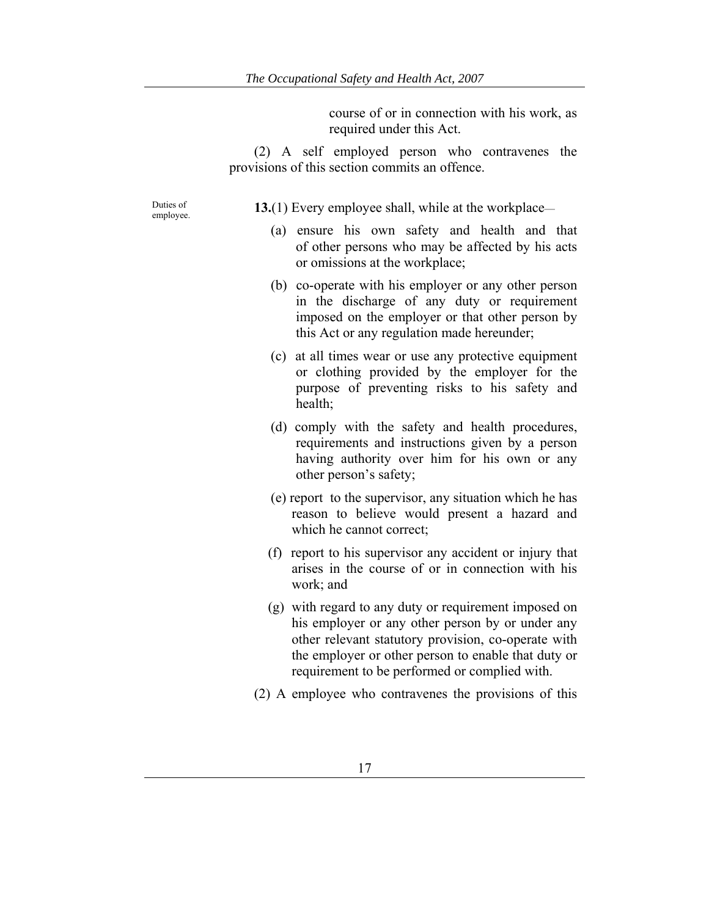course of or in connection with his work, as required under this Act.

(2) A self employed person who contravenes the provisions of this section commits an offence.

Duties of employee.

**13.**(1) Every employee shall, while at the workplace—

(a) ensure his own safety and health and that of other persons who may be affected by his acts or omissions at the workplace;

(b) co-operate with his employer or any other person in the discharge of any duty or requirement imposed on the employer or that other person by this Act or any regulation made hereunder;

(c) at all times wear or use any protective equipment or clothing provided by the employer for the purpose of preventing risks to his safety and health;

(d) comply with the safety and health procedures, requirements and instructions given by a person having authority over him for his own or any other person's safety;

(e) report to the supervisor, any situation which he has reason to believe would present a hazard and which he cannot correct;

(f) report to his supervisor any accident or injury that arises in the course of or in connection with his work; and

(g) with regard to any duty or requirement imposed on his employer or any other person by or under any other relevant statutory provision, co-operate with the employer or other person to enable that duty or requirement to be performed or complied with.

(2) A employee who contravenes the provisions of this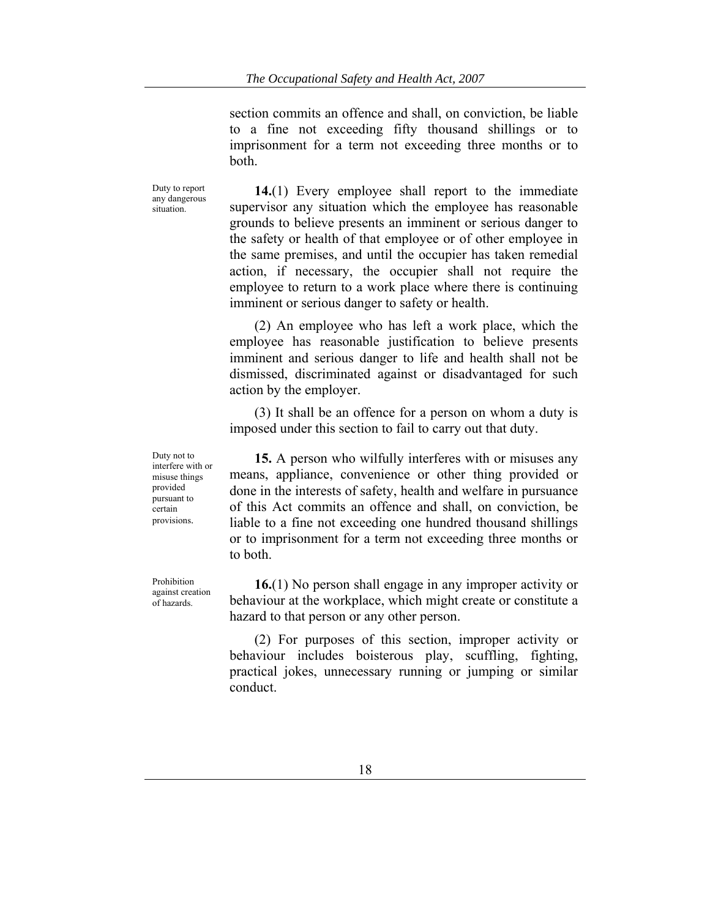section commits an offence and shall, on conviction, be liable to a fine not exceeding fifty thousand shillings or to imprisonment for a term not exceeding three months or to both.

*Duty to report any dangerous situation.*

**14.**(1) Every employee shall report to the immediate supervisor any situation which the employee has reasonable grounds to believe presents an imminent or serious danger to the safety or health of that employee or of other employee in the same premises, and until the occupier has taken remedial action, if necessary, the occupier shall not require the employee to return to a work place where there is continuing imminent or serious danger to safety or health.

(2) An employee who has left a work place, which the employee has reasonable justification to believe presents imminent and serious danger to life and health shall not be dismissed, discriminated against or disadvantaged for such action by the employer.

(3) It shall be an offence for a person on whom a duty is imposed under this section to fail to carry out that duty.

*Duty not to interfere with or misuse things provided pursuant to certain provisions.*

**15.** A person who wilfully interferes with or misuses any means, appliance, convenience or other thing provided or done in the interests of safety, health and welfare in pursuance of this Act commits an offence and shall, on conviction, be liable to a fine not exceeding one hundred thousand shillings or to imprisonment for a term not exceeding three months or to both.

*Prohibition against creation of hazards.*

**16.**(1) No person shall engage in any improper activity or behaviour at the workplace, which might create or constitute a hazard to that person or any other person.

(2) For purposes of this section, improper activity or behaviour includes boisterous play, scuffling, fighting, practical jokes, unnecessary running or jumping or similar conduct.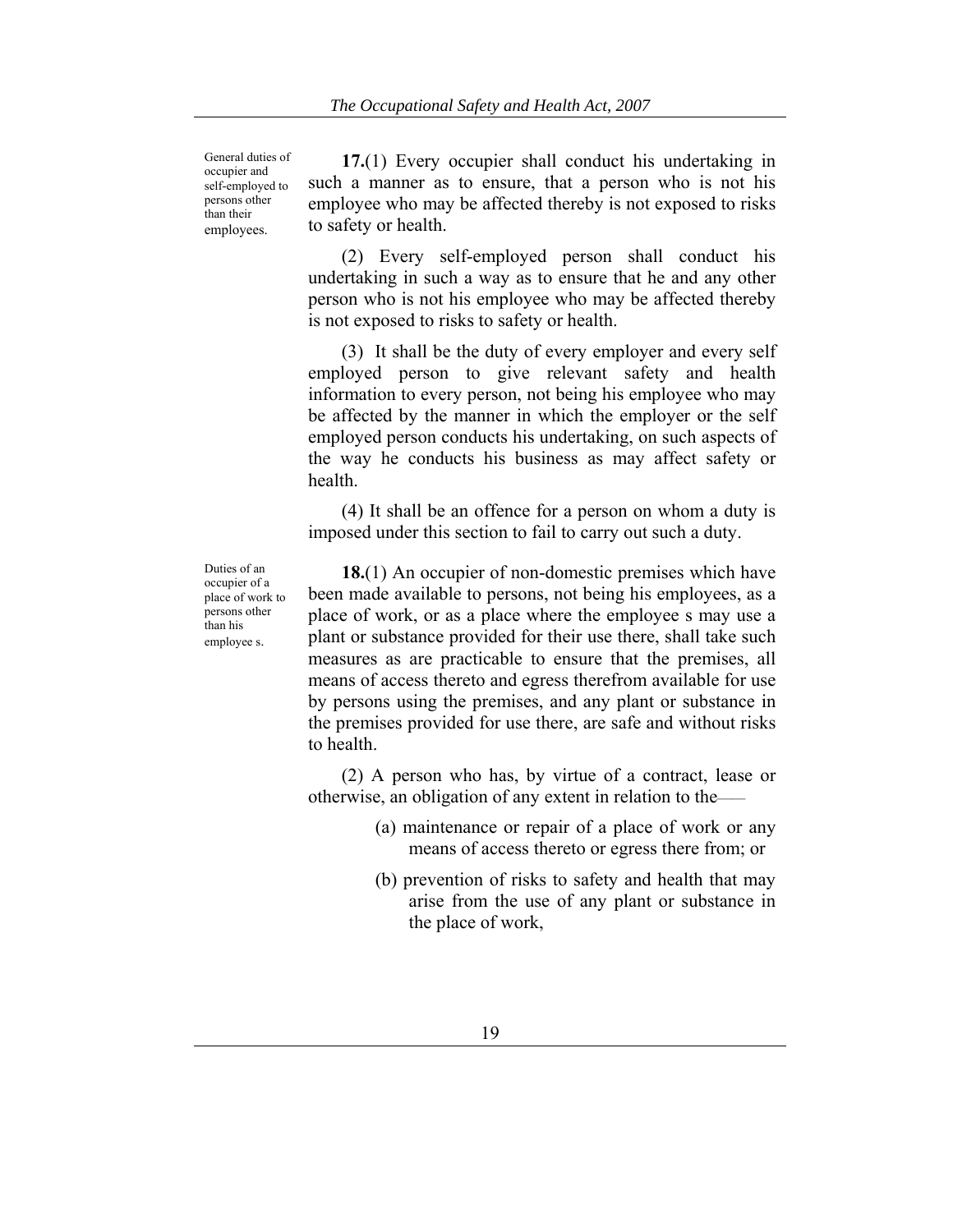General duties of occupier and self-employed to persons other than their employees.

**17.**(1) Every occupier shall conduct his undertaking in such a manner as to ensure, that a person who is not his employee who may be affected thereby is not exposed to risks to safety or health.

(2) Every self-employed person shall conduct his undertaking in such a way as to ensure that he and any other person who is not his employee who may be affected thereby is not exposed to risks to safety or health.

(3) It shall be the duty of every employer and every self employed person to give relevant safety and health information to every person, not being his employee who may be affected by the manner in which the employer or the self employed person conducts his undertaking, on such aspects of the way he conducts his business as may affect safety or health.

(4) It shall be an offence for a person on whom a duty is imposed under this section to fail to carry out such a duty.

Duties of an occupier of a place of work to persons other than his employee s.

**18.**(1) An occupier of non-domestic premises which have been made available to persons, not being his employees, as a place of work, or as a place where the employee s may use a plant or substance provided for their use there, shall take such measures as are practicable to ensure that the premises, all means of access thereto and egress therefrom available for use by persons using the premises, and any plant or substance in the premises provided for use there, are safe and without risks to health.

(2) A person who has, by virtue of a contract, lease or otherwise, an obligation of any extent in relation to the——

(a) maintenance or repair of a place of work or any means of access thereto or egress there from; or

(b) prevention of risks to safety and health that may arise from the use of any plant or substance in the place of work,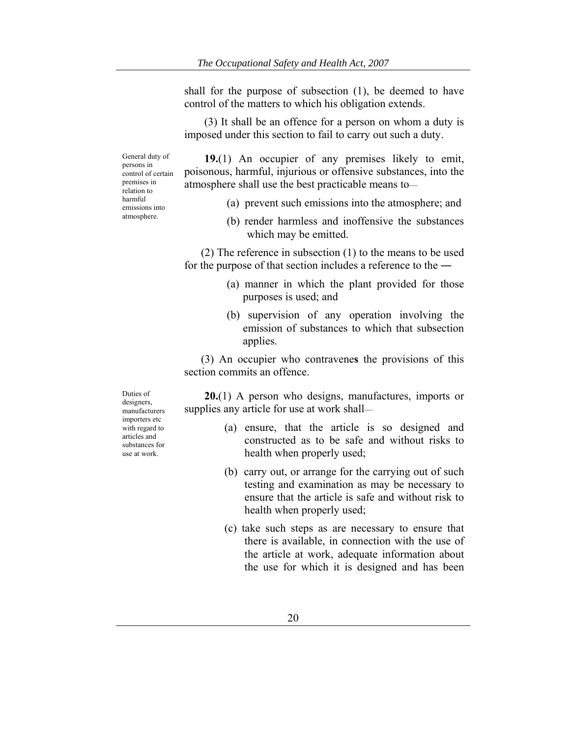shall for the purpose of subsection (1), be deemed to have control of the matters to which his obligation extends.

(3) It shall be an offence for a person on whom a duty is imposed under this section to fail to carry out such a duty.

General duty of persons in control of certain premises in relation to harmful emissions into atmosphere.

**19.**(1) An occupier of any premises likely to emit, poisonous, harmful, injurious or offensive substances, into the atmosphere shall use the best practicable means to—

(a) prevent such emissions into the atmosphere; and

(b) render harmless and inoffensive the substances which may be emitted.

(2) The reference in subsection (1) to the means to be used for the purpose of that section includes a reference to the ―

(a) manner in which the plant provided for those purposes is used; and

(b) supervision of any operation involving the emission of substances to which that subsection applies.

(3) An occupier who contravenes the provisions of this section commits an offence.

Duties of designers, manufacturers importers etc with regard to articles and substances for use at work.

**20.**(1) A person who designs, manufactures, imports or supplies any article for use at work shall—

(a) ensure, that the article is so designed and constructed as to be safe and without risks to health when properly used;

(b) carry out, or arrange for the carrying out of such testing and examination as may be necessary to ensure that the article is safe and without risk to health when properly used;

(c) take such steps as are necessary to ensure that there is available, in connection with the use of the article at work, adequate information about the use for which it is designed and has been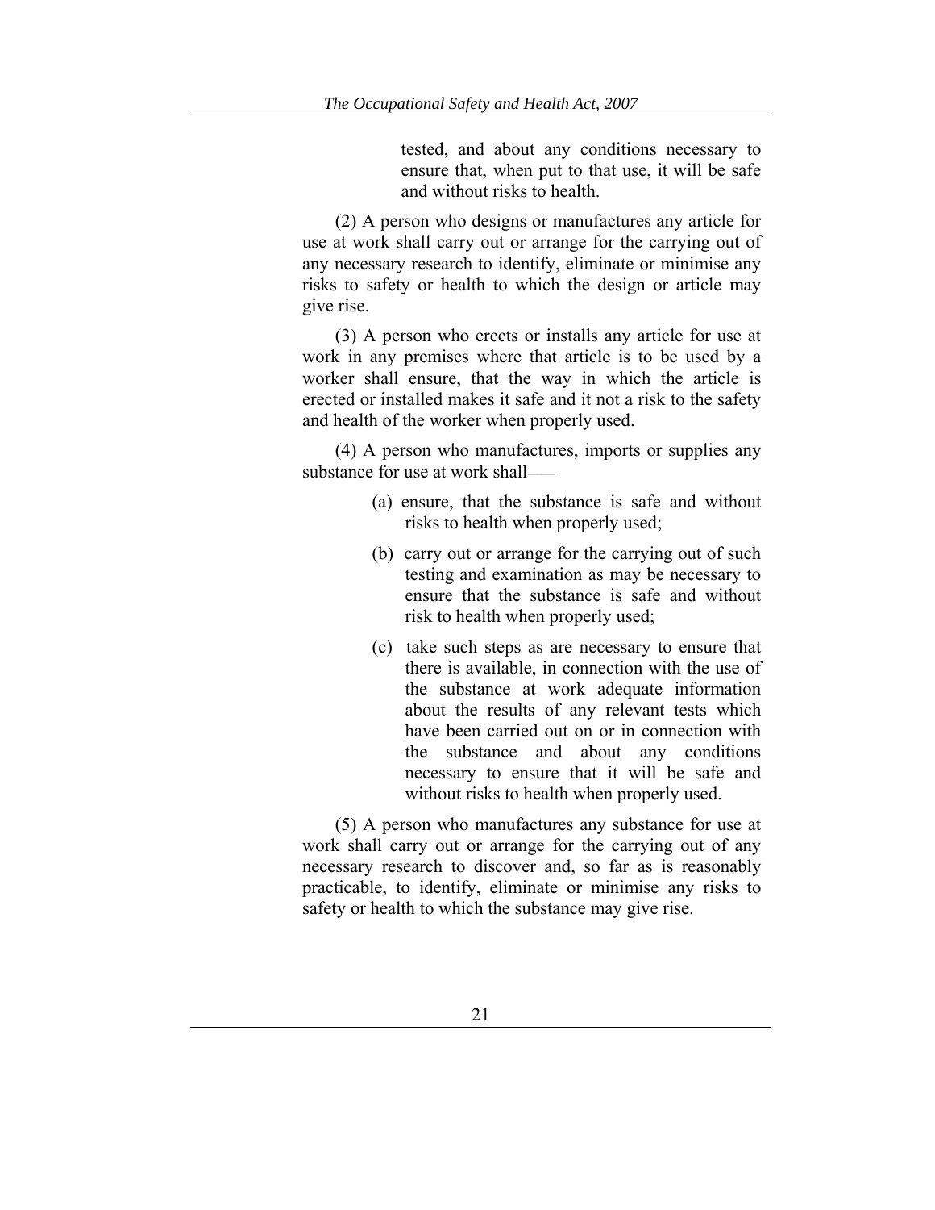tested, and about any conditions necessary to ensure that, when put to that use, it will be safe and without risks to health.

(2) A person who designs or manufactures any article for use at work shall carry out or arrange for the carrying out of any necessary research to identify, eliminate or minimise any risks to safety or health to which the design or article may give rise.

(3) A person who erects or installs any article for use at work in any premises where that article is to be used by a worker shall ensure, that the way in which the article is erected or installed makes it safe and it not a risk to the safety and health of the worker when properly used.

(4) A person who manufactures, imports or supplies any substance for use at work shall——

(a) ensure, that the substance is safe and without risks to health when properly used;

(b) carry out or arrange for the carrying out of such testing and examination as may be necessary to ensure that the substance is safe and without risk to health when properly used;

(c) take such steps as are necessary to ensure that there is available, in connection with the use of the substance at work adequate information about the results of any relevant tests which have been carried out on or in connection with the substance and about any conditions necessary to ensure that it will be safe and without risks to health when properly used.

(5) A person who manufactures any substance for use at work shall carry out or arrange for the carrying out of any necessary research to discover and, so far as is reasonably practicable, to identify, eliminate or minimise any risks to safety or health to which the substance may give rise.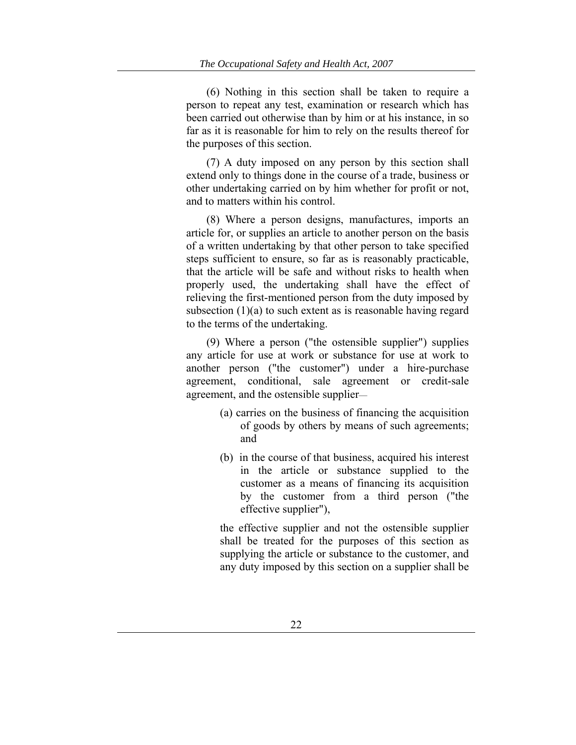(6) Nothing in this section shall be taken to require a person to repeat any test, examination or research which has been carried out otherwise than by him or at his instance, in so far as it is reasonable for him to rely on the results thereof for the purposes of this section.

(7) A duty imposed on any person by this section shall extend only to things done in the course of a trade, business or other undertaking carried on by him whether for profit or not, and to matters within his control.

(8) Where a person designs, manufactures, imports an article for, or supplies an article to another person on the basis of a written undertaking by that other person to take specified steps sufficient to ensure, so far as is reasonably practicable, that the article will be safe and without risks to health when properly used, the undertaking shall have the effect of relieving the first-mentioned person from the duty imposed by subsection (1)(a) to such extent as is reasonable having regard to the terms of the undertaking.

(9) Where a person ("the ostensible supplier") supplies any article for use at work or substance for use at work to another person ("the customer") under a hire-purchase agreement, conditional, sale agreement or credit-sale agreement, and the ostensible supplier—

(a) carries on the business of financing the acquisition of goods by others by means of such agreements; and

(b) in the course of that business, acquired his interest in the article or substance supplied to the customer as a means of financing its acquisition by the customer from a third person ("the effective supplier"),

the effective supplier and not the ostensible supplier shall be treated for the purposes of this section as supplying the article or substance to the customer, and any duty imposed by this section on a supplier shall be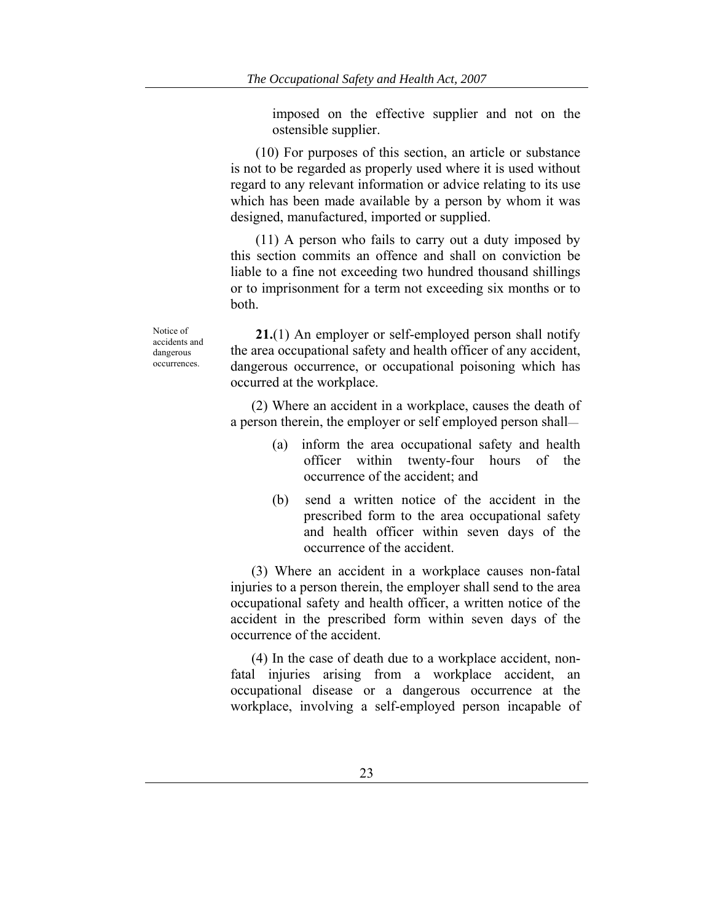imposed on the effective supplier and not on the ostensible supplier.

(10) For purposes of this section, an article or substance is not to be regarded as properly used where it is used without regard to any relevant information or advice relating to its use which has been made available by a person by whom it was designed, manufactured, imported or supplied.

(11) A person who fails to carry out a duty imposed by this section commits an offence and shall on conviction be liable to a fine not exceeding two hundred thousand shillings or to imprisonment for a term not exceeding six months or to both.

Notice of accidents and dangerous occurrences.

**21.**(1) An employer or self-employed person shall notify the area occupational safety and health officer of any accident, dangerous occurrence, or occupational poisoning which has occurred at the workplace.

(2) Where an accident in a workplace, causes the death of a person therein, the employer or self employed person shall—

- (a) inform the area occupational safety and health officer within twenty-four hours of the occurrence of the accident; and
- (b) send a written notice of the accident in the prescribed form to the area occupational safety and health officer within seven days of the occurrence of the accident.

(3) Where an accident in a workplace causes non-fatal injuries to a person therein, the employer shall send to the area occupational safety and health officer, a written notice of the accident in the prescribed form within seven days of the occurrence of the accident.

(4) In the case of death due to a workplace accident, non-fatal injuries arising from a workplace accident, an occupational disease or a dangerous occurrence at the workplace, involving a self-employed person incapable of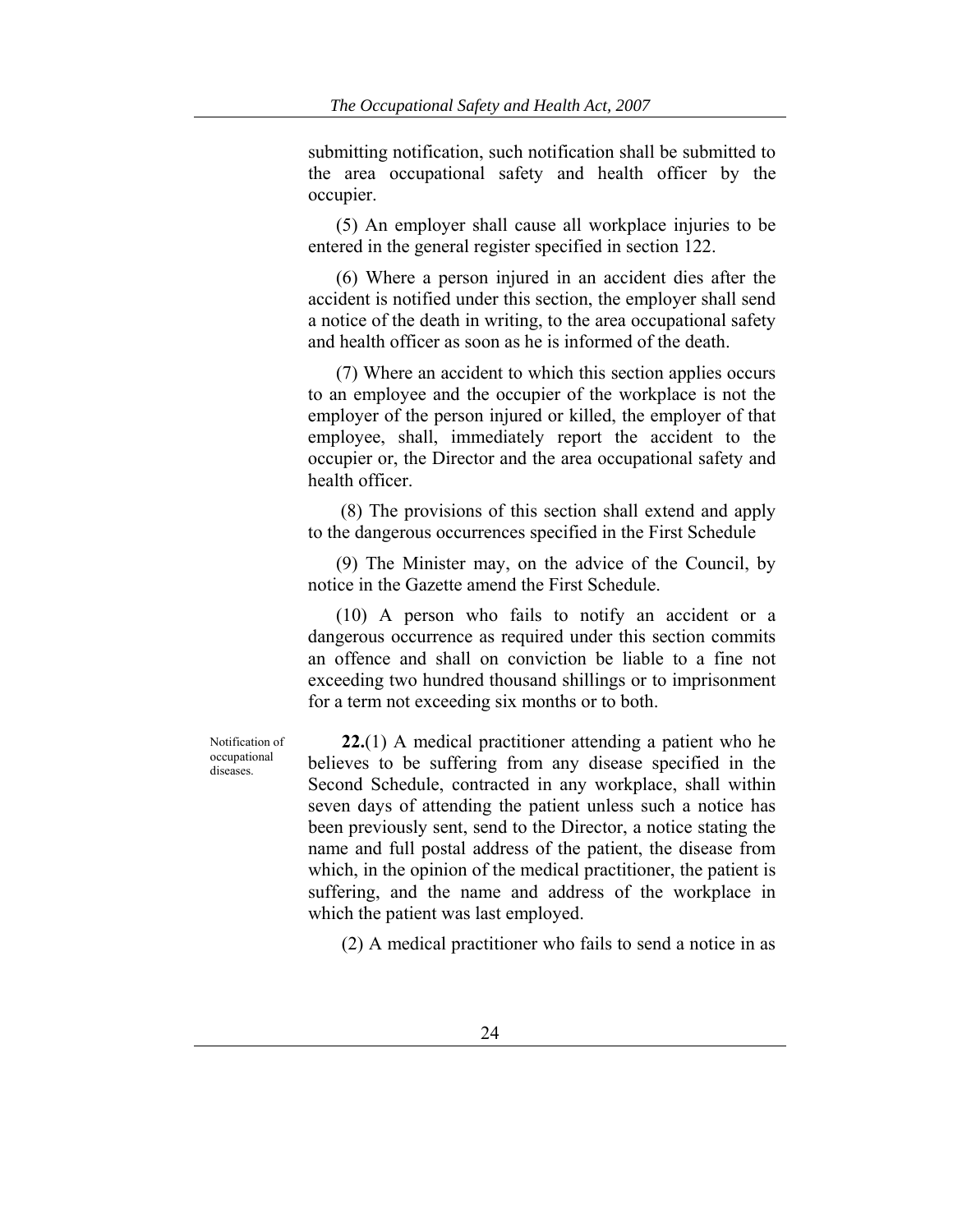submitting notification, such notification shall be submitted to the area occupational safety and health officer by the occupier.

(5) An employer shall cause all workplace injuries to be entered in the general register specified in section 122.

(6) Where a person injured in an accident dies after the accident is notified under this section, the employer shall send a notice of the death in writing, to the area occupational safety and health officer as soon as he is informed of the death.

(7) Where an accident to which this section applies occurs to an employee and the occupier of the workplace is not the employer of the person injured or killed, the employer of that employee, shall, immediately report the accident to the occupier or, the Director and the area occupational safety and health officer.

(8) The provisions of this section shall extend and apply to the dangerous occurrences specified in the First Schedule

(9) The Minister may, on the advice of the Council, by notice in the Gazette amend the First Schedule.

(10) A person who fails to notify an accident or a dangerous occurrence as required under this section commits an offence and shall on conviction be liable to a fine not exceeding two hundred thousand shillings or to imprisonment for a term not exceeding six months or to both.

Notification of occupational diseases.

**22.**(1) A medical practitioner attending a patient who he believes to be suffering from any disease specified in the Second Schedule, contracted in any workplace, shall within seven days of attending the patient unless such a notice has been previously sent, send to the Director, a notice stating the name and full postal address of the patient, the disease from which, in the opinion of the medical practitioner, the patient is suffering, and the name and address of the workplace in which the patient was last employed.

(2) A medical practitioner who fails to send a notice in as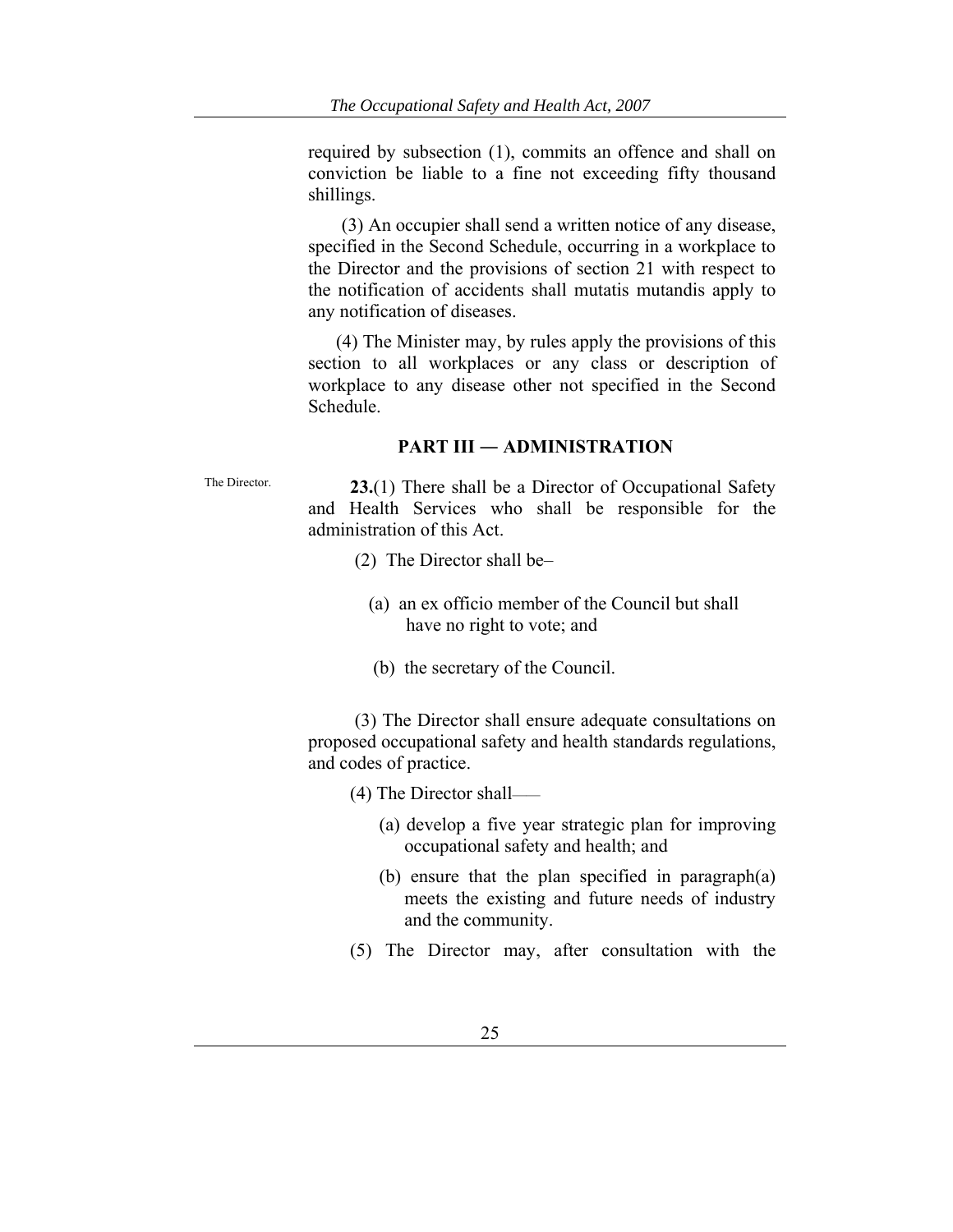required by subsection (1), commits an offence and shall on conviction be liable to a fine not exceeding fifty thousand shillings.

(3) An occupier shall send a written notice of any disease, specified in the Second Schedule, occurring in a workplace to the Director and the provisions of section 21 with respect to the notification of accidents shall mutatis mutandis apply to any notification of diseases.

(4) The Minister may, by rules apply the provisions of this section to all workplaces or any class or description of workplace to any disease other not specified in the Second Schedule.

## PART III — ADMINISTRATION

The Director.

**23.**(1) There shall be a Director of Occupational Safety and Health Services who shall be responsible for the administration of this Act.

(2) The Director shall be–

(a) an ex officio member of the Council but shall have no right to vote; and

(b) the secretary of the Council.

(3) The Director shall ensure adequate consultations on proposed occupational safety and health standards regulations, and codes of practice.

(4) The Director shall——

(a) develop a five year strategic plan for improving occupational safety and health; and

(b) ensure that the plan specified in paragraph(a) meets the existing and future needs of industry and the community.

(5) The Director may, after consultation with the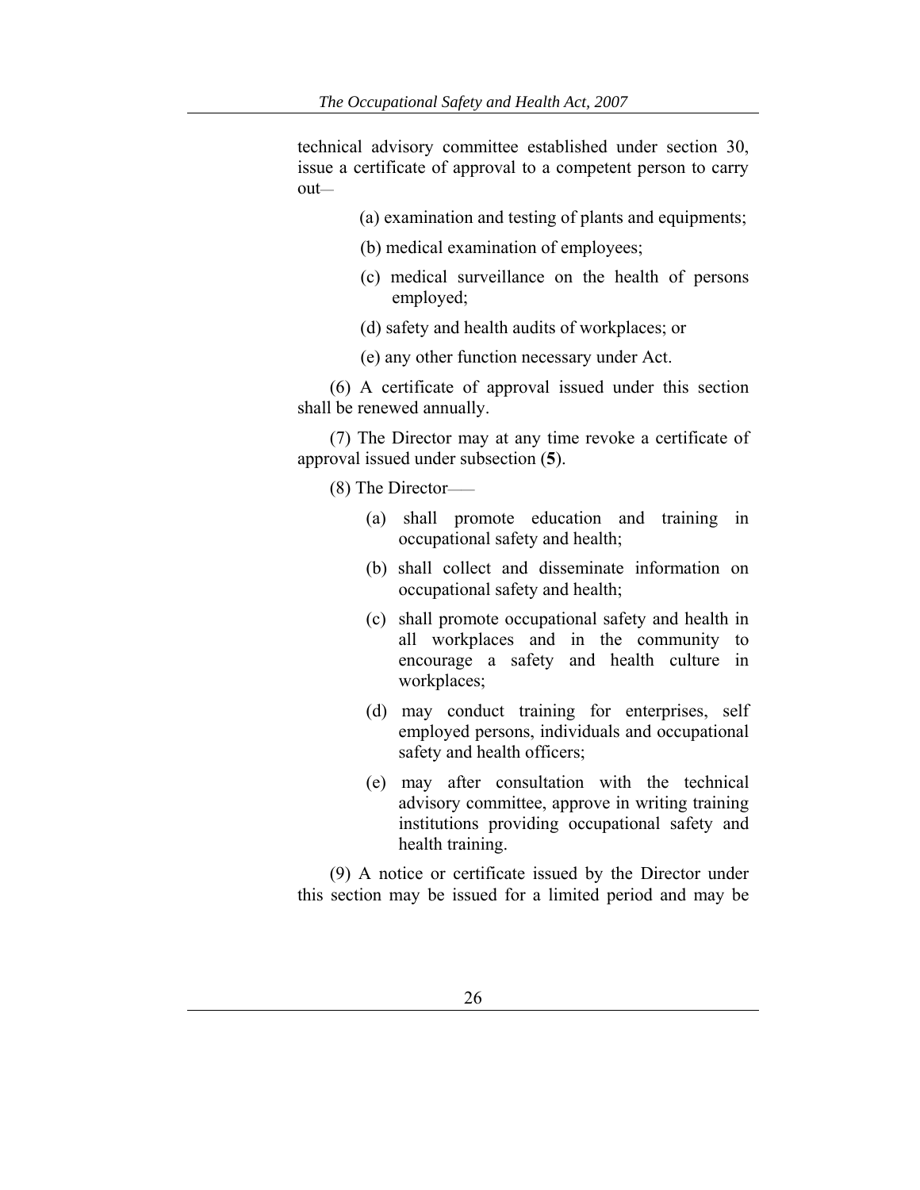technical advisory committee established under section 30, issue a certificate of approval to a competent person to carry out—

(a) examination and testing of plants and equipments;

(b) medical examination of employees;

(c) medical surveillance on the health of persons employed;

(d) safety and health audits of workplaces; or

(e) any other function necessary under Act.

(6) A certificate of approval issued under this section shall be renewed annually.

(7) The Director may at any time revoke a certificate of approval issued under subsection (**5**).

(8) The Director——

(a) shall promote education and training in occupational safety and health;

(b) shall collect and disseminate information on occupational safety and health;

(c) shall promote occupational safety and health in all workplaces and in the community to encourage a safety and health culture in workplaces;

(d) may conduct training for enterprises, self employed persons, individuals and occupational safety and health officers;

(e) may after consultation with the technical advisory committee, approve in writing training institutions providing occupational safety and health training.

(9) A notice or certificate issued by the Director under this section may be issued for a limited period and may be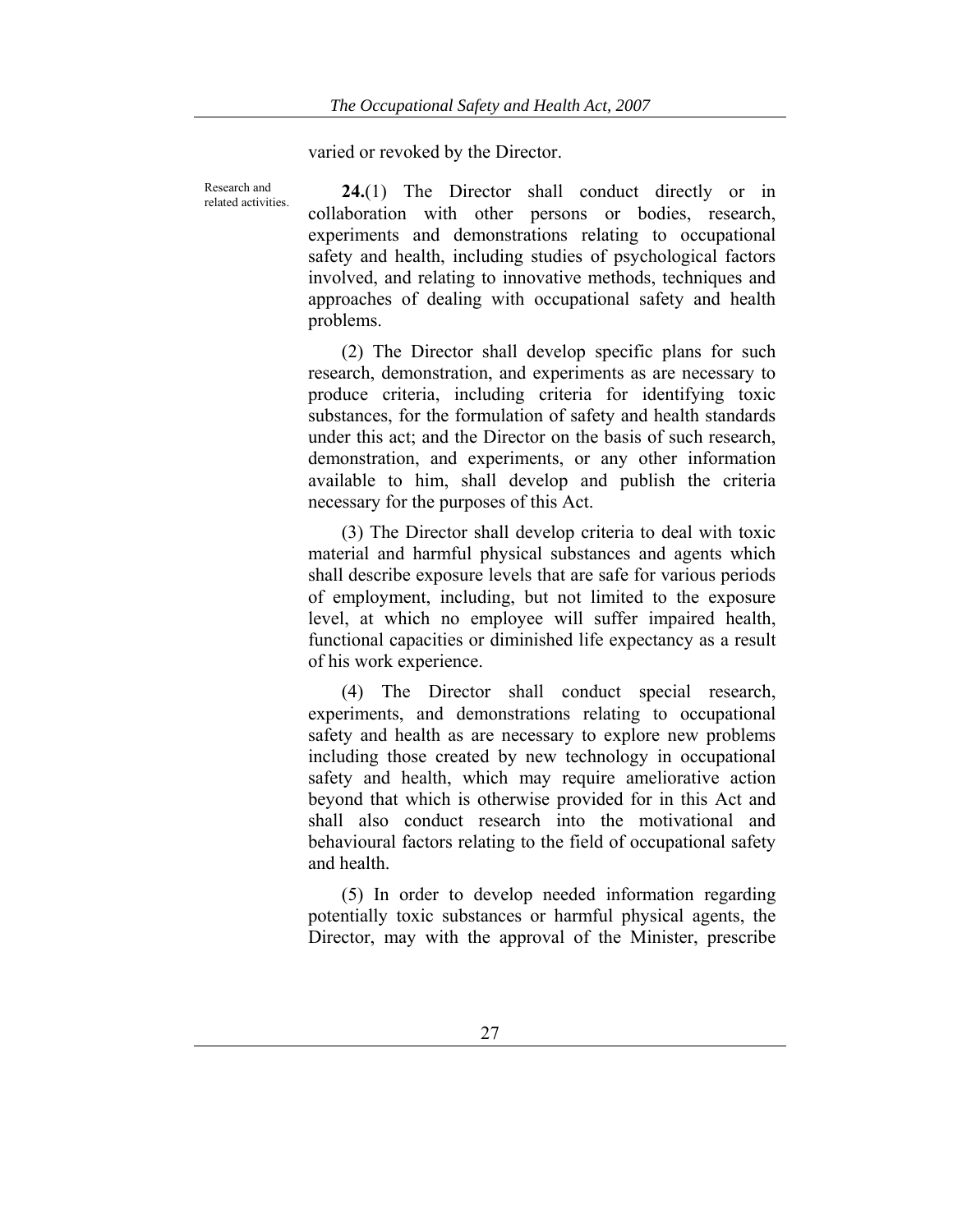varied or revoked by the Director.

Research and related activities.

**24.**(1) The Director shall conduct directly or in collaboration with other persons or bodies, research, experiments and demonstrations relating to occupational safety and health, including studies of psychological factors involved, and relating to innovative methods, techniques and approaches of dealing with occupational safety and health problems.

(2) The Director shall develop specific plans for such research, demonstration, and experiments as are necessary to produce criteria, including criteria for identifying toxic substances, for the formulation of safety and health standards under this act; and the Director on the basis of such research, demonstration, and experiments, or any other information available to him, shall develop and publish the criteria necessary for the purposes of this Act.

(3) The Director shall develop criteria to deal with toxic material and harmful physical substances and agents which shall describe exposure levels that are safe for various periods of employment, including, but not limited to the exposure level, at which no employee will suffer impaired health, functional capacities or diminished life expectancy as a result of his work experience.

(4) The Director shall conduct special research, experiments, and demonstrations relating to occupational safety and health as are necessary to explore new problems including those created by new technology in occupational safety and health, which may require ameliorative action beyond that which is otherwise provided for in this Act and shall also conduct research into the motivational and behavioural factors relating to the field of occupational safety and health.

(5) In order to develop needed information regarding potentially toxic substances or harmful physical agents, the Director, may with the approval of the Minister, prescribe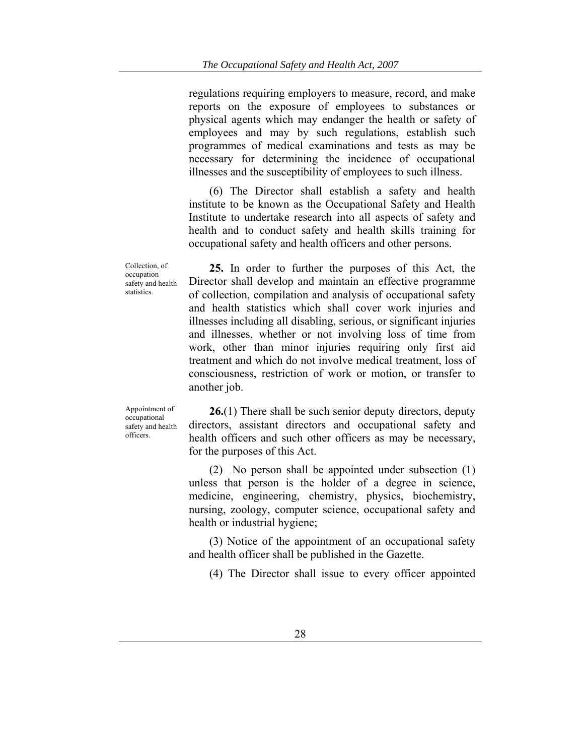regulations requiring employers to measure, record, and make reports on the exposure of employees to substances or physical agents which may endanger the health or safety of employees and may by such regulations, establish such programmes of medical examinations and tests as may be necessary for determining the incidence of occupational illnesses and the susceptibility of employees to such illness.

(6) The Director shall establish a safety and health institute to be known as the Occupational Safety and Health Institute to undertake research into all aspects of safety and health and to conduct safety and health skills training for occupational safety and health officers and other persons.

Collection, of occupation safety and health statistics.

**25.** In order to further the purposes of this Act, the Director shall develop and maintain an effective programme of collection, compilation and analysis of occupational safety and health statistics which shall cover work injuries and illnesses including all disabling, serious, or significant injuries and illnesses, whether or not involving loss of time from work, other than minor injuries requiring only first aid treatment and which do not involve medical treatment, loss of consciousness, restriction of work or motion, or transfer to another job.

Appointment of occupational safety and health officers.

**26.**(1) There shall be such senior deputy directors, deputy directors, assistant directors and occupational safety and health officers and such other officers as may be necessary, for the purposes of this Act.

(2) No person shall be appointed under subsection (1) unless that person is the holder of a degree in science, medicine, engineering, chemistry, physics, biochemistry, nursing, zoology, computer science, occupational safety and health or industrial hygiene;

(3) Notice of the appointment of an occupational safety and health officer shall be published in the Gazette.

(4) The Director shall issue to every officer appointed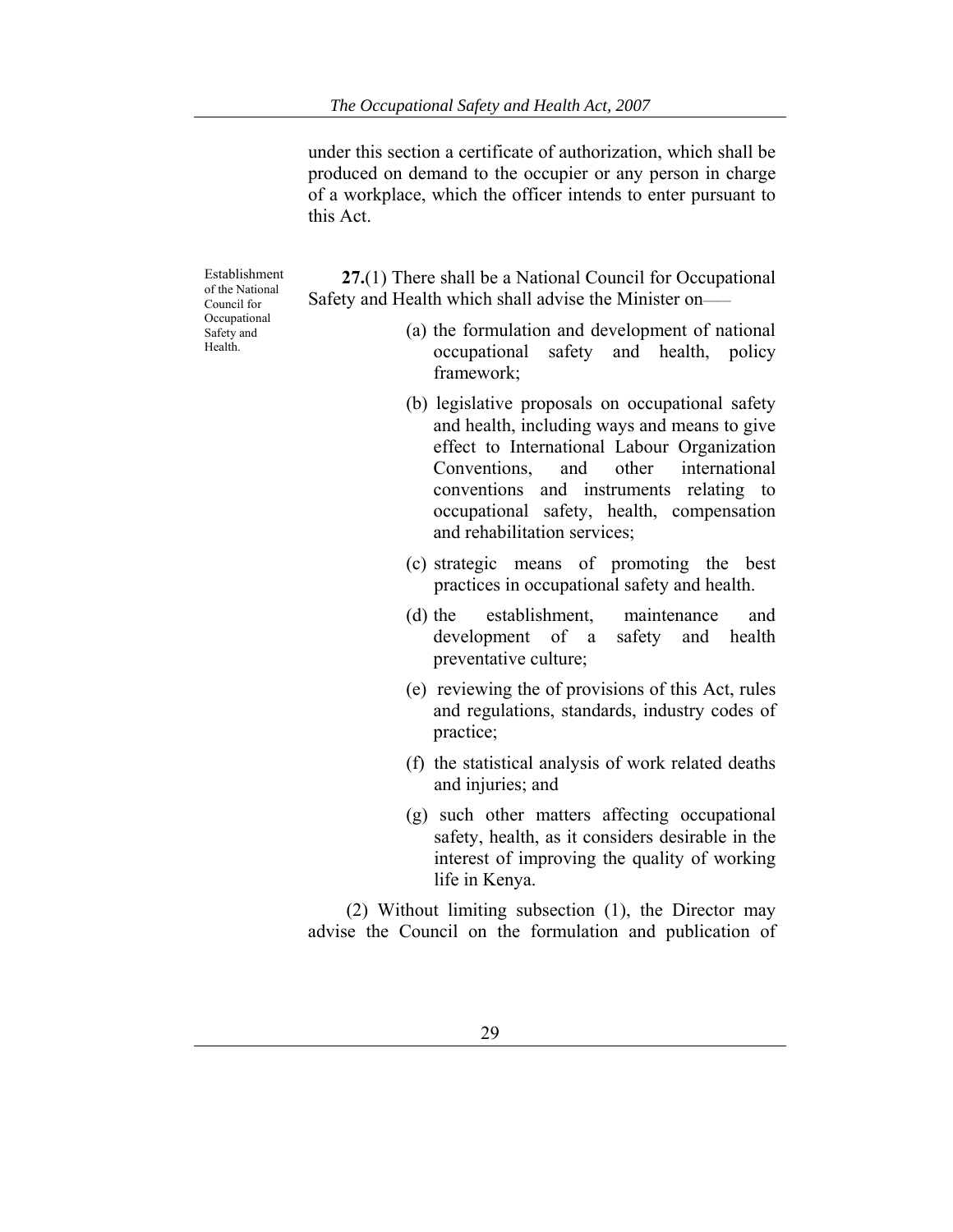under this section a certificate of authorization, which shall be produced on demand to the occupier or any person in charge of a workplace, which the officer intends to enter pursuant to this Act.

Establishment of the National Council for Occupational Safety and Health.

**27.**(1) There shall be a National Council for Occupational Safety and Health which shall advise the Minister on——

(a) the formulation and development of national occupational safety and health, policy framework;

(b) legislative proposals on occupational safety and health, including ways and means to give effect to International Labour Organization Conventions, and other international conventions and instruments relating to occupational safety, health, compensation and rehabilitation services;

(c) strategic means of promoting the best practices in occupational safety and health.

(d) the establishment, maintenance and development of a safety and health preventative culture;

(e) reviewing the of provisions of this Act, rules and regulations, standards, industry codes of practice;

(f) the statistical analysis of work related deaths and injuries; and

(g) such other matters affecting occupational safety, health, as it considers desirable in the interest of improving the quality of working life in Kenya.

(2) Without limiting subsection (1), the Director may advise the Council on the formulation and publication of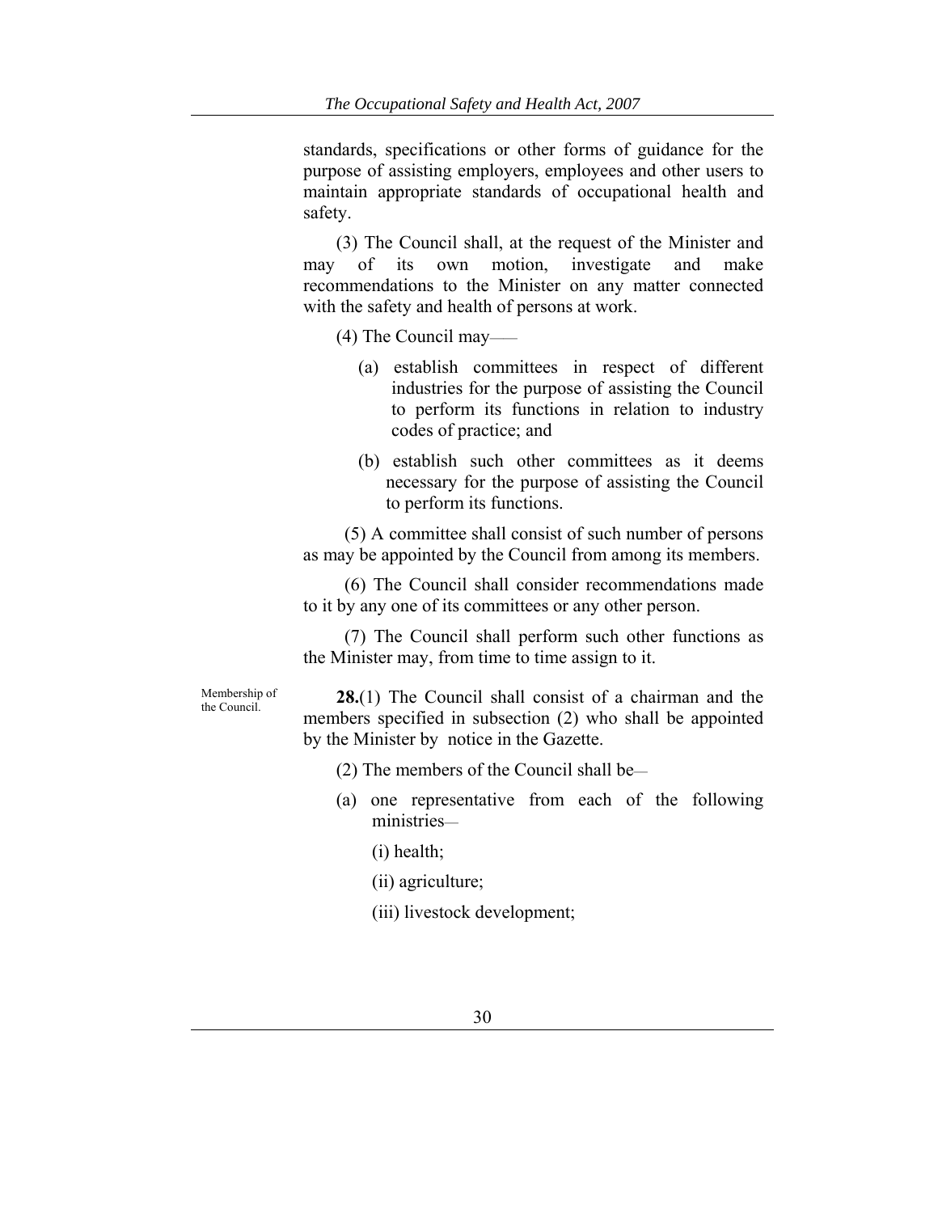standards, specifications or other forms of guidance for the purpose of assisting employers, employees and other users to maintain appropriate standards of occupational health and safety.

(3) The Council shall, at the request of the Minister and may of its own motion, investigate and make recommendations to the Minister on any matter connected with the safety and health of persons at work.

(4) The Council may——

(a) establish committees in respect of different industries for the purpose of assisting the Council to perform its functions in relation to industry codes of practice; and

(b) establish such other committees as it deems necessary for the purpose of assisting the Council to perform its functions.

(5) A committee shall consist of such number of persons as may be appointed by the Council from among its members.

(6) The Council shall consider recommendations made to it by any one of its committees or any other person.

(7) The Council shall perform such other functions as the Minister may, from time to time assign to it.

Membership of the Council.

**28.**(1) The Council shall consist of a chairman and the members specified in subsection (2) who shall be appointed by the Minister by notice in the Gazette.

(2) The members of the Council shall be—

(a) one representative from each of the following ministries—

(i) health;

(ii) agriculture;

(iii) livestock development;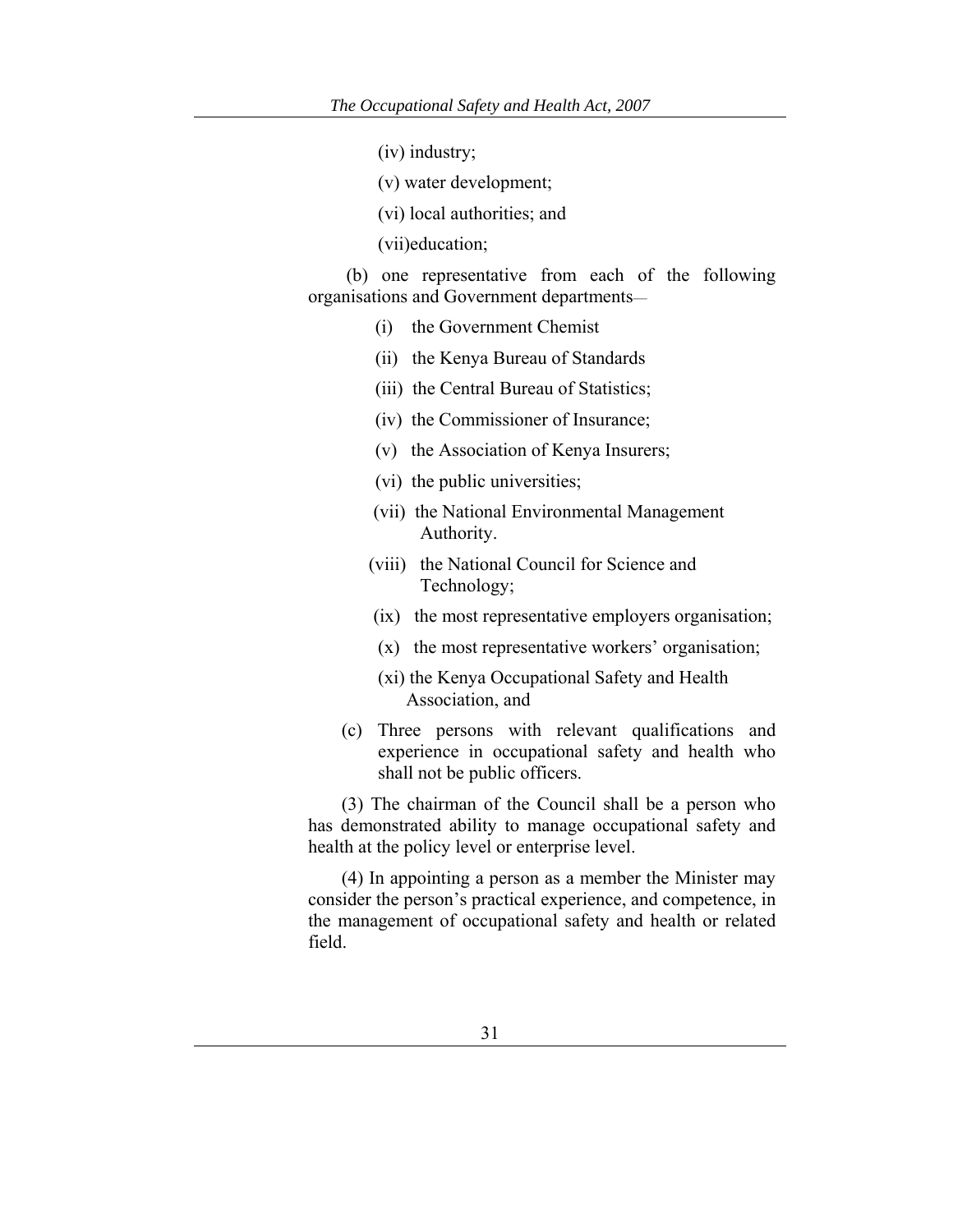(iv) industry;

(v) water development;

(vi) local authorities; and

(vii)education;

(b) one representative from each of the following organisations and Government departments—

(i) the Government Chemist

(ii) the Kenya Bureau of Standards

(iii) the Central Bureau of Statistics;

(iv) the Commissioner of Insurance;

(v) the Association of Kenya Insurers;

(vi) the public universities;

(vii) the National Environmental Management Authority.

(viii) the National Council for Science and Technology;

(ix) the most representative employers organisation;

(x) the most representative workers' organisation;

(xi) the Kenya Occupational Safety and Health Association, and

(c) Three persons with relevant qualifications and experience in occupational safety and health who shall not be public officers.

(3) The chairman of the Council shall be a person who has demonstrated ability to manage occupational safety and health at the policy level or enterprise level.

(4) In appointing a person as a member the Minister may consider the person's practical experience, and competence, in the management of occupational safety and health or related field.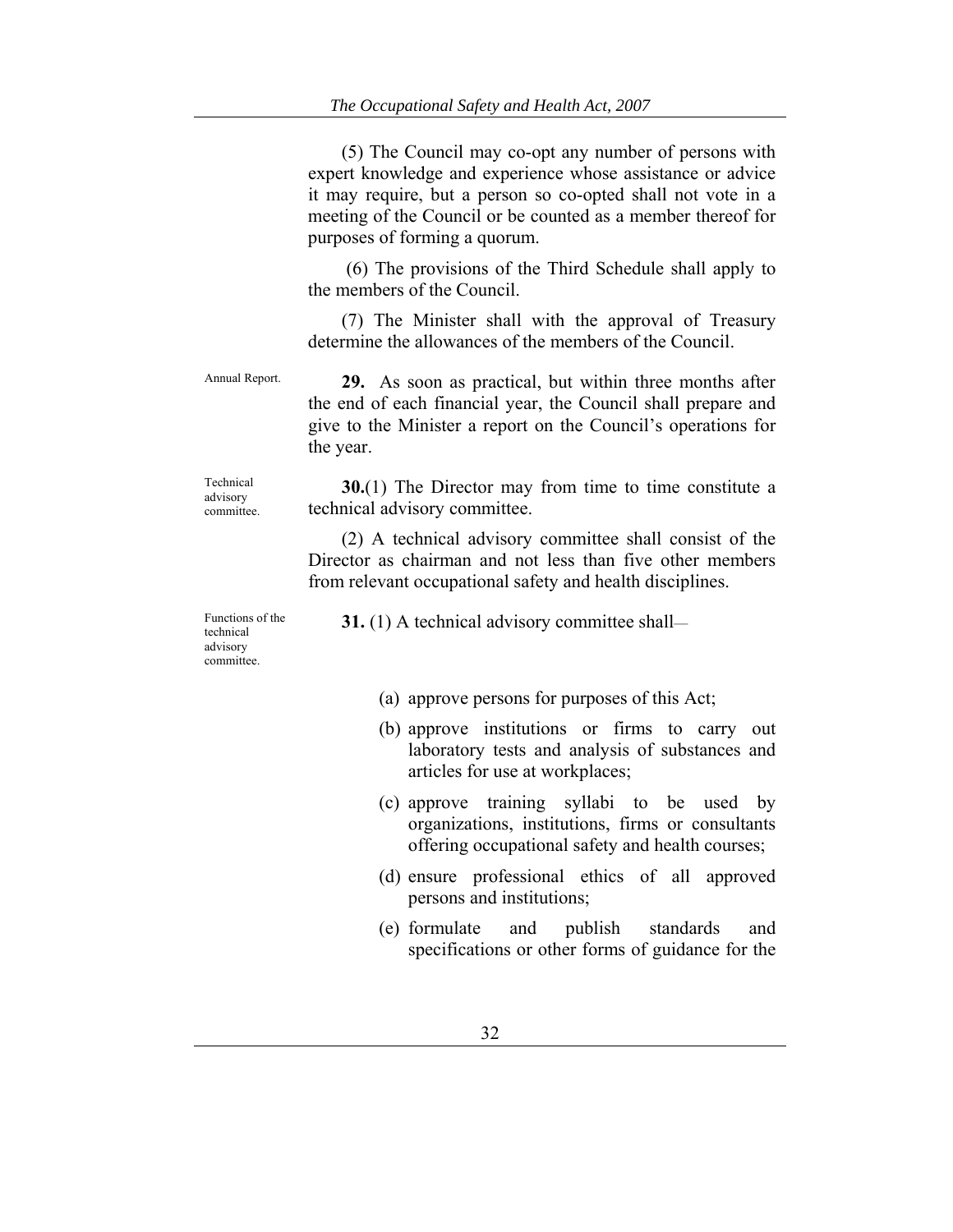(5) The Council may co-opt any number of persons with expert knowledge and experience whose assistance or advice it may require, but a person so co-opted shall not vote in a meeting of the Council or be counted as a member thereof for purposes of forming a quorum.

(6) The provisions of the Third Schedule shall apply to the members of the Council.

(7) The Minister shall with the approval of Treasury determine the allowances of the members of the Council.

Annual Report.

**29.** As soon as practical, but within three months after the end of each financial year, the Council shall prepare and give to the Minister a report on the Council's operations for the year.

Technical advisory committee.

**30.**(1) The Director may from time to time constitute a technical advisory committee.

(2) A technical advisory committee shall consist of the Director as chairman and not less than five other members from relevant occupational safety and health disciplines.

Functions of the technical advisory committee.

**31.** (1) A technical advisory committee shall—

(a) approve persons for purposes of this Act;

(b) approve institutions or firms to carry out laboratory tests and analysis of substances and articles for use at workplaces;

(c) approve training syllabi to be used by organizations, institutions, firms or consultants offering occupational safety and health courses;

(d) ensure professional ethics of all approved persons and institutions;

(e) formulate and publish standards and specifications or other forms of guidance for the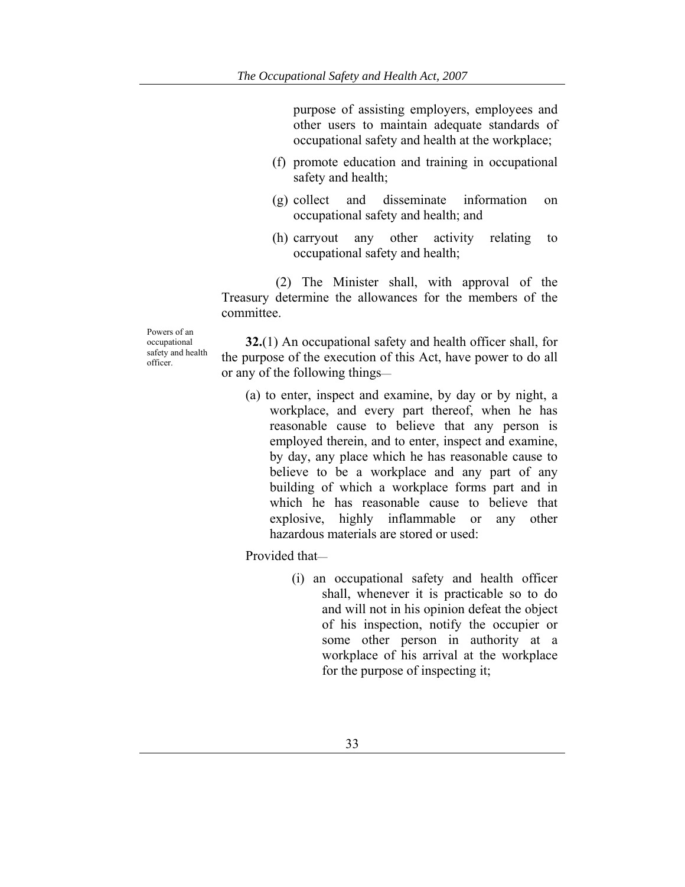purpose of assisting employers, employees and other users to maintain adequate standards of occupational safety and health at the workplace;

(f) promote education and training in occupational safety and health;

(g) collect and disseminate information on occupational safety and health; and

(h) carryout any other activity relating to occupational safety and health;

(2) The Minister shall, with approval of the Treasury determine the allowances for the members of the committee.

Powers of an occupational safety and health officer.

**32.**(1) An occupational safety and health officer shall, for the purpose of the execution of this Act, have power to do all or any of the following things—

(a) to enter, inspect and examine, by day or by night, a workplace, and every part thereof, when he has reasonable cause to believe that any person is employed therein, and to enter, inspect and examine, by day, any place which he has reasonable cause to believe to be a workplace and any part of any building of which a workplace forms part and in which he has reasonable cause to believe that explosive, highly inflammable or any other hazardous materials are stored or used:

Provided that—

(i) an occupational safety and health officer shall, whenever it is practicable so to do and will not in his opinion defeat the object of his inspection, notify the occupier or some other person in authority at a workplace of his arrival at the workplace for the purpose of inspecting it;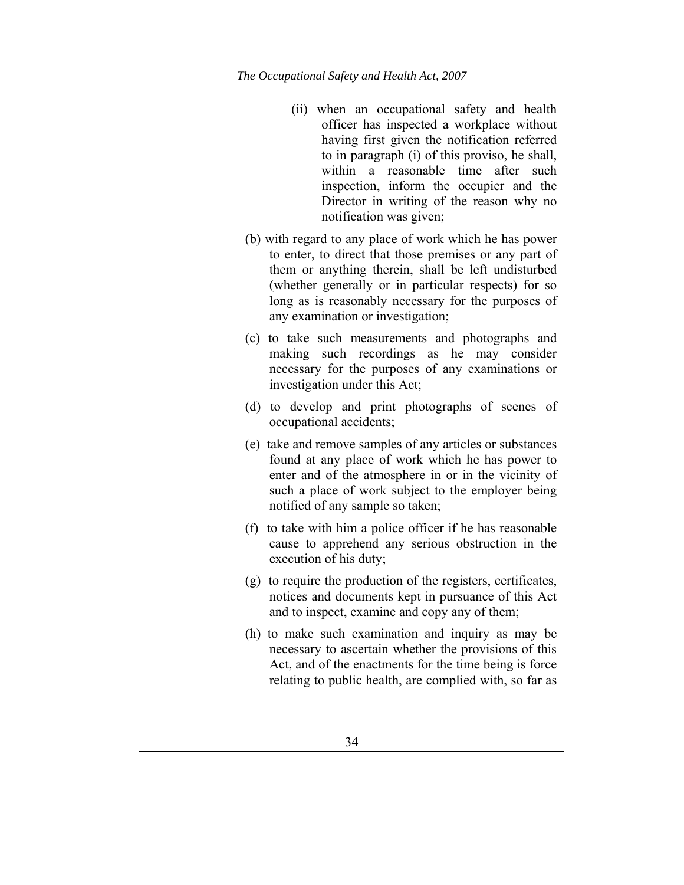(ii) when an occupational safety and health officer has inspected a workplace without having first given the notification referred to in paragraph (i) of this proviso, he shall, within a reasonable time after such inspection, inform the occupier and the Director in writing of the reason why no notification was given;

(b) with regard to any place of work which he has power to enter, to direct that those premises or any part of them or anything therein, shall be left undisturbed (whether generally or in particular respects) for so long as is reasonably necessary for the purposes of any examination or investigation;

(c) to take such measurements and photographs and making such recordings as he may consider necessary for the purposes of any examinations or investigation under this Act;

(d) to develop and print photographs of scenes of occupational accidents;

(e) take and remove samples of any articles or substances found at any place of work which he has power to enter and of the atmosphere in or in the vicinity of such a place of work subject to the employer being notified of any sample so taken;

(f) to take with him a police officer if he has reasonable cause to apprehend any serious obstruction in the execution of his duty;

(g) to require the production of the registers, certificates, notices and documents kept in pursuance of this Act and to inspect, examine and copy any of them;

(h) to make such examination and inquiry as may be necessary to ascertain whether the provisions of this Act, and of the enactments for the time being is force relating to public health, are complied with, so far as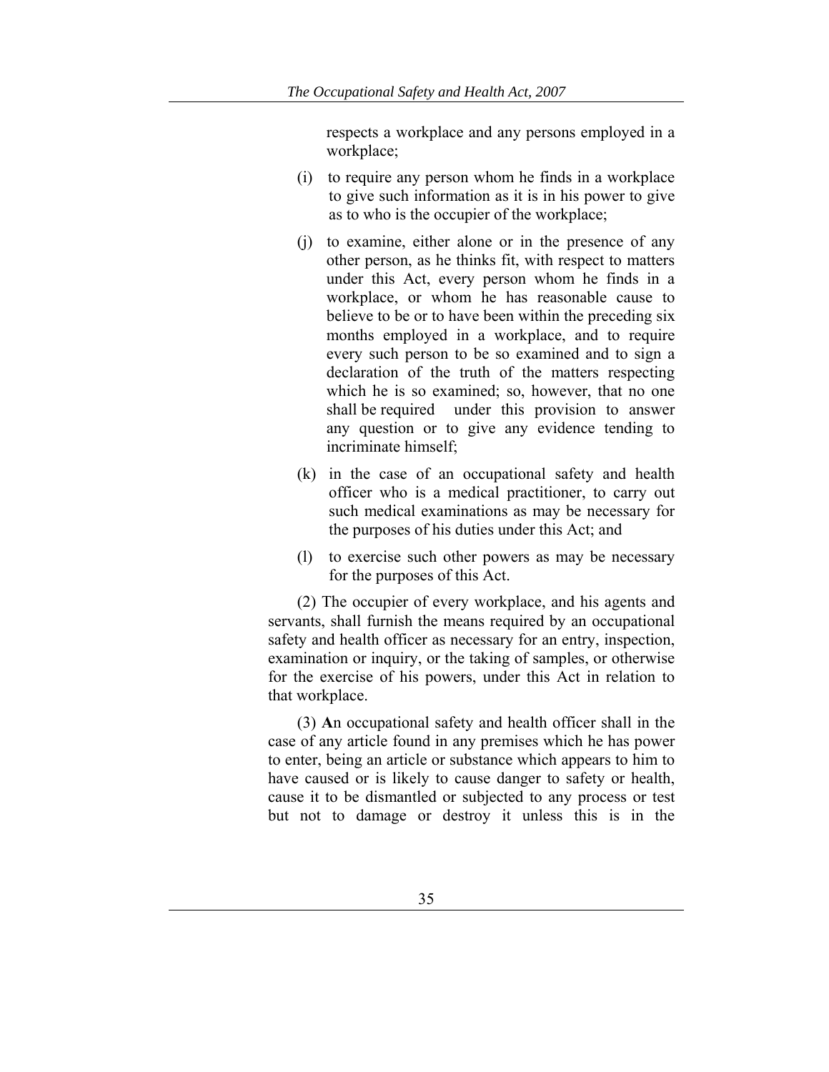respects a workplace and any persons employed in a workplace;

(i) to require any person whom he finds in a workplace to give such information as it is in his power to give as to who is the occupier of the workplace;

(j) to examine, either alone or in the presence of any other person, as he thinks fit, with respect to matters under this Act, every person whom he finds in a workplace, or whom he has reasonable cause to believe to be or to have been within the preceding six months employed in a workplace, and to require every such person to be so examined and to sign a declaration of the truth of the matters respecting which he is so examined; so, however, that no one shall be required under this provision to answer any question or to give any evidence tending to incriminate himself;

(k) in the case of an occupational safety and health officer who is a medical practitioner, to carry out such medical examinations as may be necessary for the purposes of his duties under this Act; and

(l) to exercise such other powers as may be necessary for the purposes of this Act.

(2) The occupier of every workplace, and his agents and servants, shall furnish the means required by an occupational safety and health officer as necessary for an entry, inspection, examination or inquiry, or the taking of samples, or otherwise for the exercise of his powers, under this Act in relation to that workplace.

(3) **A**n occupational safety and health officer shall in the case of any article found in any premises which he has power to enter, being an article or substance which appears to him to have caused or is likely to cause danger to safety or health, cause it to be dismantled or subjected to any process or test but not to damage or destroy it unless this is in the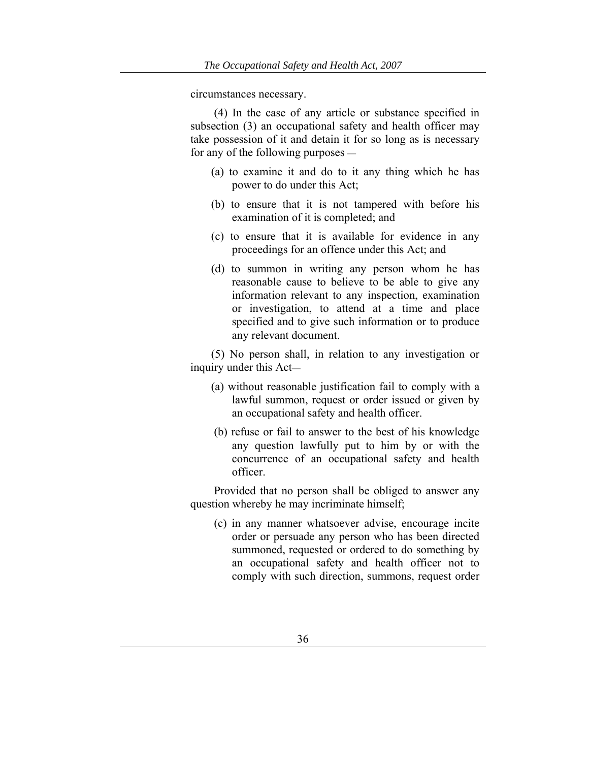circumstances necessary.

(4) In the case of any article or substance specified in subsection (3) an occupational safety and health officer may take possession of it and detain it for so long as is necessary for any of the following purposes —

(a) to examine it and do to it any thing which he has power to do under this Act;

(b) to ensure that it is not tampered with before his examination of it is completed; and

(c) to ensure that it is available for evidence in any proceedings for an offence under this Act; and

(d) to summon in writing any person whom he has reasonable cause to believe to be able to give any information relevant to any inspection, examination or investigation, to attend at a time and place specified and to give such information or to produce any relevant document.

(5) No person shall, in relation to any investigation or inquiry under this Act—

(a) without reasonable justification fail to comply with a lawful summon, request or order issued or given by an occupational safety and health officer.

(b) refuse or fail to answer to the best of his knowledge any question lawfully put to him by or with the concurrence of an occupational safety and health officer.

Provided that no person shall be obliged to answer any question whereby he may incriminate himself;

(c) in any manner whatsoever advise, encourage incite order or persuade any person who has been directed summoned, requested or ordered to do something by an occupational safety and health officer not to comply with such direction, summons, request order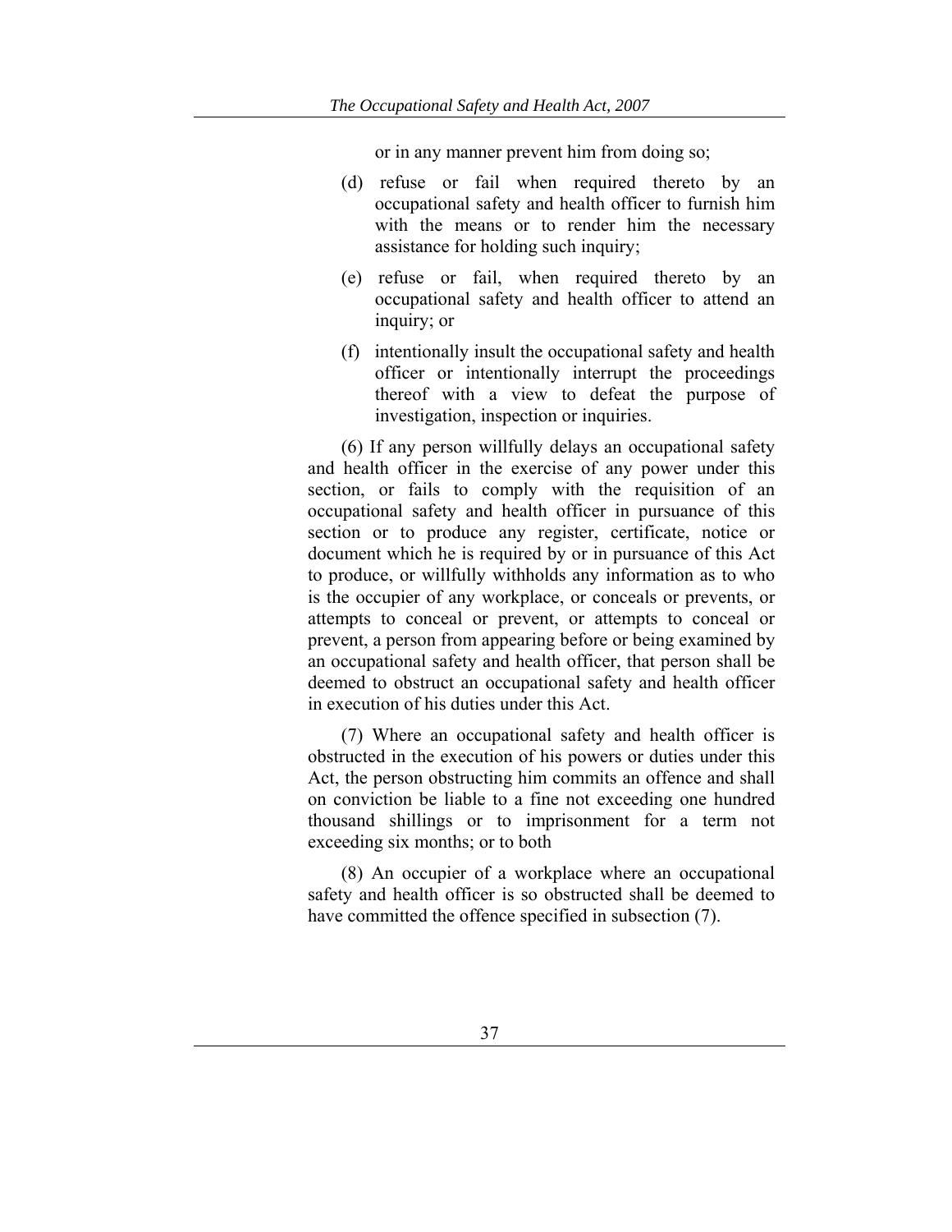or in any manner prevent him from doing so;

(d) refuse or fail when required thereto by an occupational safety and health officer to furnish him with the means or to render him the necessary assistance for holding such inquiry;

(e) refuse or fail, when required thereto by an occupational safety and health officer to attend an inquiry; or

(f) intentionally insult the occupational safety and health officer or intentionally interrupt the proceedings thereof with a view to defeat the purpose of investigation, inspection or inquiries.

(6) If any person willfully delays an occupational safety and health officer in the exercise of any power under this section, or fails to comply with the requisition of an occupational safety and health officer in pursuance of this section or to produce any register, certificate, notice or document which he is required by or in pursuance of this Act to produce, or willfully withholds any information as to who is the occupier of any workplace, or conceals or prevents, or attempts to conceal or prevent, or attempts to conceal or prevent, a person from appearing before or being examined by an occupational safety and health officer, that person shall be deemed to obstruct an occupational safety and health officer in execution of his duties under this Act.

(7) Where an occupational safety and health officer is obstructed in the execution of his powers or duties under this Act, the person obstructing him commits an offence and shall on conviction be liable to a fine not exceeding one hundred thousand shillings or to imprisonment for a term not exceeding six months; or to both

(8) An occupier of a workplace where an occupational safety and health officer is so obstructed shall be deemed to have committed the offence specified in subsection (7).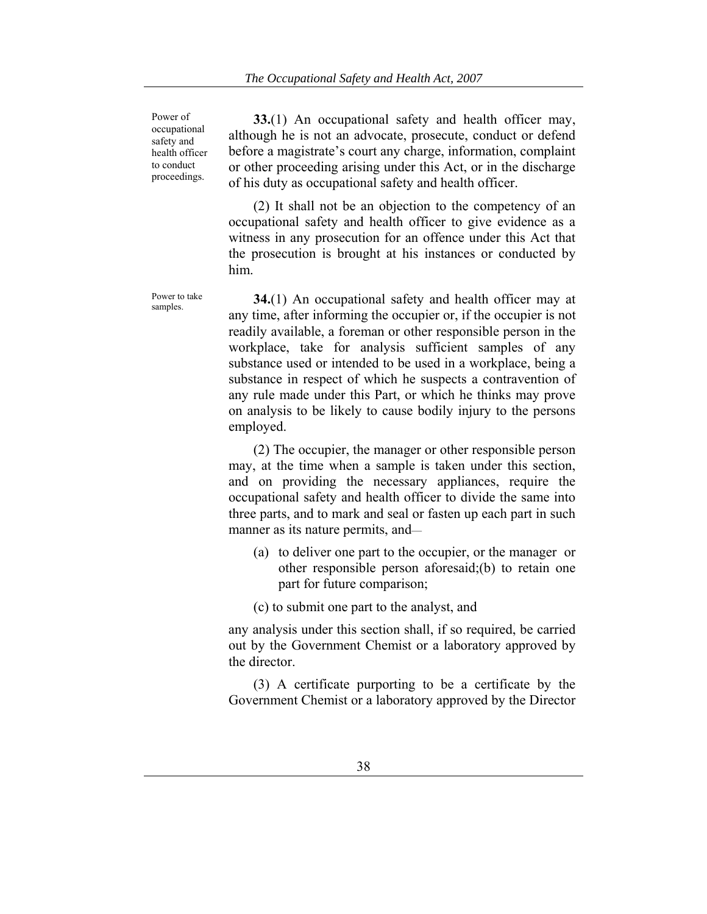Power of occupational safety and health officer to conduct proceedings.

**33.**(1) An occupational safety and health officer may, although he is not an advocate, prosecute, conduct or defend before a magistrate's court any charge, information, complaint or other proceeding arising under this Act, or in the discharge of his duty as occupational safety and health officer.

(2) It shall not be an objection to the competency of an occupational safety and health officer to give evidence as a witness in any prosecution for an offence under this Act that the prosecution is brought at his instances or conducted by him.

Power to take samples.

**34.**(1) An occupational safety and health officer may at any time, after informing the occupier or, if the occupier is not readily available, a foreman or other responsible person in the workplace, take for analysis sufficient samples of any substance used or intended to be used in a workplace, being a substance in respect of which he suspects a contravention of any rule made under this Part, or which he thinks may prove on analysis to be likely to cause bodily injury to the persons employed.

(2) The occupier, the manager or other responsible person may, at the time when a sample is taken under this section, and on providing the necessary appliances, require the occupational safety and health officer to divide the same into three parts, and to mark and seal or fasten up each part in such manner as its nature permits, and—

(a) to deliver one part to the occupier, or the manager or other responsible person aforesaid;(b) to retain one part for future comparison;

(c) to submit one part to the analyst, and

any analysis under this section shall, if so required, be carried out by the Government Chemist or a laboratory approved by the director.

(3) A certificate purporting to be a certificate by the Government Chemist or a laboratory approved by the Director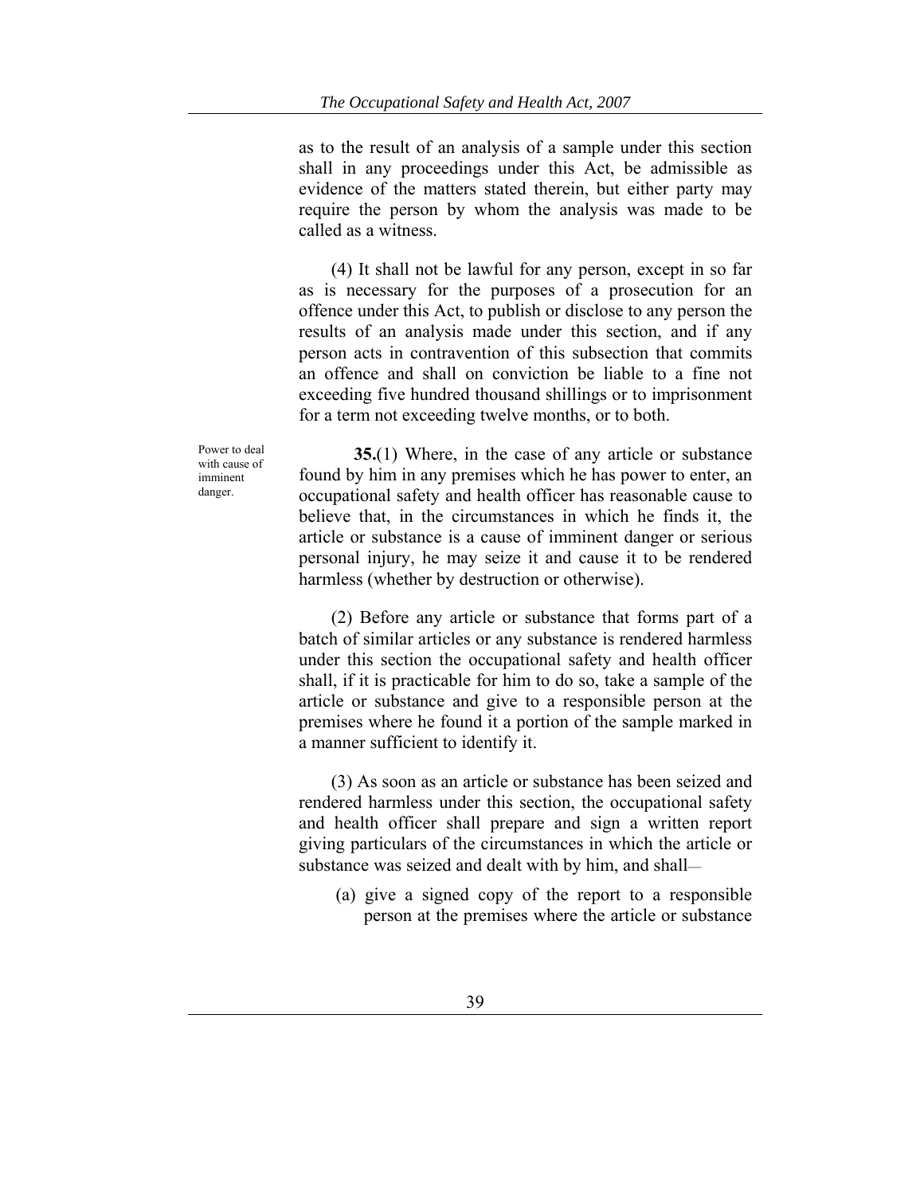as to the result of an analysis of a sample under this section shall in any proceedings under this Act, be admissible as evidence of the matters stated therein, but either party may require the person by whom the analysis was made to be called as a witness.

(4) It shall not be lawful for any person, except in so far as is necessary for the purposes of a prosecution for an offence under this Act, to publish or disclose to any person the results of an analysis made under this section, and if any person acts in contravention of this subsection that commits an offence and shall on conviction be liable to a fine not exceeding five hundred thousand shillings or to imprisonment for a term not exceeding twelve months, or to both.

Power to deal with cause of imminent danger.

**35.**(1) Where, in the case of any article or substance found by him in any premises which he has power to enter, an occupational safety and health officer has reasonable cause to believe that, in the circumstances in which he finds it, the article or substance is a cause of imminent danger or serious personal injury, he may seize it and cause it to be rendered harmless (whether by destruction or otherwise).

(2) Before any article or substance that forms part of a batch of similar articles or any substance is rendered harmless under this section the occupational safety and health officer shall, if it is practicable for him to do so, take a sample of the article or substance and give to a responsible person at the premises where he found it a portion of the sample marked in a manner sufficient to identify it.

(3) As soon as an article or substance has been seized and rendered harmless under this section, the occupational safety and health officer shall prepare and sign a written report giving particulars of the circumstances in which the article or substance was seized and dealt with by him, and shall—

(a) give a signed copy of the report to a responsible person at the premises where the article or substance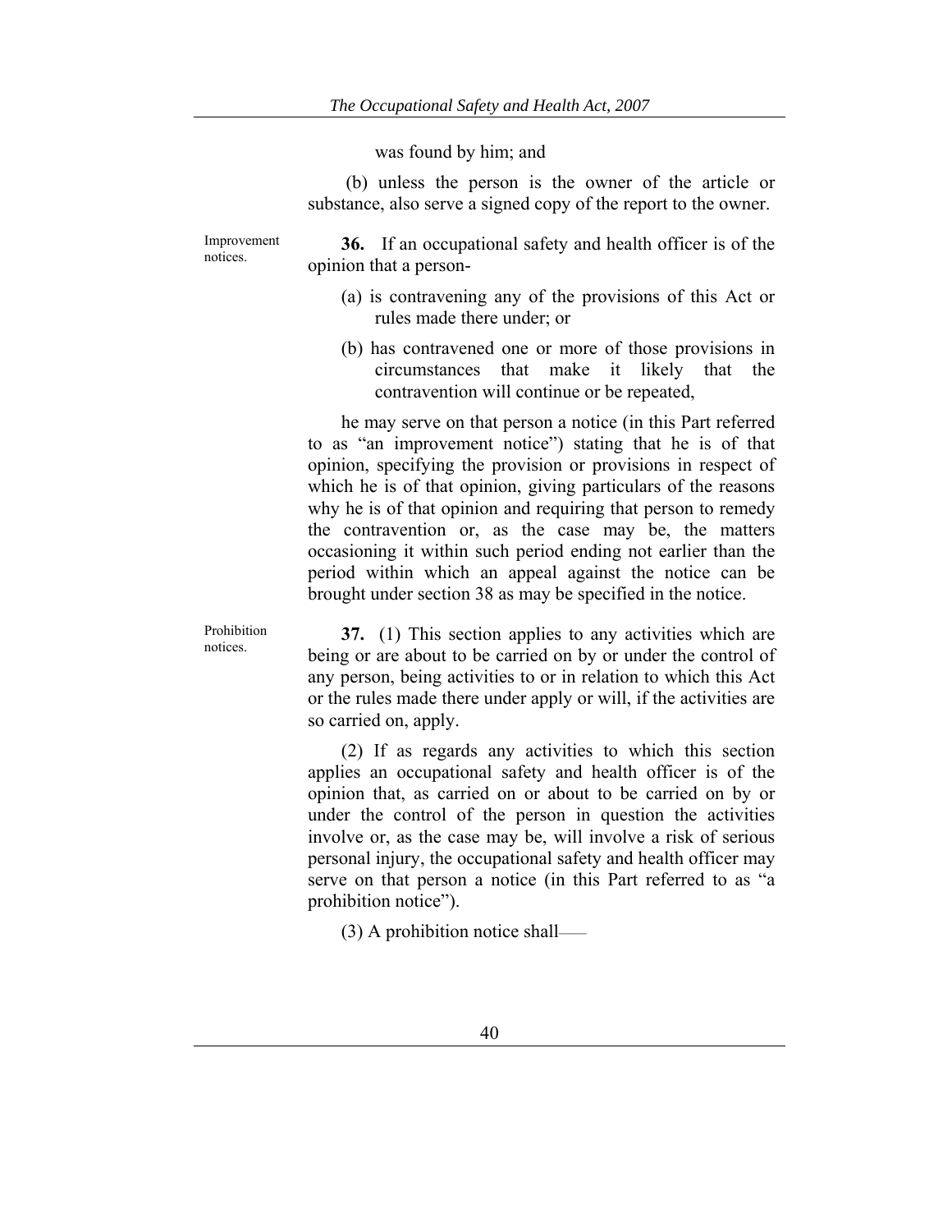was found by him; and

(b) unless the person is the owner of the article or substance, also serve a signed copy of the report to the owner.

Improvement notices.

**36.** If an occupational safety and health officer is of the opinion that a person-

(a) is contravening any of the provisions of this Act or rules made there under; or

(b) has contravened one or more of those provisions in circumstances that make it likely that the contravention will continue or be repeated,

he may serve on that person a notice (in this Part referred to as "an improvement notice") stating that he is of that opinion, specifying the provision or provisions in respect of which he is of that opinion, giving particulars of the reasons why he is of that opinion and requiring that person to remedy the contravention or, as the case may be, the matters occasioning it within such period ending not earlier than the period within which an appeal against the notice can be brought under section 38 as may be specified in the notice.

Prohibition notices.

**37.** (1) This section applies to any activities which are being or are about to be carried on by or under the control of any person, being activities to or in relation to which this Act or the rules made there under apply or will, if the activities are so carried on, apply.

(2) If as regards any activities to which this section applies an occupational safety and health officer is of the opinion that, as carried on or about to be carried on by or under the control of the person in question the activities involve or, as the case may be, will involve a risk of serious personal injury, the occupational safety and health officer may serve on that person a notice (in this Part referred to as "a prohibition notice").

(3) A prohibition notice shall——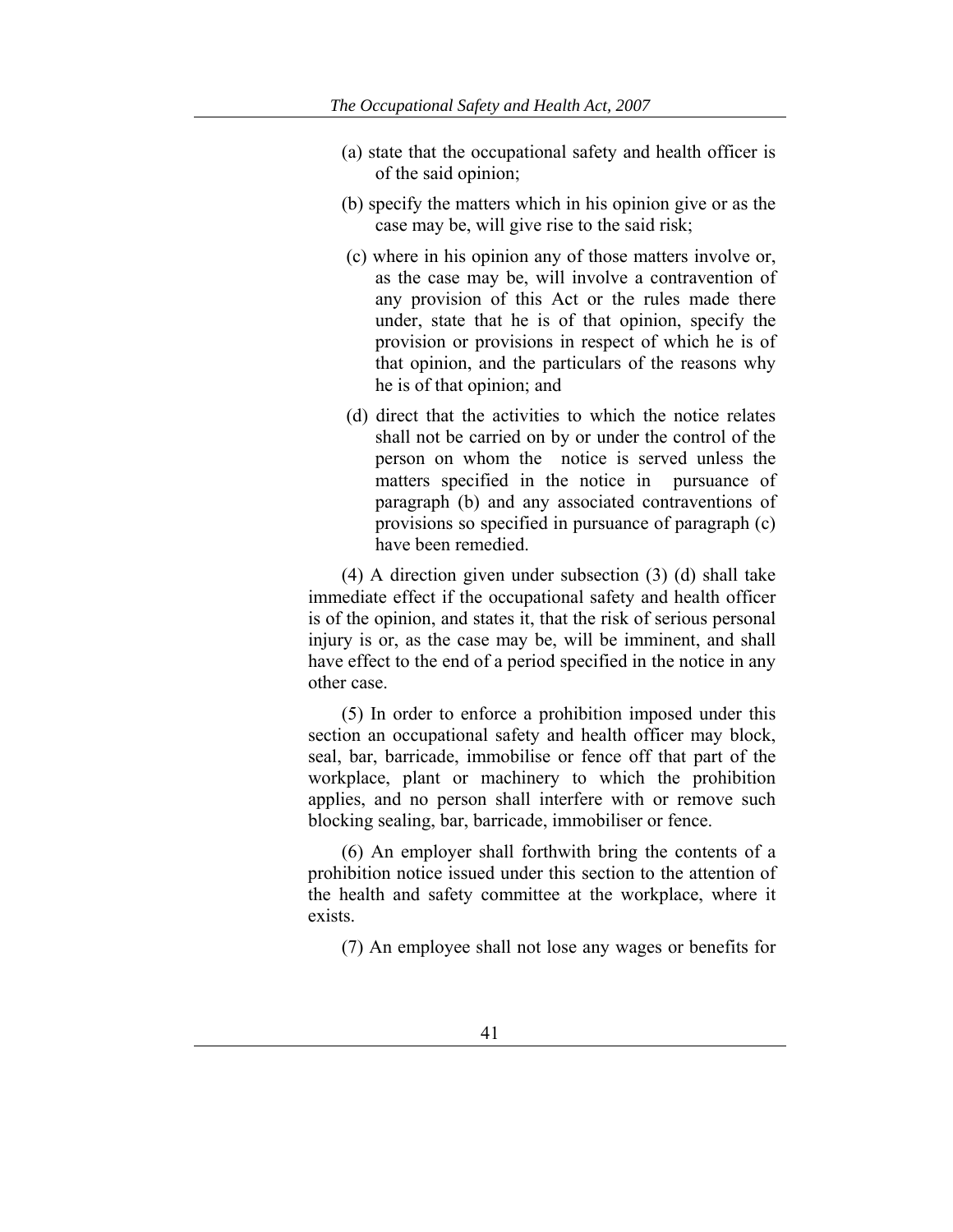(a) state that the occupational safety and health officer is of the said opinion;

(b) specify the matters which in his opinion give or as the case may be, will give rise to the said risk;

(c) where in his opinion any of those matters involve or, as the case may be, will involve a contravention of any provision of this Act or the rules made there under, state that he is of that opinion, specify the provision or provisions in respect of which he is of that opinion, and the particulars of the reasons why he is of that opinion; and

(d) direct that the activities to which the notice relates shall not be carried on by or under the control of the person on whom the notice is served unless the matters specified in the notice in pursuance of paragraph (b) and any associated contraventions of provisions so specified in pursuance of paragraph (c) have been remedied.

(4) A direction given under subsection (3) (d) shall take immediate effect if the occupational safety and health officer is of the opinion, and states it, that the risk of serious personal injury is or, as the case may be, will be imminent, and shall have effect to the end of a period specified in the notice in any other case.

(5) In order to enforce a prohibition imposed under this section an occupational safety and health officer may block, seal, bar, barricade, immobilise or fence off that part of the workplace, plant or machinery to which the prohibition applies, and no person shall interfere with or remove such blocking sealing, bar, barricade, immobiliser or fence.

(6) An employer shall forthwith bring the contents of a prohibition notice issued under this section to the attention of the health and safety committee at the workplace, where it exists.

(7) An employee shall not lose any wages or benefits for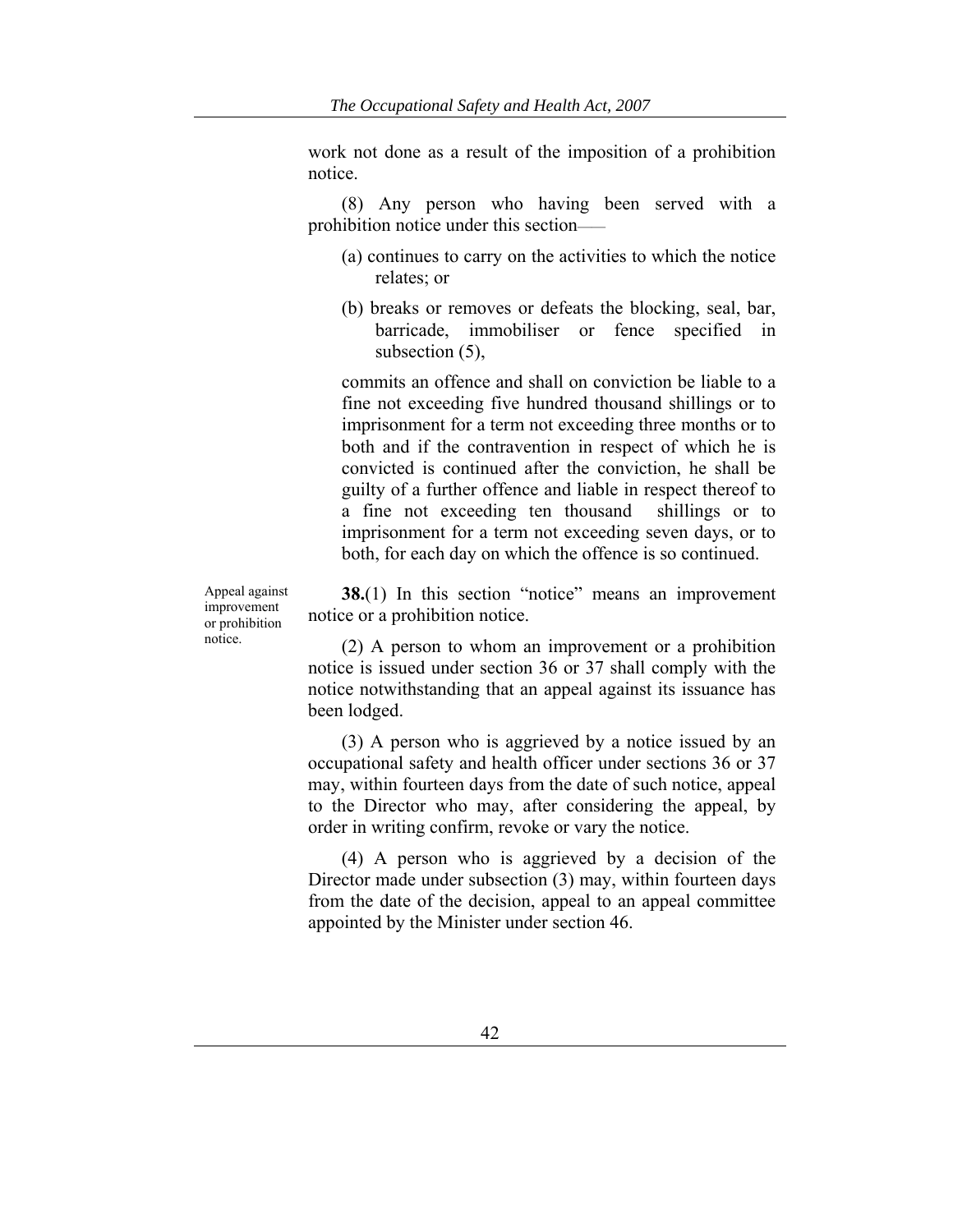work not done as a result of the imposition of a prohibition notice.

(8) Any person who having been served with a prohibition notice under this section——

(a) continues to carry on the activities to which the notice relates; or

(b) breaks or removes or defeats the blocking, seal, bar, barricade, immobiliser or fence specified in subsection (5),

commits an offence and shall on conviction be liable to a fine not exceeding five hundred thousand shillings or to imprisonment for a term not exceeding three months or to both and if the contravention in respect of which he is convicted is continued after the conviction, he shall be guilty of a further offence and liable in respect thereof to a fine not exceeding ten thousand shillings or to imprisonment for a term not exceeding seven days, or to both, for each day on which the offence is so continued.

Appeal against improvement or prohibition notice.

**38.**(1) In this section "notice" means an improvement notice or a prohibition notice.

(2) A person to whom an improvement or a prohibition notice is issued under section 36 or 37 shall comply with the notice notwithstanding that an appeal against its issuance has been lodged.

(3) A person who is aggrieved by a notice issued by an occupational safety and health officer under sections 36 or 37 may, within fourteen days from the date of such notice, appeal to the Director who may, after considering the appeal, by order in writing confirm, revoke or vary the notice.

(4) A person who is aggrieved by a decision of the Director made under subsection (3) may, within fourteen days from the date of the decision, appeal to an appeal committee appointed by the Minister under section 46.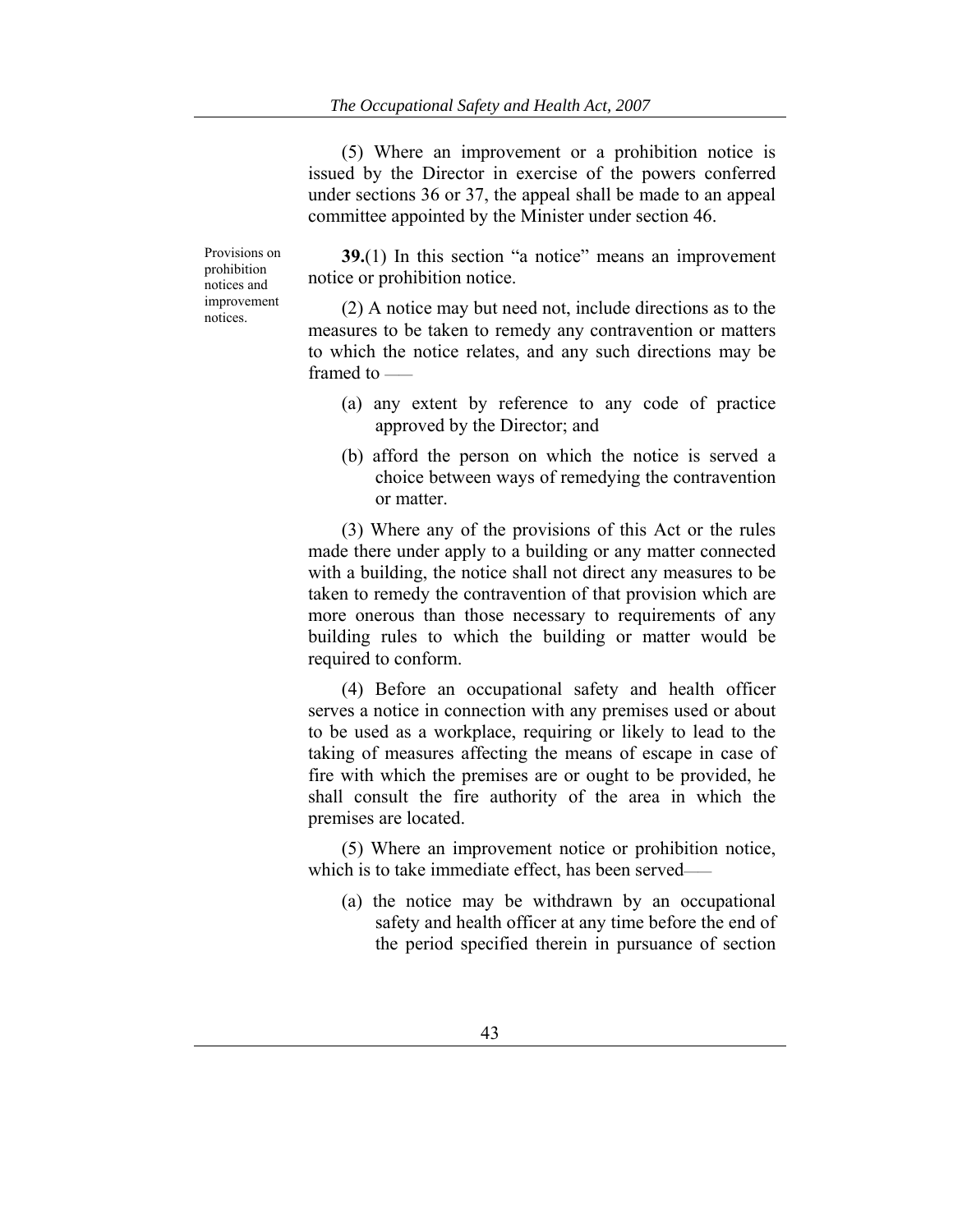(5) Where an improvement or a prohibition notice is issued by the Director in exercise of the powers conferred under sections 36 or 37, the appeal shall be made to an appeal committee appointed by the Minister under section 46.

Provisions on prohibition notices and improvement notices.

**39.**(1) In this section "a notice" means an improvement notice or prohibition notice.

(2) A notice may but need not, include directions as to the measures to be taken to remedy any contravention or matters to which the notice relates, and any such directions may be framed to ——

(a) any extent by reference to any code of practice approved by the Director; and

(b) afford the person on which the notice is served a choice between ways of remedying the contravention or matter.

(3) Where any of the provisions of this Act or the rules made there under apply to a building or any matter connected with a building, the notice shall not direct any measures to be taken to remedy the contravention of that provision which are more onerous than those necessary to requirements of any building rules to which the building or matter would be required to conform.

(4) Before an occupational safety and health officer serves a notice in connection with any premises used or about to be used as a workplace, requiring or likely to lead to the taking of measures affecting the means of escape in case of fire with which the premises are or ought to be provided, he shall consult the fire authority of the area in which the premises are located.

(5) Where an improvement notice or prohibition notice, which is to take immediate effect, has been served——

(a) the notice may be withdrawn by an occupational safety and health officer at any time before the end of the period specified therein in pursuance of section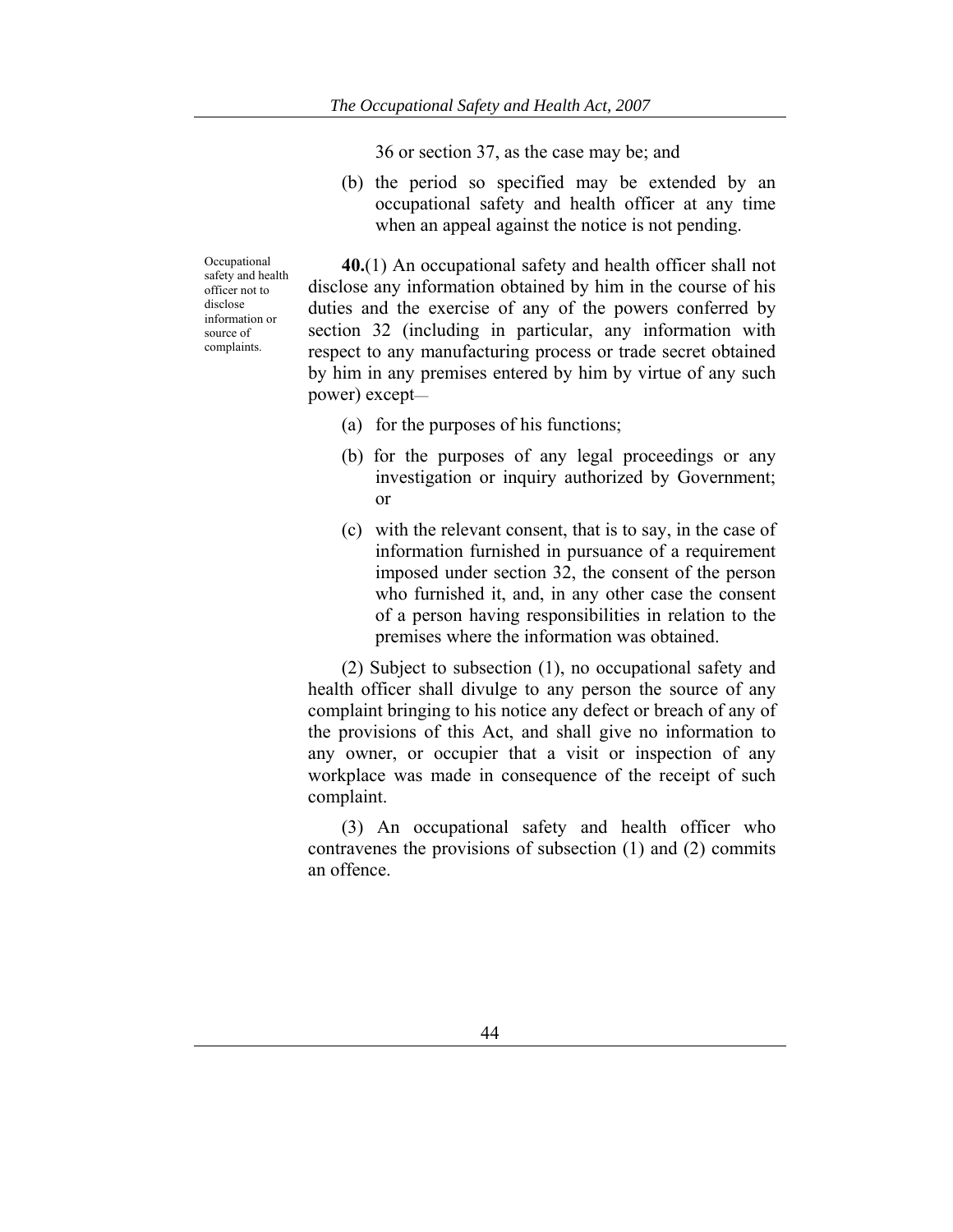36 or section 37, as the case may be; and

(b) the period so specified may be extended by an occupational safety and health officer at any time when an appeal against the notice is not pending.

Occupational safety and health officer not to disclose information or source of complaints.

**40.**(1) An occupational safety and health officer shall not disclose any information obtained by him in the course of his duties and the exercise of any of the powers conferred by section 32 (including in particular, any information with respect to any manufacturing process or trade secret obtained by him in any premises entered by him by virtue of any such power) except—

(a) for the purposes of his functions;

(b) for the purposes of any legal proceedings or any investigation or inquiry authorized by Government; or

(c) with the relevant consent, that is to say, in the case of information furnished in pursuance of a requirement imposed under section 32, the consent of the person who furnished it, and, in any other case the consent of a person having responsibilities in relation to the premises where the information was obtained.

(2) Subject to subsection (1), no occupational safety and health officer shall divulge to any person the source of any complaint bringing to his notice any defect or breach of any of the provisions of this Act, and shall give no information to any owner, or occupier that a visit or inspection of any workplace was made in consequence of the receipt of such complaint.

(3) An occupational safety and health officer who contravenes the provisions of subsection (1) and (2) commits an offence.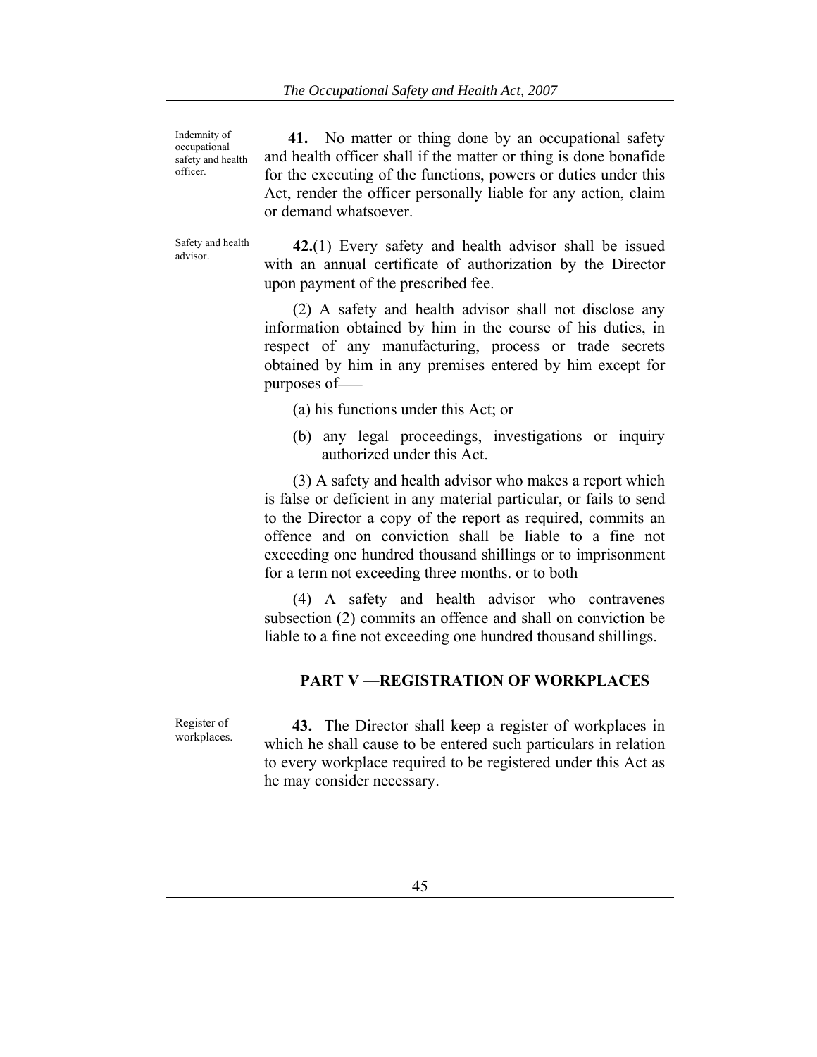Indemnity of occupational safety and health officer.

**41.** No matter or thing done by an occupational safety and health officer shall if the matter or thing is done bonafide for the executing of the functions, powers or duties under this Act, render the officer personally liable for any action, claim or demand whatsoever.

Safety and health advisor.

**42.**(1) Every safety and health advisor shall be issued with an annual certificate of authorization by the Director upon payment of the prescribed fee.

(2) A safety and health advisor shall not disclose any information obtained by him in the course of his duties, in respect of any manufacturing, process or trade secrets obtained by him in any premises entered by him except for purposes of—

(a) his functions under this Act; or

(b) any legal proceedings, investigations or inquiry authorized under this Act.

(3) A safety and health advisor who makes a report which is false or deficient in any material particular, or fails to send to the Director a copy of the report as required, commits an offence and on conviction shall be liable to a fine not exceeding one hundred thousand shillings or to imprisonment for a term not exceeding three months. or to both

(4) A safety and health advisor who contravenes subsection (2) commits an offence and shall on conviction be liable to a fine not exceeding one hundred thousand shillings.

## PART V —REGISTRATION OF WORKPLACES

Register of workplaces.

**43.** The Director shall keep a register of workplaces in which he shall cause to be entered such particulars in relation to every workplace required to be registered under this Act as he may consider necessary.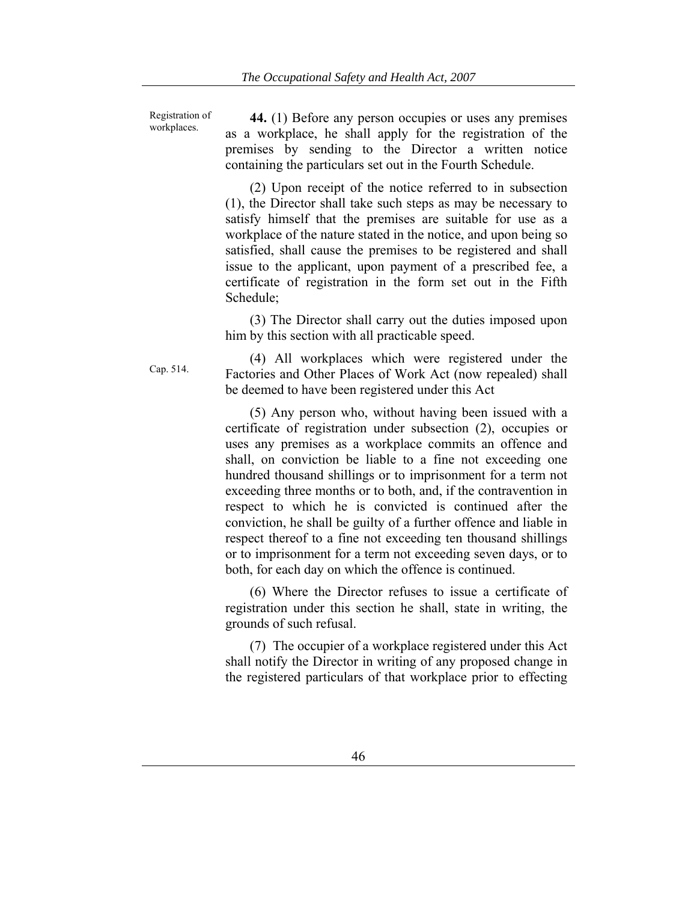Registration of workplaces.

**44.** (1) Before any person occupies or uses any premises as a workplace, he shall apply for the registration of the premises by sending to the Director a written notice containing the particulars set out in the Fourth Schedule.

(2) Upon receipt of the notice referred to in subsection (1), the Director shall take such steps as may be necessary to satisfy himself that the premises are suitable for use as a workplace of the nature stated in the notice, and upon being so satisfied, shall cause the premises to be registered and shall issue to the applicant, upon payment of a prescribed fee, a certificate of registration in the form set out in the Fifth Schedule;

(3) The Director shall carry out the duties imposed upon him by this section with all practicable speed.

Cap. 514.

(4) All workplaces which were registered under the Factories and Other Places of Work Act (now repealed) shall be deemed to have been registered under this Act

(5) Any person who, without having been issued with a certificate of registration under subsection (2), occupies or uses any premises as a workplace commits an offence and shall, on conviction be liable to a fine not exceeding one hundred thousand shillings or to imprisonment for a term not exceeding three months or to both, and, if the contravention in respect to which he is convicted is continued after the conviction, he shall be guilty of a further offence and liable in respect thereof to a fine not exceeding ten thousand shillings or to imprisonment for a term not exceeding seven days, or to both, for each day on which the offence is continued.

(6) Where the Director refuses to issue a certificate of registration under this section he shall, state in writing, the grounds of such refusal.

(7) The occupier of a workplace registered under this Act shall notify the Director in writing of any proposed change in the registered particulars of that workplace prior to effecting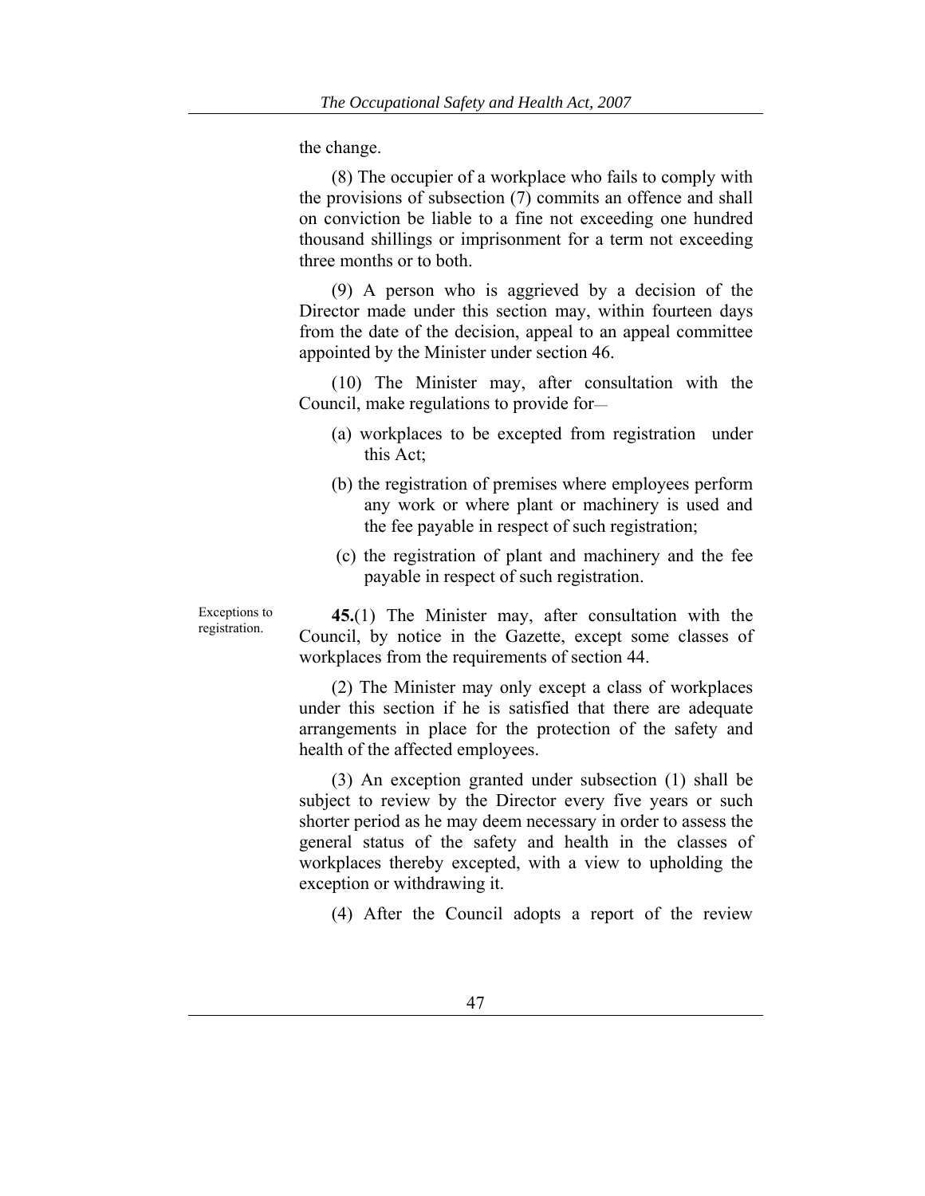the change.

(8) The occupier of a workplace who fails to comply with the provisions of subsection (7) commits an offence and shall on conviction be liable to a fine not exceeding one hundred thousand shillings or imprisonment for a term not exceeding three months or to both.

(9) A person who is aggrieved by a decision of the Director made under this section may, within fourteen days from the date of the decision, appeal to an appeal committee appointed by the Minister under section 46.

(10) The Minister may, after consultation with the Council, make regulations to provide for—

(a) workplaces to be excepted from registration under this Act;

(b) the registration of premises where employees perform any work or where plant or machinery is used and the fee payable in respect of such registration;

(c) the registration of plant and machinery and the fee payable in respect of such registration.

Exceptions to registration.

**45.**(1) The Minister may, after consultation with the Council, by notice in the Gazette, except some classes of workplaces from the requirements of section 44.

(2) The Minister may only except a class of workplaces under this section if he is satisfied that there are adequate arrangements in place for the protection of the safety and health of the affected employees.

(3) An exception granted under subsection (1) shall be subject to review by the Director every five years or such shorter period as he may deem necessary in order to assess the general status of the safety and health in the classes of workplaces thereby excepted, with a view to upholding the exception or withdrawing it.

(4) After the Council adopts a report of the review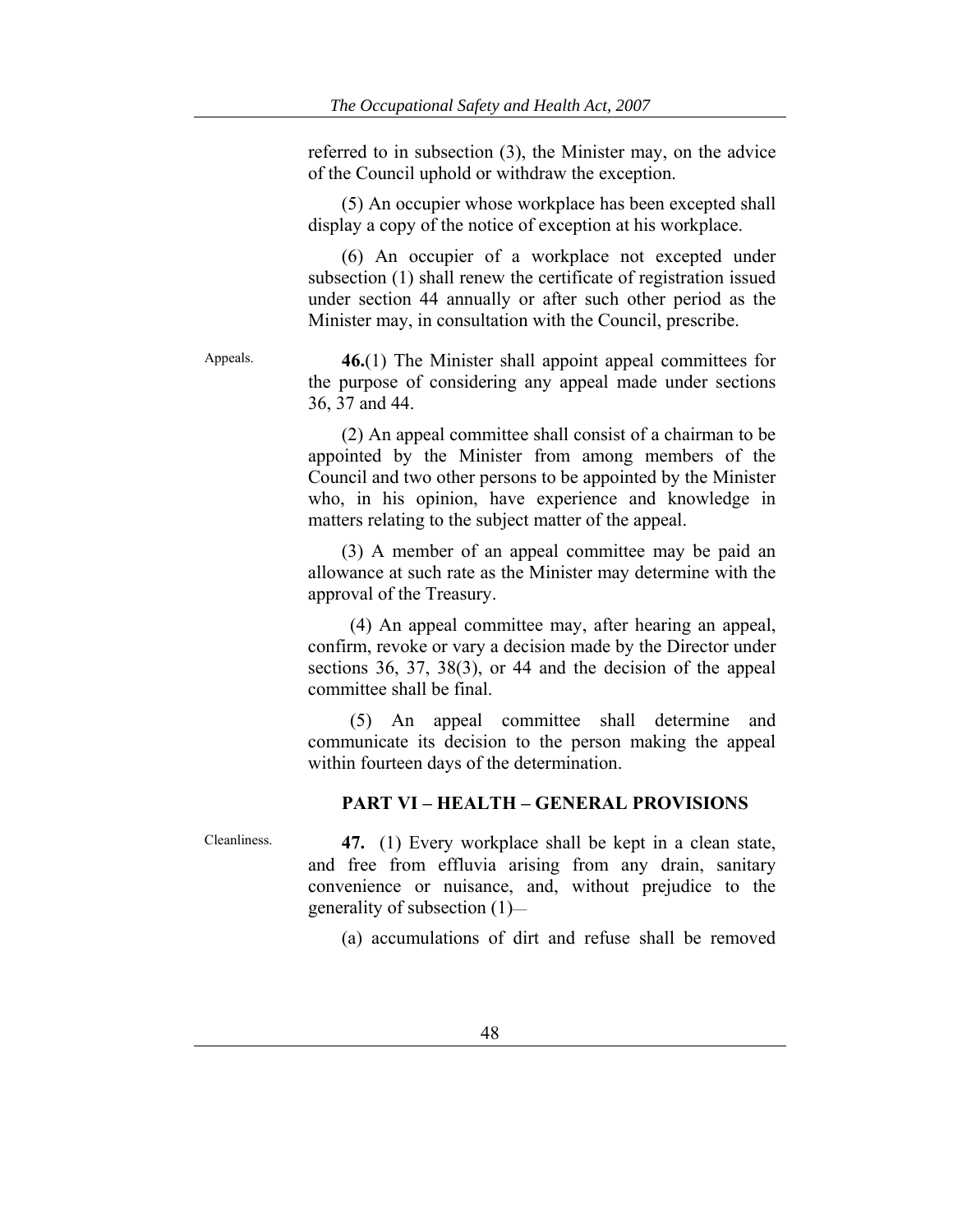referred to in subsection (3), the Minister may, on the advice of the Council uphold or withdraw the exception.

(5) An occupier whose workplace has been excepted shall display a copy of the notice of exception at his workplace.

(6) An occupier of a workplace not excepted under subsection (1) shall renew the certificate of registration issued under section 44 annually or after such other period as the Minister may, in consultation with the Council, prescribe.

Appeals.

**46.**(1) The Minister shall appoint appeal committees for the purpose of considering any appeal made under sections 36, 37 and 44.

(2) An appeal committee shall consist of a chairman to be appointed by the Minister from among members of the Council and two other persons to be appointed by the Minister who, in his opinion, have experience and knowledge in matters relating to the subject matter of the appeal.

(3) A member of an appeal committee may be paid an allowance at such rate as the Minister may determine with the approval of the Treasury.

(4) An appeal committee may, after hearing an appeal, confirm, revoke or vary a decision made by the Director under sections 36, 37, 38(3), or 44 and the decision of the appeal committee shall be final.

(5) An appeal committee shall determine and communicate its decision to the person making the appeal within fourteen days of the determination.

## PART VI – HEALTH – GENERAL PROVISIONS

Cleanliness.

**47.** (1) Every workplace shall be kept in a clean state, and free from effluvia arising from any drain, sanitary convenience or nuisance, and, without prejudice to the generality of subsection (1)—

(a) accumulations of dirt and refuse shall be removed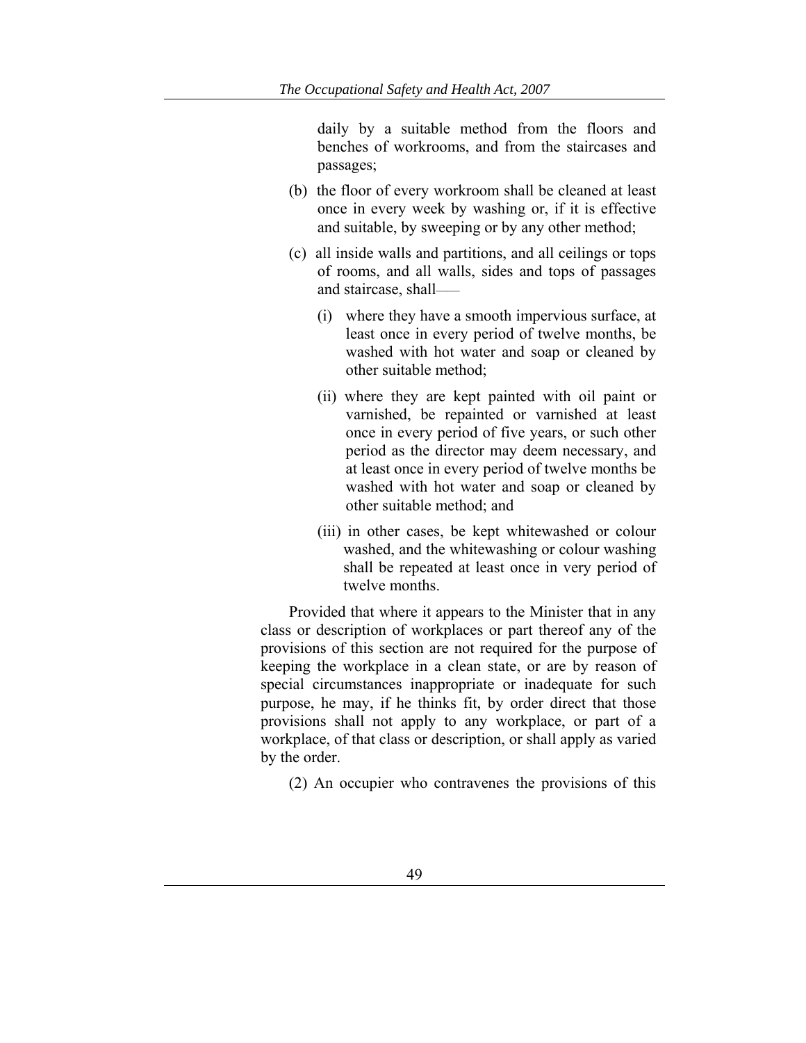daily by a suitable method from the floors and benches of workrooms, and from the staircases and passages;

(b) the floor of every workroom shall be cleaned at least once in every week by washing or, if it is effective and suitable, by sweeping or by any other method;

(c) all inside walls and partitions, and all ceilings or tops of rooms, and all walls, sides and tops of passages and staircase, shall——

 (i) where they have a smooth impervious surface, at least once in every period of twelve months, be washed with hot water and soap or cleaned by other suitable method;

 (ii) where they are kept painted with oil paint or varnished, be repainted or varnished at least once in every period of five years, or such other period as the director may deem necessary, and at least once in every period of twelve months be washed with hot water and soap or cleaned by other suitable method; and

 (iii) in other cases, be kept whitewashed or colour washed, and the whitewashing or colour washing shall be repeated at least once in very period of twelve months.

Provided that where it appears to the Minister that in any class or description of workplaces or part thereof any of the provisions of this section are not required for the purpose of keeping the workplace in a clean state, or are by reason of special circumstances inappropriate or inadequate for such purpose, he may, if he thinks fit, by order direct that those provisions shall not apply to any workplace, or part of a workplace, of that class or description, or shall apply as varied by the order.

(2) An occupier who contravenes the provisions of this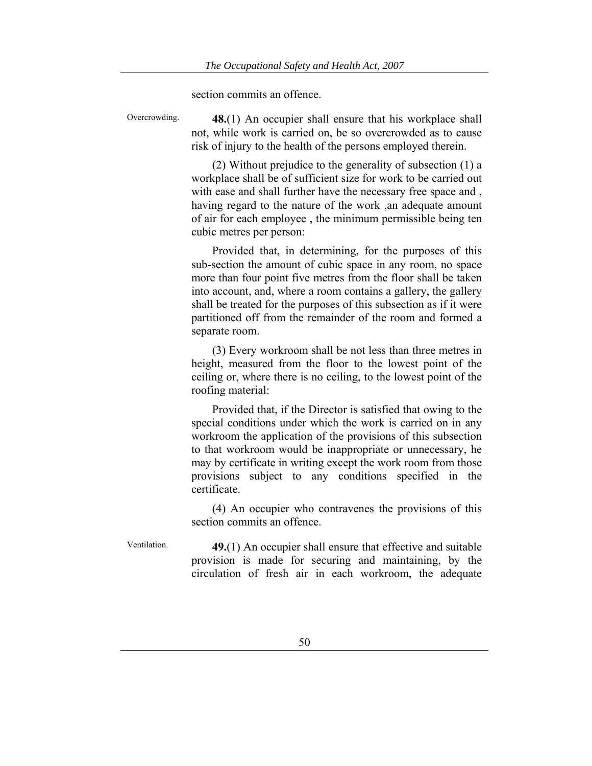section commits an offence.

Overcrowding.

**48.**(1) An occupier shall ensure that his workplace shall not, while work is carried on, be so overcrowded as to cause risk of injury to the health of the persons employed therein.

(2) Without prejudice to the generality of subsection (1) a workplace shall be of sufficient size for work to be carried out with ease and shall further have the necessary free space and , having regard to the nature of the work ,an adequate amount of air for each employee , the minimum permissible being ten cubic metres per person:

Provided that, in determining, for the purposes of this sub-section the amount of cubic space in any room, no space more than four point five metres from the floor shall be taken into account, and, where a room contains a gallery, the gallery shall be treated for the purposes of this subsection as if it were partitioned off from the remainder of the room and formed a separate room.

(3) Every workroom shall be not less than three metres in height, measured from the floor to the lowest point of the ceiling or, where there is no ceiling, to the lowest point of the roofing material:

Provided that, if the Director is satisfied that owing to the special conditions under which the work is carried on in any workroom the application of the provisions of this subsection to that workroom would be inappropriate or unnecessary, he may by certificate in writing except the work room from those provisions subject to any conditions specified in the certificate.

(4) An occupier who contravenes the provisions of this section commits an offence.

Ventilation.

**49.**(1) An occupier shall ensure that effective and suitable provision is made for securing and maintaining, by the circulation of fresh air in each workroom, the adequate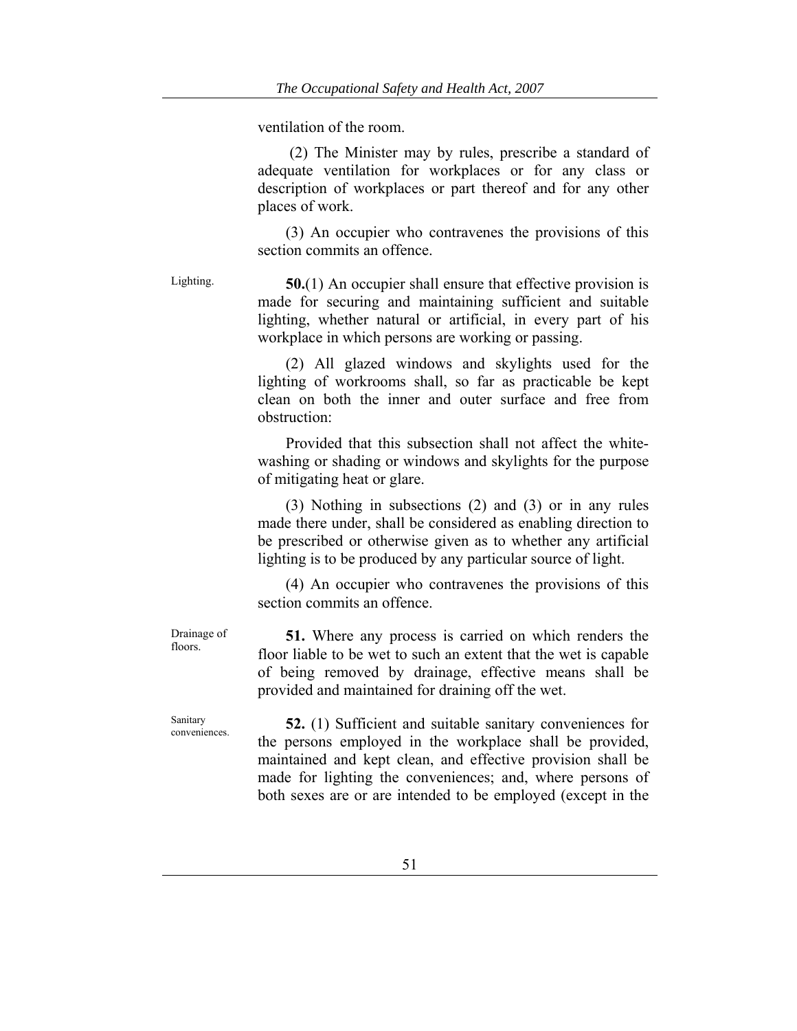ventilation of the room.

(2) The Minister may by rules, prescribe a standard of adequate ventilation for workplaces or for any class or description of workplaces or part thereof and for any other places of work.

(3) An occupier who contravenes the provisions of this section commits an offence.

Lighting.

**50.**(1) An occupier shall ensure that effective provision is made for securing and maintaining sufficient and suitable lighting, whether natural or artificial, in every part of his workplace in which persons are working or passing.

(2) All glazed windows and skylights used for the lighting of workrooms shall, so far as practicable be kept clean on both the inner and outer surface and free from obstruction:

Provided that this subsection shall not affect the white-washing or shading or windows and skylights for the purpose of mitigating heat or glare.

(3) Nothing in subsections (2) and (3) or in any rules made there under, shall be considered as enabling direction to be prescribed or otherwise given as to whether any artificial lighting is to be produced by any particular source of light.

(4) An occupier who contravenes the provisions of this section commits an offence.

Drainage of floors.

**51.** Where any process is carried on which renders the floor liable to be wet to such an extent that the wet is capable of being removed by drainage, effective means shall be provided and maintained for draining off the wet.

Sanitary conveniences.

**52.** (1) Sufficient and suitable sanitary conveniences for the persons employed in the workplace shall be provided, maintained and kept clean, and effective provision shall be made for lighting the conveniences; and, where persons of both sexes are or are intended to be employed (except in the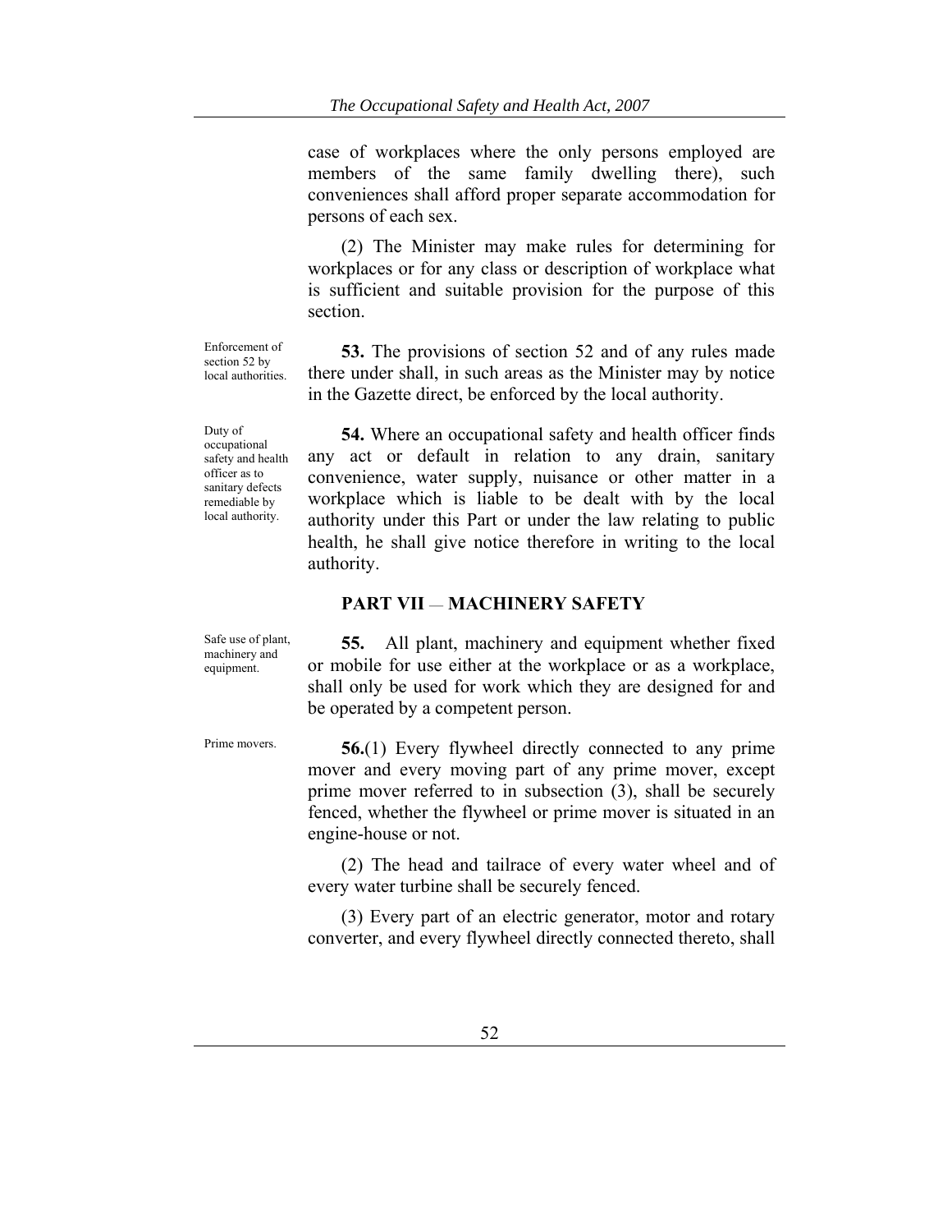case of workplaces where the only persons employed are members of the same family dwelling there), such conveniences shall afford proper separate accommodation for persons of each sex.

(2) The Minister may make rules for determining for workplaces or for any class or description of workplace what is sufficient and suitable provision for the purpose of this section.

Enforcement of section 52 by local authorities.

**53.** The provisions of section 52 and of any rules made there under shall, in such areas as the Minister may by notice in the Gazette direct, be enforced by the local authority.

Duty of occupational safety and health officer as to sanitary defects remediable by local authority.

**54.** Where an occupational safety and health officer finds any act or default in relation to any drain, sanitary convenience, water supply, nuisance or other matter in a workplace which is liable to be dealt with by the local authority under this Part or under the law relating to public health, he shall give notice therefore in writing to the local authority.

## PART VII — MACHINERY SAFETY

Safe use of plant, machinery and equipment.

**55.** All plant, machinery and equipment whether fixed or mobile for use either at the workplace or as a workplace, shall only be used for work which they are designed for and be operated by a competent person.

Prime movers.

**56.**(1) Every flywheel directly connected to any prime mover and every moving part of any prime mover, except prime mover referred to in subsection (3), shall be securely fenced, whether the flywheel or prime mover is situated in an engine-house or not.

(2) The head and tailrace of every water wheel and of every water turbine shall be securely fenced.

(3) Every part of an electric generator, motor and rotary converter, and every flywheel directly connected thereto, shall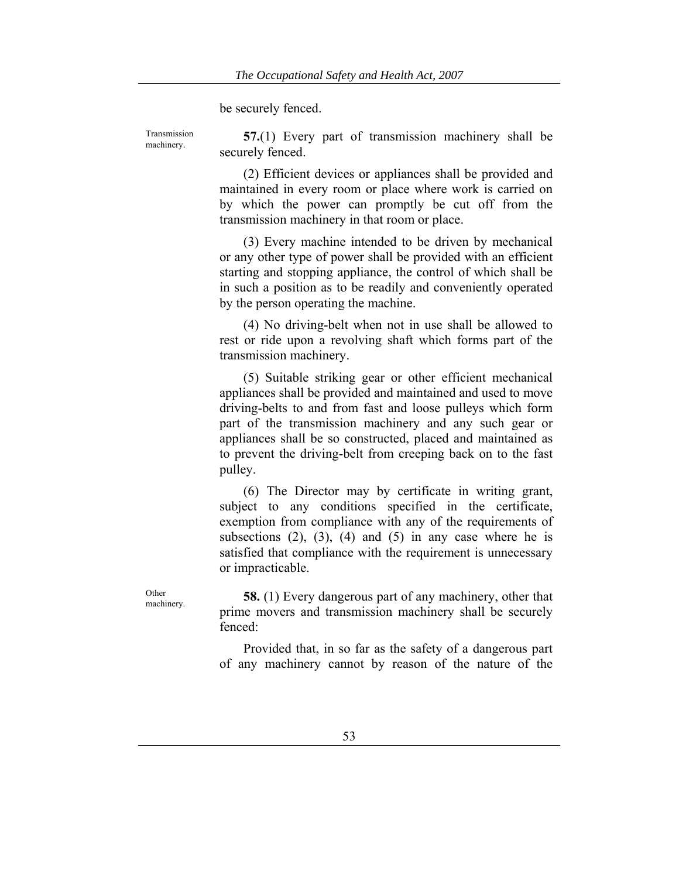be securely fenced.

Transmission machinery.

**57.**(1) Every part of transmission machinery shall be securely fenced.

(2) Efficient devices or appliances shall be provided and maintained in every room or place where work is carried on by which the power can promptly be cut off from the transmission machinery in that room or place.

(3) Every machine intended to be driven by mechanical or any other type of power shall be provided with an efficient starting and stopping appliance, the control of which shall be in such a position as to be readily and conveniently operated by the person operating the machine.

(4) No driving-belt when not in use shall be allowed to rest or ride upon a revolving shaft which forms part of the transmission machinery.

(5) Suitable striking gear or other efficient mechanical appliances shall be provided and maintained and used to move driving-belts to and from fast and loose pulleys which form part of the transmission machinery and any such gear or appliances shall be so constructed, placed and maintained as to prevent the driving-belt from creeping back on to the fast pulley.

(6) The Director may by certificate in writing grant, subject to any conditions specified in the certificate, exemption from compliance with any of the requirements of subsections (2), (3), (4) and (5) in any case where he is satisfied that compliance with the requirement is unnecessary or impracticable.

Other machinery.

**58.** (1) Every dangerous part of any machinery, other that prime movers and transmission machinery shall be securely fenced:

Provided that, in so far as the safety of a dangerous part of any machinery cannot by reason of the nature of the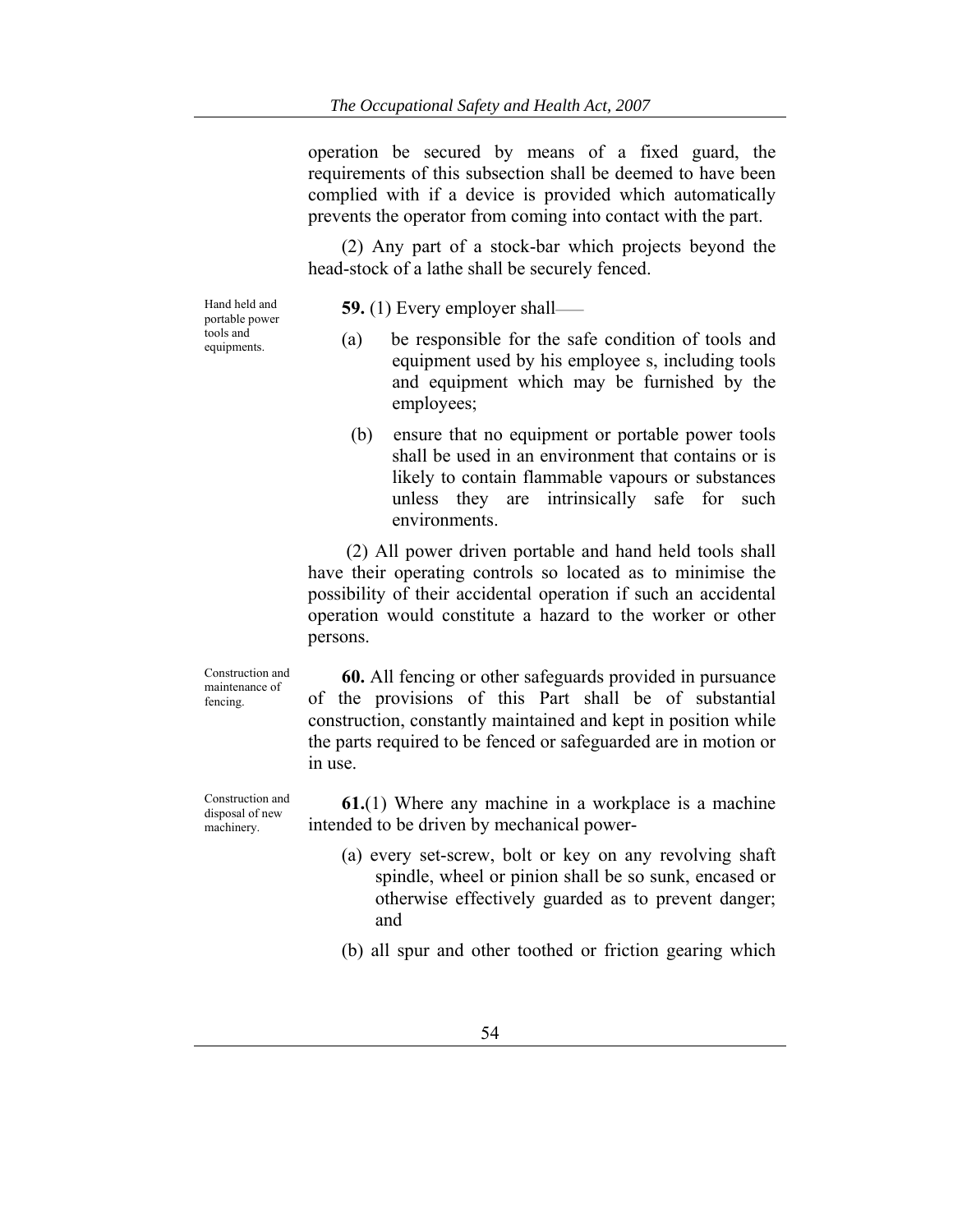operation be secured by means of a fixed guard, the requirements of this subsection shall be deemed to have been complied with if a device is provided which automatically prevents the operator from coming into contact with the part.

(2) Any part of a stock-bar which projects beyond the head-stock of a lathe shall be securely fenced.

Hand held and portable power tools and equipments.

**59.** (1) Every employer shall——

(a) be responsible for the safe condition of tools and equipment used by his employee s, including tools and equipment which may be furnished by the employees;

(b) ensure that no equipment or portable power tools shall be used in an environment that contains or is likely to contain flammable vapours or substances unless they are intrinsically safe for such environments.

(2) All power driven portable and hand held tools shall have their operating controls so located as to minimise the possibility of their accidental operation if such an accidental operation would constitute a hazard to the worker or other persons.

Construction and maintenance of fencing.

**60.** All fencing or other safeguards provided in pursuance of the provisions of this Part shall be of substantial construction, constantly maintained and kept in position while the parts required to be fenced or safeguarded are in motion or in use.

Construction and disposal of new machinery.

**61.**(1) Where any machine in a workplace is a machine intended to be driven by mechanical power-

(a) every set-screw, bolt or key on any revolving shaft spindle, wheel or pinion shall be so sunk, encased or otherwise effectively guarded as to prevent danger; and

(b) all spur and other toothed or friction gearing which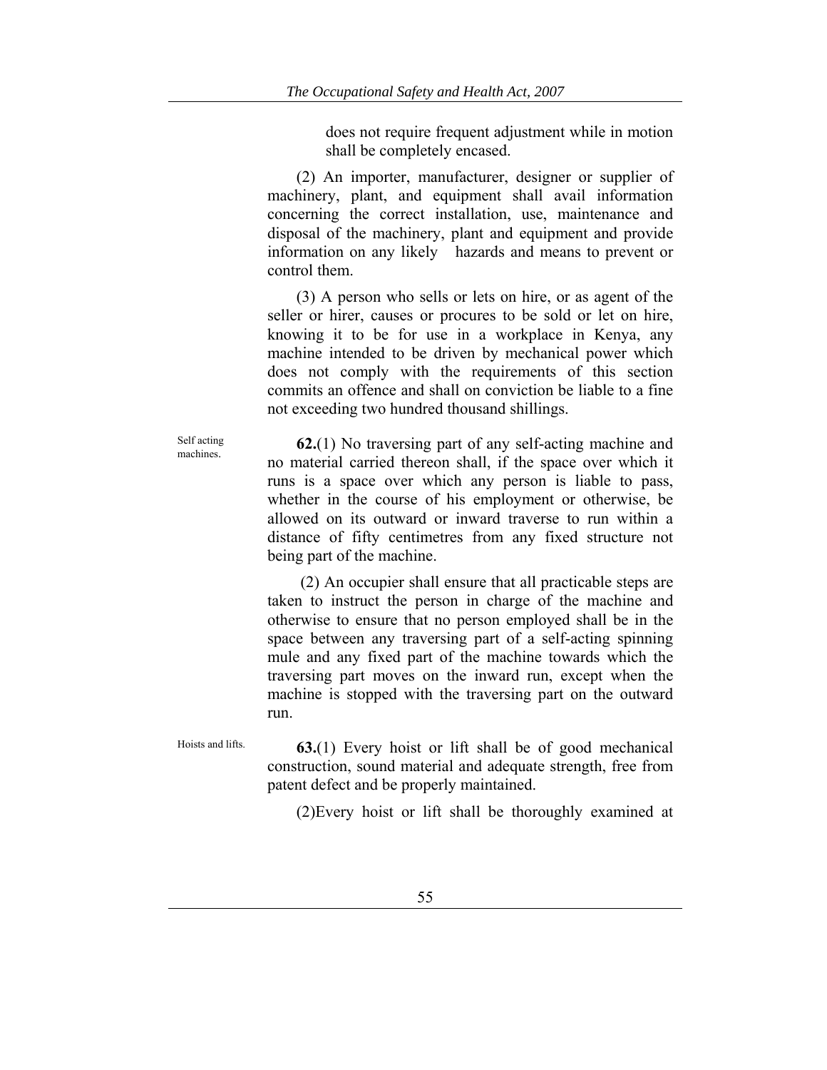does not require frequent adjustment while in motion shall be completely encased.

(2) An importer, manufacturer, designer or supplier of machinery, plant, and equipment shall avail information concerning the correct installation, use, maintenance and disposal of the machinery, plant and equipment and provide information on any likely hazards and means to prevent or control them.

(3) A person who sells or lets on hire, or as agent of the seller or hirer, causes or procures to be sold or let on hire, knowing it to be for use in a workplace in Kenya, any machine intended to be driven by mechanical power which does not comply with the requirements of this section commits an offence and shall on conviction be liable to a fine not exceeding two hundred thousand shillings.

Self acting machines.

**62.**(1) No traversing part of any self-acting machine and no material carried thereon shall, if the space over which it runs is a space over which any person is liable to pass, whether in the course of his employment or otherwise, be allowed on its outward or inward traverse to run within a distance of fifty centimetres from any fixed structure not being part of the machine.

(2) An occupier shall ensure that all practicable steps are taken to instruct the person in charge of the machine and otherwise to ensure that no person employed shall be in the space between any traversing part of a self-acting spinning mule and any fixed part of the machine towards which the traversing part moves on the inward run, except when the machine is stopped with the traversing part on the outward run.

Hoists and lifts.

**63.**(1) Every hoist or lift shall be of good mechanical construction, sound material and adequate strength, free from patent defect and be properly maintained.

(2)Every hoist or lift shall be thoroughly examined at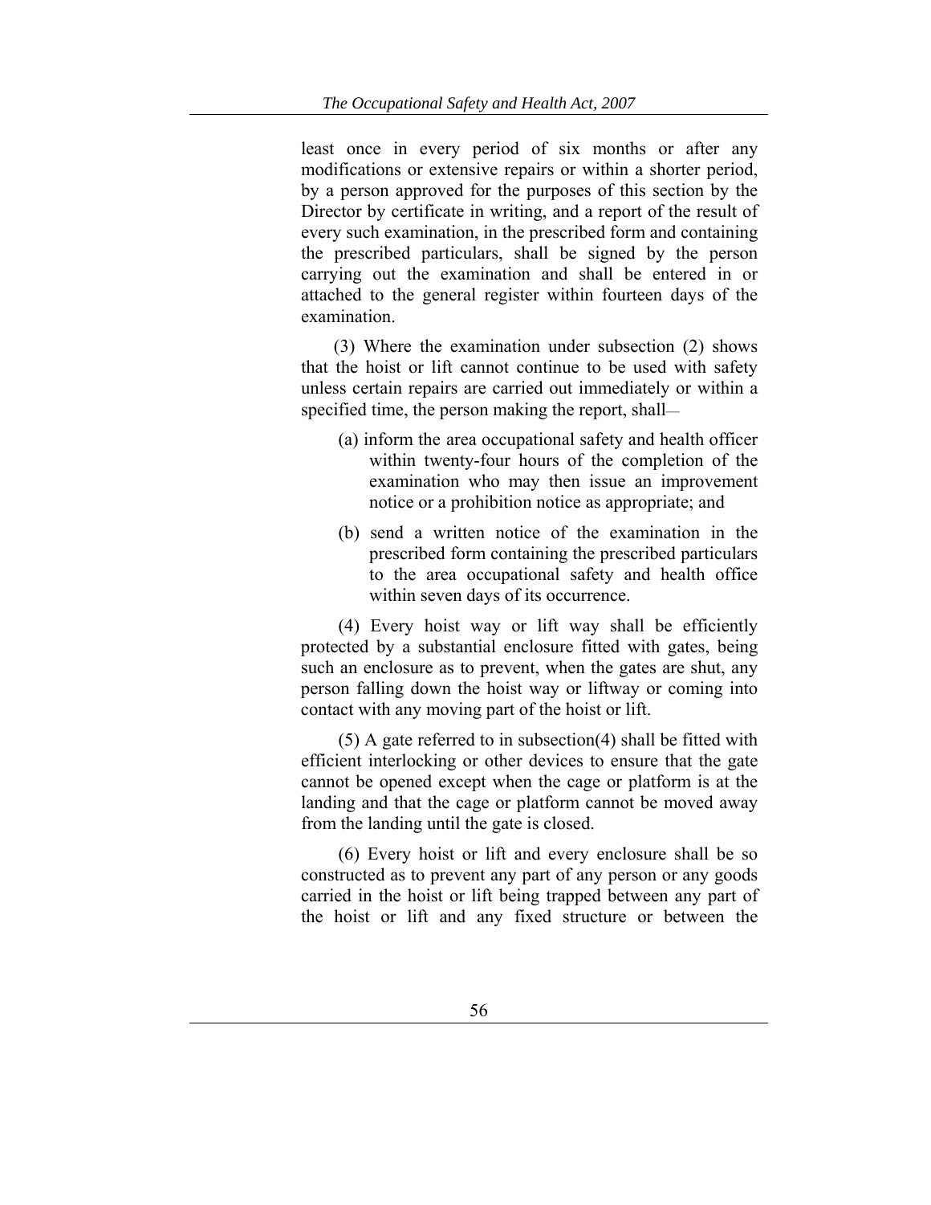least once in every period of six months or after any modifications or extensive repairs or within a shorter period, by a person approved for the purposes of this section by the Director by certificate in writing, and a report of the result of every such examination, in the prescribed form and containing the prescribed particulars, shall be signed by the person carrying out the examination and shall be entered in or attached to the general register within fourteen days of the examination.

(3) Where the examination under subsection (2) shows that the hoist or lift cannot continue to be used with safety unless certain repairs are carried out immediately or within a specified time, the person making the report, shall—

(a) inform the area occupational safety and health officer within twenty-four hours of the completion of the examination who may then issue an improvement notice or a prohibition notice as appropriate; and

(b) send a written notice of the examination in the prescribed form containing the prescribed particulars to the area occupational safety and health office within seven days of its occurrence.

(4) Every hoist way or lift way shall be efficiently protected by a substantial enclosure fitted with gates, being such an enclosure as to prevent, when the gates are shut, any person falling down the hoist way or liftway or coming into contact with any moving part of the hoist or lift.

(5) A gate referred to in subsection(4) shall be fitted with efficient interlocking or other devices to ensure that the gate cannot be opened except when the cage or platform is at the landing and that the cage or platform cannot be moved away from the landing until the gate is closed.

(6) Every hoist or lift and every enclosure shall be so constructed as to prevent any part of any person or any goods carried in the hoist or lift being trapped between any part of the hoist or lift and any fixed structure or between the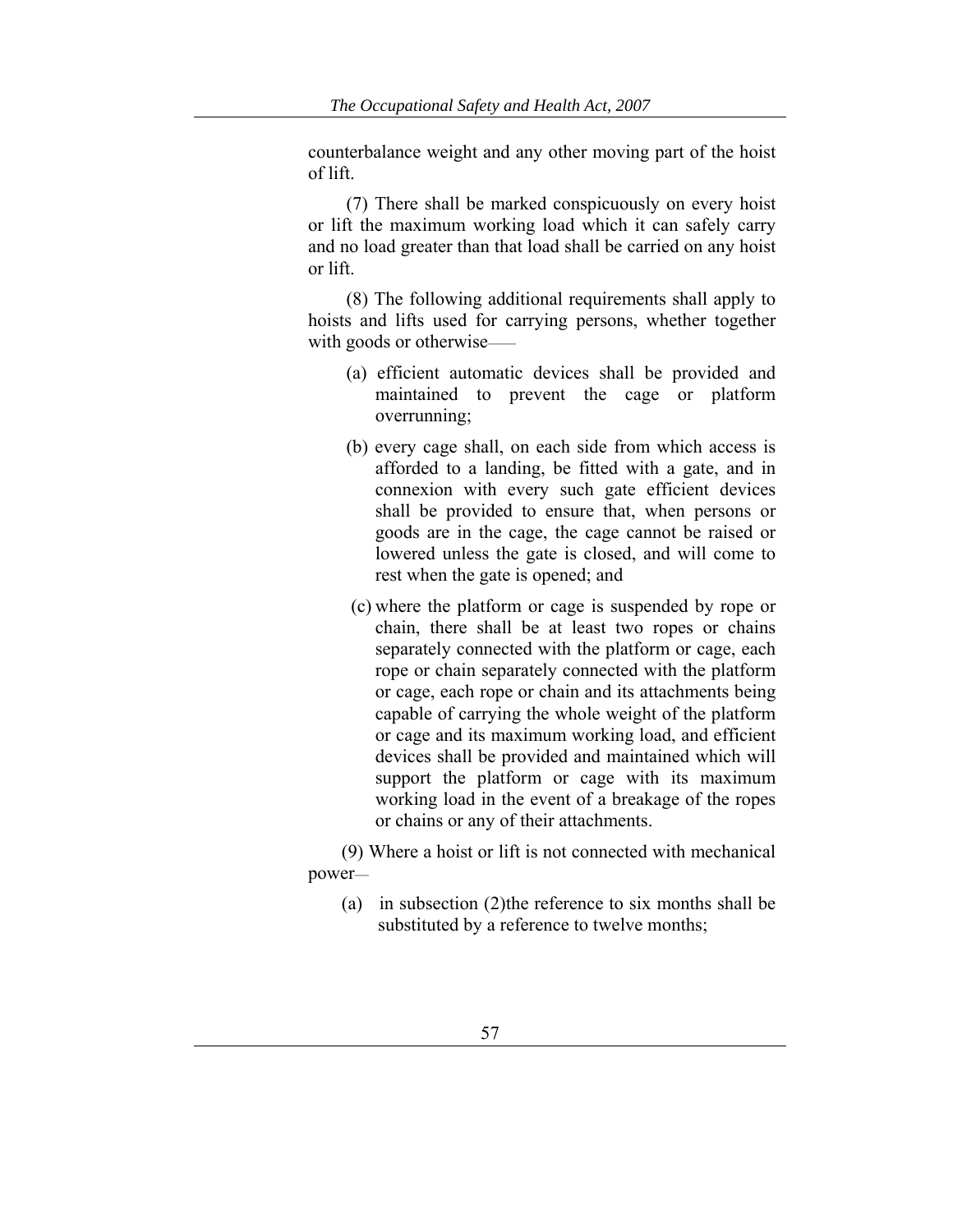counterbalance weight and any other moving part of the hoist of lift.

(7) There shall be marked conspicuously on every hoist or lift the maximum working load which it can safely carry and no load greater than that load shall be carried on any hoist or lift.

(8) The following additional requirements shall apply to hoists and lifts used for carrying persons, whether together with goods or otherwise——

(a) efficient automatic devices shall be provided and maintained to prevent the cage or platform overrunning;

(b) every cage shall, on each side from which access is afforded to a landing, be fitted with a gate, and in connexion with every such gate efficient devices shall be provided to ensure that, when persons or goods are in the cage, the cage cannot be raised or lowered unless the gate is closed, and will come to rest when the gate is opened; and

(c) where the platform or cage is suspended by rope or chain, there shall be at least two ropes or chains separately connected with the platform or cage, each rope or chain separately connected with the platform or cage, each rope or chain and its attachments being capable of carrying the whole weight of the platform or cage and its maximum working load, and efficient devices shall be provided and maintained which will support the platform or cage with its maximum working load in the event of a breakage of the ropes or chains or any of their attachments.

(9) Where a hoist or lift is not connected with mechanical power—

(a) in subsection (2)the reference to six months shall be substituted by a reference to twelve months;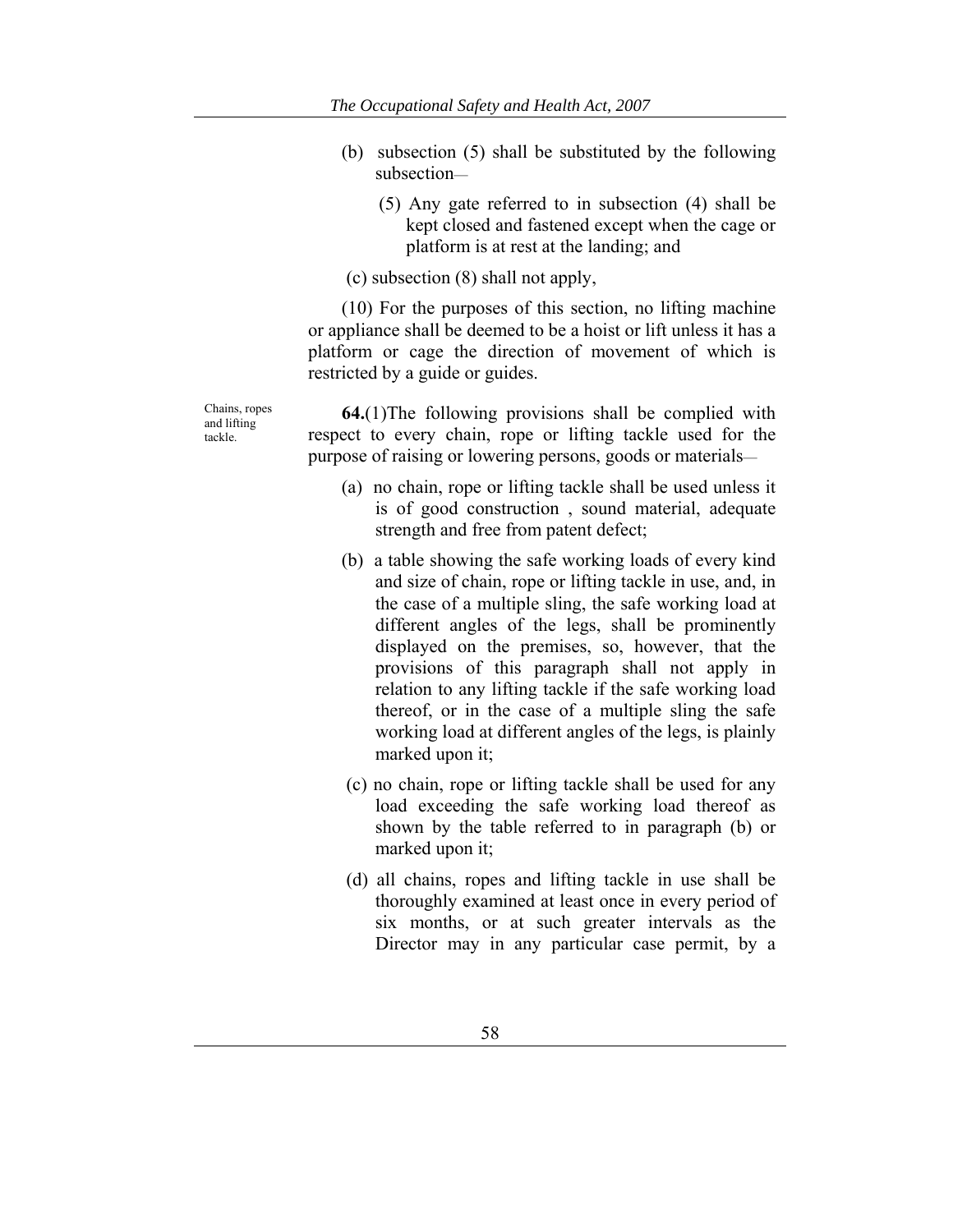(b) subsection (5) shall be substituted by the following subsection—

> (5) Any gate referred to in subsection (4) shall be kept closed and fastened except when the cage or platform is at rest at the landing; and

(c) subsection (8) shall not apply,

(10) For the purposes of this section, no lifting machine or appliance shall be deemed to be a hoist or lift unless it has a platform or cage the direction of movement of which is restricted by a guide or guides.

Chains, ropes and lifting tackle.

**64.**(1)The following provisions shall be complied with respect to every chain, rope or lifting tackle used for the purpose of raising or lowering persons, goods or materials—

(a) no chain, rope or lifting tackle shall be used unless it is of good construction , sound material, adequate strength and free from patent defect;

(b) a table showing the safe working loads of every kind and size of chain, rope or lifting tackle in use, and, in the case of a multiple sling, the safe working load at different angles of the legs, shall be prominently displayed on the premises, so, however, that the provisions of this paragraph shall not apply in relation to any lifting tackle if the safe working load thereof, or in the case of a multiple sling the safe working load at different angles of the legs, is plainly marked upon it;

(c) no chain, rope or lifting tackle shall be used for any load exceeding the safe working load thereof as shown by the table referred to in paragraph (b) or marked upon it;

(d) all chains, ropes and lifting tackle in use shall be thoroughly examined at least once in every period of six months, or at such greater intervals as the Director may in any particular case permit, by a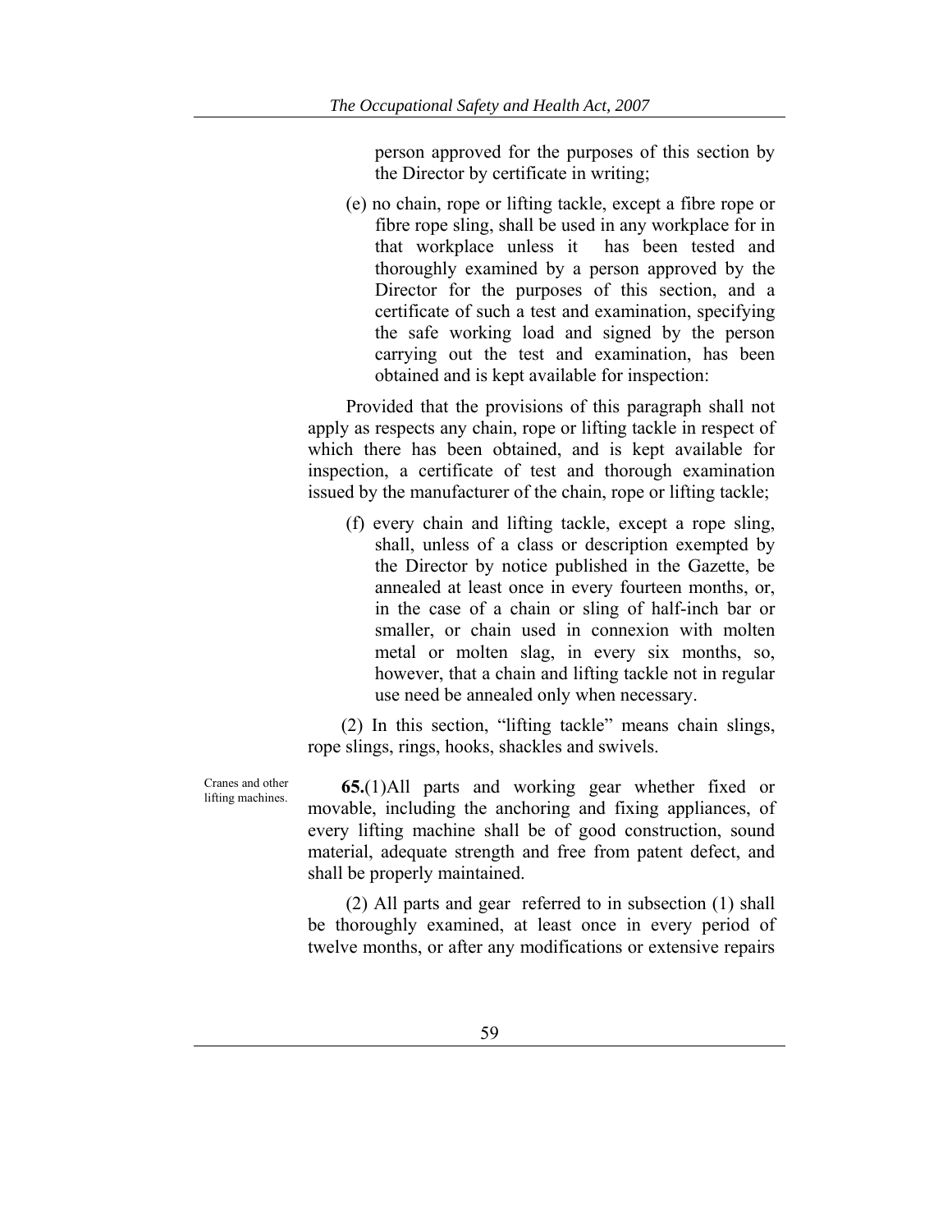person approved for the purposes of this section by the Director by certificate in writing;

(e) no chain, rope or lifting tackle, except a fibre rope or fibre rope sling, shall be used in any workplace for in that workplace unless it has been tested and thoroughly examined by a person approved by the Director for the purposes of this section, and a certificate of such a test and examination, specifying the safe working load and signed by the person carrying out the test and examination, has been obtained and is kept available for inspection:

Provided that the provisions of this paragraph shall not apply as respects any chain, rope or lifting tackle in respect of which there has been obtained, and is kept available for inspection, a certificate of test and thorough examination issued by the manufacturer of the chain, rope or lifting tackle;

(f) every chain and lifting tackle, except a rope sling, shall, unless of a class or description exempted by the Director by notice published in the Gazette, be annealed at least once in every fourteen months, or, in the case of a chain or sling of half-inch bar or smaller, or chain used in connexion with molten metal or molten slag, in every six months, so, however, that a chain and lifting tackle not in regular use need be annealed only when necessary.

(2) In this section, "lifting tackle" means chain slings, rope slings, rings, hooks, shackles and swivels.

Cranes and other lifting machines.

**65.**(1)All parts and working gear whether fixed or movable, including the anchoring and fixing appliances, of every lifting machine shall be of good construction, sound material, adequate strength and free from patent defect, and shall be properly maintained.

(2) All parts and gear referred to in subsection (1) shall be thoroughly examined, at least once in every period of twelve months, or after any modifications or extensive repairs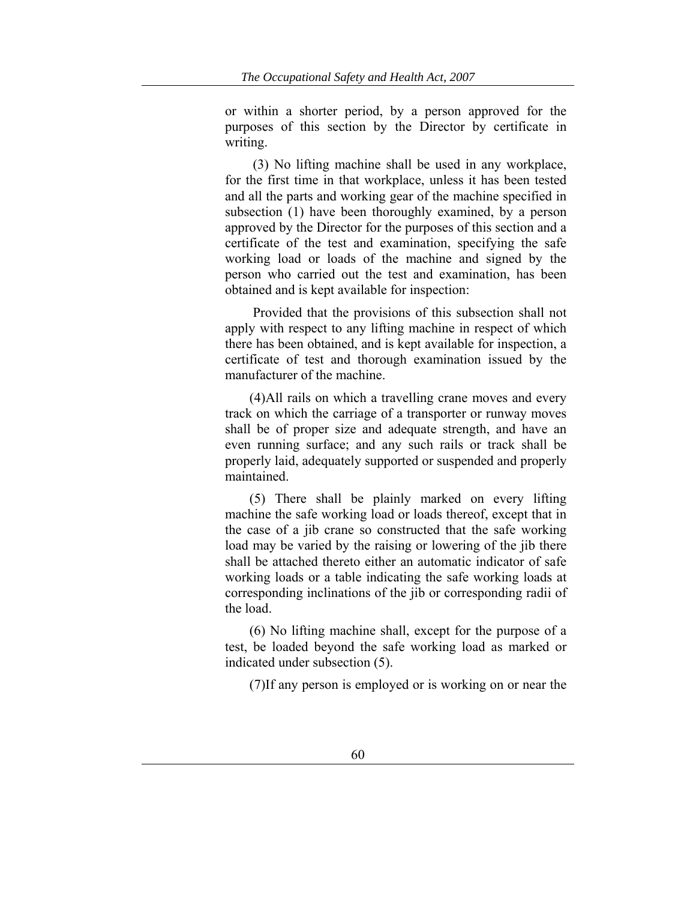or within a shorter period, by a person approved for the purposes of this section by the Director by certificate in writing.

(3) No lifting machine shall be used in any workplace, for the first time in that workplace, unless it has been tested and all the parts and working gear of the machine specified in subsection (1) have been thoroughly examined, by a person approved by the Director for the purposes of this section and a certificate of the test and examination, specifying the safe working load or loads of the machine and signed by the person who carried out the test and examination, has been obtained and is kept available for inspection:

Provided that the provisions of this subsection shall not apply with respect to any lifting machine in respect of which there has been obtained, and is kept available for inspection, a certificate of test and thorough examination issued by the manufacturer of the machine.

(4)All rails on which a travelling crane moves and every track on which the carriage of a transporter or runway moves shall be of proper size and adequate strength, and have an even running surface; and any such rails or track shall be properly laid, adequately supported or suspended and properly maintained.

(5) There shall be plainly marked on every lifting machine the safe working load or loads thereof, except that in the case of a jib crane so constructed that the safe working load may be varied by the raising or lowering of the jib there shall be attached thereto either an automatic indicator of safe working loads or a table indicating the safe working loads at corresponding inclinations of the jib or corresponding radii of the load.

(6) No lifting machine shall, except for the purpose of a test, be loaded beyond the safe working load as marked or indicated under subsection (5).

(7)If any person is employed or is working on or near the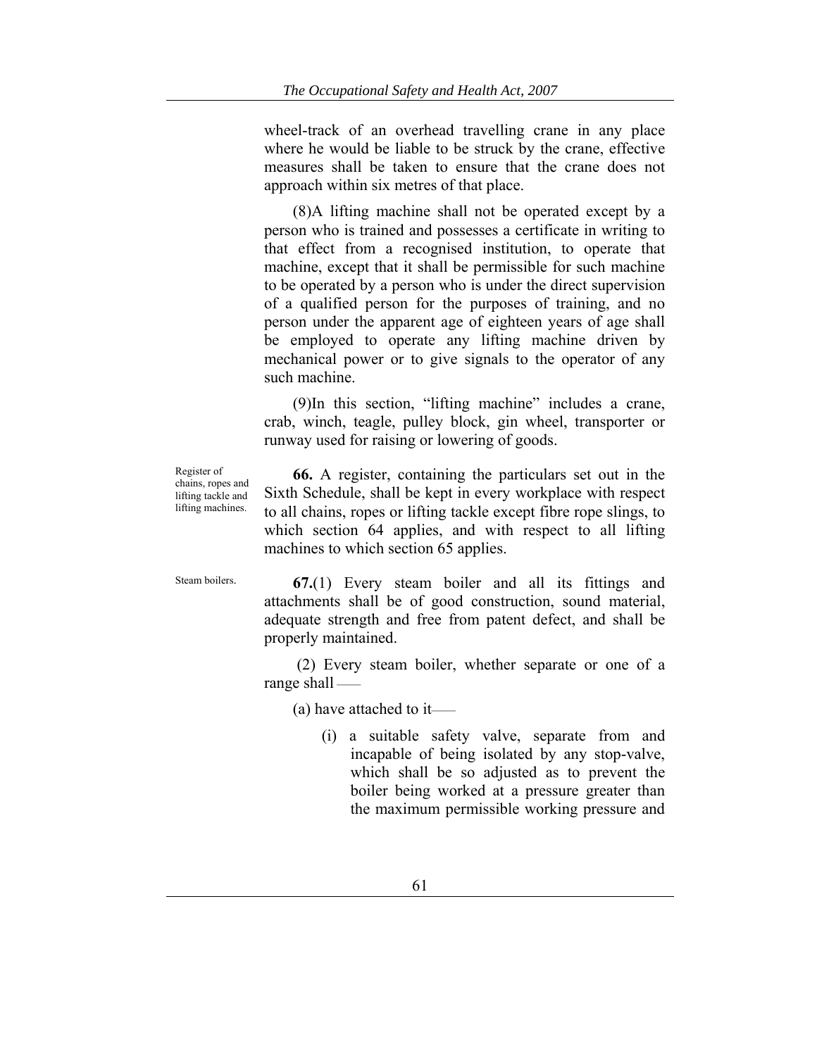wheel-track of an overhead travelling crane in any place where he would be liable to be struck by the crane, effective measures shall be taken to ensure that the crane does not approach within six metres of that place.

(8)A lifting machine shall not be operated except by a person who is trained and possesses a certificate in writing to that effect from a recognised institution, to operate that machine, except that it shall be permissible for such machine to be operated by a person who is under the direct supervision of a qualified person for the purposes of training, and no person under the apparent age of eighteen years of age shall be employed to operate any lifting machine driven by mechanical power or to give signals to the operator of any such machine.

(9)In this section, "lifting machine" includes a crane, crab, winch, teagle, pulley block, gin wheel, transporter or runway used for raising or lowering of goods.

Register of chains, ropes and lifting tackle and lifting machines.

**66.** A register, containing the particulars set out in the Sixth Schedule, shall be kept in every workplace with respect to all chains, ropes or lifting tackle except fibre rope slings, to which section 64 applies, and with respect to all lifting machines to which section 65 applies.

Steam boilers.

**67.**(1) Every steam boiler and all its fittings and attachments shall be of good construction, sound material, adequate strength and free from patent defect, and shall be properly maintained.

(2) Every steam boiler, whether separate or one of a range shall ——

(a) have attached to it——

(i) a suitable safety valve, separate from and incapable of being isolated by any stop-valve, which shall be so adjusted as to prevent the boiler being worked at a pressure greater than the maximum permissible working pressure and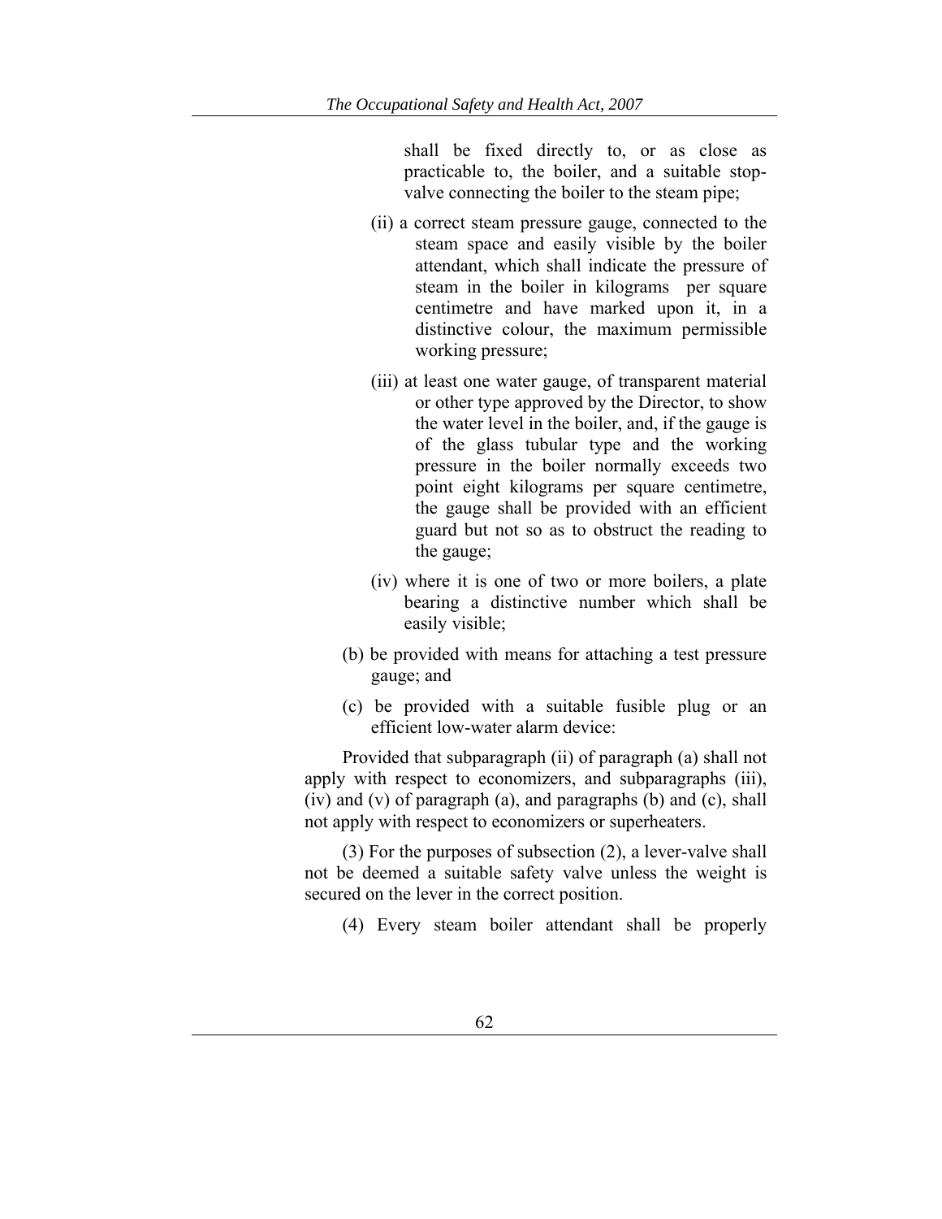shall be fixed directly to, or as close as practicable to, the boiler, and a suitable stop-valve connecting the boiler to the steam pipe;

(ii) a correct steam pressure gauge, connected to the steam space and easily visible by the boiler attendant, which shall indicate the pressure of steam in the boiler in kilograms per square centimetre and have marked upon it, in a distinctive colour, the maximum permissible working pressure;

(iii) at least one water gauge, of transparent material or other type approved by the Director, to show the water level in the boiler, and, if the gauge is of the glass tubular type and the working pressure in the boiler normally exceeds two point eight kilograms per square centimetre, the gauge shall be provided with an efficient guard but not so as to obstruct the reading to the gauge;

(iv) where it is one of two or more boilers, a plate bearing a distinctive number which shall be easily visible;

(b) be provided with means for attaching a test pressure gauge; and

(c) be provided with a suitable fusible plug or an efficient low-water alarm device:

Provided that subparagraph (ii) of paragraph (a) shall not apply with respect to economizers, and subparagraphs (iii), (iv) and (v) of paragraph (a), and paragraphs (b) and (c), shall not apply with respect to economizers or superheaters.

(3) For the purposes of subsection (2), a lever-valve shall not be deemed a suitable safety valve unless the weight is secured on the lever in the correct position.

(4) Every steam boiler attendant shall be properly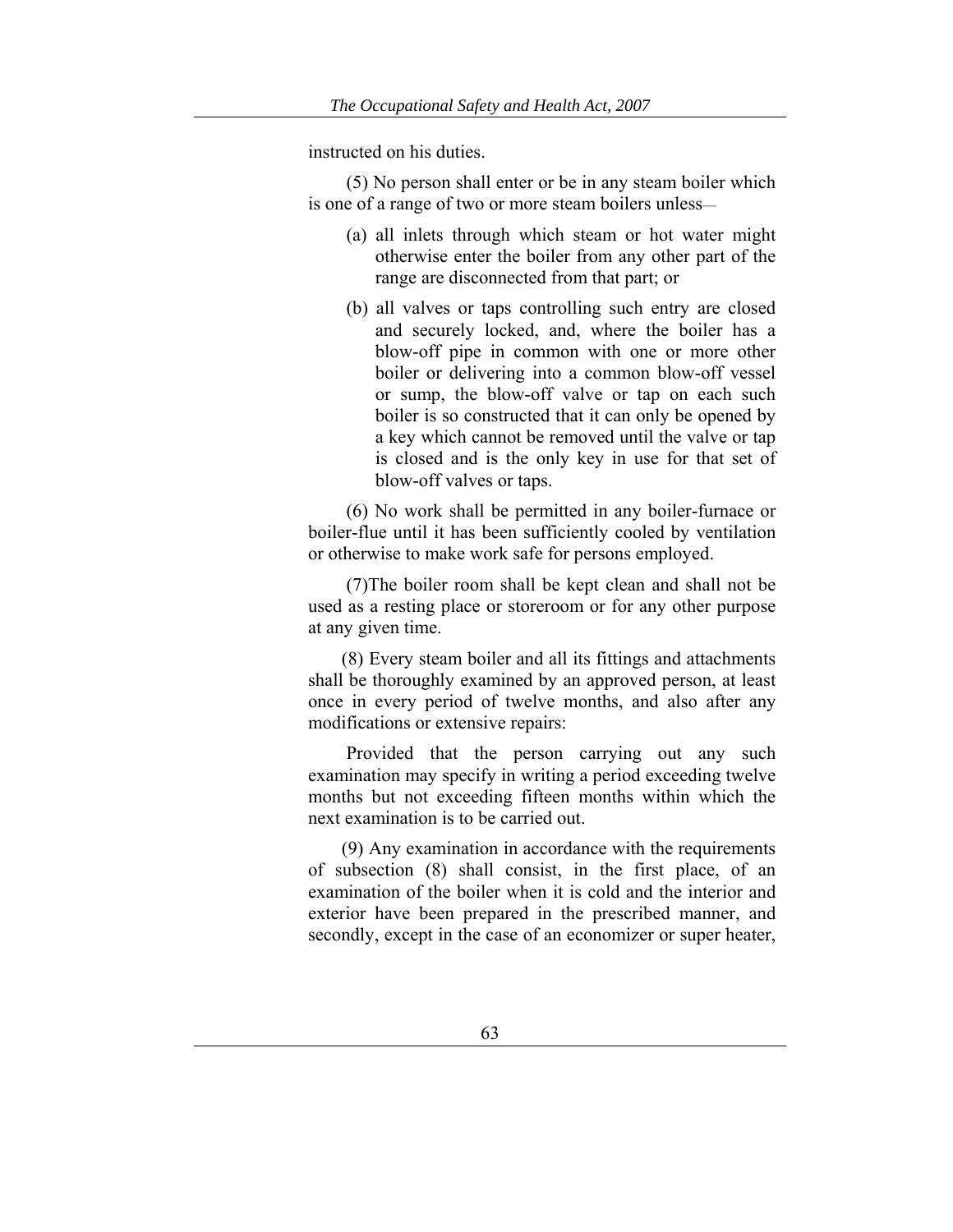instructed on his duties.

(5) No person shall enter or be in any steam boiler which is one of a range of two or more steam boilers unless—

(a) all inlets through which steam or hot water might otherwise enter the boiler from any other part of the range are disconnected from that part; or

(b) all valves or taps controlling such entry are closed and securely locked, and, where the boiler has a blow-off pipe in common with one or more other boiler or delivering into a common blow-off vessel or sump, the blow-off valve or tap on each such boiler is so constructed that it can only be opened by a key which cannot be removed until the valve or tap is closed and is the only key in use for that set of blow-off valves or taps.

(6) No work shall be permitted in any boiler-furnace or boiler-flue until it has been sufficiently cooled by ventilation or otherwise to make work safe for persons employed.

(7)The boiler room shall be kept clean and shall not be used as a resting place or storeroom or for any other purpose at any given time.

(8) Every steam boiler and all its fittings and attachments shall be thoroughly examined by an approved person, at least once in every period of twelve months, and also after any modifications or extensive repairs:

Provided that the person carrying out any such examination may specify in writing a period exceeding twelve months but not exceeding fifteen months within which the next examination is to be carried out.

(9) Any examination in accordance with the requirements of subsection (8) shall consist, in the first place, of an examination of the boiler when it is cold and the interior and exterior have been prepared in the prescribed manner, and secondly, except in the case of an economizer or super heater,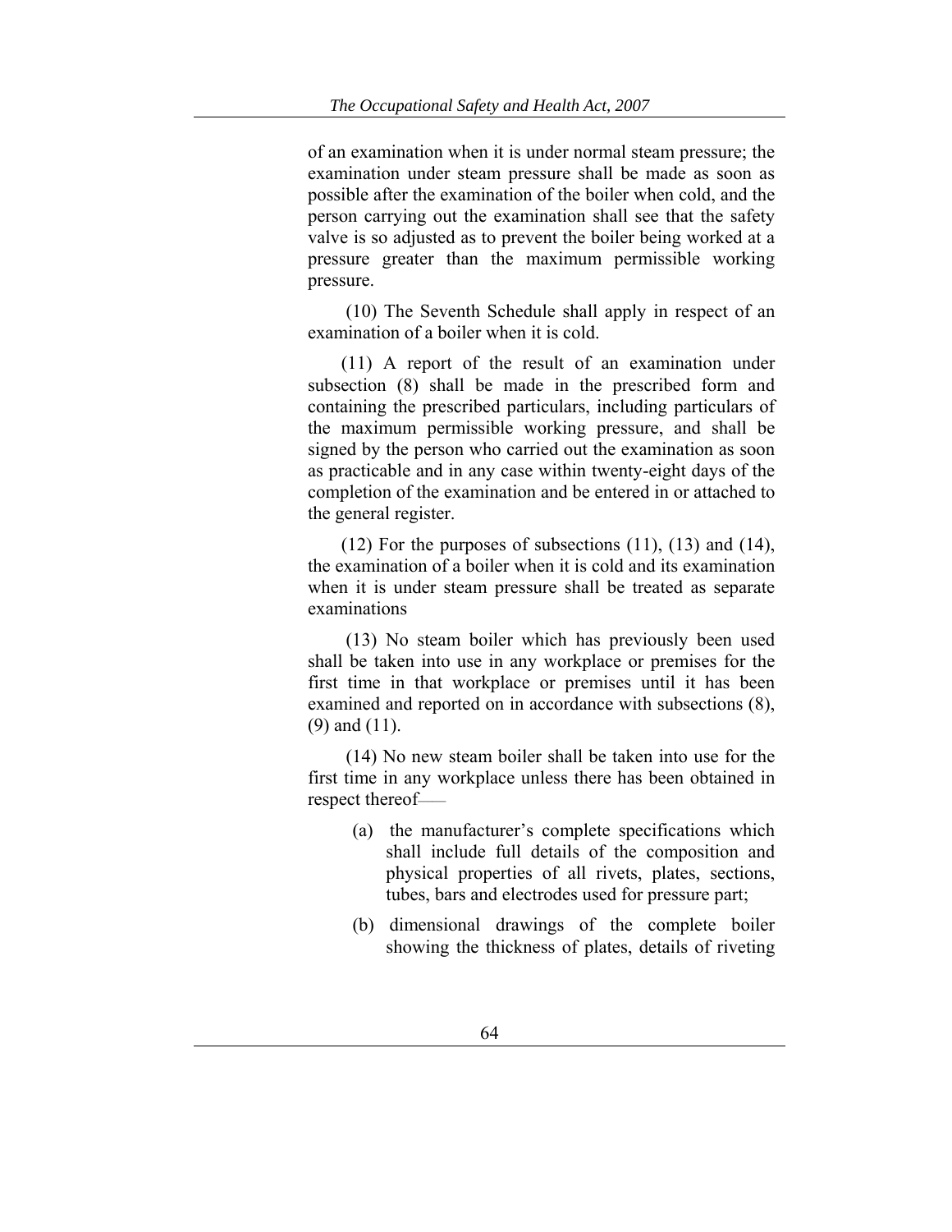of an examination when it is under normal steam pressure; the examination under steam pressure shall be made as soon as possible after the examination of the boiler when cold, and the person carrying out the examination shall see that the safety valve is so adjusted as to prevent the boiler being worked at a pressure greater than the maximum permissible working pressure.

(10) The Seventh Schedule shall apply in respect of an examination of a boiler when it is cold.

(11) A report of the result of an examination under subsection (8) shall be made in the prescribed form and containing the prescribed particulars, including particulars of the maximum permissible working pressure, and shall be signed by the person who carried out the examination as soon as practicable and in any case within twenty-eight days of the completion of the examination and be entered in or attached to the general register.

(12) For the purposes of subsections (11), (13) and (14), the examination of a boiler when it is cold and its examination when it is under steam pressure shall be treated as separate examinations

(13) No steam boiler which has previously been used shall be taken into use in any workplace or premises for the first time in that workplace or premises until it has been examined and reported on in accordance with subsections (8), (9) and (11).

(14) No new steam boiler shall be taken into use for the first time in any workplace unless there has been obtained in respect thereof——

(a) the manufacturer's complete specifications which shall include full details of the composition and physical properties of all rivets, plates, sections, tubes, bars and electrodes used for pressure part;

(b) dimensional drawings of the complete boiler showing the thickness of plates, details of riveting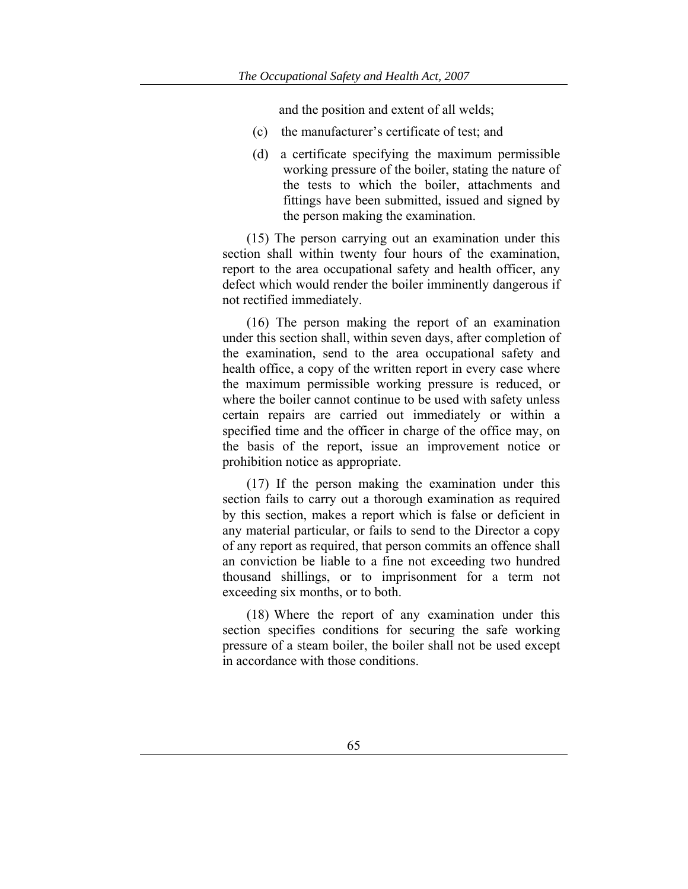and the position and extent of all welds;

(c) the manufacturer's certificate of test; and

(d) a certificate specifying the maximum permissible working pressure of the boiler, stating the nature of the tests to which the boiler, attachments and fittings have been submitted, issued and signed by the person making the examination.

(15) The person carrying out an examination under this section shall within twenty four hours of the examination, report to the area occupational safety and health officer, any defect which would render the boiler imminently dangerous if not rectified immediately.

(16) The person making the report of an examination under this section shall, within seven days, after completion of the examination, send to the area occupational safety and health office, a copy of the written report in every case where the maximum permissible working pressure is reduced, or where the boiler cannot continue to be used with safety unless certain repairs are carried out immediately or within a specified time and the officer in charge of the office may, on the basis of the report, issue an improvement notice or prohibition notice as appropriate.

(17) If the person making the examination under this section fails to carry out a thorough examination as required by this section, makes a report which is false or deficient in any material particular, or fails to send to the Director a copy of any report as required, that person commits an offence shall an conviction be liable to a fine not exceeding two hundred thousand shillings, or to imprisonment for a term not exceeding six months, or to both.

(18) Where the report of any examination under this section specifies conditions for securing the safe working pressure of a steam boiler, the boiler shall not be used except in accordance with those conditions.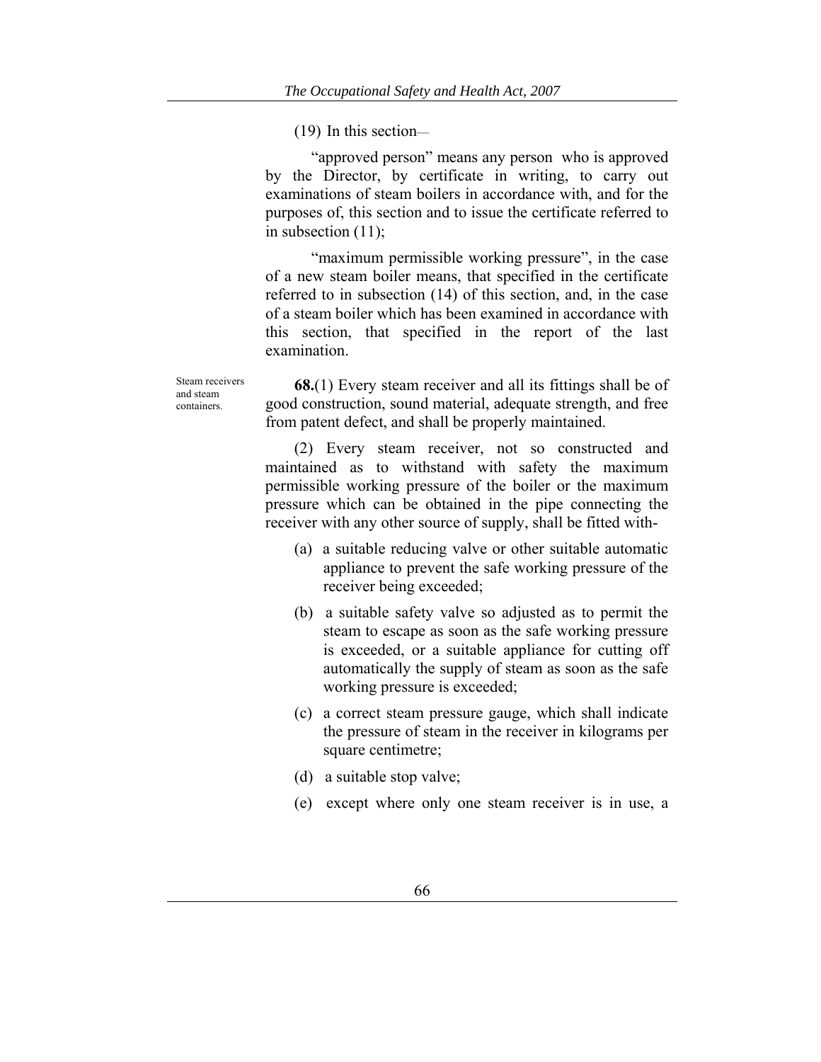(19) In this section—

"approved person" means any person who is approved by the Director, by certificate in writing, to carry out examinations of steam boilers in accordance with, and for the purposes of, this section and to issue the certificate referred to in subsection (11);

"maximum permissible working pressure", in the case of a new steam boiler means, that specified in the certificate referred to in subsection (14) of this section, and, in the case of a steam boiler which has been examined in accordance with this section, that specified in the report of the last examination.

Steam receivers and steam containers.

**68.**(1) Every steam receiver and all its fittings shall be of good construction, sound material, adequate strength, and free from patent defect, and shall be properly maintained.

(2) Every steam receiver, not so constructed and maintained as to withstand with safety the maximum permissible working pressure of the boiler or the maximum pressure which can be obtained in the pipe connecting the receiver with any other source of supply, shall be fitted with-

(a) a suitable reducing valve or other suitable automatic appliance to prevent the safe working pressure of the receiver being exceeded;

(b) a suitable safety valve so adjusted as to permit the steam to escape as soon as the safe working pressure is exceeded, or a suitable appliance for cutting off automatically the supply of steam as soon as the safe working pressure is exceeded;

(c) a correct steam pressure gauge, which shall indicate the pressure of steam in the receiver in kilograms per square centimetre;

(d) a suitable stop valve;

(e) except where only one steam receiver is in use, a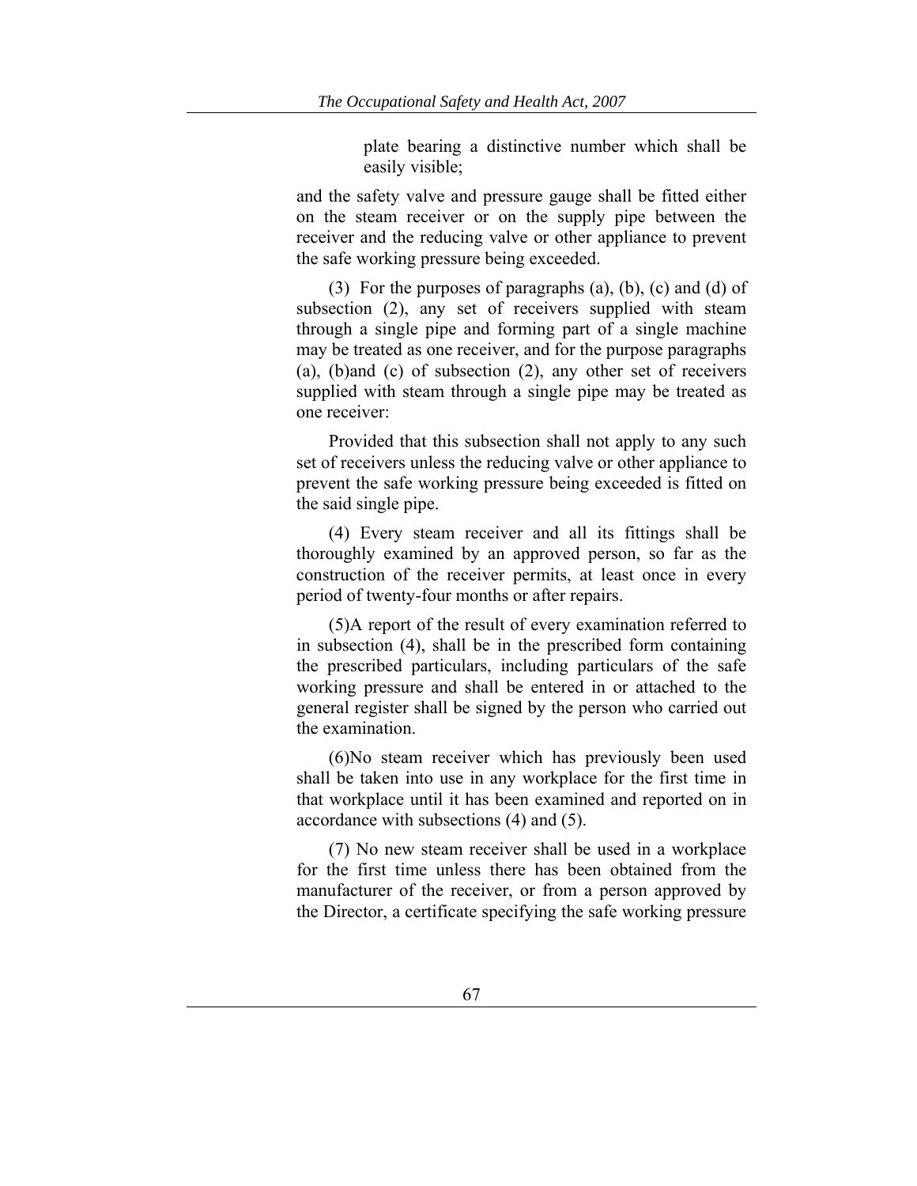plate bearing a distinctive number which shall be easily visible;

and the safety valve and pressure gauge shall be fitted either on the steam receiver or on the supply pipe between the receiver and the reducing valve or other appliance to prevent the safe working pressure being exceeded.

(3) For the purposes of paragraphs (a), (b), (c) and (d) of subsection (2), any set of receivers supplied with steam through a single pipe and forming part of a single machine may be treated as one receiver, and for the purpose paragraphs (a), (b)and (c) of subsection (2), any other set of receivers supplied with steam through a single pipe may be treated as one receiver:

Provided that this subsection shall not apply to any such set of receivers unless the reducing valve or other appliance to prevent the safe working pressure being exceeded is fitted on the said single pipe.

(4) Every steam receiver and all its fittings shall be thoroughly examined by an approved person, so far as the construction of the receiver permits, at least once in every period of twenty-four months or after repairs.

(5)A report of the result of every examination referred to in subsection (4), shall be in the prescribed form containing the prescribed particulars, including particulars of the safe working pressure and shall be entered in or attached to the general register shall be signed by the person who carried out the examination.

(6)No steam receiver which has previously been used shall be taken into use in any workplace for the first time in that workplace until it has been examined and reported on in accordance with subsections (4) and (5).

(7) No new steam receiver shall be used in a workplace for the first time unless there has been obtained from the manufacturer of the receiver, or from a person approved by the Director, a certificate specifying the safe working pressure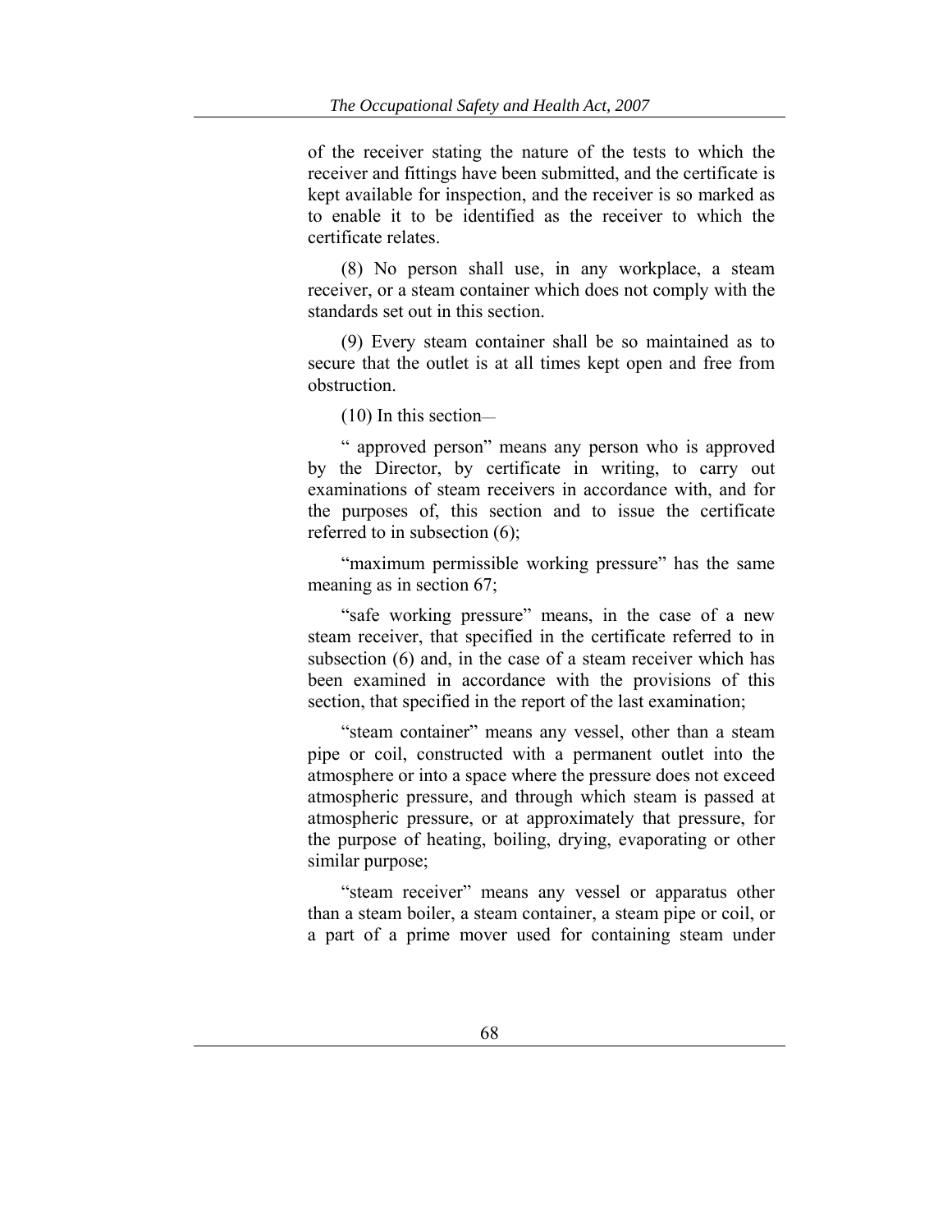of the receiver stating the nature of the tests to which the receiver and fittings have been submitted, and the certificate is kept available for inspection, and the receiver is so marked as to enable it to be identified as the receiver to which the certificate relates.

(8) No person shall use, in any workplace, a steam receiver, or a steam container which does not comply with the standards set out in this section.

(9) Every steam container shall be so maintained as to secure that the outlet is at all times kept open and free from obstruction.

(10) In this section—

" approved person" means any person who is approved by the Director, by certificate in writing, to carry out examinations of steam receivers in accordance with, and for the purposes of, this section and to issue the certificate referred to in subsection (6);

"maximum permissible working pressure" has the same meaning as in section 67;

"safe working pressure" means, in the case of a new steam receiver, that specified in the certificate referred to in subsection (6) and, in the case of a steam receiver which has been examined in accordance with the provisions of this section, that specified in the report of the last examination;

"steam container" means any vessel, other than a steam pipe or coil, constructed with a permanent outlet into the atmosphere or into a space where the pressure does not exceed atmospheric pressure, and through which steam is passed at atmospheric pressure, or at approximately that pressure, for the purpose of heating, boiling, drying, evaporating or other similar purpose;

"steam receiver" means any vessel or apparatus other than a steam boiler, a steam container, a steam pipe or coil, or a part of a prime mover used for containing steam under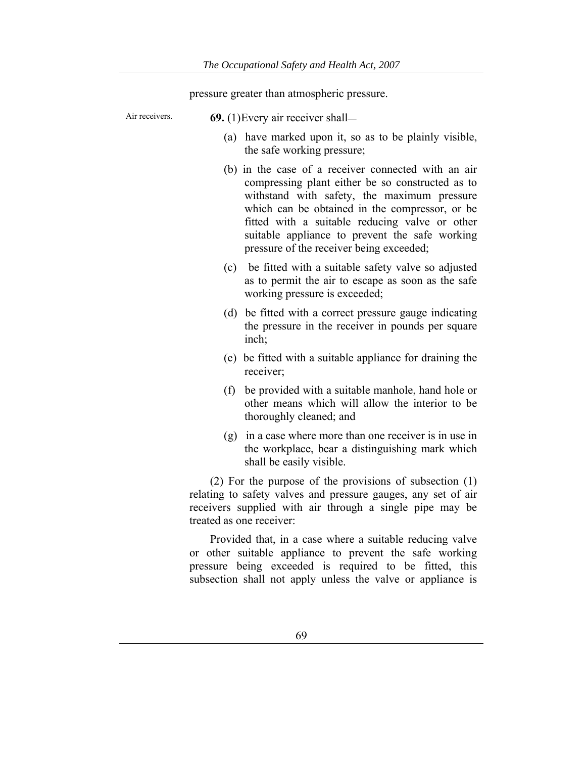pressure greater than atmospheric pressure.

Air receivers.

**69.** (1)Every air receiver shall—

(a) have marked upon it, so as to be plainly visible, the safe working pressure;

(b) in the case of a receiver connected with an air compressing plant either be so constructed as to withstand with safety, the maximum pressure which can be obtained in the compressor, or be fitted with a suitable reducing valve or other suitable appliance to prevent the safe working pressure of the receiver being exceeded;

(c) be fitted with a suitable safety valve so adjusted as to permit the air to escape as soon as the safe working pressure is exceeded;

(d) be fitted with a correct pressure gauge indicating the pressure in the receiver in pounds per square inch;

(e) be fitted with a suitable appliance for draining the receiver;

(f) be provided with a suitable manhole, hand hole or other means which will allow the interior to be thoroughly cleaned; and

(g) in a case where more than one receiver is in use in the workplace, bear a distinguishing mark which shall be easily visible.

(2) For the purpose of the provisions of subsection (1) relating to safety valves and pressure gauges, any set of air receivers supplied with air through a single pipe may be treated as one receiver:

Provided that, in a case where a suitable reducing valve or other suitable appliance to prevent the safe working pressure being exceeded is required to be fitted, this subsection shall not apply unless the valve or appliance is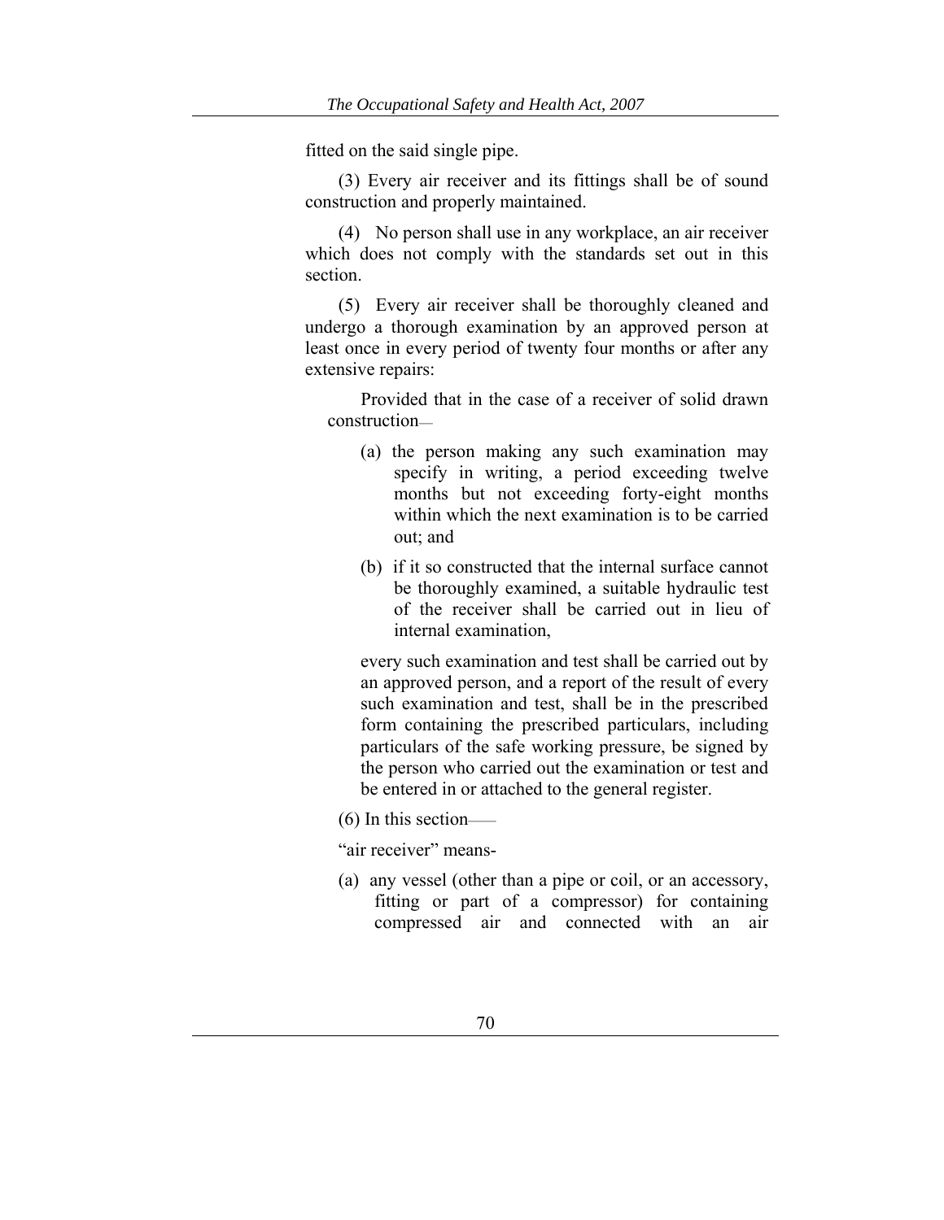fitted on the said single pipe.

(3) Every air receiver and its fittings shall be of sound construction and properly maintained.

(4) No person shall use in any workplace, an air receiver which does not comply with the standards set out in this section.

(5) Every air receiver shall be thoroughly cleaned and undergo a thorough examination by an approved person at least once in every period of twenty four months or after any extensive repairs:

Provided that in the case of a receiver of solid drawn construction—

(a) the person making any such examination may specify in writing, a period exceeding twelve months but not exceeding forty-eight months within which the next examination is to be carried out; and

(b) if it so constructed that the internal surface cannot be thoroughly examined, a suitable hydraulic test of the receiver shall be carried out in lieu of internal examination,

every such examination and test shall be carried out by an approved person, and a report of the result of every such examination and test, shall be in the prescribed form containing the prescribed particulars, including particulars of the safe working pressure, be signed by the person who carried out the examination or test and be entered in or attached to the general register.

(6) In this section——

"air receiver" means-

(a) any vessel (other than a pipe or coil, or an accessory, fitting or part of a compressor) for containing compressed air and connected with an air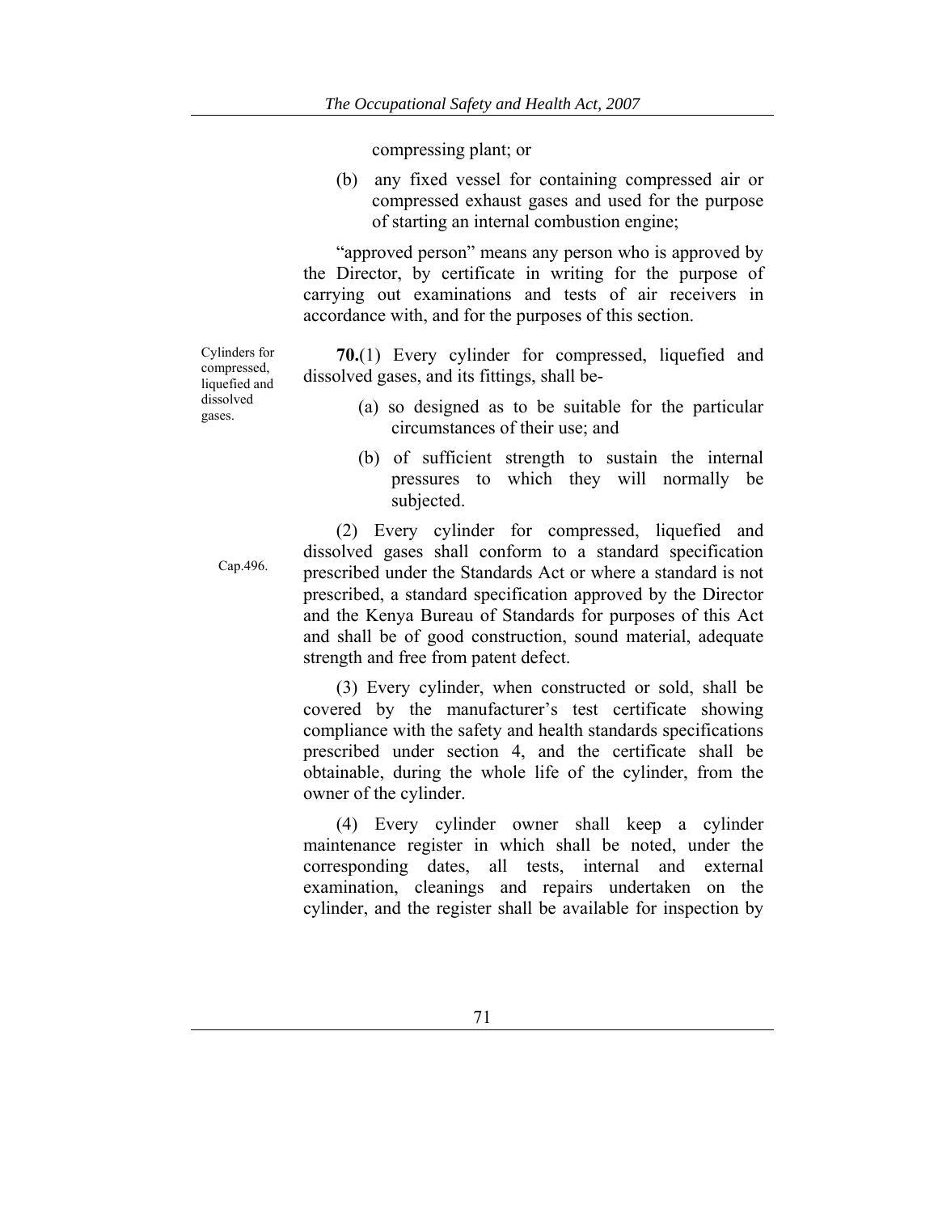compressing plant; or

(b) any fixed vessel for containing compressed air or compressed exhaust gases and used for the purpose of starting an internal combustion engine;

"approved person" means any person who is approved by the Director, by certificate in writing for the purpose of carrying out examinations and tests of air receivers in accordance with, and for the purposes of this section.

Cylinders for compressed, liquefied and dissolved gases.

**70.**(1) Every cylinder for compressed, liquefied and dissolved gases, and its fittings, shall be-

(a) so designed as to be suitable for the particular circumstances of their use; and

(b) of sufficient strength to sustain the internal pressures to which they will normally be subjected.

Cap.496.

(2) Every cylinder for compressed, liquefied and dissolved gases shall conform to a standard specification prescribed under the Standards Act or where a standard is not prescribed, a standard specification approved by the Director and the Kenya Bureau of Standards for purposes of this Act and shall be of good construction, sound material, adequate strength and free from patent defect.

(3) Every cylinder, when constructed or sold, shall be covered by the manufacturer's test certificate showing compliance with the safety and health standards specifications prescribed under section 4, and the certificate shall be obtainable, during the whole life of the cylinder, from the owner of the cylinder.

(4) Every cylinder owner shall keep a cylinder maintenance register in which shall be noted, under the corresponding dates, all tests, internal and external examination, cleanings and repairs undertaken on the cylinder, and the register shall be available for inspection by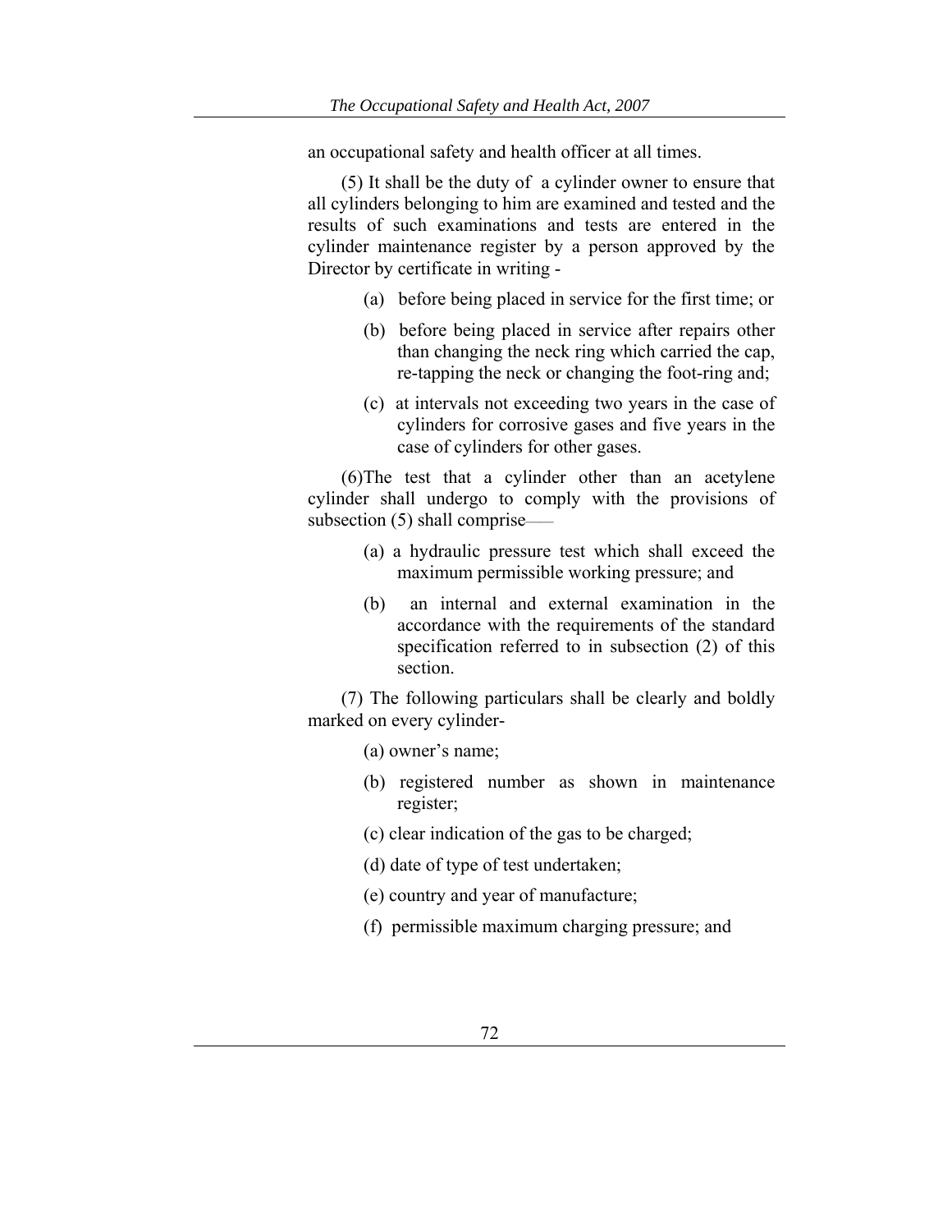an occupational safety and health officer at all times.

(5) It shall be the duty of a cylinder owner to ensure that all cylinders belonging to him are examined and tested and the results of such examinations and tests are entered in the cylinder maintenance register by a person approved by the Director by certificate in writing -

(a) before being placed in service for the first time; or

(b) before being placed in service after repairs other than changing the neck ring which carried the cap, re-tapping the neck or changing the foot-ring and;

(c) at intervals not exceeding two years in the case of cylinders for corrosive gases and five years in the case of cylinders for other gases.

(6)The test that a cylinder other than an acetylene cylinder shall undergo to comply with the provisions of subsection (5) shall comprise——

(a) a hydraulic pressure test which shall exceed the maximum permissible working pressure; and

(b) an internal and external examination in the accordance with the requirements of the standard specification referred to in subsection (2) of this section.

(7) The following particulars shall be clearly and boldly marked on every cylinder-

(a) owner's name;

(b) registered number as shown in maintenance register;

(c) clear indication of the gas to be charged;

(d) date of type of test undertaken;

(e) country and year of manufacture;

(f) permissible maximum charging pressure; and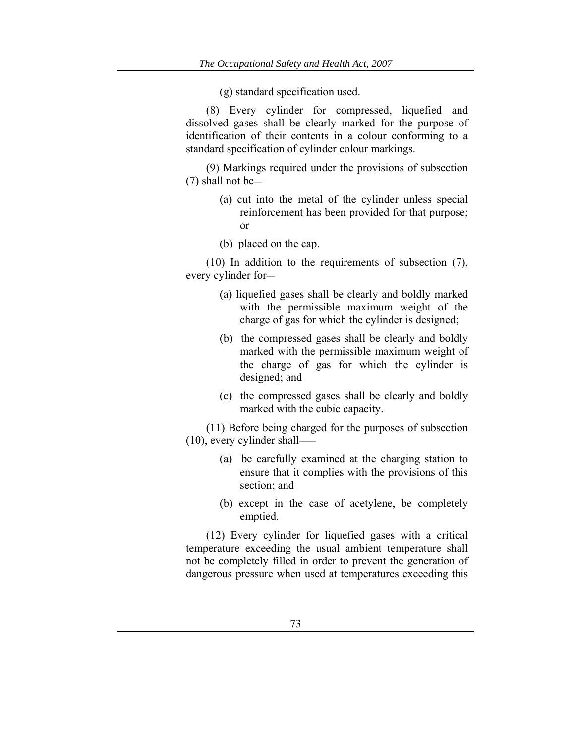(g) standard specification used.

(8) Every cylinder for compressed, liquefied and dissolved gases shall be clearly marked for the purpose of identification of their contents in a colour conforming to a standard specification of cylinder colour markings.

(9) Markings required under the provisions of subsection (7) shall not be—

(a) cut into the metal of the cylinder unless special reinforcement has been provided for that purpose; or

(b) placed on the cap.

(10) In addition to the requirements of subsection (7), every cylinder for—

(a) liquefied gases shall be clearly and boldly marked with the permissible maximum weight of the charge of gas for which the cylinder is designed;

(b) the compressed gases shall be clearly and boldly marked with the permissible maximum weight of the charge of gas for which the cylinder is designed; and

(c) the compressed gases shall be clearly and boldly marked with the cubic capacity.

(11) Before being charged for the purposes of subsection (10), every cylinder shall——

(a) be carefully examined at the charging station to ensure that it complies with the provisions of this section; and

(b) except in the case of acetylene, be completely emptied.

(12) Every cylinder for liquefied gases with a critical temperature exceeding the usual ambient temperature shall not be completely filled in order to prevent the generation of dangerous pressure when used at temperatures exceeding this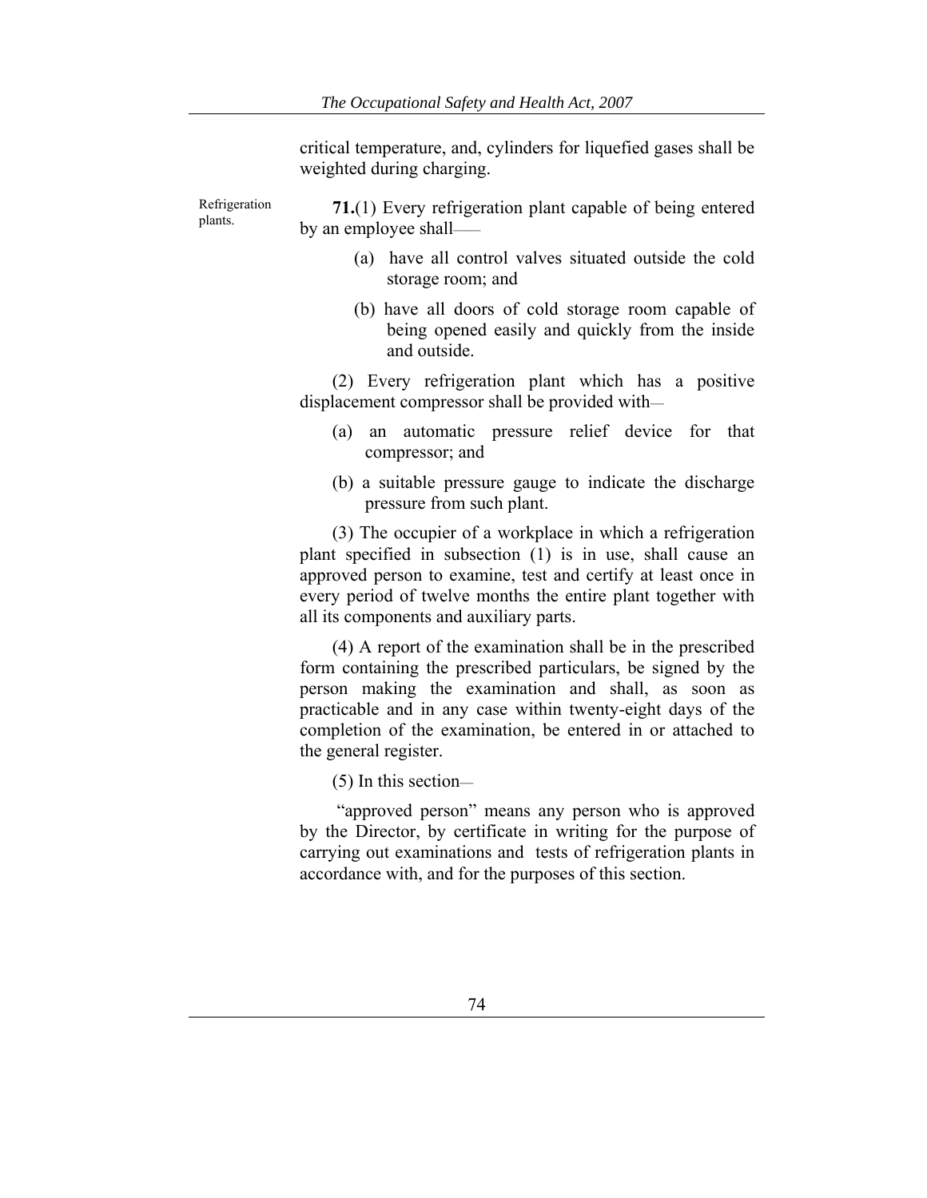critical temperature, and, cylinders for liquefied gases shall be weighted during charging.

Refrigeration plants.

**71.**(1) Every refrigeration plant capable of being entered by an employee shall——

(a) have all control valves situated outside the cold storage room; and

(b) have all doors of cold storage room capable of being opened easily and quickly from the inside and outside.

(2) Every refrigeration plant which has a positive displacement compressor shall be provided with—

(a) an automatic pressure relief device for that compressor; and

(b) a suitable pressure gauge to indicate the discharge pressure from such plant.

(3) The occupier of a workplace in which a refrigeration plant specified in subsection (1) is in use, shall cause an approved person to examine, test and certify at least once in every period of twelve months the entire plant together with all its components and auxiliary parts.

(4) A report of the examination shall be in the prescribed form containing the prescribed particulars, be signed by the person making the examination and shall, as soon as practicable and in any case within twenty-eight days of the completion of the examination, be entered in or attached to the general register.

(5) In this section—

"approved person" means any person who is approved by the Director, by certificate in writing for the purpose of carrying out examinations and tests of refrigeration plants in accordance with, and for the purposes of this section.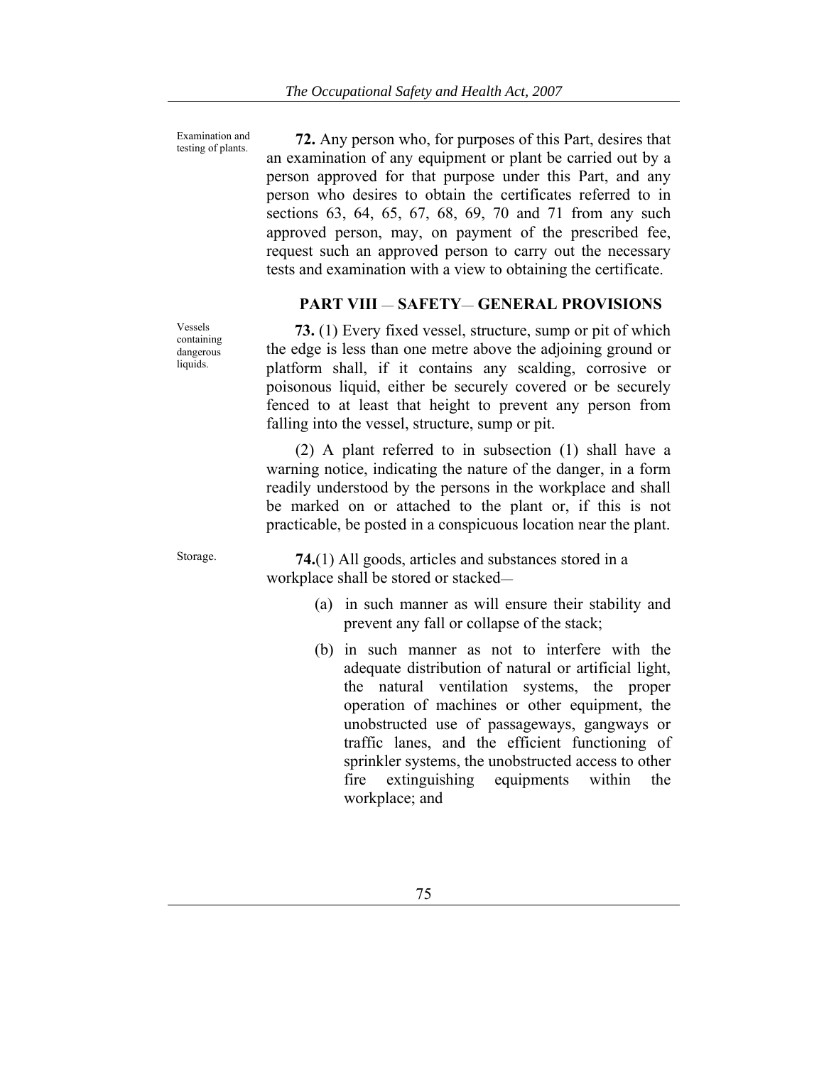Examination and testing of plants.

**72.** Any person who, for purposes of this Part, desires that an examination of any equipment or plant be carried out by a person approved for that purpose under this Part, and any person who desires to obtain the certificates referred to in sections 63, 64, 65, 67, 68, 69, 70 and 71 from any such approved person, may, on payment of the prescribed fee, request such an approved person to carry out the necessary tests and examination with a view to obtaining the certificate.

## PART VIII — SAFETY— GENERAL PROVISIONS

Vessels containing dangerous liquids.

**73.** (1) Every fixed vessel, structure, sump or pit of which the edge is less than one metre above the adjoining ground or platform shall, if it contains any scalding, corrosive or poisonous liquid, either be securely covered or be securely fenced to at least that height to prevent any person from falling into the vessel, structure, sump or pit.

(2) A plant referred to in subsection (1) shall have a warning notice, indicating the nature of the danger, in a form readily understood by the persons in the workplace and shall be marked on or attached to the plant or, if this is not practicable, be posted in a conspicuous location near the plant.

Storage.

**74.**(1) All goods, articles and substances stored in a workplace shall be stored or stacked—

(a) in such manner as will ensure their stability and prevent any fall or collapse of the stack;

(b) in such manner as not to interfere with the adequate distribution of natural or artificial light, the natural ventilation systems, the proper operation of machines or other equipment, the unobstructed use of passageways, gangways or traffic lanes, and the efficient functioning of sprinkler systems, the unobstructed access to other fire extinguishing equipments within the workplace; and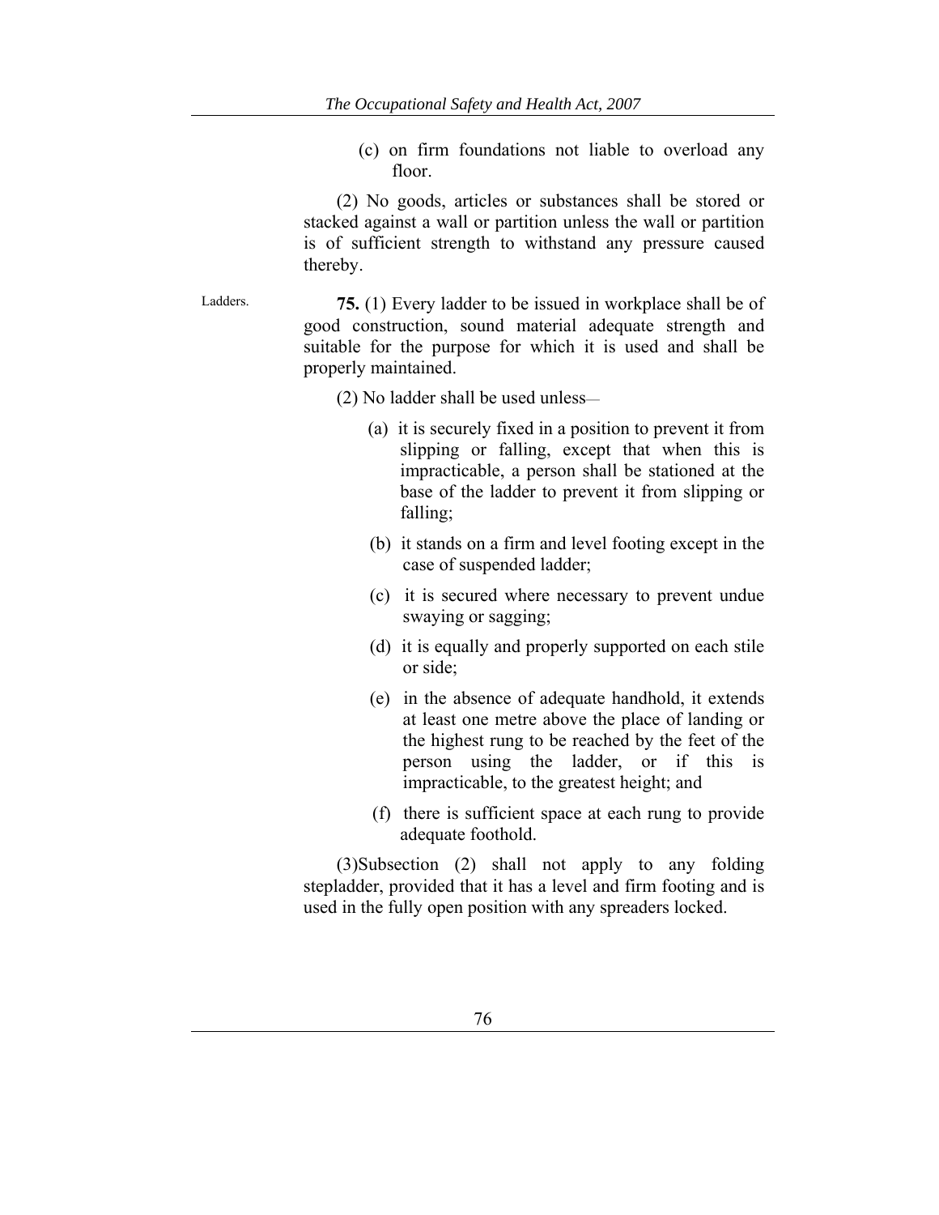(c) on firm foundations not liable to overload any floor.

(2) No goods, articles or substances shall be stored or stacked against a wall or partition unless the wall or partition is of sufficient strength to withstand any pressure caused thereby.

Ladders.

**75.** (1) Every ladder to be issued in workplace shall be of good construction, sound material adequate strength and suitable for the purpose for which it is used and shall be properly maintained.

(2) No ladder shall be used unless—

(a) it is securely fixed in a position to prevent it from slipping or falling, except that when this is impracticable, a person shall be stationed at the base of the ladder to prevent it from slipping or falling;

(b) it stands on a firm and level footing except in the case of suspended ladder;

(c) it is secured where necessary to prevent undue swaying or sagging;

(d) it is equally and properly supported on each stile or side;

(e) in the absence of adequate handhold, it extends at least one metre above the place of landing or the highest rung to be reached by the feet of the person using the ladder, or if this is impracticable, to the greatest height; and

(f) there is sufficient space at each rung to provide adequate foothold.

(3)Subsection (2) shall not apply to any folding stepladder, provided that it has a level and firm footing and is used in the fully open position with any spreaders locked.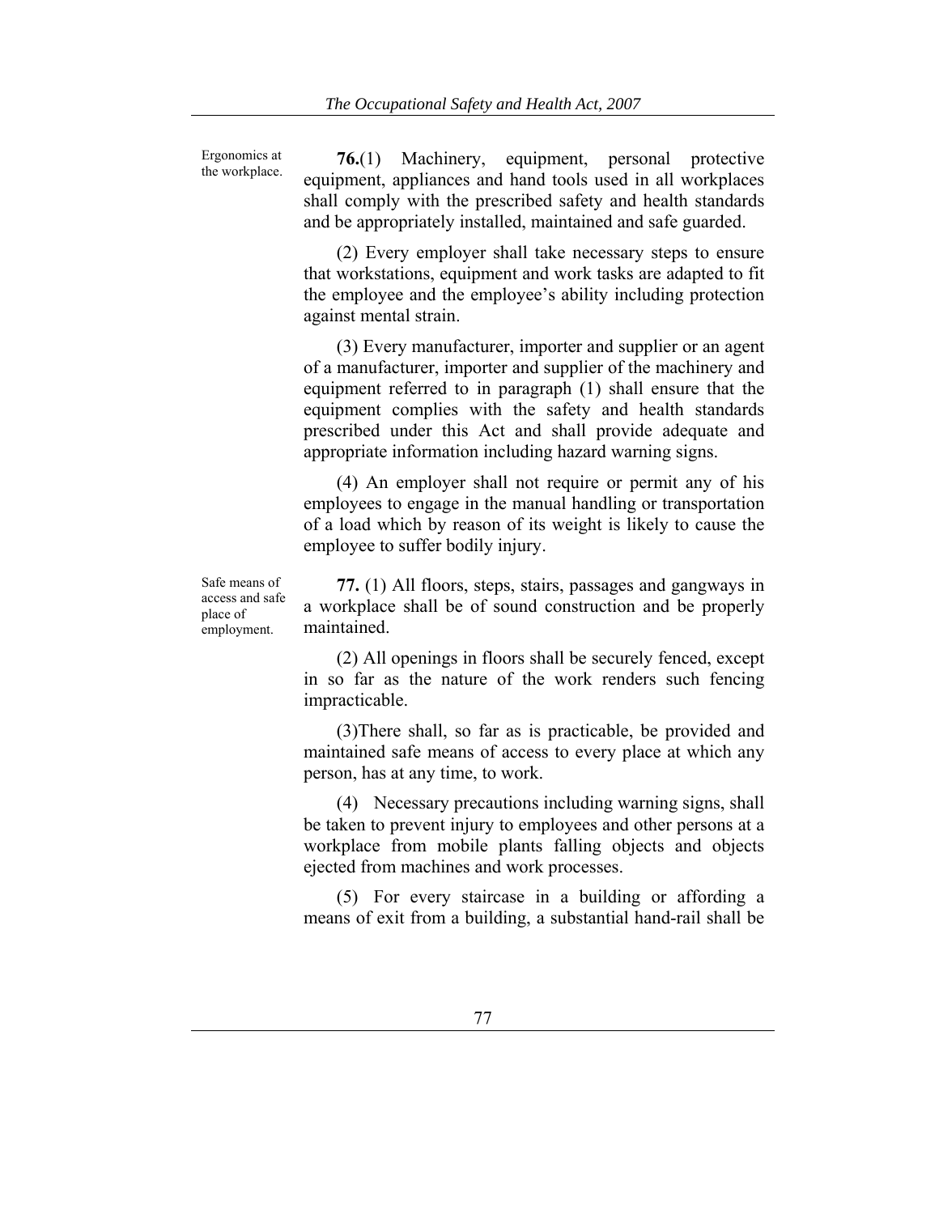Ergonomics at the workplace.

**76.**(1) Machinery, equipment, personal protective equipment, appliances and hand tools used in all workplaces shall comply with the prescribed safety and health standards and be appropriately installed, maintained and safe guarded.

(2) Every employer shall take necessary steps to ensure that workstations, equipment and work tasks are adapted to fit the employee and the employee's ability including protection against mental strain.

(3) Every manufacturer, importer and supplier or an agent of a manufacturer, importer and supplier of the machinery and equipment referred to in paragraph (1) shall ensure that the equipment complies with the safety and health standards prescribed under this Act and shall provide adequate and appropriate information including hazard warning signs.

(4) An employer shall not require or permit any of his employees to engage in the manual handling or transportation of a load which by reason of its weight is likely to cause the employee to suffer bodily injury.

Safe means of access and safe place of employment.

**77.** (1) All floors, steps, stairs, passages and gangways in a workplace shall be of sound construction and be properly maintained.

(2) All openings in floors shall be securely fenced, except in so far as the nature of the work renders such fencing impracticable.

(3)There shall, so far as is practicable, be provided and maintained safe means of access to every place at which any person, has at any time, to work.

(4) Necessary precautions including warning signs, shall be taken to prevent injury to employees and other persons at a workplace from mobile plants falling objects and objects ejected from machines and work processes.

(5) For every staircase in a building or affording a means of exit from a building, a substantial hand-rail shall be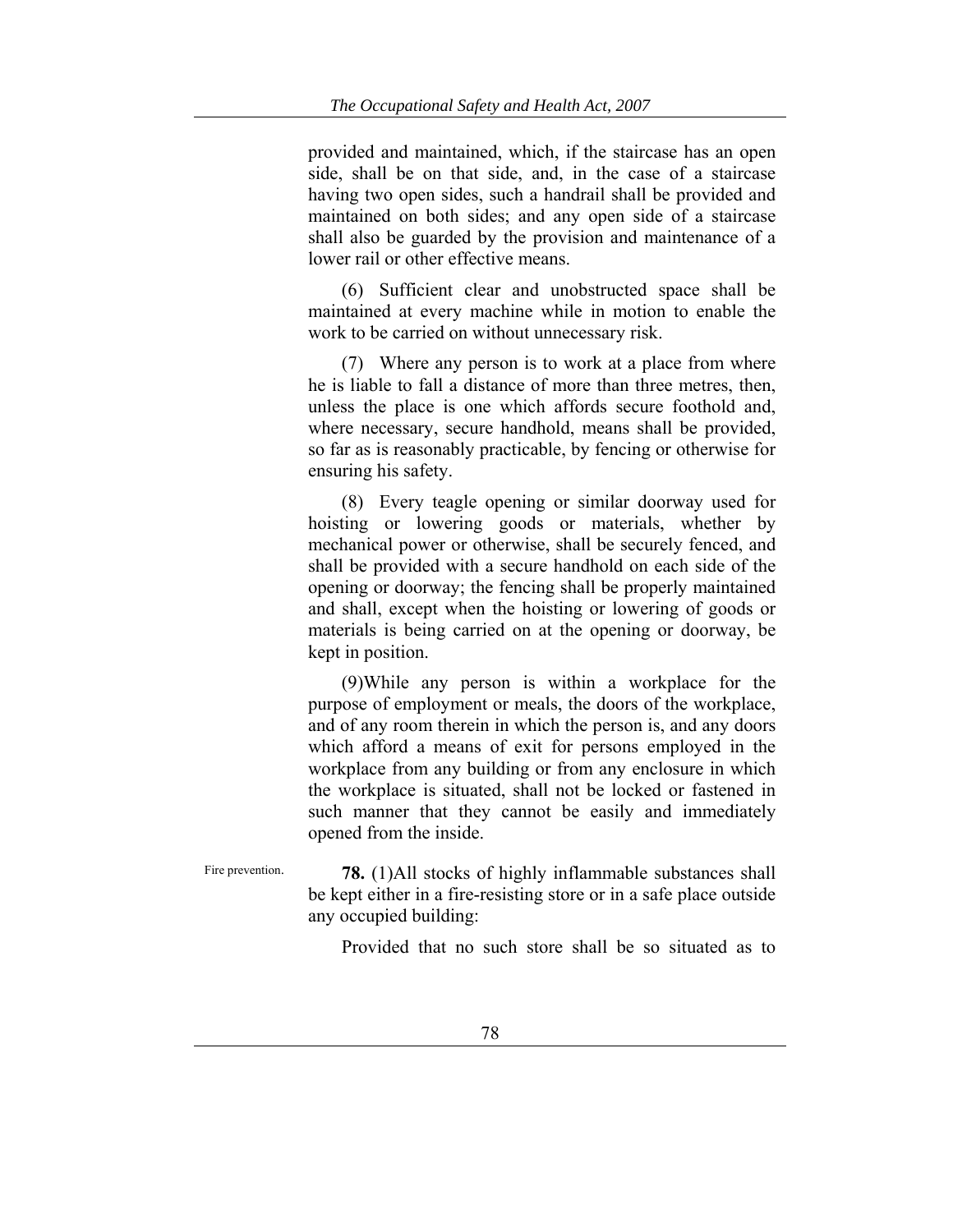provided and maintained, which, if the staircase has an open side, shall be on that side, and, in the case of a staircase having two open sides, such a handrail shall be provided and maintained on both sides; and any open side of a staircase shall also be guarded by the provision and maintenance of a lower rail or other effective means.

(6) Sufficient clear and unobstructed space shall be maintained at every machine while in motion to enable the work to be carried on without unnecessary risk.

(7) Where any person is to work at a place from where he is liable to fall a distance of more than three metres, then, unless the place is one which affords secure foothold and, where necessary, secure handhold, means shall be provided, so far as is reasonably practicable, by fencing or otherwise for ensuring his safety.

(8) Every teagle opening or similar doorway used for hoisting or lowering goods or materials, whether by mechanical power or otherwise, shall be securely fenced, and shall be provided with a secure handhold on each side of the opening or doorway; the fencing shall be properly maintained and shall, except when the hoisting or lowering of goods or materials is being carried on at the opening or doorway, be kept in position.

(9)While any person is within a workplace for the purpose of employment or meals, the doors of the workplace, and of any room therein in which the person is, and any doors which afford a means of exit for persons employed in the workplace from any building or from any enclosure in which the workplace is situated, shall not be locked or fastened in such manner that they cannot be easily and immediately opened from the inside.

Fire prevention.

**78.** (1)All stocks of highly inflammable substances shall be kept either in a fire-resisting store or in a safe place outside any occupied building:

Provided that no such store shall be so situated as to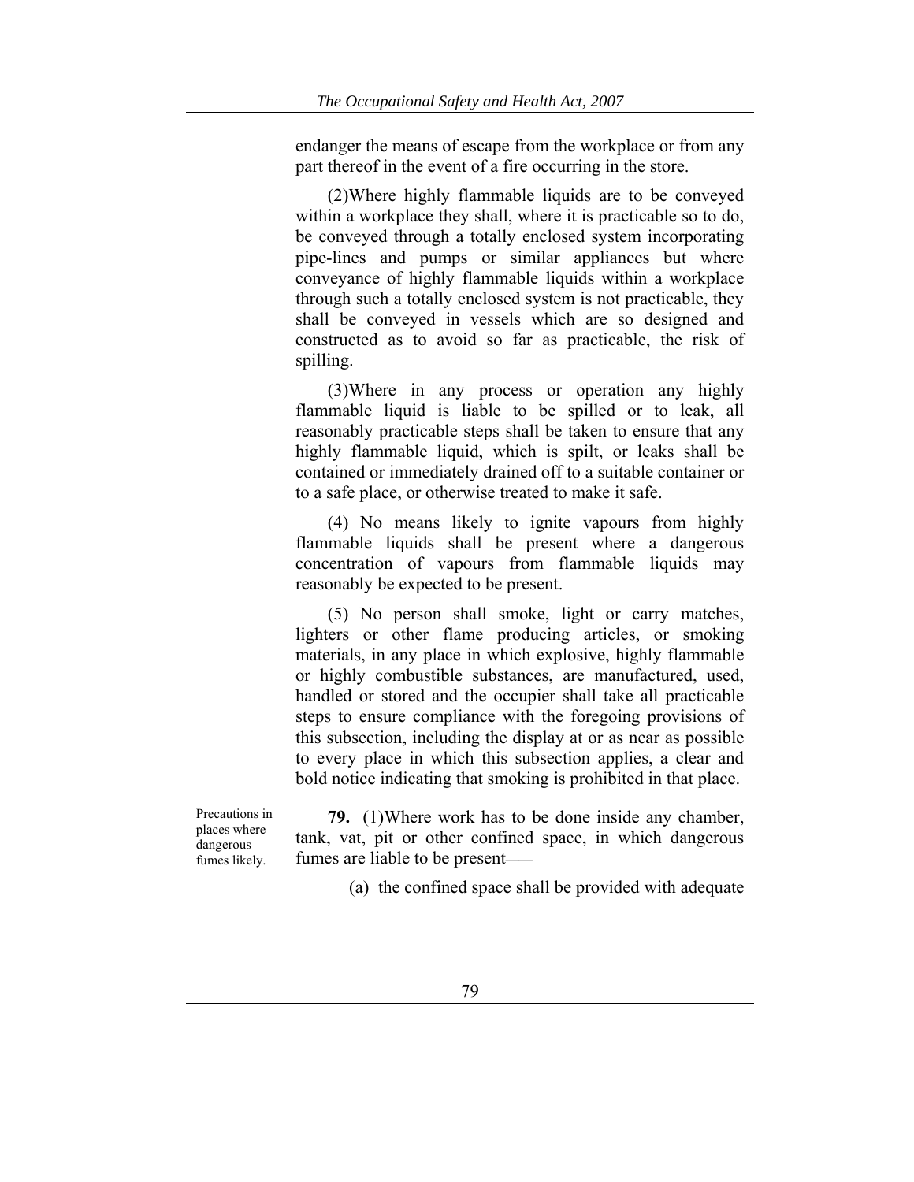endanger the means of escape from the workplace or from any part thereof in the event of a fire occurring in the store.

(2)Where highly flammable liquids are to be conveyed within a workplace they shall, where it is practicable so to do, be conveyed through a totally enclosed system incorporating pipe-lines and pumps or similar appliances but where conveyance of highly flammable liquids within a workplace through such a totally enclosed system is not practicable, they shall be conveyed in vessels which are so designed and constructed as to avoid so far as practicable, the risk of spilling.

(3)Where in any process or operation any highly flammable liquid is liable to be spilled or to leak, all reasonably practicable steps shall be taken to ensure that any highly flammable liquid, which is spilt, or leaks shall be contained or immediately drained off to a suitable container or to a safe place, or otherwise treated to make it safe.

(4) No means likely to ignite vapours from highly flammable liquids shall be present where a dangerous concentration of vapours from flammable liquids may reasonably be expected to be present.

(5) No person shall smoke, light or carry matches, lighters or other flame producing articles, or smoking materials, in any place in which explosive, highly flammable or highly combustible substances, are manufactured, used, handled or stored and the occupier shall take all practicable steps to ensure compliance with the foregoing provisions of this subsection, including the display at or as near as possible to every place in which this subsection applies, a clear and bold notice indicating that smoking is prohibited in that place.

Precautions in places where dangerous fumes likely.

**79.** (1)Where work has to be done inside any chamber, tank, vat, pit or other confined space, in which dangerous fumes are liable to be present—

(a) the confined space shall be provided with adequate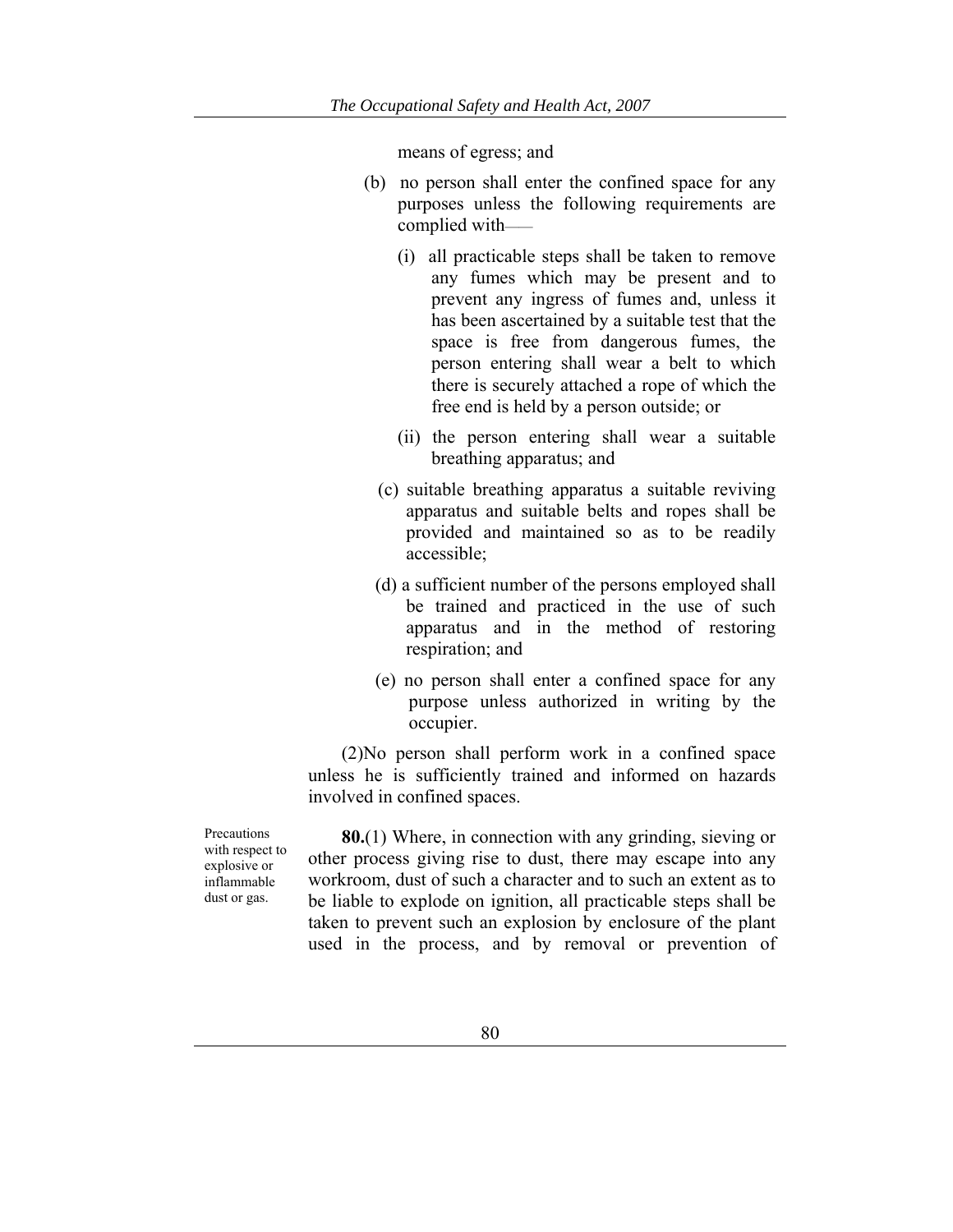means of egress; and

(b) no person shall enter the confined space for any purposes unless the following requirements are complied with——

(i) all practicable steps shall be taken to remove any fumes which may be present and to prevent any ingress of fumes and, unless it has been ascertained by a suitable test that the space is free from dangerous fumes, the person entering shall wear a belt to which there is securely attached a rope of which the free end is held by a person outside; or

(ii) the person entering shall wear a suitable breathing apparatus; and

(c) suitable breathing apparatus a suitable reviving apparatus and suitable belts and ropes shall be provided and maintained so as to be readily accessible;

(d) a sufficient number of the persons employed shall be trained and practiced in the use of such apparatus and in the method of restoring respiration; and

(e) no person shall enter a confined space for any purpose unless authorized in writing by the occupier.

(2)No person shall perform work in a confined space unless he is sufficiently trained and informed on hazards involved in confined spaces.

Precautions with respect to explosive or inflammable dust or gas.

**80.**(1) Where, in connection with any grinding, sieving or other process giving rise to dust, there may escape into any workroom, dust of such a character and to such an extent as to be liable to explode on ignition, all practicable steps shall be taken to prevent such an explosion by enclosure of the plant used in the process, and by removal or prevention of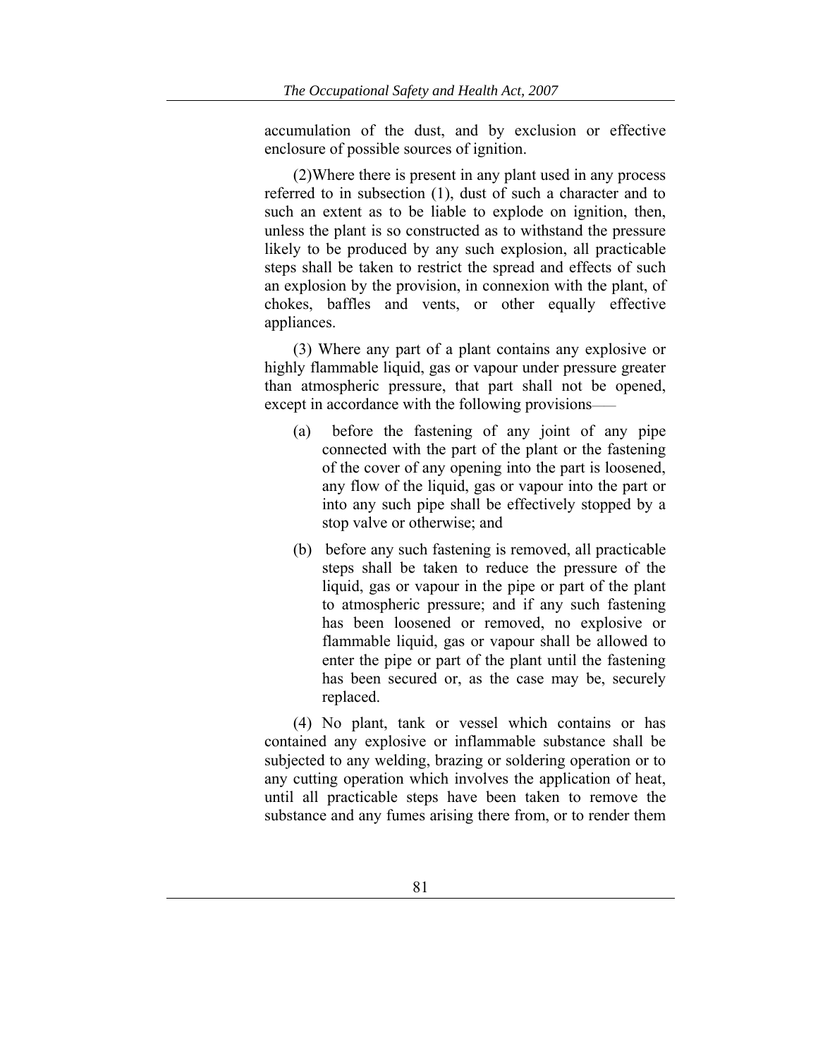accumulation of the dust, and by exclusion or effective enclosure of possible sources of ignition.

(2)Where there is present in any plant used in any process referred to in subsection (1), dust of such a character and to such an extent as to be liable to explode on ignition, then, unless the plant is so constructed as to withstand the pressure likely to be produced by any such explosion, all practicable steps shall be taken to restrict the spread and effects of such an explosion by the provision, in connexion with the plant, of chokes, baffles and vents, or other equally effective appliances.

(3) Where any part of a plant contains any explosive or highly flammable liquid, gas or vapour under pressure greater than atmospheric pressure, that part shall not be opened, except in accordance with the following provisions——

- (a) before the fastening of any joint of any pipe connected with the part of the plant or the fastening of the cover of any opening into the part is loosened, any flow of the liquid, gas or vapour into the part or into any such pipe shall be effectively stopped by a stop valve or otherwise; and
- (b) before any such fastening is removed, all practicable steps shall be taken to reduce the pressure of the liquid, gas or vapour in the pipe or part of the plant to atmospheric pressure; and if any such fastening has been loosened or removed, no explosive or flammable liquid, gas or vapour shall be allowed to enter the pipe or part of the plant until the fastening has been secured or, as the case may be, securely replaced.

(4) No plant, tank or vessel which contains or has contained any explosive or inflammable substance shall be subjected to any welding, brazing or soldering operation or to any cutting operation which involves the application of heat, until all practicable steps have been taken to remove the substance and any fumes arising there from, or to render them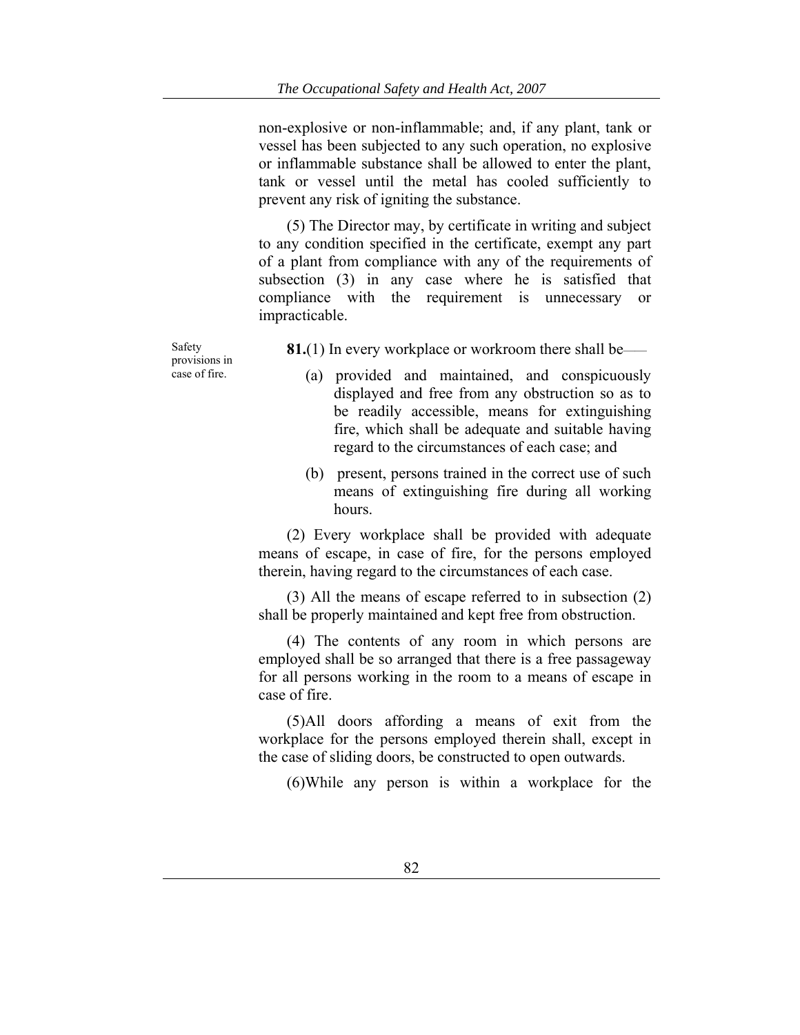non-explosive or non-inflammable; and, if any plant, tank or vessel has been subjected to any such operation, no explosive or inflammable substance shall be allowed to enter the plant, tank or vessel until the metal has cooled sufficiently to prevent any risk of igniting the substance.

(5) The Director may, by certificate in writing and subject to any condition specified in the certificate, exempt any part of a plant from compliance with any of the requirements of subsection (3) in any case where he is satisfied that compliance with the requirement is unnecessary or impracticable.

Safety provisions in case of fire.

**81.**(1) In every workplace or workroom there shall be——

(a) provided and maintained, and conspicuously displayed and free from any obstruction so as to be readily accessible, means for extinguishing fire, which shall be adequate and suitable having regard to the circumstances of each case; and

(b) present, persons trained in the correct use of such means of extinguishing fire during all working hours.

(2) Every workplace shall be provided with adequate means of escape, in case of fire, for the persons employed therein, having regard to the circumstances of each case.

(3) All the means of escape referred to in subsection (2) shall be properly maintained and kept free from obstruction.

(4) The contents of any room in which persons are employed shall be so arranged that there is a free passageway for all persons working in the room to a means of escape in case of fire.

(5)All doors affording a means of exit from the workplace for the persons employed therein shall, except in the case of sliding doors, be constructed to open outwards.

(6)While any person is within a workplace for the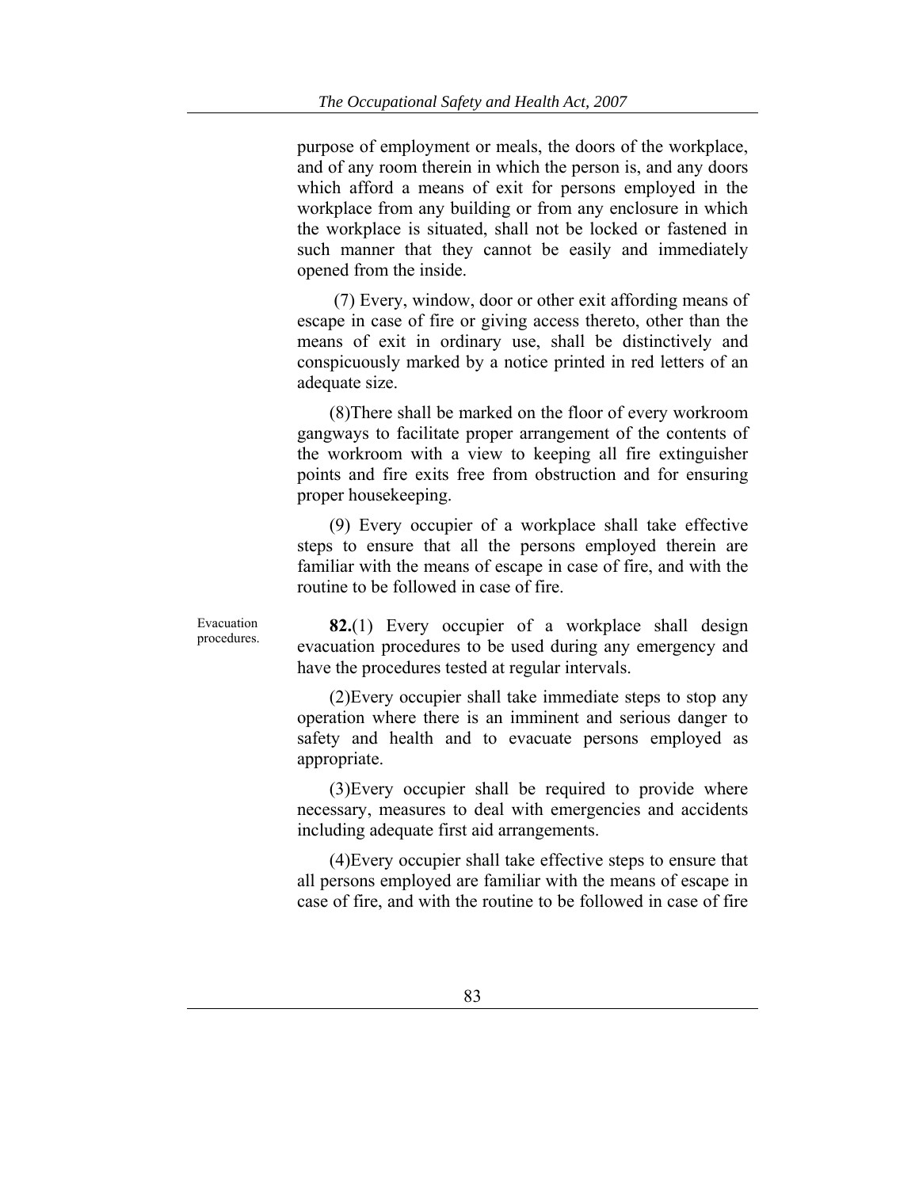purpose of employment or meals, the doors of the workplace, and of any room therein in which the person is, and any doors which afford a means of exit for persons employed in the workplace from any building or from any enclosure in which the workplace is situated, shall not be locked or fastened in such manner that they cannot be easily and immediately opened from the inside.

(7) Every, window, door or other exit affording means of escape in case of fire or giving access thereto, other than the means of exit in ordinary use, shall be distinctively and conspicuously marked by a notice printed in red letters of an adequate size.

(8)There shall be marked on the floor of every workroom gangways to facilitate proper arrangement of the contents of the workroom with a view to keeping all fire extinguisher points and fire exits free from obstruction and for ensuring proper housekeeping.

(9) Every occupier of a workplace shall take effective steps to ensure that all the persons employed therein are familiar with the means of escape in case of fire, and with the routine to be followed in case of fire.

Evacuation procedures.

**82.**(1) Every occupier of a workplace shall design evacuation procedures to be used during any emergency and have the procedures tested at regular intervals.

(2)Every occupier shall take immediate steps to stop any operation where there is an imminent and serious danger to safety and health and to evacuate persons employed as appropriate.

(3)Every occupier shall be required to provide where necessary, measures to deal with emergencies and accidents including adequate first aid arrangements.

(4)Every occupier shall take effective steps to ensure that all persons employed are familiar with the means of escape in case of fire, and with the routine to be followed in case of fire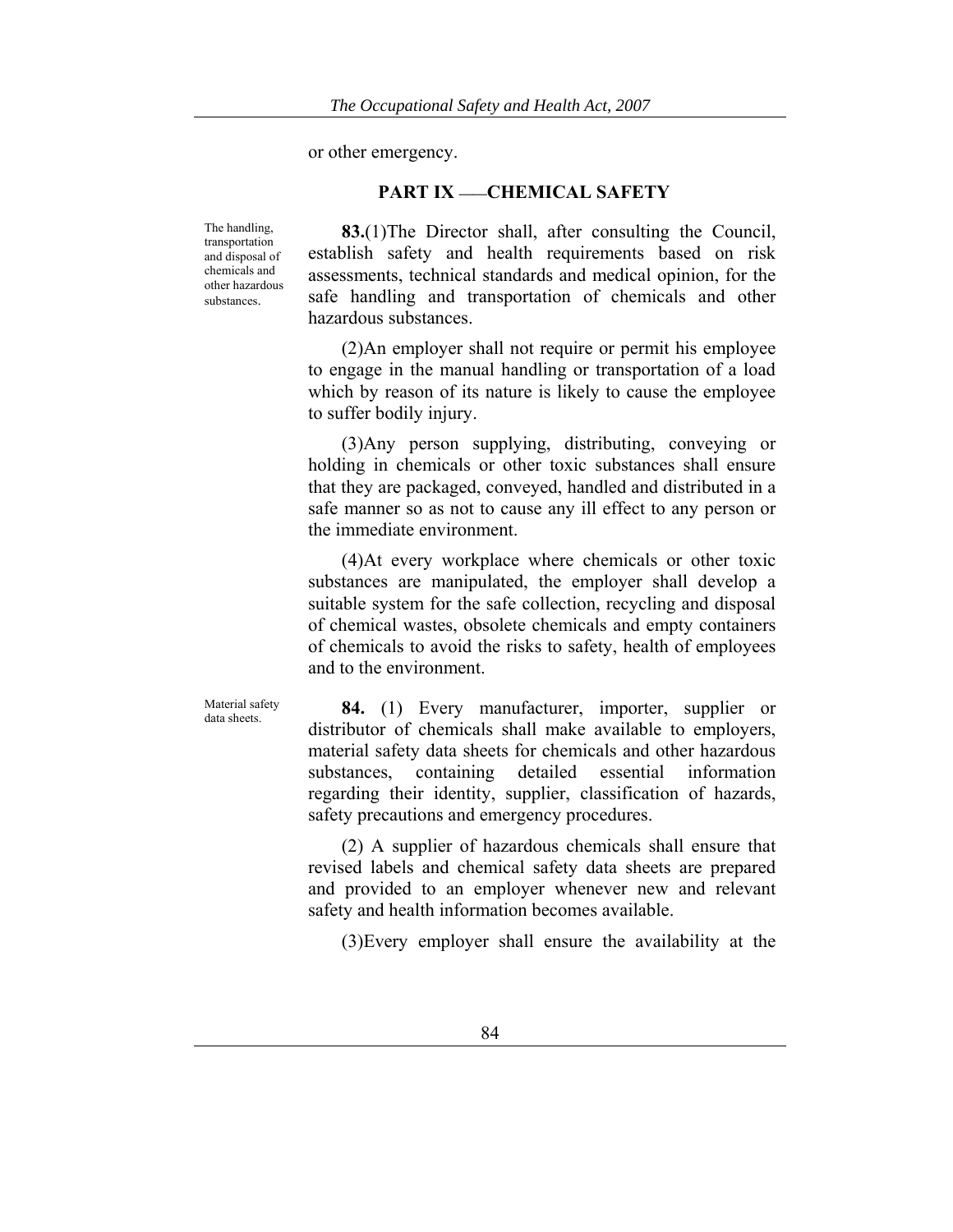or other emergency.

## PART IX ––CHEMICAL SAFETY

The handling, transportation and disposal of chemicals and other hazardous substances.

**83.**(1)The Director shall, after consulting the Council, establish safety and health requirements based on risk assessments, technical standards and medical opinion, for the safe handling and transportation of chemicals and other hazardous substances.

(2)An employer shall not require or permit his employee to engage in the manual handling or transportation of a load which by reason of its nature is likely to cause the employee to suffer bodily injury.

(3)Any person supplying, distributing, conveying or holding in chemicals or other toxic substances shall ensure that they are packaged, conveyed, handled and distributed in a safe manner so as not to cause any ill effect to any person or the immediate environment.

(4)At every workplace where chemicals or other toxic substances are manipulated, the employer shall develop a suitable system for the safe collection, recycling and disposal of chemical wastes, obsolete chemicals and empty containers of chemicals to avoid the risks to safety, health of employees and to the environment.

Material safety data sheets.

**84.** (1) Every manufacturer, importer, supplier or distributor of chemicals shall make available to employers, material safety data sheets for chemicals and other hazardous substances, containing detailed essential information regarding their identity, supplier, classification of hazards, safety precautions and emergency procedures.

(2) A supplier of hazardous chemicals shall ensure that revised labels and chemical safety data sheets are prepared and provided to an employer whenever new and relevant safety and health information becomes available.

(3)Every employer shall ensure the availability at the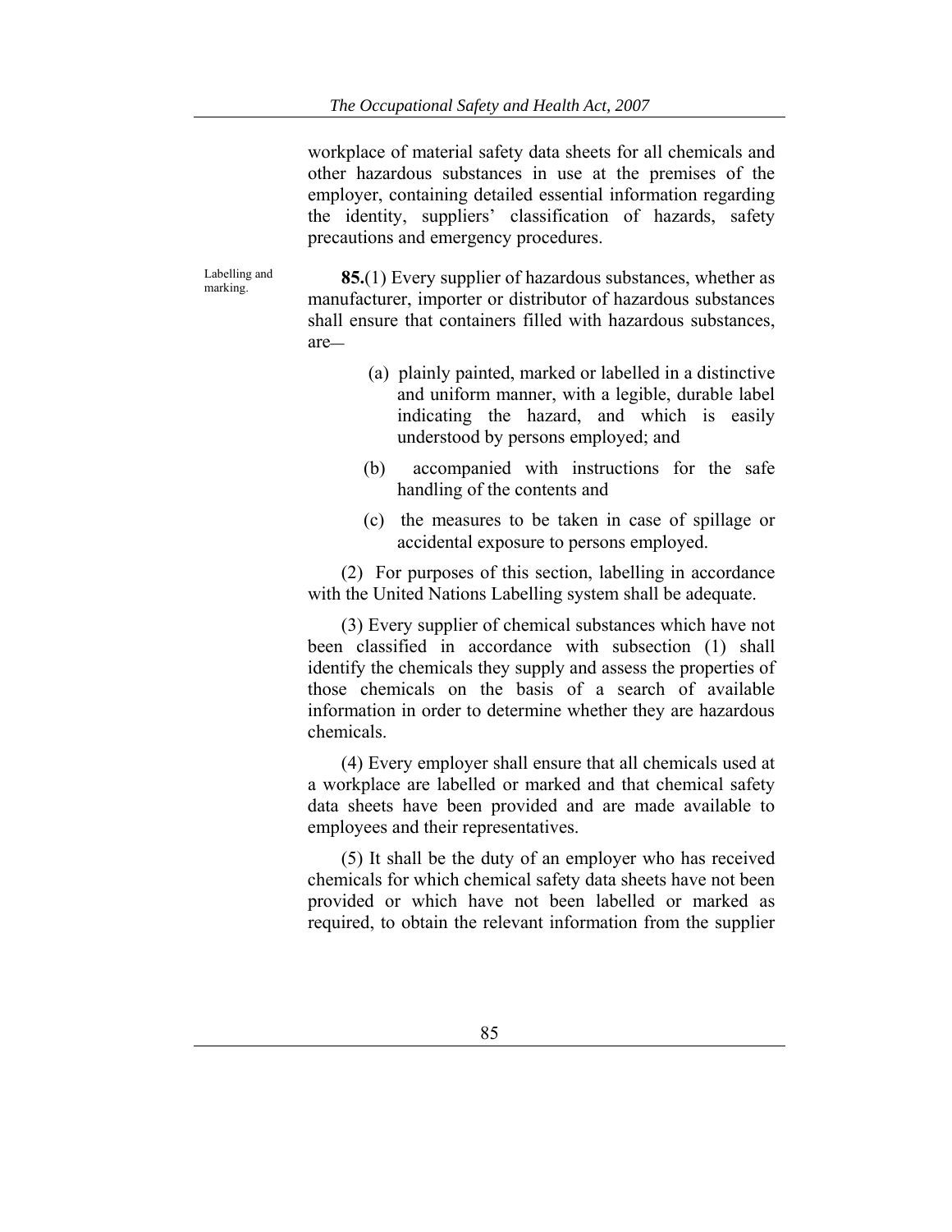workplace of material safety data sheets for all chemicals and other hazardous substances in use at the premises of the employer, containing detailed essential information regarding the identity, suppliers' classification of hazards, safety precautions and emergency procedures.

Labelling and marking.

**85.**(1) Every supplier of hazardous substances, whether as manufacturer, importer or distributor of hazardous substances shall ensure that containers filled with hazardous substances, are—

(a) plainly painted, marked or labelled in a distinctive and uniform manner, with a legible, durable label indicating the hazard, and which is easily understood by persons employed; and

(b) accompanied with instructions for the safe handling of the contents and

(c) the measures to be taken in case of spillage or accidental exposure to persons employed.

(2) For purposes of this section, labelling in accordance with the United Nations Labelling system shall be adequate.

(3) Every supplier of chemical substances which have not been classified in accordance with subsection (1) shall identify the chemicals they supply and assess the properties of those chemicals on the basis of a search of available information in order to determine whether they are hazardous chemicals.

(4) Every employer shall ensure that all chemicals used at a workplace are labelled or marked and that chemical safety data sheets have been provided and are made available to employees and their representatives.

(5) It shall be the duty of an employer who has received chemicals for which chemical safety data sheets have not been provided or which have not been labelled or marked as required, to obtain the relevant information from the supplier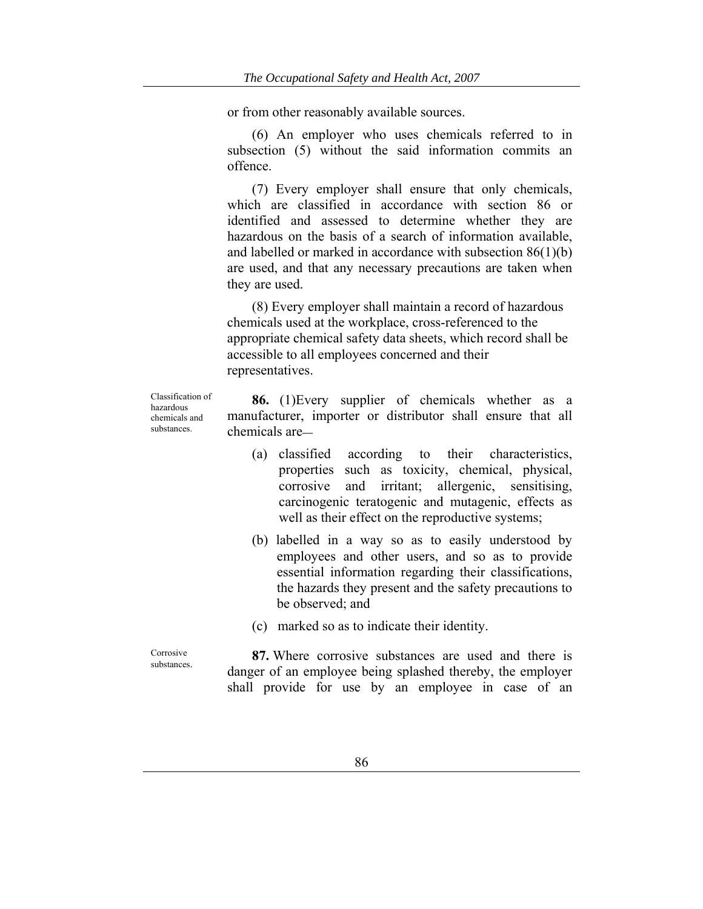or from other reasonably available sources.

(6) An employer who uses chemicals referred to in subsection (5) without the said information commits an offence.

(7) Every employer shall ensure that only chemicals, which are classified in accordance with section 86 or identified and assessed to determine whether they are hazardous on the basis of a search of information available, and labelled or marked in accordance with subsection 86(1)(b) are used, and that any necessary precautions are taken when they are used.

(8) Every employer shall maintain a record of hazardous chemicals used at the workplace, cross-referenced to the appropriate chemical safety data sheets, which record shall be accessible to all employees concerned and their representatives.

Classification of hazardous chemicals and substances.

**86.** (1)Every supplier of chemicals whether as a manufacturer, importer or distributor shall ensure that all chemicals are—

(a) classified according to their characteristics, properties such as toxicity, chemical, physical, corrosive and irritant; allergenic, sensitising, carcinogenic teratogenic and mutagenic, effects as well as their effect on the reproductive systems;

(b) labelled in a way so as to easily understood by employees and other users, and so as to provide essential information regarding their classifications, the hazards they present and the safety precautions to be observed; and

(c) marked so as to indicate their identity.

Corrosive substances.

**87.** Where corrosive substances are used and there is danger of an employee being splashed thereby, the employer shall provide for use by an employee in case of an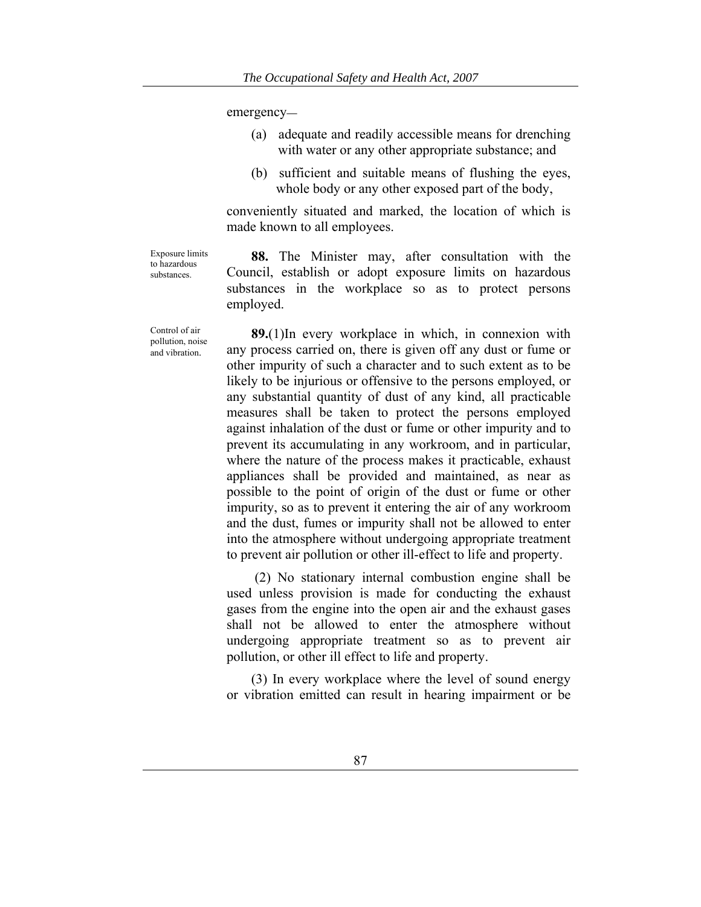emergency—

(a) adequate and readily accessible means for drenching with water or any other appropriate substance; and

(b) sufficient and suitable means of flushing the eyes, whole body or any other exposed part of the body,

conveniently situated and marked, the location of which is made known to all employees.

Exposure limits to hazardous substances.

**88.** The Minister may, after consultation with the Council, establish or adopt exposure limits on hazardous substances in the workplace so as to protect persons employed.

Control of air pollution, noise and vibration.

**89.**(1)In every workplace in which, in connexion with any process carried on, there is given off any dust or fume or other impurity of such a character and to such extent as to be likely to be injurious or offensive to the persons employed, or any substantial quantity of dust of any kind, all practicable measures shall be taken to protect the persons employed against inhalation of the dust or fume or other impurity and to prevent its accumulating in any workroom, and in particular, where the nature of the process makes it practicable, exhaust appliances shall be provided and maintained, as near as possible to the point of origin of the dust or fume or other impurity, so as to prevent it entering the air of any workroom and the dust, fumes or impurity shall not be allowed to enter into the atmosphere without undergoing appropriate treatment to prevent air pollution or other ill-effect to life and property.

(2) No stationary internal combustion engine shall be used unless provision is made for conducting the exhaust gases from the engine into the open air and the exhaust gases shall not be allowed to enter the atmosphere without undergoing appropriate treatment so as to prevent air pollution, or other ill effect to life and property.

(3) In every workplace where the level of sound energy or vibration emitted can result in hearing impairment or be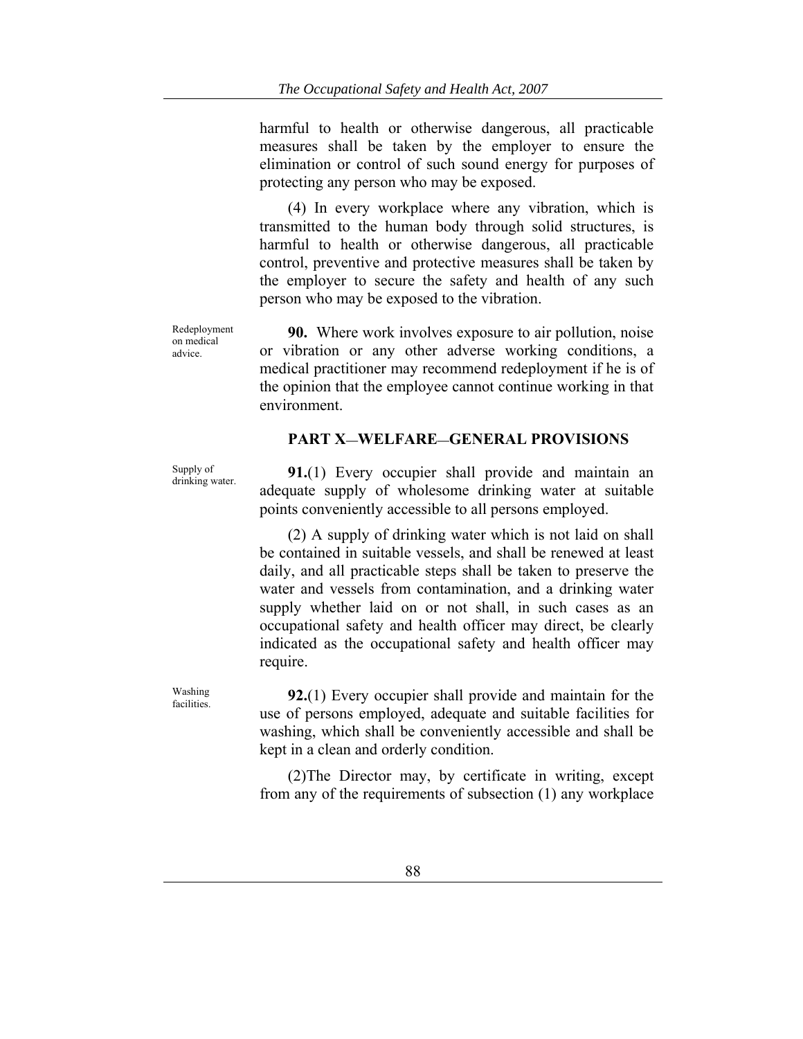harmful to health or otherwise dangerous, all practicable measures shall be taken by the employer to ensure the elimination or control of such sound energy for purposes of protecting any person who may be exposed.

(4) In every workplace where any vibration, which is transmitted to the human body through solid structures, is harmful to health or otherwise dangerous, all practicable control, preventive and protective measures shall be taken by the employer to secure the safety and health of any such person who may be exposed to the vibration.

Redeployment on medical advice.

**90.** Where work involves exposure to air pollution, noise or vibration or any other adverse working conditions, a medical practitioner may recommend redeployment if he is of the opinion that the employee cannot continue working in that environment.

## PART X—WELFARE—GENERAL PROVISIONS

Supply of drinking water.

**91.**(1) Every occupier shall provide and maintain an adequate supply of wholesome drinking water at suitable points conveniently accessible to all persons employed.

(2) A supply of drinking water which is not laid on shall be contained in suitable vessels, and shall be renewed at least daily, and all practicable steps shall be taken to preserve the water and vessels from contamination, and a drinking water supply whether laid on or not shall, in such cases as an occupational safety and health officer may direct, be clearly indicated as the occupational safety and health officer may require.

Washing facilities.

**92.**(1) Every occupier shall provide and maintain for the use of persons employed, adequate and suitable facilities for washing, which shall be conveniently accessible and shall be kept in a clean and orderly condition.

(2)The Director may, by certificate in writing, except from any of the requirements of subsection (1) any workplace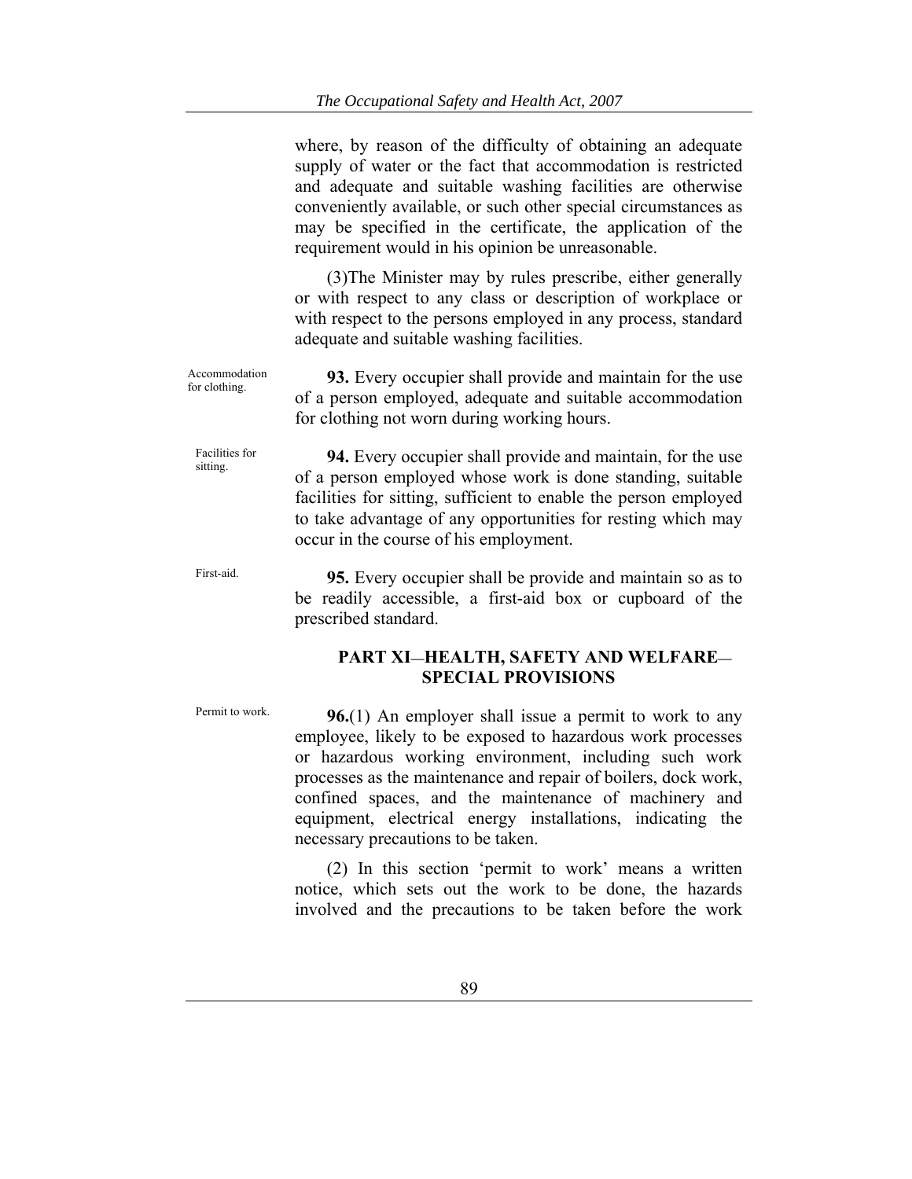where, by reason of the difficulty of obtaining an adequate supply of water or the fact that accommodation is restricted and adequate and suitable washing facilities are otherwise conveniently available, or such other special circumstances as may be specified in the certificate, the application of the requirement would in his opinion be unreasonable.

(3)The Minister may by rules prescribe, either generally or with respect to any class or description of workplace or with respect to the persons employed in any process, standard adequate and suitable washing facilities.

Accommodation for clothing.

**93.** Every occupier shall provide and maintain for the use of a person employed, adequate and suitable accommodation for clothing not worn during working hours.

Facilities for sitting.

**94.** Every occupier shall provide and maintain, for the use of a person employed whose work is done standing, suitable facilities for sitting, sufficient to enable the person employed to take advantage of any opportunities for resting which may occur in the course of his employment.

First-aid.

**95.** Every occupier shall be provide and maintain so as to be readily accessible, a first-aid box or cupboard of the prescribed standard.

## PART XI—HEALTH, SAFETY AND WELFARE—SPECIAL PROVISIONS

Permit to work.

**96.**(1) An employer shall issue a permit to work to any employee, likely to be exposed to hazardous work processes or hazardous working environment, including such work processes as the maintenance and repair of boilers, dock work, confined spaces, and the maintenance of machinery and equipment, electrical energy installations, indicating the necessary precautions to be taken.

(2) In this section 'permit to work' means a written notice, which sets out the work to be done, the hazards involved and the precautions to be taken before the work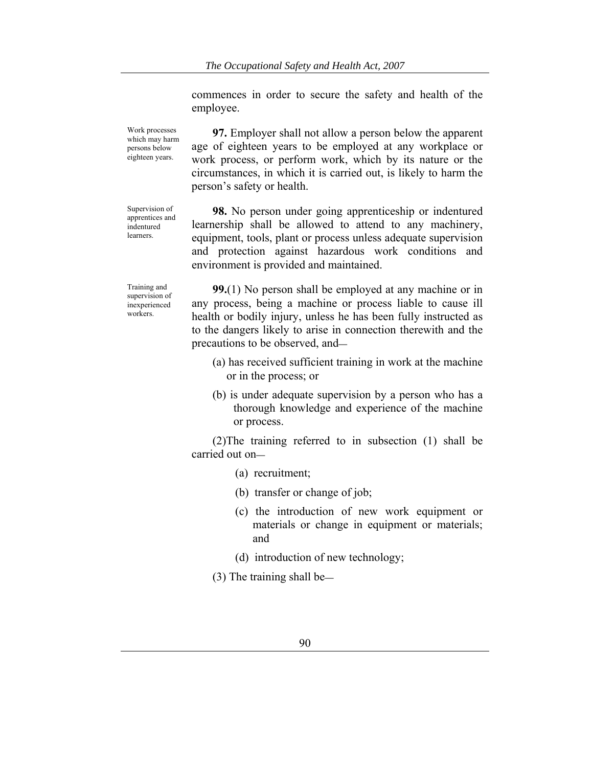commences in order to secure the safety and health of the employee.

*Work processes which may harm persons below eighteen years.*

**97.** Employer shall not allow a person below the apparent age of eighteen years to be employed at any workplace or work process, or perform work, which by its nature or the circumstances, in which it is carried out, is likely to harm the person's safety or health.

*Supervision of apprentices and indentured learners.*

**98.** No person under going apprenticeship or indentured learnership shall be allowed to attend to any machinery, equipment, tools, plant or process unless adequate supervision and protection against hazardous work conditions and environment is provided and maintained.

*Training and supervision of inexperienced workers.*

**99.**(1) No person shall be employed at any machine or in any process, being a machine or process liable to cause ill health or bodily injury, unless he has been fully instructed as to the dangers likely to arise in connection therewith and the precautions to be observed, and—

(a) has received sufficient training in work at the machine or in the process; or

(b) is under adequate supervision by a person who has a thorough knowledge and experience of the machine or process.

(2)The training referred to in subsection (1) shall be carried out on—

(a) recruitment;

(b) transfer or change of job;

(c) the introduction of new work equipment or materials or change in equipment or materials; and

(d) introduction of new technology;

(3) The training shall be—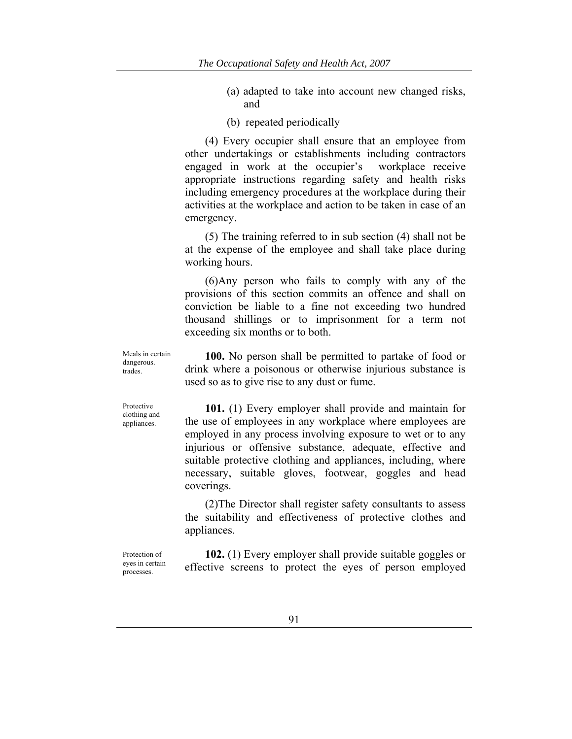(a) adapted to take into account new changed risks, and

(b) repeated periodically

(4) Every occupier shall ensure that an employee from other undertakings or establishments including contractors engaged in work at the occupier's workplace receive appropriate instructions regarding safety and health risks including emergency procedures at the workplace during their activities at the workplace and action to be taken in case of an emergency.

(5) The training referred to in sub section (4) shall not be at the expense of the employee and shall take place during working hours.

(6)Any person who fails to comply with any of the provisions of this section commits an offence and shall on conviction be liable to a fine not exceeding two hundred thousand shillings or to imprisonment for a term not exceeding six months or to both.

Meals in certain dangerous. trades.

**100.** No person shall be permitted to partake of food or drink where a poisonous or otherwise injurious substance is used so as to give rise to any dust or fume.

Protective clothing and appliances.

**101.** (1) Every employer shall provide and maintain for the use of employees in any workplace where employees are employed in any process involving exposure to wet or to any injurious or offensive substance, adequate, effective and suitable protective clothing and appliances, including, where necessary, suitable gloves, footwear, goggles and head coverings.

(2)The Director shall register safety consultants to assess the suitability and effectiveness of protective clothes and appliances.

Protection of eyes in certain processes.

**102.** (1) Every employer shall provide suitable goggles or effective screens to protect the eyes of person employed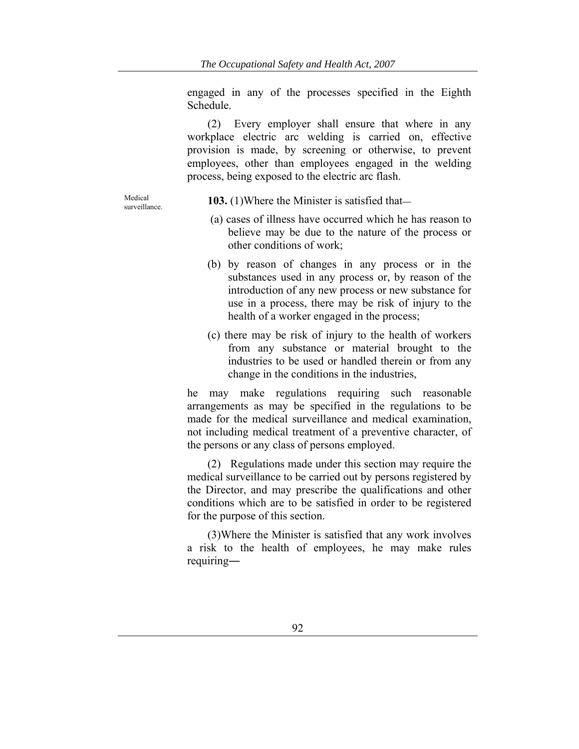engaged in any of the processes specified in the Eighth Schedule.

(2) Every employer shall ensure that where in any workplace electric arc welding is carried on, effective provision is made, by screening or otherwise, to prevent employees, other than employees engaged in the welding process, being exposed to the electric arc flash.

Medical surveillance.

**103.** (1)Where the Minister is satisfied that—

(a) cases of illness have occurred which he has reason to believe may be due to the nature of the process or other conditions of work;

(b) by reason of changes in any process or in the substances used in any process or, by reason of the introduction of any new process or new substance for use in a process, there may be risk of injury to the health of a worker engaged in the process;

(c) there may be risk of injury to the health of workers from any substance or material brought to the industries to be used or handled therein or from any change in the conditions in the industries,

he may make regulations requiring such reasonable arrangements as may be specified in the regulations to be made for the medical surveillance and medical examination, not including medical treatment of a preventive character, of the persons or any class of persons employed.

(2) Regulations made under this section may require the medical surveillance to be carried out by persons registered by the Director, and may prescribe the qualifications and other conditions which are to be satisfied in order to be registered for the purpose of this section.

(3)Where the Minister is satisfied that any work involves a risk to the health of employees, he may make rules requiring—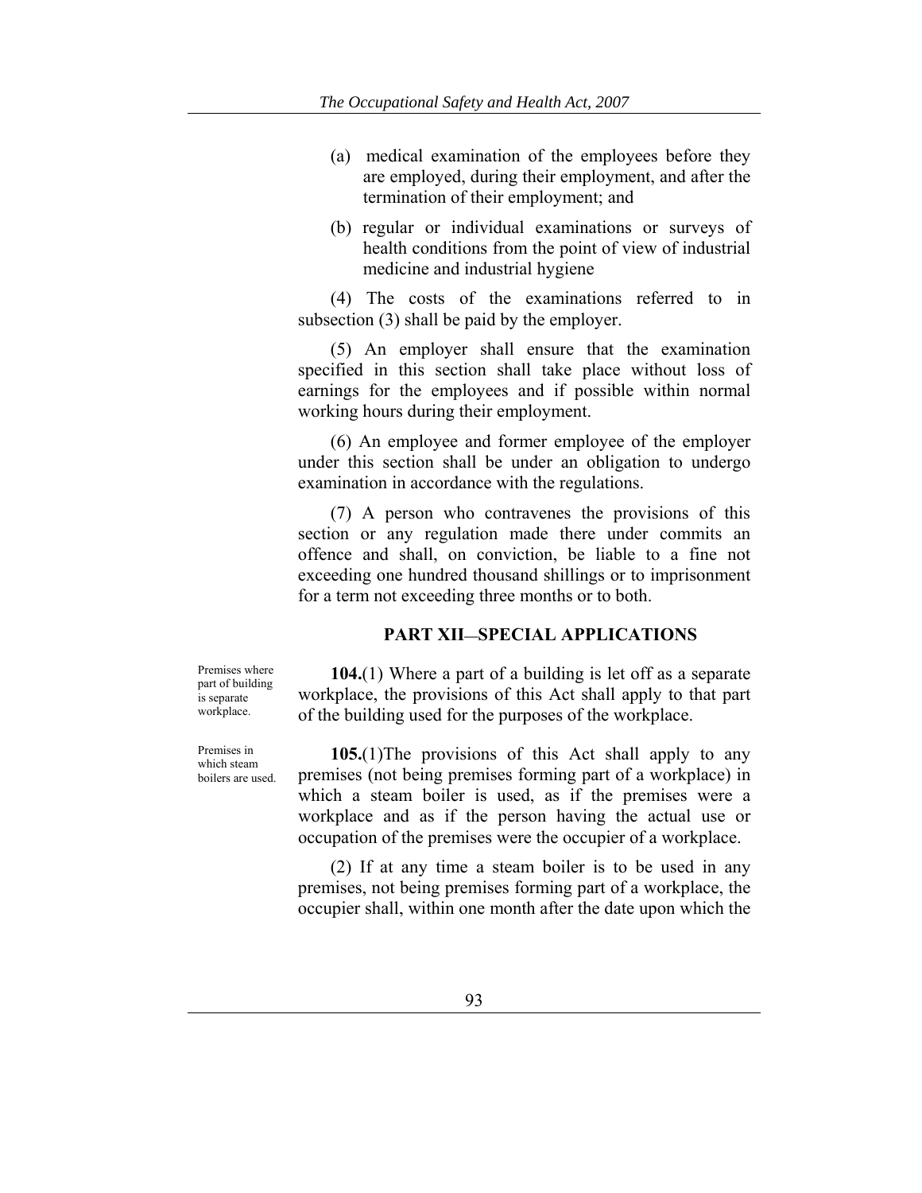(a) medical examination of the employees before they are employed, during their employment, and after the termination of their employment; and

(b) regular or individual examinations or surveys of health conditions from the point of view of industrial medicine and industrial hygiene

(4) The costs of the examinations referred to in subsection (3) shall be paid by the employer.

(5) An employer shall ensure that the examination specified in this section shall take place without loss of earnings for the employees and if possible within normal working hours during their employment.

(6) An employee and former employee of the employer under this section shall be under an obligation to undergo examination in accordance with the regulations.

(7) A person who contravenes the provisions of this section or any regulation made there under commits an offence and shall, on conviction, be liable to a fine not exceeding one hundred thousand shillings or to imprisonment for a term not exceeding three months or to both.

## PART XII—SPECIAL APPLICATIONS

Premises where part of building is separate workplace.

**104.**(1) Where a part of a building is let off as a separate workplace, the provisions of this Act shall apply to that part of the building used for the purposes of the workplace.

Premises in which steam boilers are used.

**105.**(1)The provisions of this Act shall apply to any premises (not being premises forming part of a workplace) in which a steam boiler is used, as if the premises were a workplace and as if the person having the actual use or occupation of the premises were the occupier of a workplace.

(2) If at any time a steam boiler is to be used in any premises, not being premises forming part of a workplace, the occupier shall, within one month after the date upon which the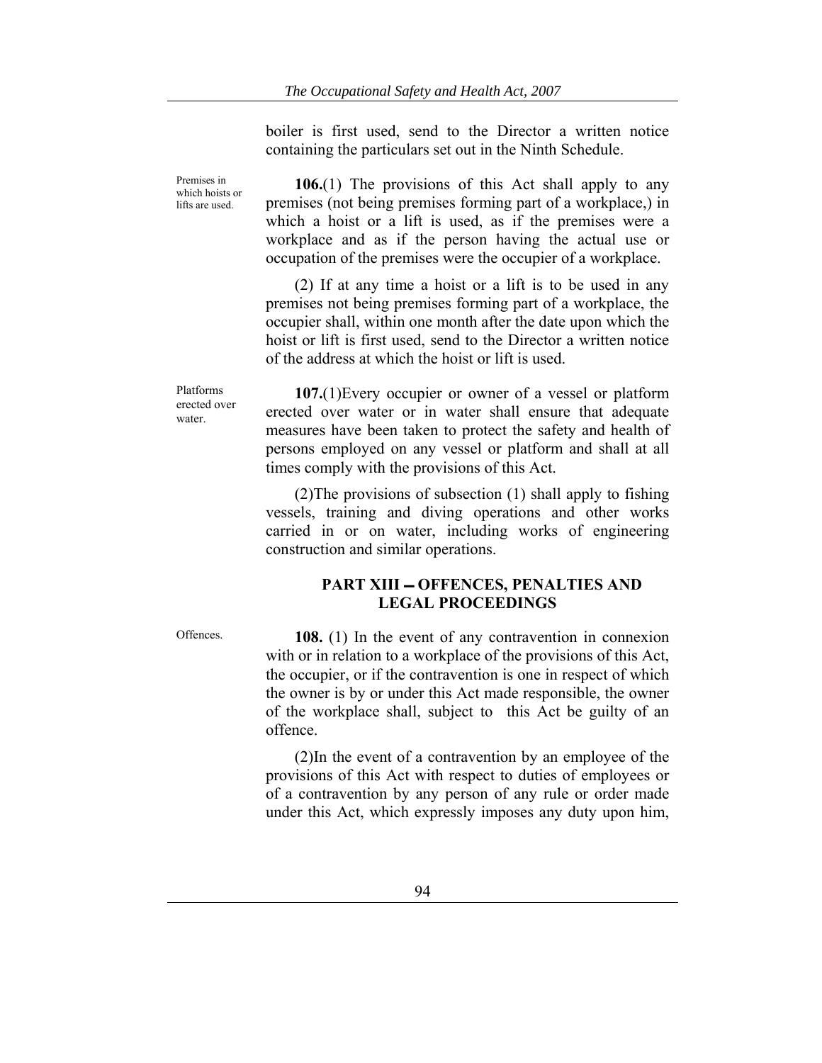boiler is first used, send to the Director a written notice containing the particulars set out in the Ninth Schedule.

Premises in which hoists or lifts are used.

**106.**(1) The provisions of this Act shall apply to any premises (not being premises forming part of a workplace,) in which a hoist or a lift is used, as if the premises were a workplace and as if the person having the actual use or occupation of the premises were the occupier of a workplace.

(2) If at any time a hoist or a lift is to be used in any premises not being premises forming part of a workplace, the occupier shall, within one month after the date upon which the hoist or lift is first used, send to the Director a written notice of the address at which the hoist or lift is used.

Platforms erected over water.

**107.**(1)Every occupier or owner of a vessel or platform erected over water or in water shall ensure that adequate measures have been taken to protect the safety and health of persons employed on any vessel or platform and shall at all times comply with the provisions of this Act.

(2)The provisions of subsection (1) shall apply to fishing vessels, training and diving operations and other works carried in or on water, including works of engineering construction and similar operations.

## PART XIII – OFFENCES, PENALTIES AND LEGAL PROCEEDINGS

Offences.

**108.** (1) In the event of any contravention in connexion with or in relation to a workplace of the provisions of this Act, the occupier, or if the contravention is one in respect of which the owner is by or under this Act made responsible, the owner of the workplace shall, subject to this Act be guilty of an offence.

(2)In the event of a contravention by an employee of the provisions of this Act with respect to duties of employees or of a contravention by any person of any rule or order made under this Act, which expressly imposes any duty upon him,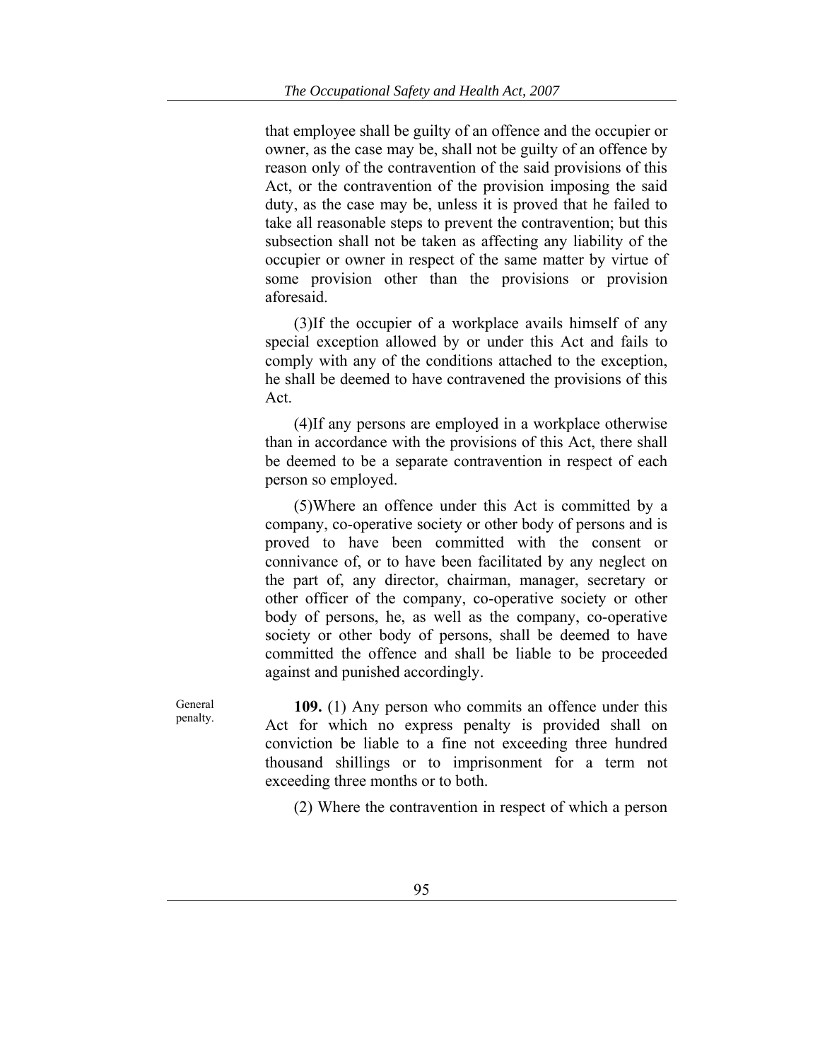that employee shall be guilty of an offence and the occupier or owner, as the case may be, shall not be guilty of an offence by reason only of the contravention of the said provisions of this Act, or the contravention of the provision imposing the said duty, as the case may be, unless it is proved that he failed to take all reasonable steps to prevent the contravention; but this subsection shall not be taken as affecting any liability of the occupier or owner in respect of the same matter by virtue of some provision other than the provisions or provision aforesaid.

(3)If the occupier of a workplace avails himself of any special exception allowed by or under this Act and fails to comply with any of the conditions attached to the exception, he shall be deemed to have contravened the provisions of this Act.

(4)If any persons are employed in a workplace otherwise than in accordance with the provisions of this Act, there shall be deemed to be a separate contravention in respect of each person so employed.

(5)Where an offence under this Act is committed by a company, co-operative society or other body of persons and is proved to have been committed with the consent or connivance of, or to have been facilitated by any neglect on the part of, any director, chairman, manager, secretary or other officer of the company, co-operative society or other body of persons, he, as well as the company, co-operative society or other body of persons, shall be deemed to have committed the offence and shall be liable to be proceeded against and punished accordingly.

General penalty.

**109.** (1) Any person who commits an offence under this Act for which no express penalty is provided shall on conviction be liable to a fine not exceeding three hundred thousand shillings or to imprisonment for a term not exceeding three months or to both.

(2) Where the contravention in respect of which a person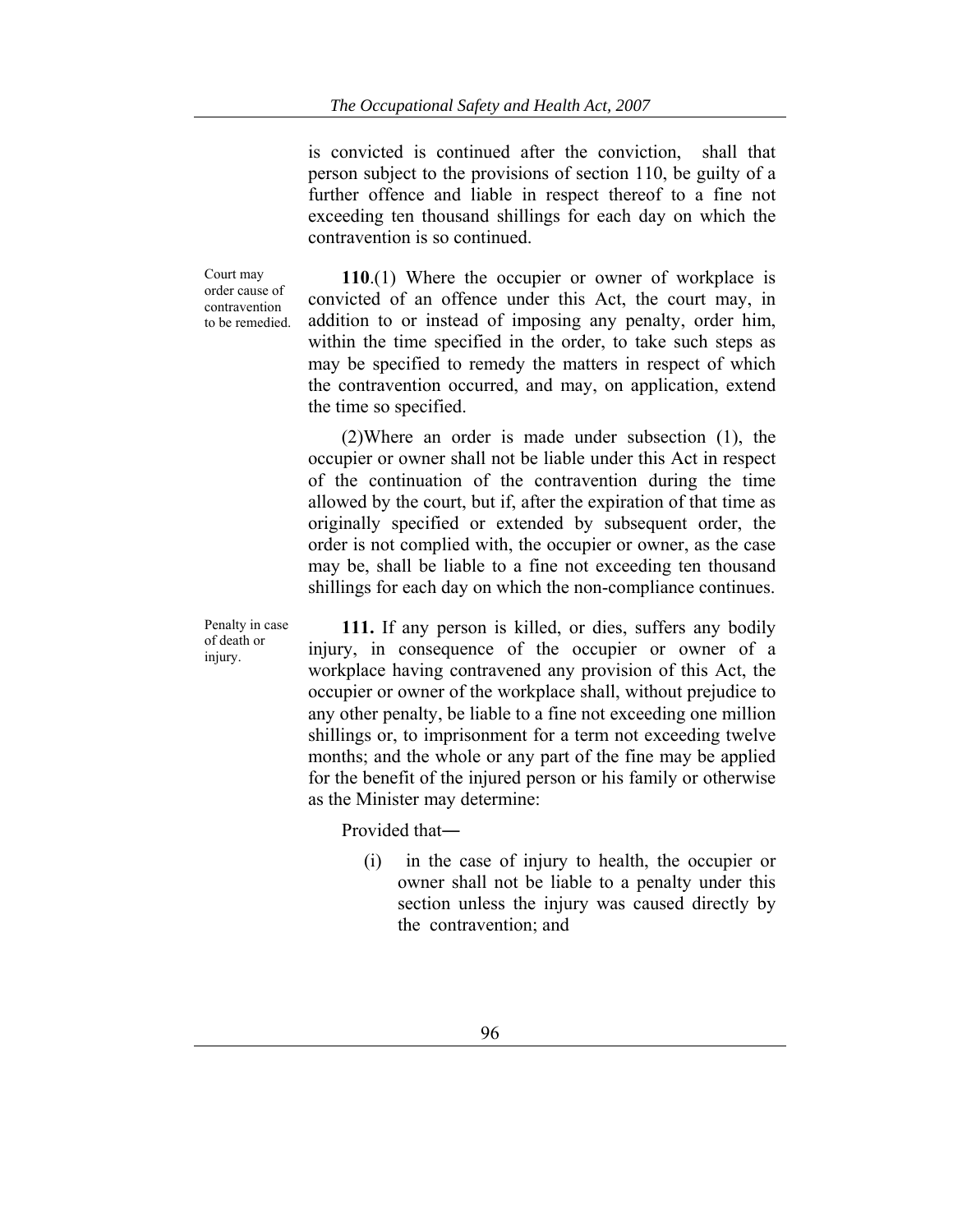is convicted is continued after the conviction, shall that person subject to the provisions of section 110, be guilty of a further offence and liable in respect thereof to a fine not exceeding ten thousand shillings for each day on which the contravention is so continued.

*Court may order cause of contravention to be remedied.*

**110**.(1) Where the occupier or owner of workplace is convicted of an offence under this Act, the court may, in addition to or instead of imposing any penalty, order him, within the time specified in the order, to take such steps as may be specified to remedy the matters in respect of which the contravention occurred, and may, on application, extend the time so specified.

(2)Where an order is made under subsection (1), the occupier or owner shall not be liable under this Act in respect of the continuation of the contravention during the time allowed by the court, but if, after the expiration of that time as originally specified or extended by subsequent order, the order is not complied with, the occupier or owner, as the case may be, shall be liable to a fine not exceeding ten thousand shillings for each day on which the non-compliance continues.

*Penalty in case of death or injury.*

**111.** If any person is killed, or dies, suffers any bodily injury, in consequence of the occupier or owner of a workplace having contravened any provision of this Act, the occupier or owner of the workplace shall, without prejudice to any other penalty, be liable to a fine not exceeding one million shillings or, to imprisonment for a term not exceeding twelve months; and the whole or any part of the fine may be applied for the benefit of the injured person or his family or otherwise as the Minister may determine:

Provided that―

(i) in the case of injury to health, the occupier or owner shall not be liable to a penalty under this section unless the injury was caused directly by the contravention; and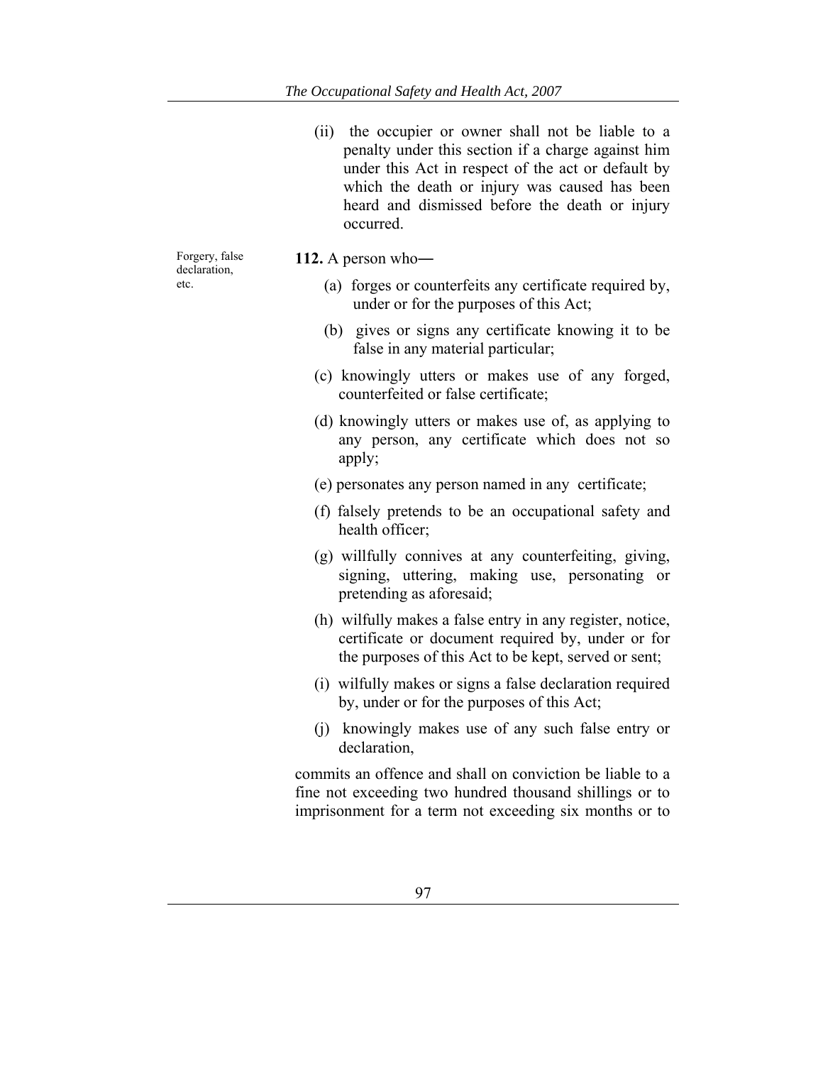(ii) the occupier or owner shall not be liable to a penalty under this section if a charge against him under this Act in respect of the act or default by which the death or injury was caused has been heard and dismissed before the death or injury occurred.

Forgery, false declaration, etc.

**112.** A person who―

(a) forges or counterfeits any certificate required by, under or for the purposes of this Act;

(b) gives or signs any certificate knowing it to be false in any material particular;

(c) knowingly utters or makes use of any forged, counterfeited or false certificate;

(d) knowingly utters or makes use of, as applying to any person, any certificate which does not so apply;

(e) personates any person named in any certificate;

(f) falsely pretends to be an occupational safety and health officer;

(g) willfully connives at any counterfeiting, giving, signing, uttering, making use, personating or pretending as aforesaid;

(h) wilfully makes a false entry in any register, notice, certificate or document required by, under or for the purposes of this Act to be kept, served or sent;

(i) wilfully makes or signs a false declaration required by, under or for the purposes of this Act;

(j) knowingly makes use of any such false entry or declaration,

commits an offence and shall on conviction be liable to a fine not exceeding two hundred thousand shillings or to imprisonment for a term not exceeding six months or to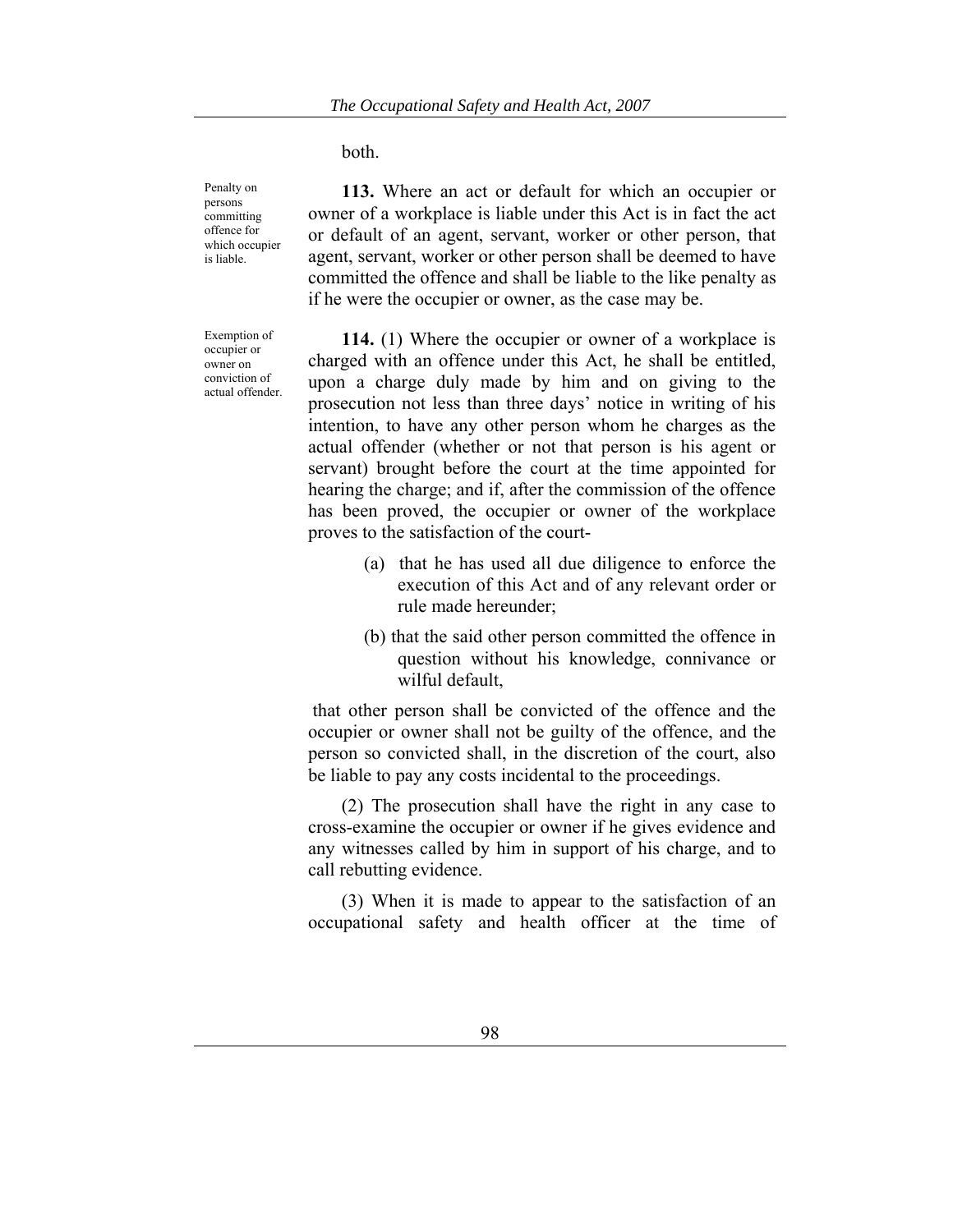both.

Penalty on persons committing offence for which occupier is liable.

**113.** Where an act or default for which an occupier or owner of a workplace is liable under this Act is in fact the act or default of an agent, servant, worker or other person, that agent, servant, worker or other person shall be deemed to have committed the offence and shall be liable to the like penalty as if he were the occupier or owner, as the case may be.

Exemption of occupier or owner on conviction of actual offender.

**114.** (1) Where the occupier or owner of a workplace is charged with an offence under this Act, he shall be entitled, upon a charge duly made by him and on giving to the prosecution not less than three days' notice in writing of his intention, to have any other person whom he charges as the actual offender (whether or not that person is his agent or servant) brought before the court at the time appointed for hearing the charge; and if, after the commission of the offence has been proved, the occupier or owner of the workplace proves to the satisfaction of the court-

(a) that he has used all due diligence to enforce the execution of this Act and of any relevant order or rule made hereunder;

(b) that the said other person committed the offence in question without his knowledge, connivance or wilful default,

that other person shall be convicted of the offence and the occupier or owner shall not be guilty of the offence, and the person so convicted shall, in the discretion of the court, also be liable to pay any costs incidental to the proceedings.

(2) The prosecution shall have the right in any case to cross-examine the occupier or owner if he gives evidence and any witnesses called by him in support of his charge, and to call rebutting evidence.

(3) When it is made to appear to the satisfaction of an occupational safety and health officer at the time of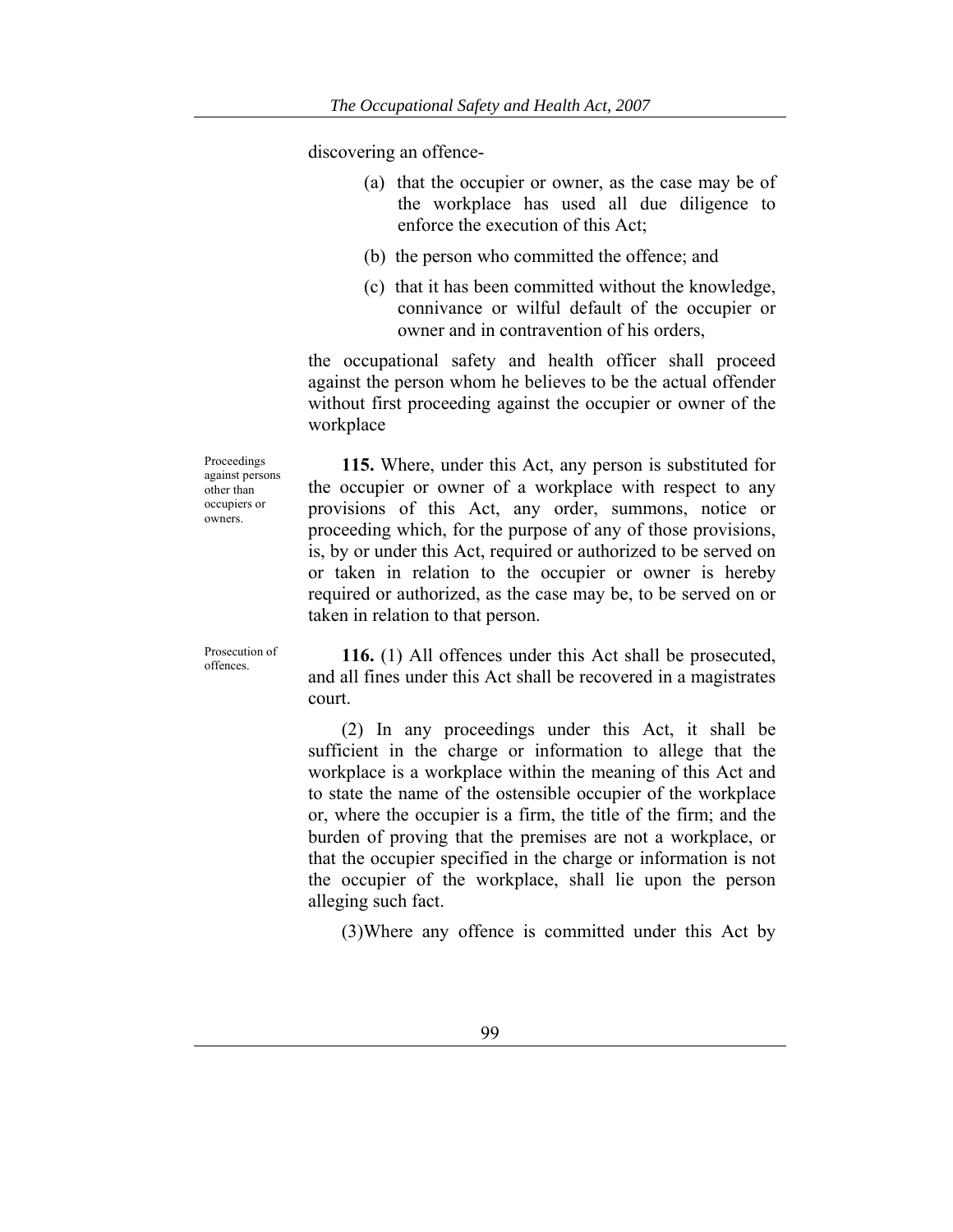discovering an offence-

(a) that the occupier or owner, as the case may be of the workplace has used all due diligence to enforce the execution of this Act;

(b) the person who committed the offence; and

(c) that it has been committed without the knowledge, connivance or wilful default of the occupier or owner and in contravention of his orders,

the occupational safety and health officer shall proceed against the person whom he believes to be the actual offender without first proceeding against the occupier or owner of the workplace

Proceedings against persons other than occupiers or owners.

**115.** Where, under this Act, any person is substituted for the occupier or owner of a workplace with respect to any provisions of this Act, any order, summons, notice or proceeding which, for the purpose of any of those provisions, is, by or under this Act, required or authorized to be served on or taken in relation to the occupier or owner is hereby required or authorized, as the case may be, to be served on or taken in relation to that person.

Prosecution of offences.

**116.** (1) All offences under this Act shall be prosecuted, and all fines under this Act shall be recovered in a magistrates court.

(2) In any proceedings under this Act, it shall be sufficient in the charge or information to allege that the workplace is a workplace within the meaning of this Act and to state the name of the ostensible occupier of the workplace or, where the occupier is a firm, the title of the firm; and the burden of proving that the premises are not a workplace, or that the occupier specified in the charge or information is not the occupier of the workplace, shall lie upon the person alleging such fact.

(3)Where any offence is committed under this Act by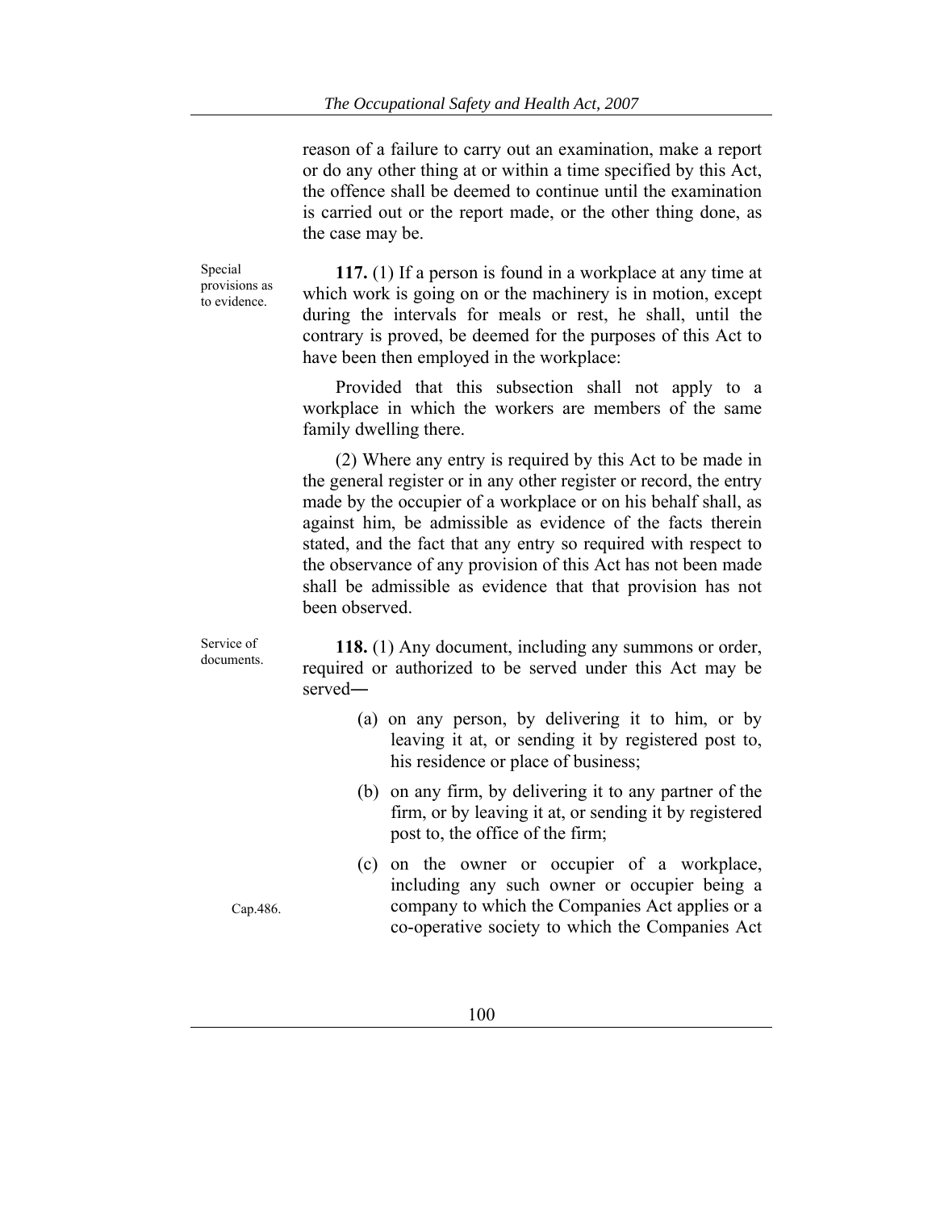reason of a failure to carry out an examination, make a report or do any other thing at or within a time specified by this Act, the offence shall be deemed to continue until the examination is carried out or the report made, or the other thing done, as the case may be.

Special provisions as to evidence.

**117.** (1) If a person is found in a workplace at any time at which work is going on or the machinery is in motion, except during the intervals for meals or rest, he shall, until the contrary is proved, be deemed for the purposes of this Act to have been then employed in the workplace:

Provided that this subsection shall not apply to a workplace in which the workers are members of the same family dwelling there.

(2) Where any entry is required by this Act to be made in the general register or in any other register or record, the entry made by the occupier of a workplace or on his behalf shall, as against him, be admissible as evidence of the facts therein stated, and the fact that any entry so required with respect to the observance of any provision of this Act has not been made shall be admissible as evidence that that provision has not been observed.

Service of documents.

**118.** (1) Any document, including any summons or order, required or authorized to be served under this Act may be served―

(a) on any person, by delivering it to him, or by leaving it at, or sending it by registered post to, his residence or place of business;

(b) on any firm, by delivering it to any partner of the firm, or by leaving it at, or sending it by registered post to, the office of the firm;

Cap.486.

(c) on the owner or occupier of a workplace, including any such owner or occupier being a company to which the Companies Act applies or a co-operative society to which the Companies Act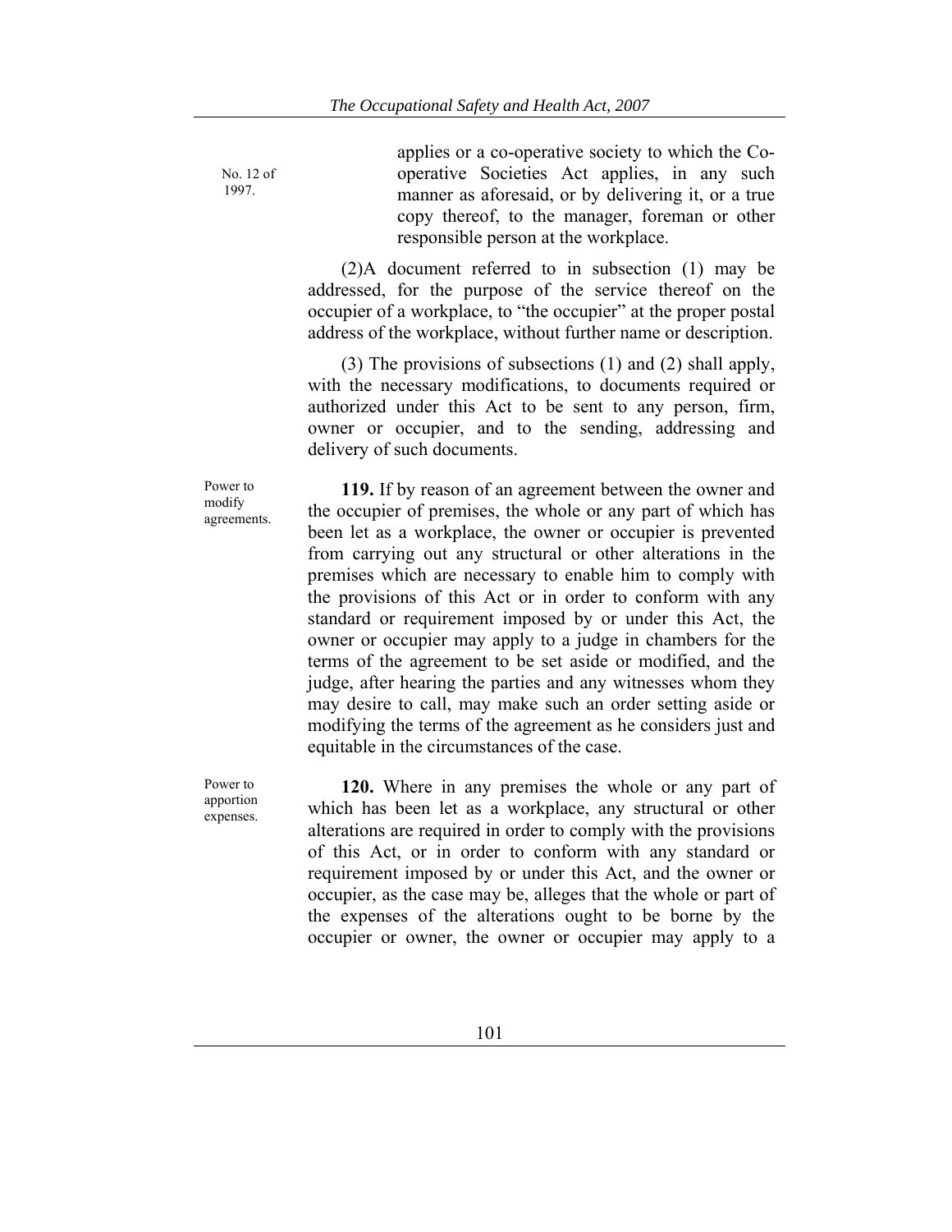applies or a co-operative society to which the Co-operative Societies Act applies, in any such manner as aforesaid, or by delivering it, or a true copy thereof, to the manager, foreman or other responsible person at the workplace.

No. 12 of 1997.

(2)A document referred to in subsection (1) may be addressed, for the purpose of the service thereof on the occupier of a workplace, to "the occupier" at the proper postal address of the workplace, without further name or description.

(3) The provisions of subsections (1) and (2) shall apply, with the necessary modifications, to documents required or authorized under this Act to be sent to any person, firm, owner or occupier, and to the sending, addressing and delivery of such documents.

Power to modify agreements.

**119.** If by reason of an agreement between the owner and the occupier of premises, the whole or any part of which has been let as a workplace, the owner or occupier is prevented from carrying out any structural or other alterations in the premises which are necessary to enable him to comply with the provisions of this Act or in order to conform with any standard or requirement imposed by or under this Act, the owner or occupier may apply to a judge in chambers for the terms of the agreement to be set aside or modified, and the judge, after hearing the parties and any witnesses whom they may desire to call, may make such an order setting aside or modifying the terms of the agreement as he considers just and equitable in the circumstances of the case.

Power to apportion expenses.

**120.** Where in any premises the whole or any part of which has been let as a workplace, any structural or other alterations are required in order to comply with the provisions of this Act, or in order to conform with any standard or requirement imposed by or under this Act, and the owner or occupier, as the case may be, alleges that the whole or part of the expenses of the alterations ought to be borne by the occupier or owner, the owner or occupier may apply to a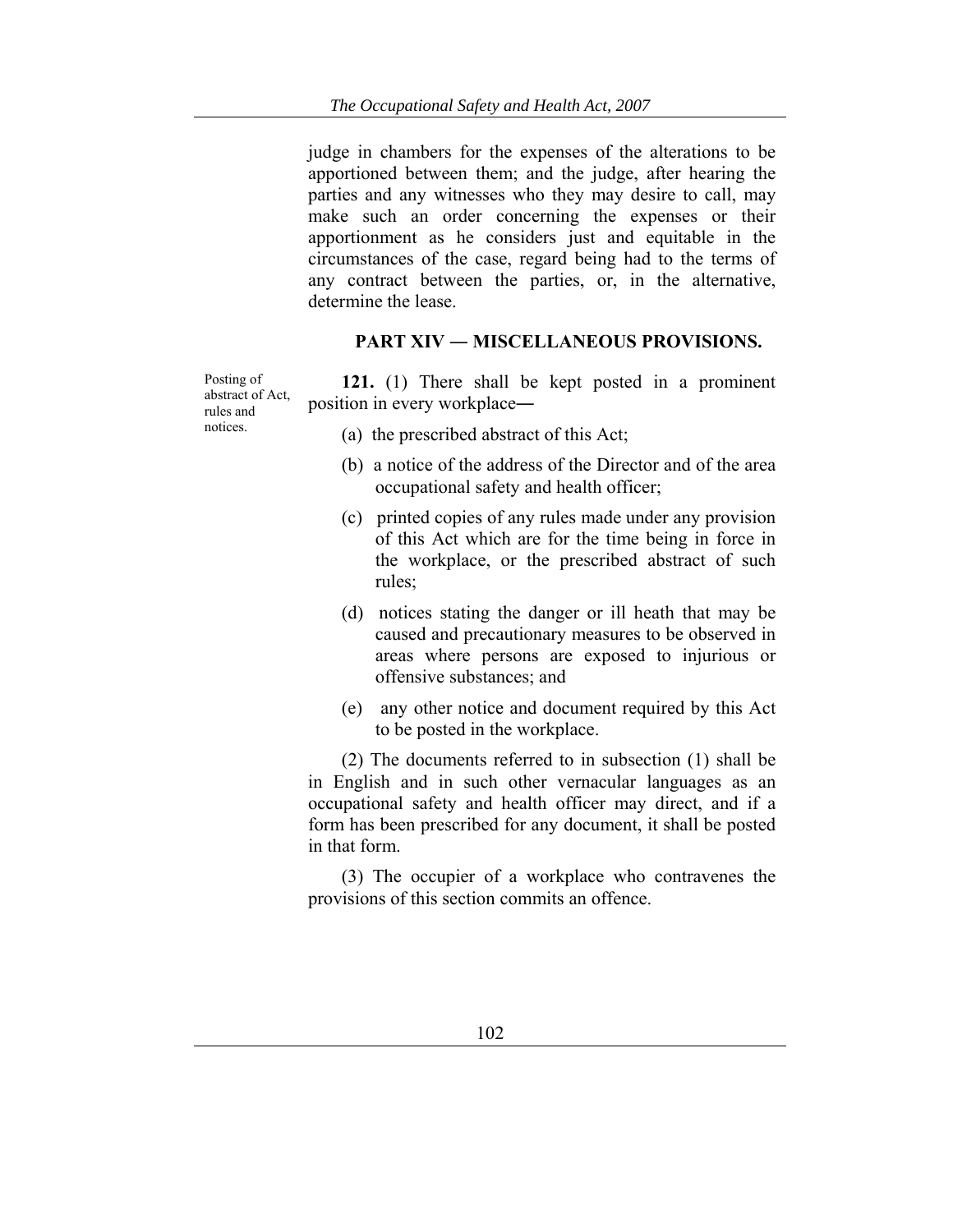judge in chambers for the expenses of the alterations to be apportioned between them; and the judge, after hearing the parties and any witnesses who they may desire to call, may make such an order concerning the expenses or their apportionment as he considers just and equitable in the circumstances of the case, regard being had to the terms of any contract between the parties, or, in the alternative, determine the lease.

## PART XIV — MISCELLANEOUS PROVISIONS.

Posting of abstract of Act, rules and notices.

**121.** (1) There shall be kept posted in a prominent position in every workplace―

(a) the prescribed abstract of this Act;

(b) a notice of the address of the Director and of the area occupational safety and health officer;

(c) printed copies of any rules made under any provision of this Act which are for the time being in force in the workplace, or the prescribed abstract of such rules;

(d) notices stating the danger or ill heath that may be caused and precautionary measures to be observed in areas where persons are exposed to injurious or offensive substances; and

(e) any other notice and document required by this Act to be posted in the workplace.

(2) The documents referred to in subsection (1) shall be in English and in such other vernacular languages as an occupational safety and health officer may direct, and if a form has been prescribed for any document, it shall be posted in that form.

(3) The occupier of a workplace who contravenes the provisions of this section commits an offence.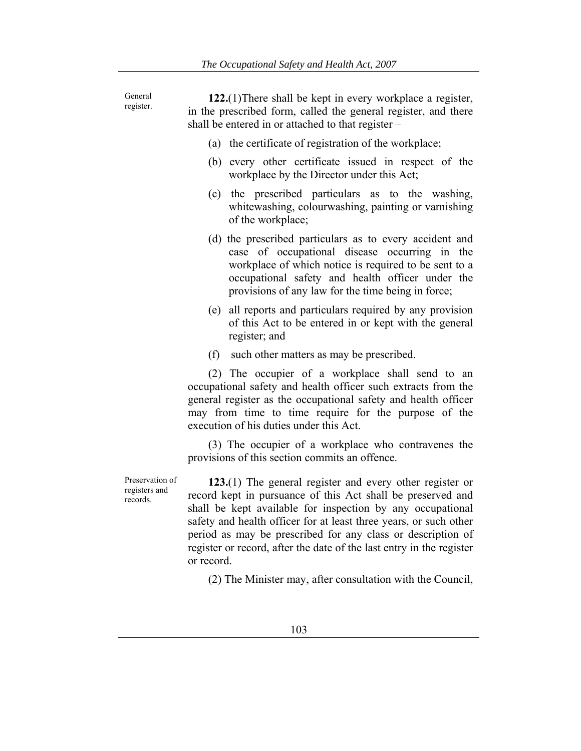General register.

**122.**(1)There shall be kept in every workplace a register, in the prescribed form, called the general register, and there shall be entered in or attached to that register –

(a) the certificate of registration of the workplace;

(b) every other certificate issued in respect of the workplace by the Director under this Act;

(c) the prescribed particulars as to the washing, whitewashing, colourwashing, painting or varnishing of the workplace;

(d) the prescribed particulars as to every accident and case of occupational disease occurring in the workplace of which notice is required to be sent to a occupational safety and health officer under the provisions of any law for the time being in force;

(e) all reports and particulars required by any provision of this Act to be entered in or kept with the general register; and

(f) such other matters as may be prescribed.

(2) The occupier of a workplace shall send to an occupational safety and health officer such extracts from the general register as the occupational safety and health officer may from time to time require for the purpose of the execution of his duties under this Act.

(3) The occupier of a workplace who contravenes the provisions of this section commits an offence.

Preservation of registers and records.

**123.**(1) The general register and every other register or record kept in pursuance of this Act shall be preserved and shall be kept available for inspection by any occupational safety and health officer for at least three years, or such other period as may be prescribed for any class or description of register or record, after the date of the last entry in the register or record.

(2) The Minister may, after consultation with the Council,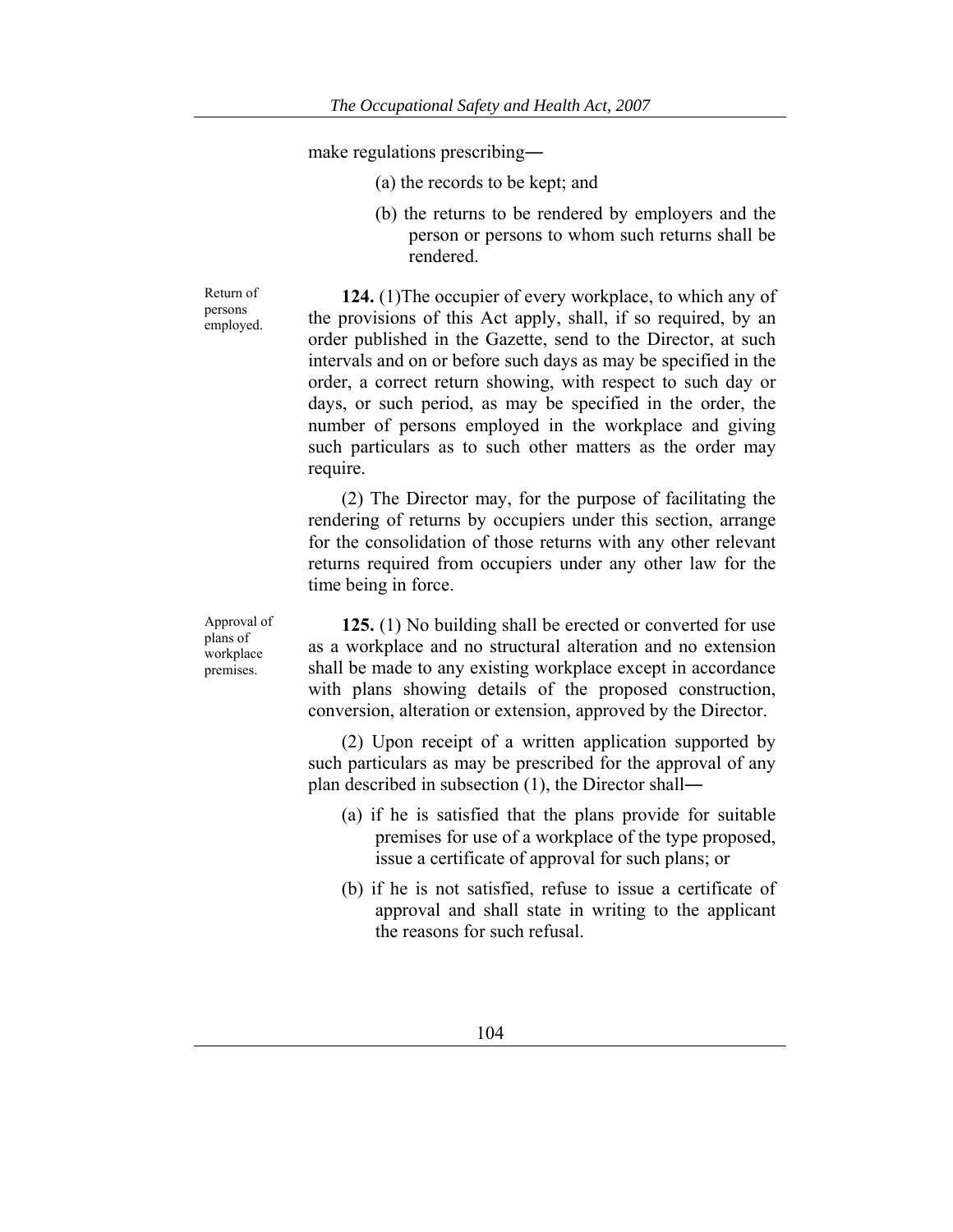make regulations prescribing―

(a) the records to be kept; and

(b) the returns to be rendered by employers and the person or persons to whom such returns shall be rendered.

Return of persons employed.

**124.** (1)The occupier of every workplace, to which any of the provisions of this Act apply, shall, if so required, by an order published in the Gazette, send to the Director, at such intervals and on or before such days as may be specified in the order, a correct return showing, with respect to such day or days, or such period, as may be specified in the order, the number of persons employed in the workplace and giving such particulars as to such other matters as the order may require.

(2) The Director may, for the purpose of facilitating the rendering of returns by occupiers under this section, arrange for the consolidation of those returns with any other relevant returns required from occupiers under any other law for the time being in force.

Approval of plans of workplace premises.

**125.** (1) No building shall be erected or converted for use as a workplace and no structural alteration and no extension shall be made to any existing workplace except in accordance with plans showing details of the proposed construction, conversion, alteration or extension, approved by the Director.

(2) Upon receipt of a written application supported by such particulars as may be prescribed for the approval of any plan described in subsection (1), the Director shall―

(a) if he is satisfied that the plans provide for suitable premises for use of a workplace of the type proposed, issue a certificate of approval for such plans; or

(b) if he is not satisfied, refuse to issue a certificate of approval and shall state in writing to the applicant the reasons for such refusal.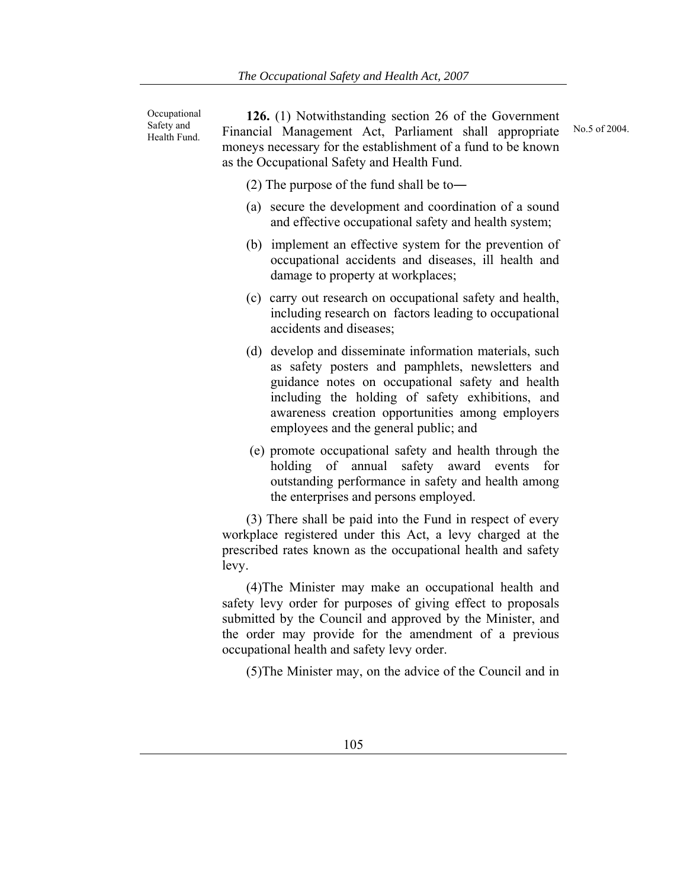Occupational Safety and Health Fund.

**126.** (1) Notwithstanding section 26 of the Government Financial Management Act, Parliament shall appropriate moneys necessary for the establishment of a fund to be known as the Occupational Safety and Health Fund.

No.5 of 2004.

(2) The purpose of the fund shall be to―

(a) secure the development and coordination of a sound and effective occupational safety and health system;

(b) implement an effective system for the prevention of occupational accidents and diseases, ill health and damage to property at workplaces;

(c) carry out research on occupational safety and health, including research on factors leading to occupational accidents and diseases;

(d) develop and disseminate information materials, such as safety posters and pamphlets, newsletters and guidance notes on occupational safety and health including the holding of safety exhibitions, and awareness creation opportunities among employers employees and the general public; and

(e) promote occupational safety and health through the holding of annual safety award events for outstanding performance in safety and health among the enterprises and persons employed.

(3) There shall be paid into the Fund in respect of every workplace registered under this Act, a levy charged at the prescribed rates known as the occupational health and safety levy.

(4)The Minister may make an occupational health and safety levy order for purposes of giving effect to proposals submitted by the Council and approved by the Minister, and the order may provide for the amendment of a previous occupational health and safety levy order.

(5)The Minister may, on the advice of the Council and in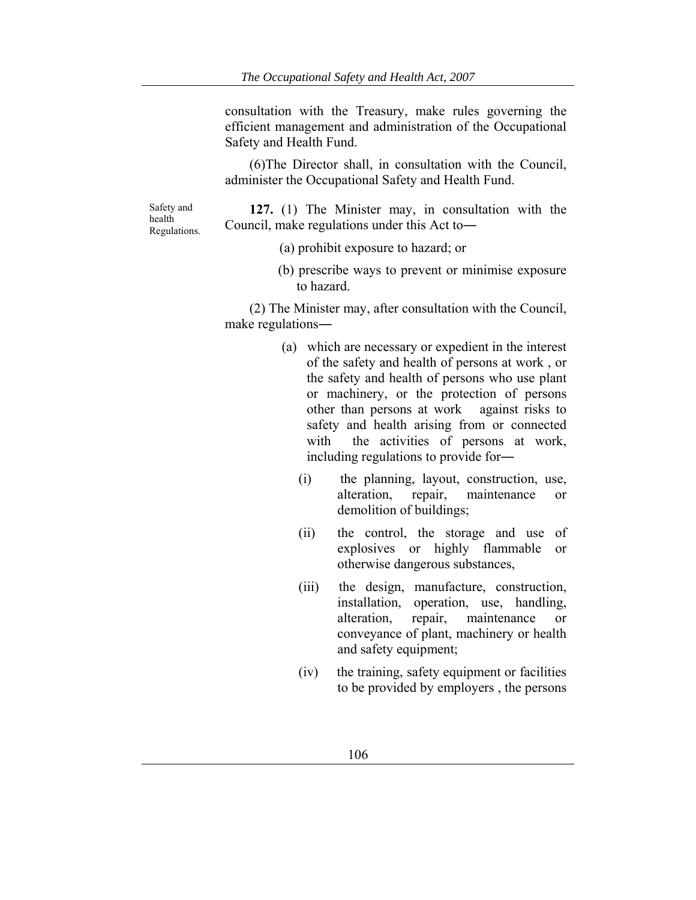consultation with the Treasury, make rules governing the efficient management and administration of the Occupational Safety and Health Fund.

(6)The Director shall, in consultation with the Council, administer the Occupational Safety and Health Fund.

Safety and health Regulations.

**127.** (1) The Minister may, in consultation with the Council, make regulations under this Act to―

(a) prohibit exposure to hazard; or

(b) prescribe ways to prevent or minimise exposure to hazard.

(2) The Minister may, after consultation with the Council, make regulations―

(a) which are necessary or expedient in the interest of the safety and health of persons at work , or the safety and health of persons who use plant or machinery, or the protection of persons other than persons at work against risks to safety and health arising from or connected with the activities of persons at work, including regulations to provide for―

(i) the planning, layout, construction, use, alteration, repair, maintenance or demolition of buildings;

(ii) the control, the storage and use of explosives or highly flammable or otherwise dangerous substances,

(iii) the design, manufacture, construction, installation, operation, use, handling, alteration, repair, maintenance or conveyance of plant, machinery or health and safety equipment;

(iv) the training, safety equipment or facilities to be provided by employers , the persons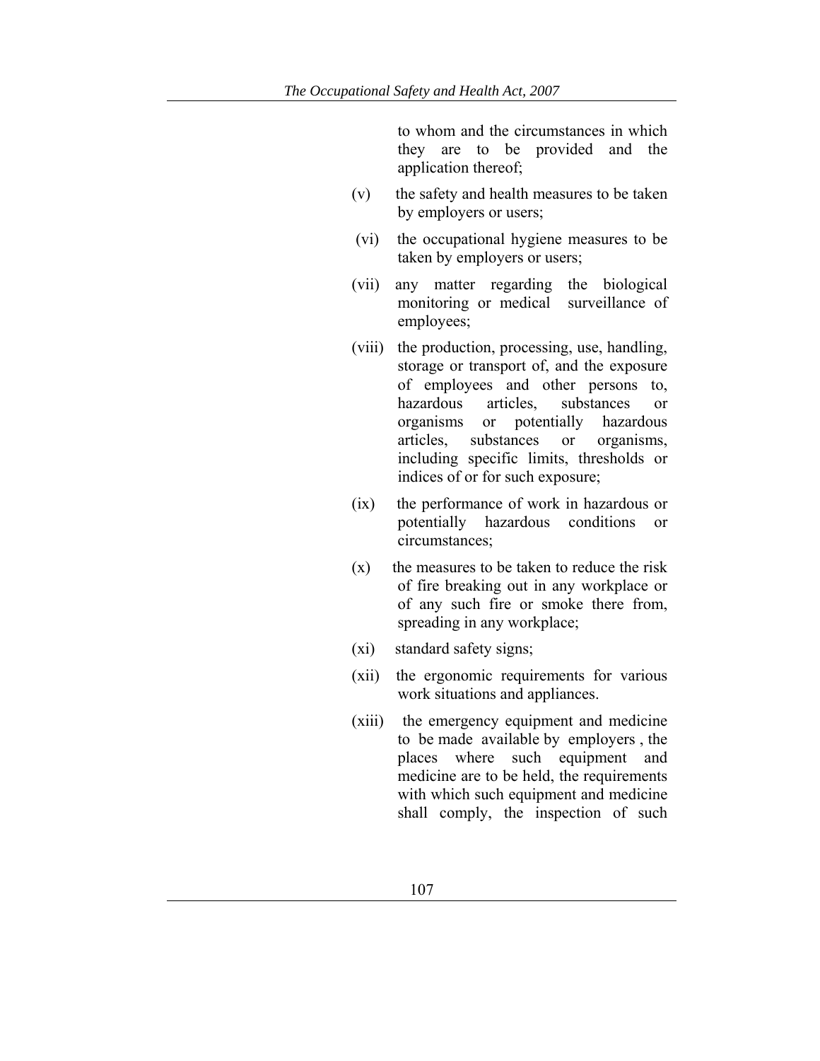to whom and the circumstances in which they are to be provided and the application thereof;

(v) the safety and health measures to be taken by employers or users;

(vi) the occupational hygiene measures to be taken by employers or users;

(vii) any matter regarding the biological monitoring or medical surveillance of employees;

(viii) the production, processing, use, handling, storage or transport of, and the exposure of employees and other persons to, hazardous articles, substances or organisms or potentially hazardous articles, substances or organisms, including specific limits, thresholds or indices of or for such exposure;

(ix) the performance of work in hazardous or potentially hazardous conditions or circumstances;

(x) the measures to be taken to reduce the risk of fire breaking out in any workplace or of any such fire or smoke there from, spreading in any workplace;

(xi) standard safety signs;

(xii) the ergonomic requirements for various work situations and appliances.

(xiii) the emergency equipment and medicine to be made available by employers , the places where such equipment and medicine are to be held, the requirements with which such equipment and medicine shall comply, the inspection of such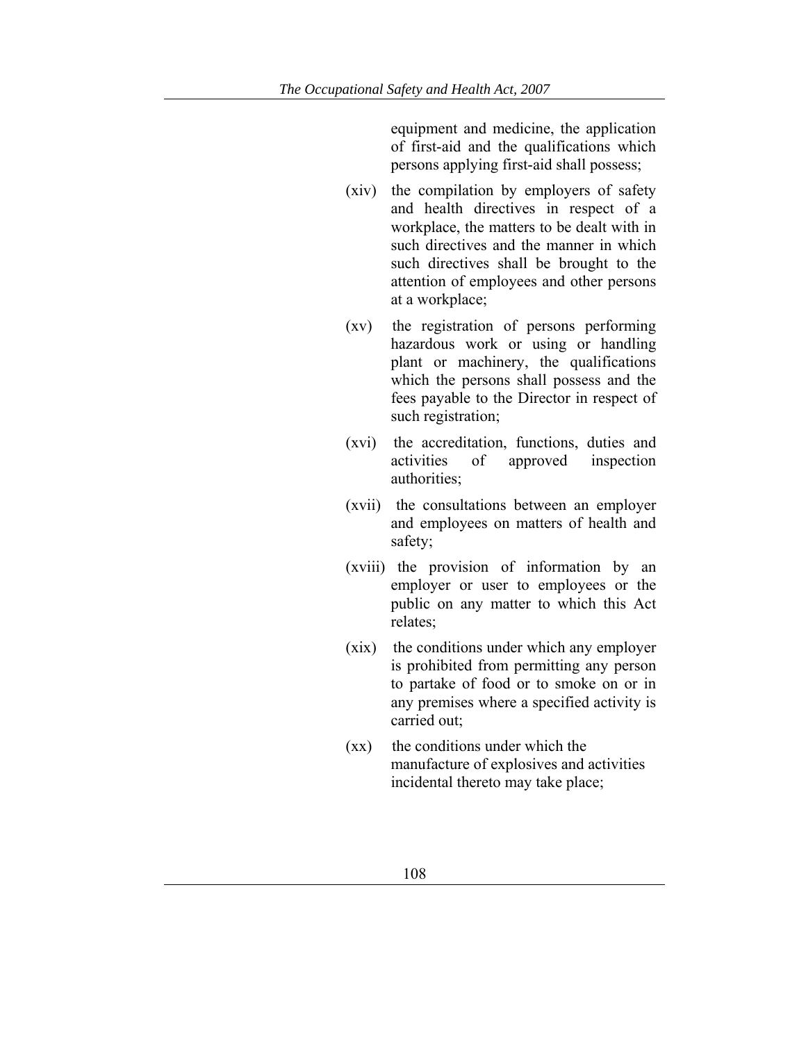equipment and medicine, the application of first-aid and the qualifications which persons applying first-aid shall possess;

(xiv) the compilation by employers of safety and health directives in respect of a workplace, the matters to be dealt with in such directives and the manner in which such directives shall be brought to the attention of employees and other persons at a workplace;

(xv) the registration of persons performing hazardous work or using or handling plant or machinery, the qualifications which the persons shall possess and the fees payable to the Director in respect of such registration;

(xvi) the accreditation, functions, duties and activities of approved inspection authorities;

(xvii) the consultations between an employer and employees on matters of health and safety;

(xviii) the provision of information by an employer or user to employees or the public on any matter to which this Act relates;

(xix) the conditions under which any employer is prohibited from permitting any person to partake of food or to smoke on or in any premises where a specified activity is carried out;

(xx) the conditions under which the manufacture of explosives and activities incidental thereto may take place;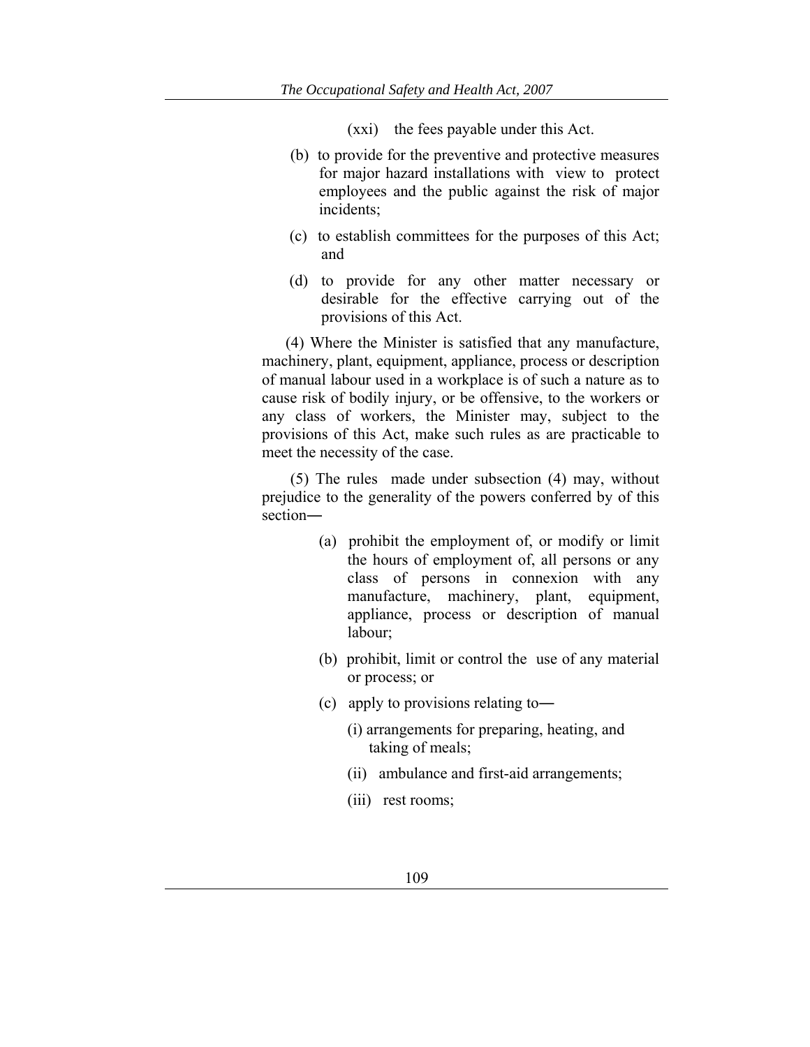(xxi) the fees payable under this Act.

(b) to provide for the preventive and protective measures for major hazard installations with view to protect employees and the public against the risk of major incidents;

(c) to establish committees for the purposes of this Act; and

(d) to provide for any other matter necessary or desirable for the effective carrying out of the provisions of this Act.

(4) Where the Minister is satisfied that any manufacture, machinery, plant, equipment, appliance, process or description of manual labour used in a workplace is of such a nature as to cause risk of bodily injury, or be offensive, to the workers or any class of workers, the Minister may, subject to the provisions of this Act, make such rules as are practicable to meet the necessity of the case.

(5) The rules made under subsection (4) may, without prejudice to the generality of the powers conferred by of this section―

(a) prohibit the employment of, or modify or limit the hours of employment of, all persons or any class of persons in connexion with any manufacture, machinery, plant, equipment, appliance, process or description of manual labour;

(b) prohibit, limit or control the use of any material or process; or

(c) apply to provisions relating to―

(i) arrangements for preparing, heating, and taking of meals;

(ii) ambulance and first-aid arrangements;

(iii) rest rooms;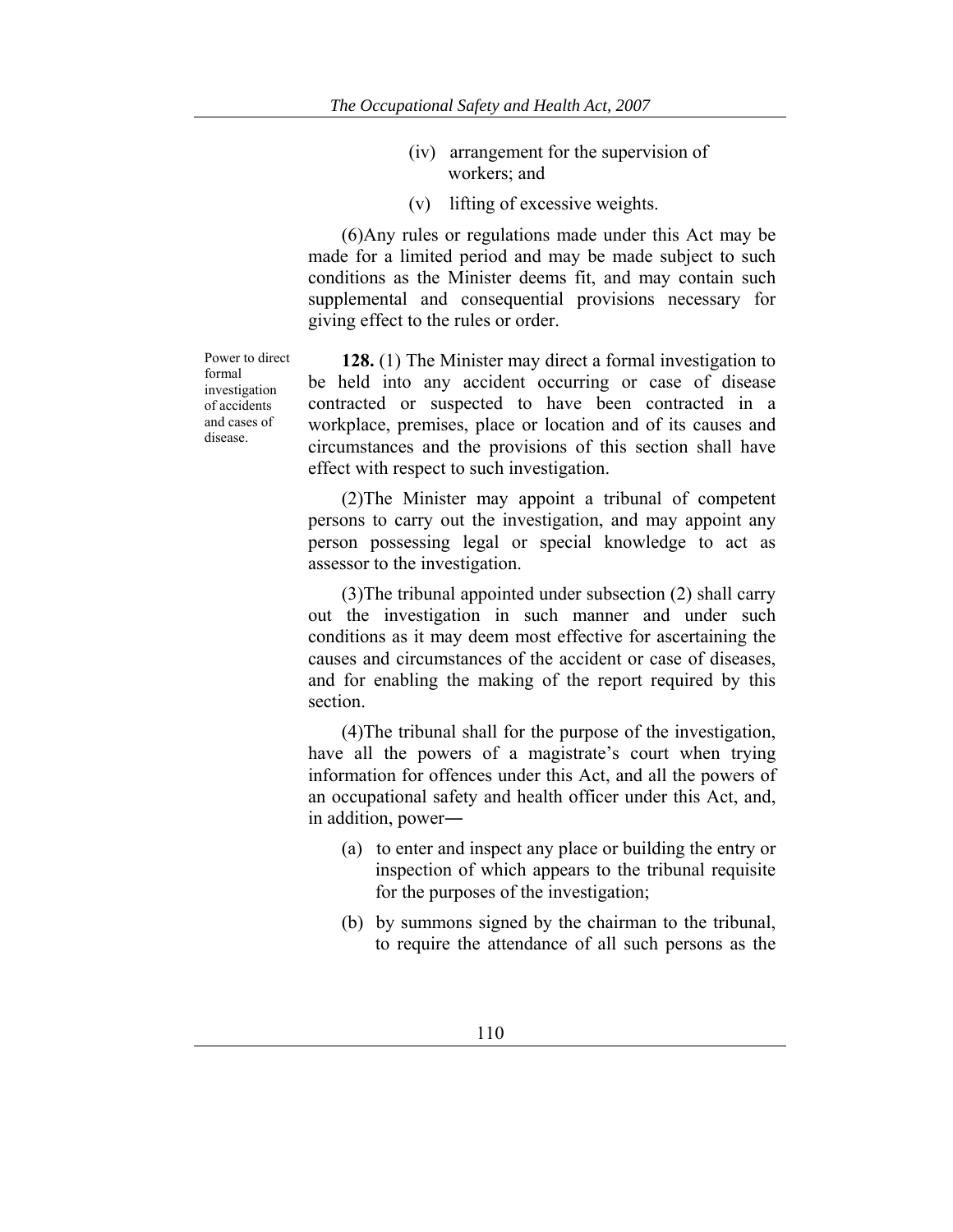(iv) arrangement for the supervision of workers; and

(v) lifting of excessive weights.

(6)Any rules or regulations made under this Act may be made for a limited period and may be made subject to such conditions as the Minister deems fit, and may contain such supplemental and consequential provisions necessary for giving effect to the rules or order.

Power to direct formal investigation of accidents and cases of disease.

**128.** (1) The Minister may direct a formal investigation to be held into any accident occurring or case of disease contracted or suspected to have been contracted in a workplace, premises, place or location and of its causes and circumstances and the provisions of this section shall have effect with respect to such investigation.

(2)The Minister may appoint a tribunal of competent persons to carry out the investigation, and may appoint any person possessing legal or special knowledge to act as assessor to the investigation.

(3)The tribunal appointed under subsection (2) shall carry out the investigation in such manner and under such conditions as it may deem most effective for ascertaining the causes and circumstances of the accident or case of diseases, and for enabling the making of the report required by this section.

(4)The tribunal shall for the purpose of the investigation, have all the powers of a magistrate's court when trying information for offences under this Act, and all the powers of an occupational safety and health officer under this Act, and, in addition, power―

(a) to enter and inspect any place or building the entry or inspection of which appears to the tribunal requisite for the purposes of the investigation;

(b) by summons signed by the chairman to the tribunal, to require the attendance of all such persons as the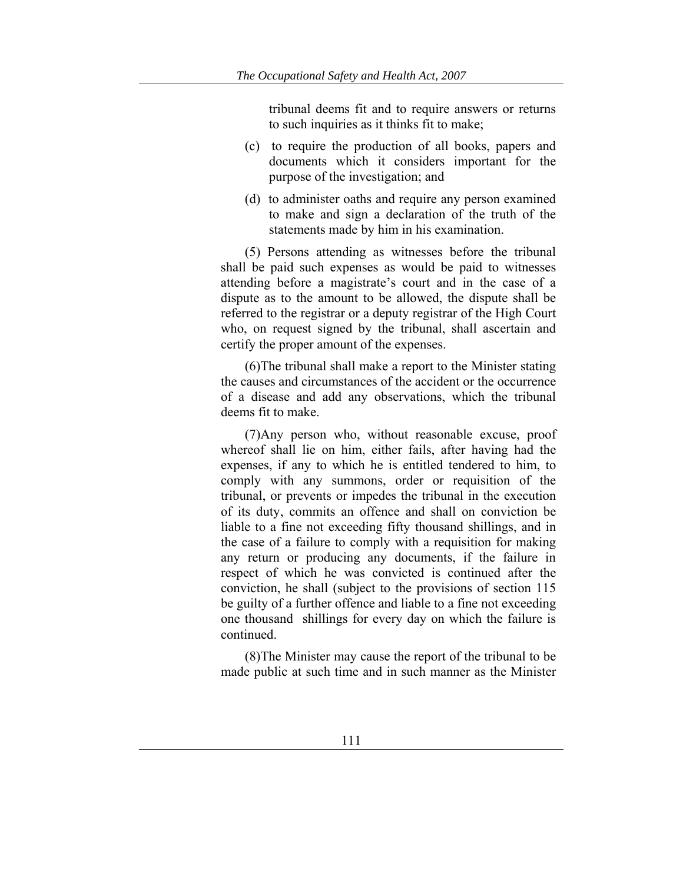tribunal deems fit and to require answers or returns to such inquiries as it thinks fit to make;

(c) to require the production of all books, papers and documents which it considers important for the purpose of the investigation; and

(d) to administer oaths and require any person examined to make and sign a declaration of the truth of the statements made by him in his examination.

(5) Persons attending as witnesses before the tribunal shall be paid such expenses as would be paid to witnesses attending before a magistrate's court and in the case of a dispute as to the amount to be allowed, the dispute shall be referred to the registrar or a deputy registrar of the High Court who, on request signed by the tribunal, shall ascertain and certify the proper amount of the expenses.

(6)The tribunal shall make a report to the Minister stating the causes and circumstances of the accident or the occurrence of a disease and add any observations, which the tribunal deems fit to make.

(7)Any person who, without reasonable excuse, proof whereof shall lie on him, either fails, after having had the expenses, if any to which he is entitled tendered to him, to comply with any summons, order or requisition of the tribunal, or prevents or impedes the tribunal in the execution of its duty, commits an offence and shall on conviction be liable to a fine not exceeding fifty thousand shillings, and in the case of a failure to comply with a requisition for making any return or producing any documents, if the failure in respect of which he was convicted is continued after the conviction, he shall (subject to the provisions of section 115 be guilty of a further offence and liable to a fine not exceeding one thousand shillings for every day on which the failure is continued.

(8)The Minister may cause the report of the tribunal to be made public at such time and in such manner as the Minister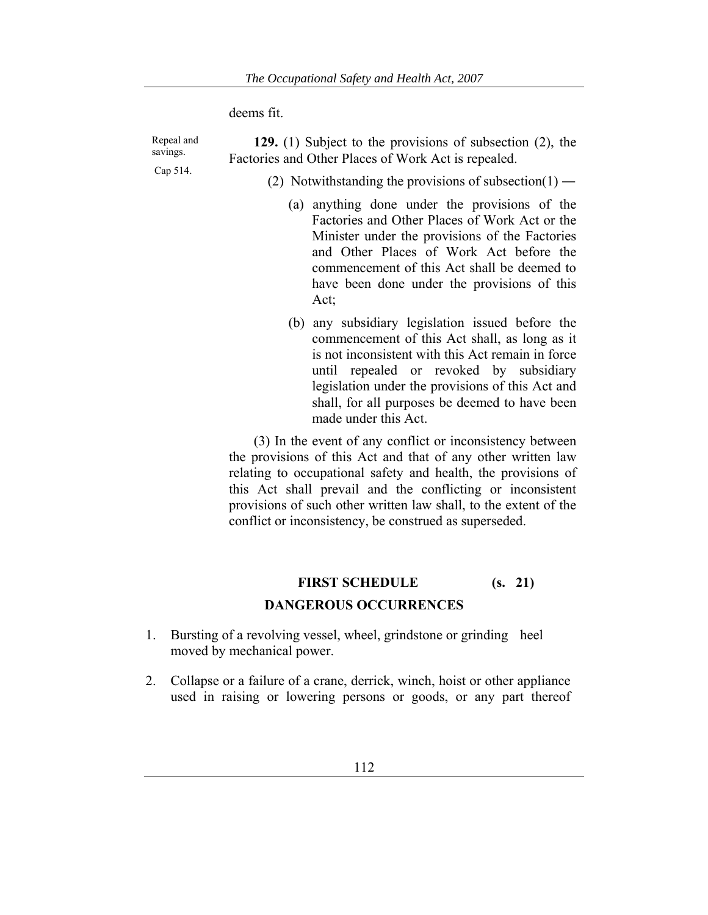deems fit.

Repeal and savings.

Cap 514.

**129.** (1) Subject to the provisions of subsection (2), the Factories and Other Places of Work Act is repealed.

(2) Notwithstanding the provisions of subsection(1) ―

(a) anything done under the provisions of the Factories and Other Places of Work Act or the Minister under the provisions of the Factories and Other Places of Work Act before the commencement of this Act shall be deemed to have been done under the provisions of this Act;

(b) any subsidiary legislation issued before the commencement of this Act shall, as long as it is not inconsistent with this Act remain in force until repealed or revoked by subsidiary legislation under the provisions of this Act and shall, for all purposes be deemed to have been made under this Act.

(3) In the event of any conflict or inconsistency between the provisions of this Act and that of any other written law relating to occupational safety and health, the provisions of this Act shall prevail and the conflicting or inconsistent provisions of such other written law shall, to the extent of the conflict or inconsistency, be construed as superseded.

**FIRST SCHEDULE (s. 21)**

**DANGEROUS OCCURRENCES**

1. Bursting of a revolving vessel, wheel, grindstone or grinding heel moved by mechanical power.

2. Collapse or a failure of a crane, derrick, winch, hoist or other appliance used in raising or lowering persons or goods, or any part thereof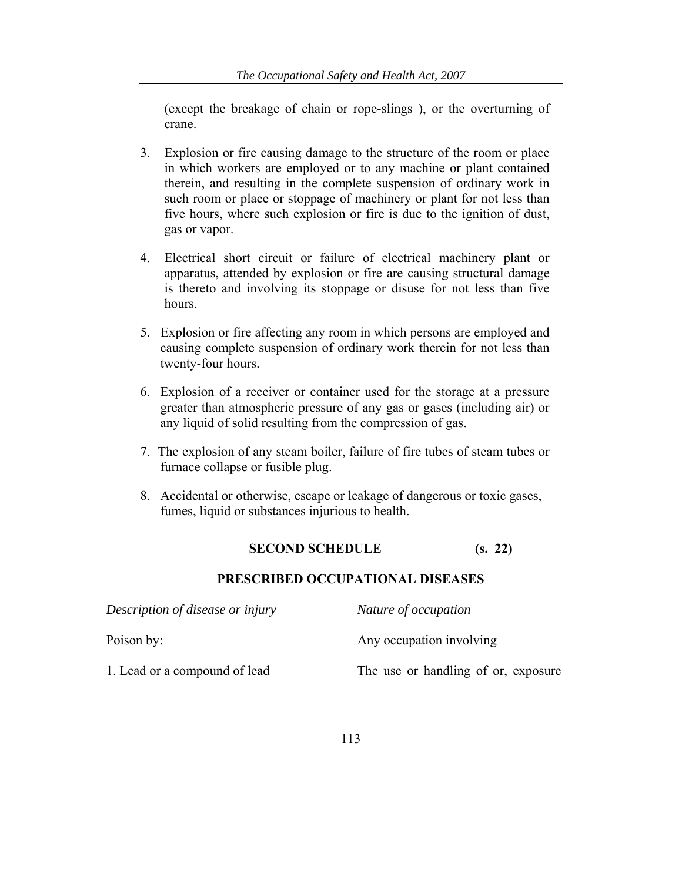(except the breakage of chain or rope-slings ), or the overturning of crane.

3. Explosion or fire causing damage to the structure of the room or place in which workers are employed or to any machine or plant contained therein, and resulting in the complete suspension of ordinary work in such room or place or stoppage of machinery or plant for not less than five hours, where such explosion or fire is due to the ignition of dust, gas or vapor.

4. Electrical short circuit or failure of electrical machinery plant or apparatus, attended by explosion or fire are causing structural damage is thereto and involving its stoppage or disuse for not less than five hours.

5. Explosion or fire affecting any room in which persons are employed and causing complete suspension of ordinary work therein for not less than twenty-four hours.

6. Explosion of a receiver or container used for the storage at a pressure greater than atmospheric pressure of any gas or gases (including air) or any liquid of solid resulting from the compression of gas.

7. The explosion of any steam boiler, failure of fire tubes of steam tubes or furnace collapse or fusible plug.

8. Accidental or otherwise, escape or leakage of dangerous or toxic gases, fumes, liquid or substances injurious to health.

## SECOND SCHEDULE (s. 22)

## PRESCRIBED OCCUPATIONAL DISEASES

| *Description of disease or injury* | *Nature of occupation* |
|---|---|
| Poison by: | Any occupation involving |
| 1. Lead or a compound of lead | The use or handling of or, exposure |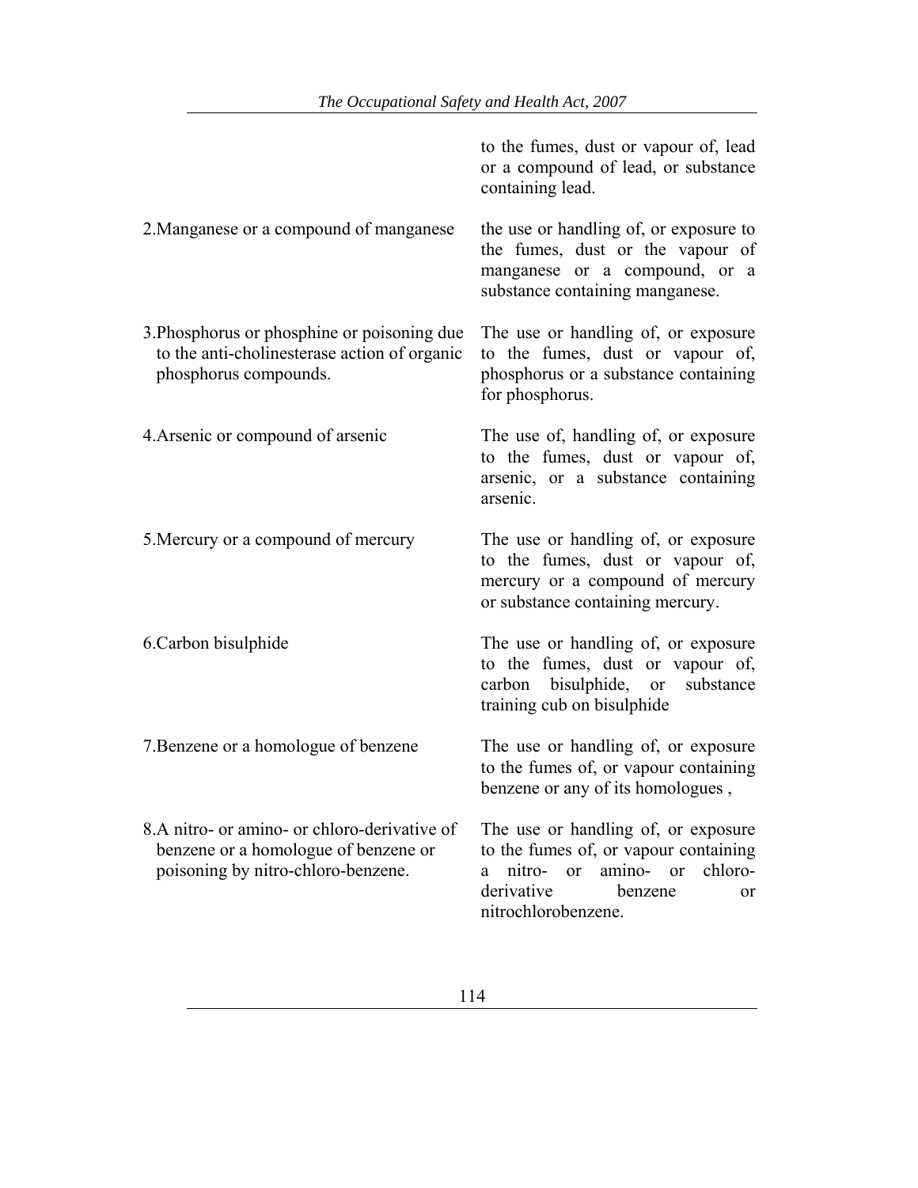| | |
|---|---|
| | to the fumes, dust or vapour of, lead or a compound of lead, or substance containing lead. |
| 2.Manganese or a compound of manganese | the use or handling of, or exposure to the fumes, dust or the vapour of manganese or a compound, or a substance containing manganese. |
| 3.Phosphorus or phosphine or poisoning due to the anti-cholinesterase action of organic phosphorus compounds. | The use or handling of, or exposure to the fumes, dust or vapour of, phosphorus or a substance containing for phosphorus. |
| 4.Arsenic or compound of arsenic | The use of, handling of, or exposure to the fumes, dust or vapour of, arsenic, or a substance containing arsenic. |
| 5.Mercury or a compound of mercury | The use or handling of, or exposure to the fumes, dust or vapour of, mercury or a compound of mercury or substance containing mercury. |
| 6.Carbon bisulphide | The use or handling of, or exposure to the fumes, dust or vapour of, carbon bisulphide, or substance training cub on bisulphide |
| 7.Benzene or a homologue of benzene | The use or handling of, or exposure to the fumes of, or vapour containing benzene or any of its homologues , |
| 8.A nitro- or amino- or chloro-derivative of benzene or a homologue of benzene or poisoning by nitro-chloro-benzene. | The use or handling of, or exposure to the fumes of, or vapour containing a nitro- or amino- or chloro-derivative benzene or nitrochlorobenzene. |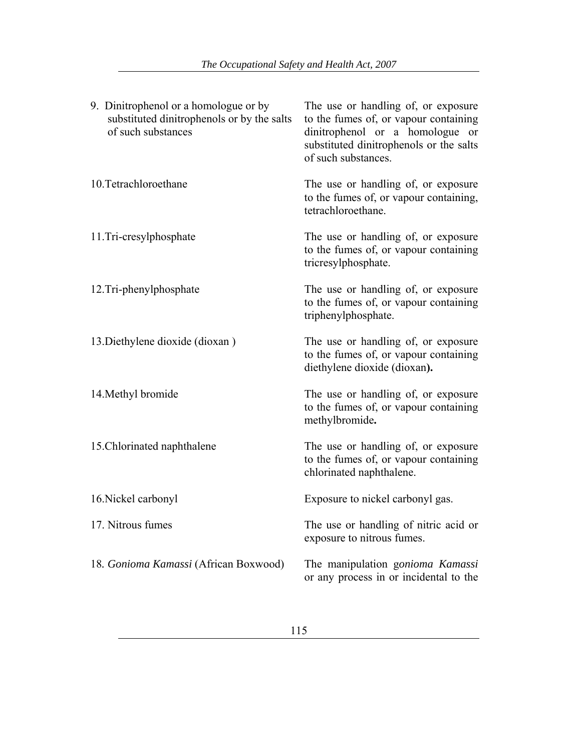| | |
|---|---|
| 9. Dinitrophenol or a homologue or by substituted dinitrophenols or by the salts of such substances | The use or handling of, or exposure to the fumes of, or vapour containing dinitrophenol or a homologue or substituted dinitrophenols or the salts of such substances. |
| 10.Tetrachloroethane | The use or handling of, or exposure to the fumes of, or vapour containing, tetrachloroethane. |
| 11.Tri-cresylphosphate | The use or handling of, or exposure to the fumes of, or vapour containing tricresylphosphate. |
| 12.Tri-phenylphosphate | The use or handling of, or exposure to the fumes of, or vapour containing triphenylphosphate. |
| 13.Diethylene dioxide (dioxan ) | The use or handling of, or exposure to the fumes of, or vapour containing diethylene dioxide (dioxan**).** |
| 14.Methyl bromide | The use or handling of, or exposure to the fumes of, or vapour containing methylbromide**.** |
| 15.Chlorinated naphthalene | The use or handling of, or exposure to the fumes of, or vapour containing chlorinated naphthalene. |
| 16.Nickel carbonyl | Exposure to nickel carbonyl gas. |
| 17. Nitrous fumes | The use or handling of nitric acid or exposure to nitrous fumes. |
| 18. *Gonioma Kamassi* (African Boxwood) | The manipulation g*onioma Kamassi* or any process in or incidental to the |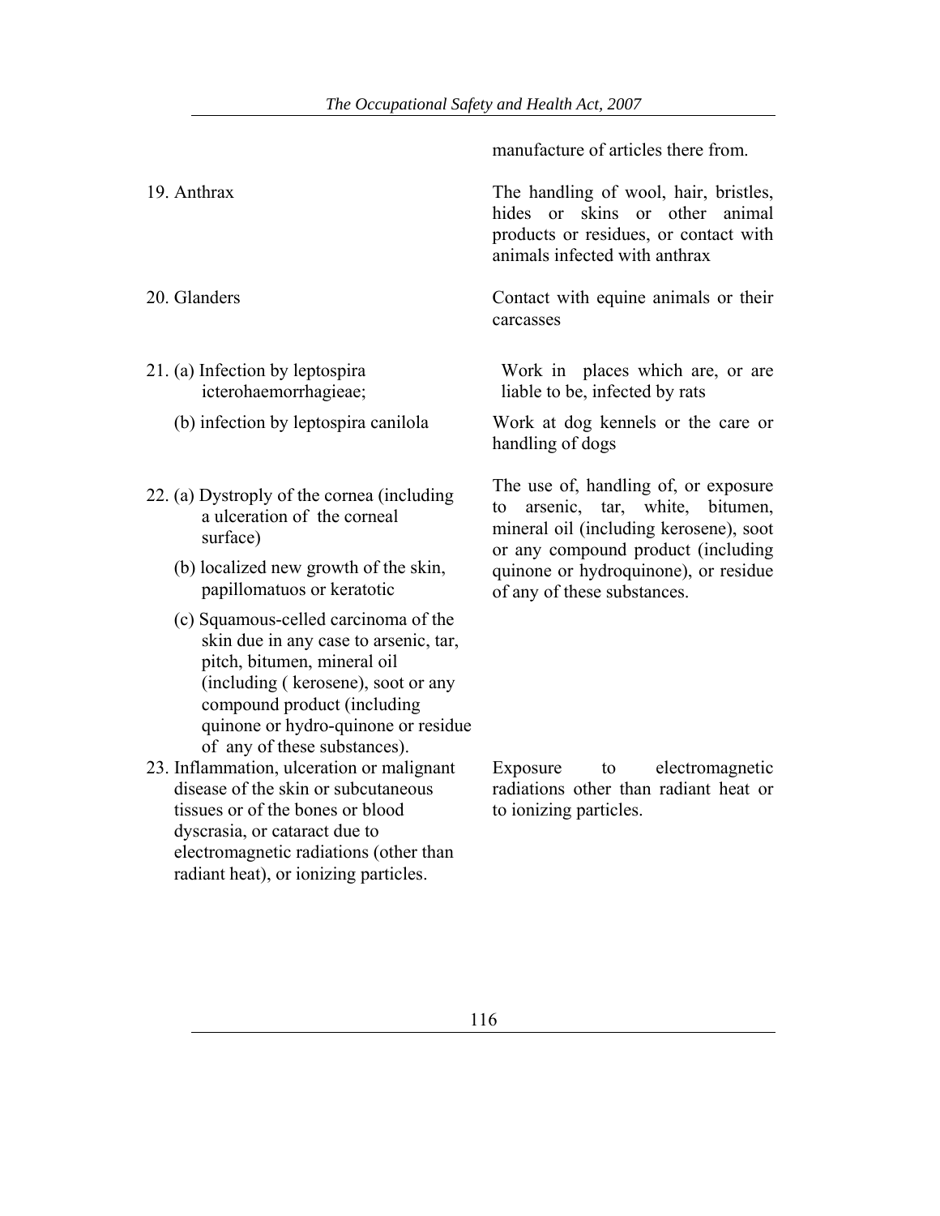| | |
|---|---|
| | manufacture of articles there from. |
| 19. Anthrax | The handling of wool, hair, bristles, hides or skins or other animal products or residues, or contact with animals infected with anthrax |
| 20. Glanders | Contact with equine animals or their carcasses |
| 21. (a) Infection by leptospira icterohaemorrhagieae; | Work in places which are, or are liable to be, infected by rats |
| (b) infection by leptospira canilola | Work at dog kennels or the care or handling of dogs |
| 22. (a) Dystroply of the cornea (including a ulceration of the corneal surface)<br>(b) localized new growth of the skin, papillomatuos or keratotic<br>(c) Squamous-celled carcinoma of the skin due in any case to arsenic, tar, pitch, bitumen, mineral oil (including ( kerosene), soot or any compound product (including quinone or hydro-quinone or residue of any of these substances). | The use of, handling of, or exposure to arsenic, tar, white, bitumen, mineral oil (including kerosene), soot or any compound product (including quinone or hydroquinone), or residue of any of these substances. |
| 23. Inflammation, ulceration or malignant disease of the skin or subcutaneous tissues or of the bones or blood dyscrasia, or cataract due to electromagnetic radiations (other than radiant heat), or ionizing particles. | Exposure to electromagnetic radiations other than radiant heat or to ionizing particles. |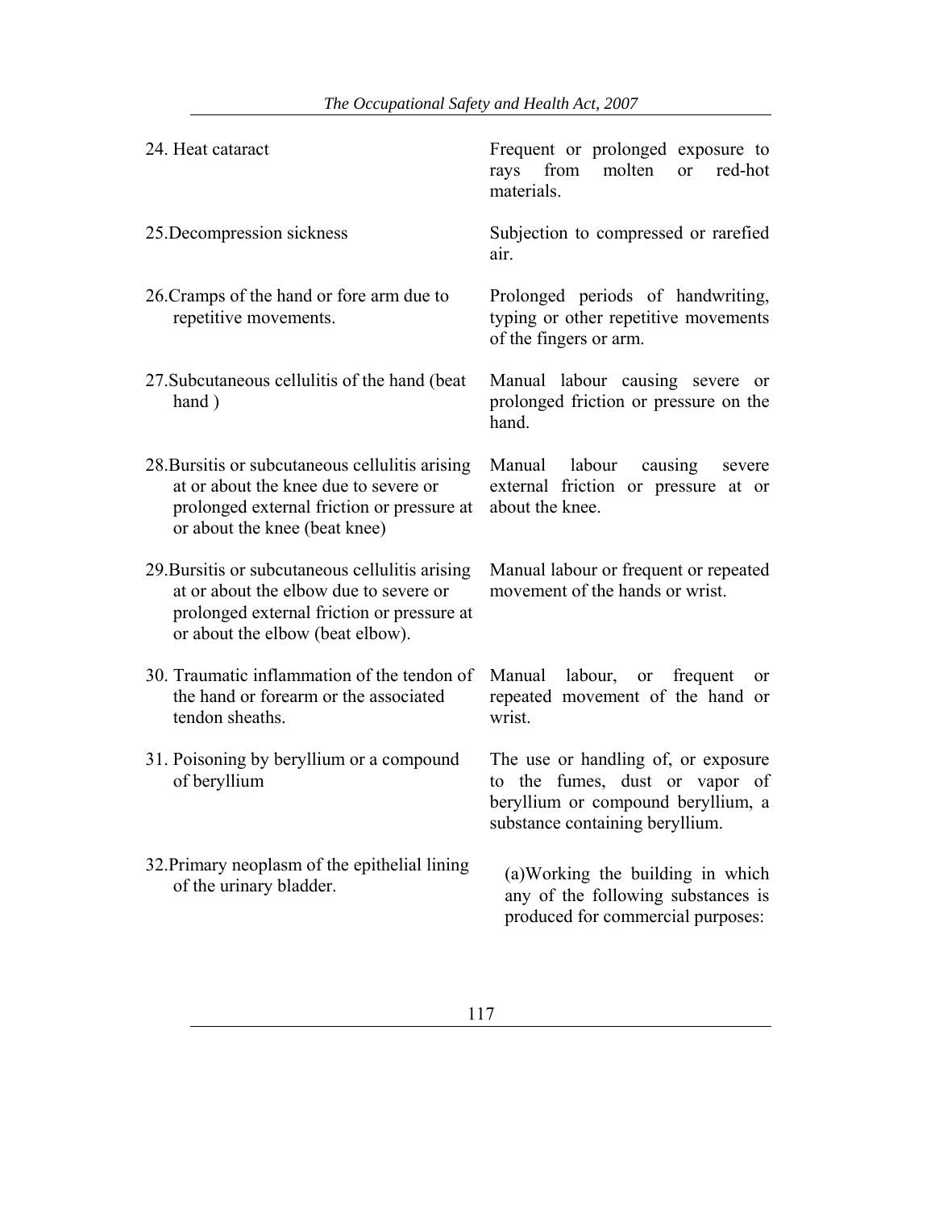| | |
|---|---|
| 24. Heat cataract | Frequent or prolonged exposure to rays from molten or red-hot materials. |
| 25.Decompression sickness | Subjection to compressed or rarefied air. |
| 26.Cramps of the hand or fore arm due to repetitive movements. | Prolonged periods of handwriting, typing or other repetitive movements of the fingers or arm. |
| 27.Subcutaneous cellulitis of the hand (beat hand ) | Manual labour causing severe or prolonged friction or pressure on the hand. |
| 28.Bursitis or subcutaneous cellulitis arising at or about the knee due to severe or prolonged external friction or pressure at or about the knee (beat knee) | Manual labour causing severe external friction or pressure at or about the knee. |
| 29.Bursitis or subcutaneous cellulitis arising at or about the elbow due to severe or prolonged external friction or pressure at or about the elbow (beat elbow). | Manual labour or frequent or repeated movement of the hands or wrist. |
| 30. Traumatic inflammation of the tendon of the hand or forearm or the associated tendon sheaths. | Manual labour, or frequent or repeated movement of the hand or wrist. |
| 31. Poisoning by beryllium or a compound of beryllium | The use or handling of, or exposure to the fumes, dust or vapor of beryllium or compound beryllium, a substance containing beryllium. |
| 32.Primary neoplasm of the epithelial lining of the urinary bladder. | (a)Working the building in which any of the following substances is produced for commercial purposes: |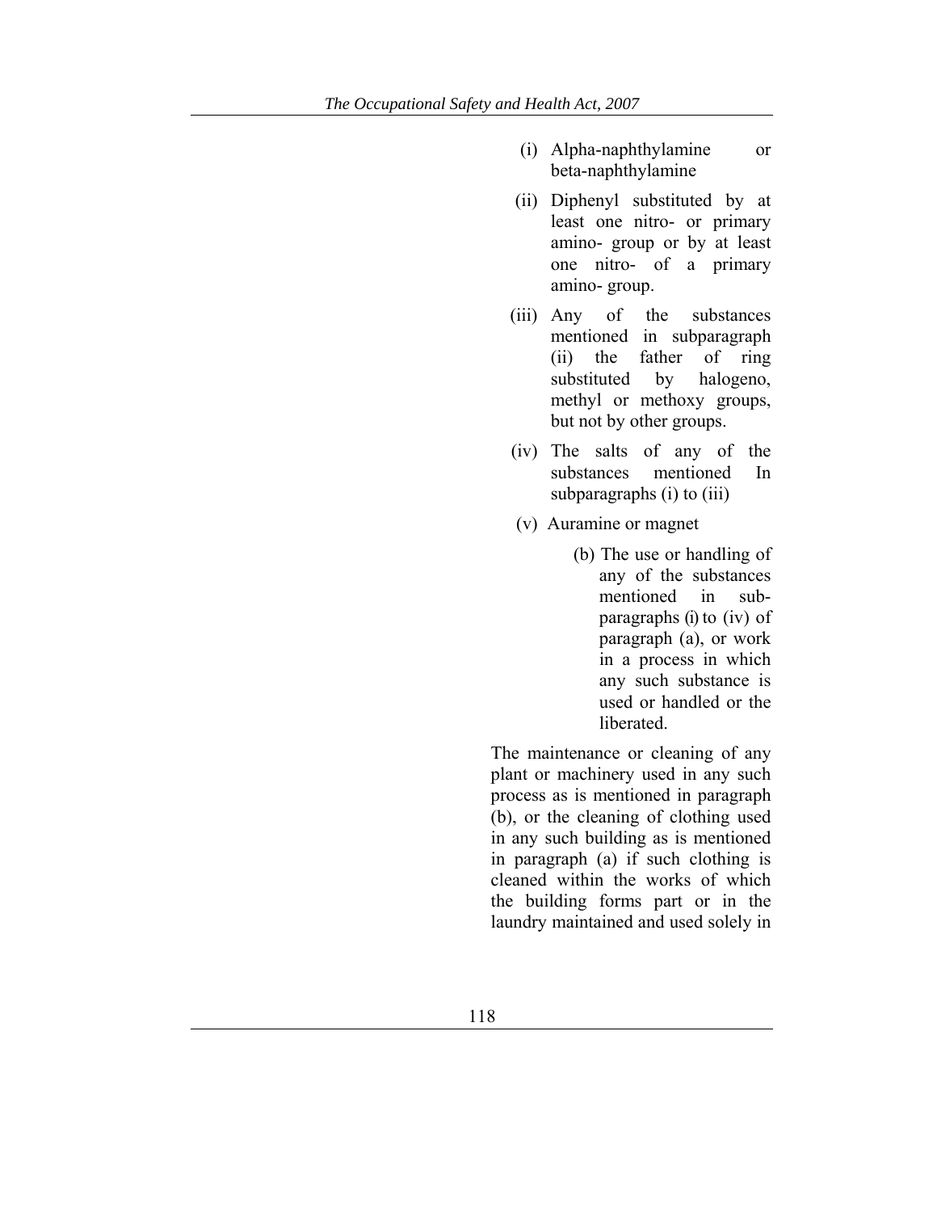(i) Alpha-naphthylamine or beta-naphthylamine

(ii) Diphenyl substituted by at least one nitro- or primary amino- group or by at least one nitro- of a primary amino- group.

(iii) Any of the substances mentioned in subparagraph (ii) the father of ring substituted by halogeno, methyl or methoxy groups, but not by other groups.

(iv) The salts of any of the substances mentioned In subparagraphs (i) to (iii)

(v) Auramine or magnet

(b) The use or handling of any of the substances mentioned in sub-paragraphs (i) to (iv) of paragraph (a), or work in a process in which any such substance is used or handled or the liberated.

The maintenance or cleaning of any plant or machinery used in any such process as is mentioned in paragraph (b), or the cleaning of clothing used in any such building as is mentioned in paragraph (a) if such clothing is cleaned within the works of which the building forms part or in the laundry maintained and used solely in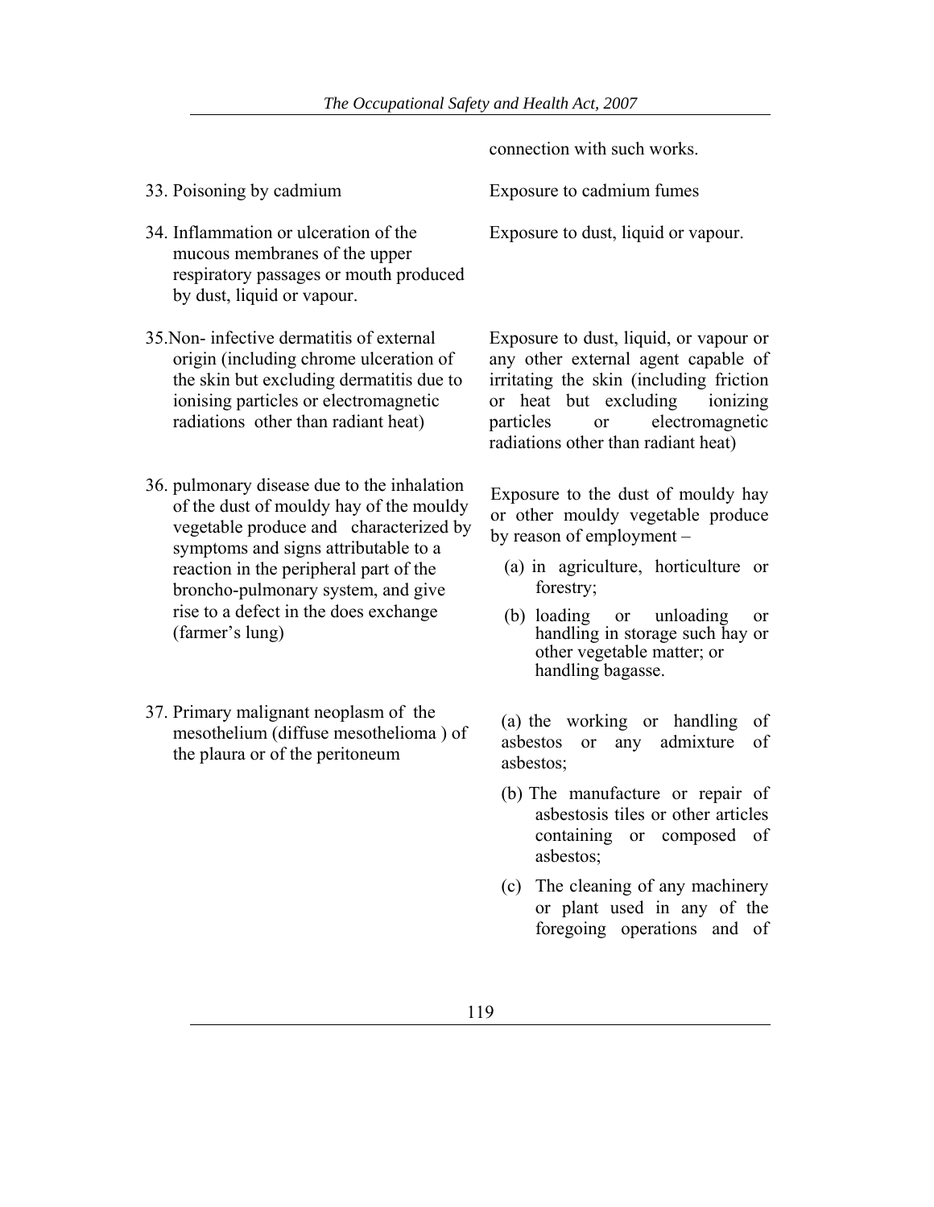| | |
|---|---|
| | connection with such works. |
| 33. Poisoning by cadmium | Exposure to cadmium fumes |
| 34. Inflammation or ulceration of the mucous membranes of the upper respiratory passages or mouth produced by dust, liquid or vapour. | Exposure to dust, liquid or vapour. |
| 35.Non- infective dermatitis of external origin (including chrome ulceration of the skin but excluding dermatitis due to ionising particles or electromagnetic radiations other than radiant heat) | Exposure to dust, liquid, or vapour or any other external agent capable of irritating the skin (including friction or heat but excluding ionizing particles or electromagnetic radiations other than radiant heat) |
| 36. pulmonary disease due to the inhalation of the dust of mouldy hay of the mouldy vegetable produce and characterized by symptoms and signs attributable to a reaction in the peripheral part of the broncho-pulmonary system, and give rise to a defect in the does exchange (farmer's lung) | Exposure to the dust of mouldy hay or other mouldy vegetable produce by reason of employment – (a) in agriculture, horticulture or forestry; (b) loading or unloading or handling in storage such hay or other vegetable matter; or handling bagasse. |
| 37. Primary malignant neoplasm of the mesothelium (diffuse mesothelioma ) of the plaura or of the peritoneum | (a) the working or handling of asbestos or any admixture of asbestos; (b) The manufacture or repair of asbestosis tiles or other articles containing or composed of asbestos; (c) The cleaning of any machinery or plant used in any of the foregoing operations and of |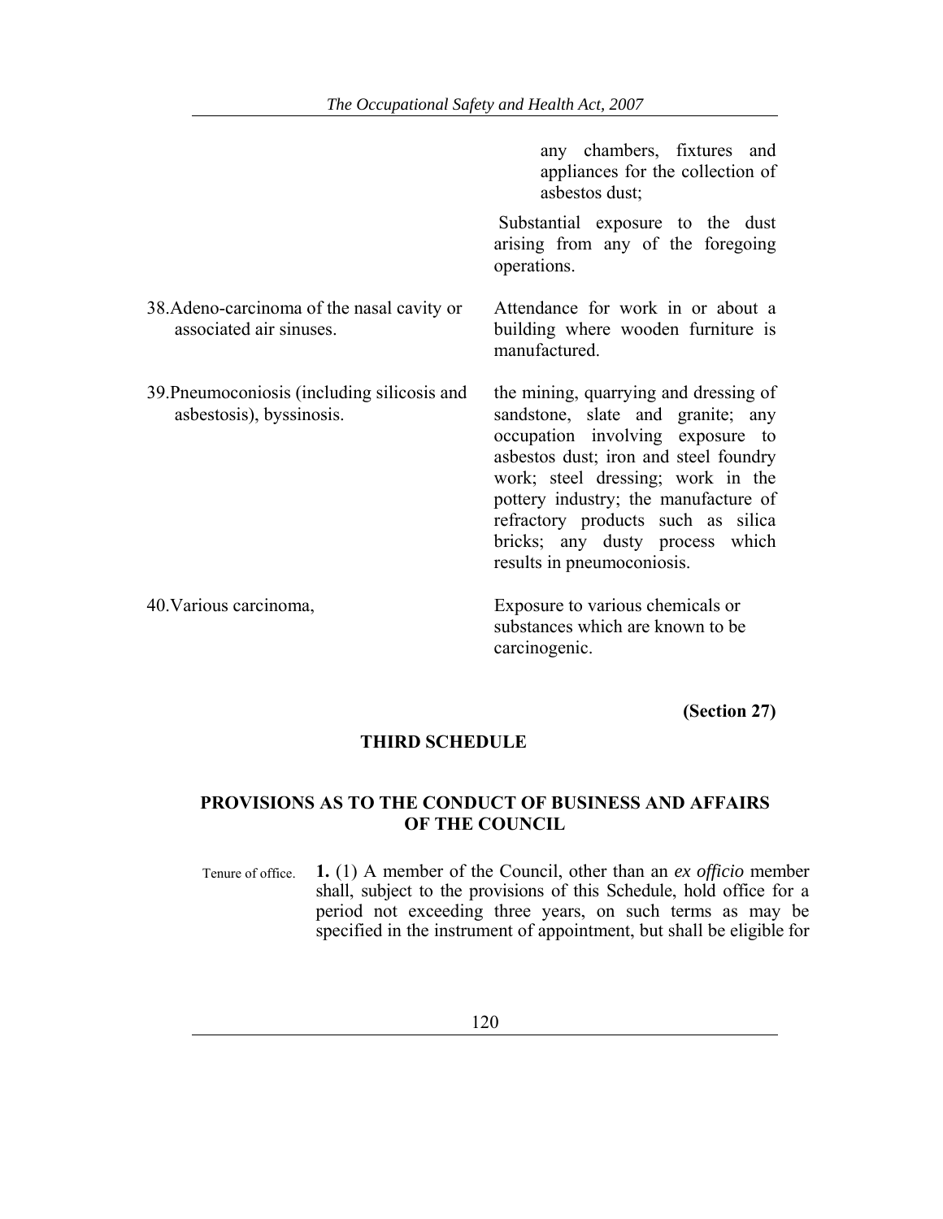| | |
|---|---|
| | any chambers, fixtures and appliances for the collection of asbestos dust; |
| | Substantial exposure to the dust arising from any of the foregoing operations. |
| 38. Adeno-carcinoma of the nasal cavity or associated air sinuses. | Attendance for work in or about a building where wooden furniture is manufactured. |
| 39. Pneumoconiosis (including silicosis and asbestosis), byssinosis. | the mining, quarrying and dressing of sandstone, slate and granite; any occupation involving exposure to asbestos dust; iron and steel foundry work; steel dressing; work in the pottery industry; the manufacture of refractory products such as silica bricks; any dusty process which results in pneumoconiosis. |
| 40. Various carcinoma, | Exposure to various chemicals or substances which are known to be carcinogenic. |

**(Section 27)**

## THIRD SCHEDULE

### PROVISIONS AS TO THE CONDUCT OF BUSINESS AND AFFAIRS OF THE COUNCIL

Tenure of office.

**1.** (1) A member of the Council, other than an *ex officio* member shall, subject to the provisions of this Schedule, hold office for a period not exceeding three years, on such terms as may be specified in the instrument of appointment, but shall be eligible for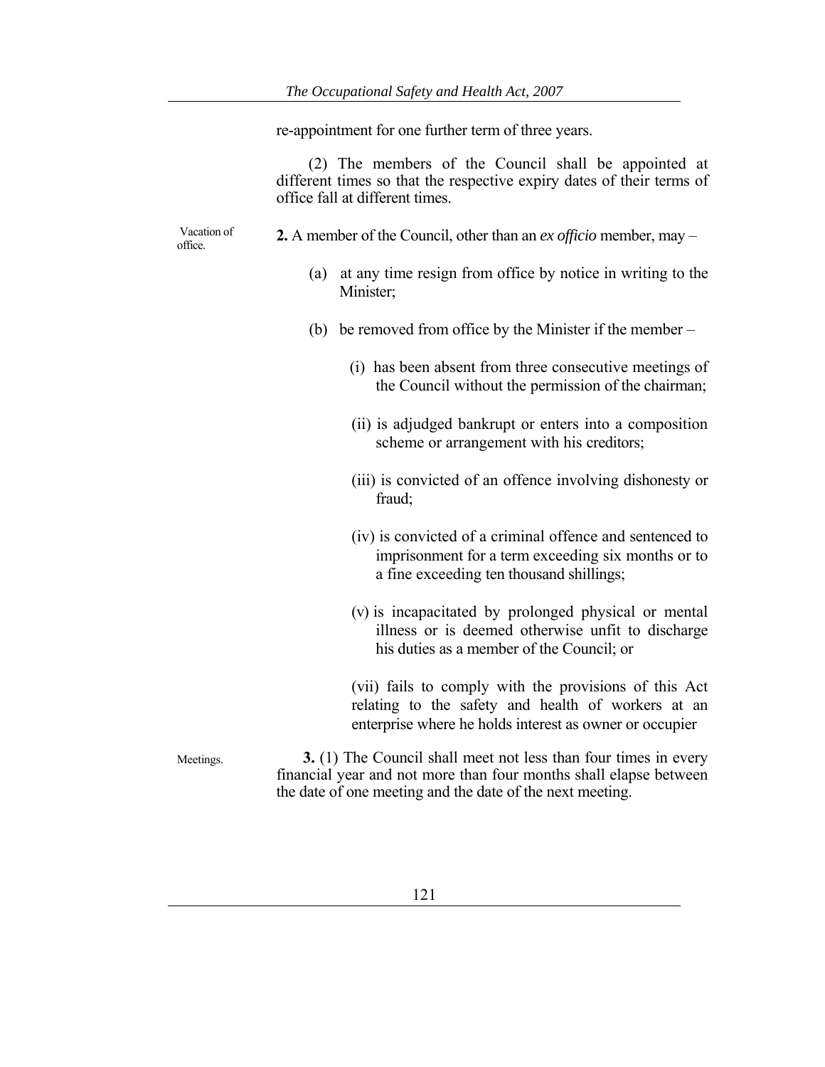re-appointment for one further term of three years.

(2) The members of the Council shall be appointed at different times so that the respective expiry dates of their terms of office fall at different times.

Vacation of office.

**2.** A member of the Council, other than an *ex officio* member, may –

(a) at any time resign from office by notice in writing to the Minister;

(b) be removed from office by the Minister if the member –

(i) has been absent from three consecutive meetings of the Council without the permission of the chairman;

(ii) is adjudged bankrupt or enters into a composition scheme or arrangement with his creditors;

(iii) is convicted of an offence involving dishonesty or fraud;

(iv) is convicted of a criminal offence and sentenced to imprisonment for a term exceeding six months or to a fine exceeding ten thousand shillings;

(v) is incapacitated by prolonged physical or mental illness or is deemed otherwise unfit to discharge his duties as a member of the Council; or

(vii) fails to comply with the provisions of this Act relating to the safety and health of workers at an enterprise where he holds interest as owner or occupier

Meetings.

**3.** (1) The Council shall meet not less than four times in every financial year and not more than four months shall elapse between the date of one meeting and the date of the next meeting.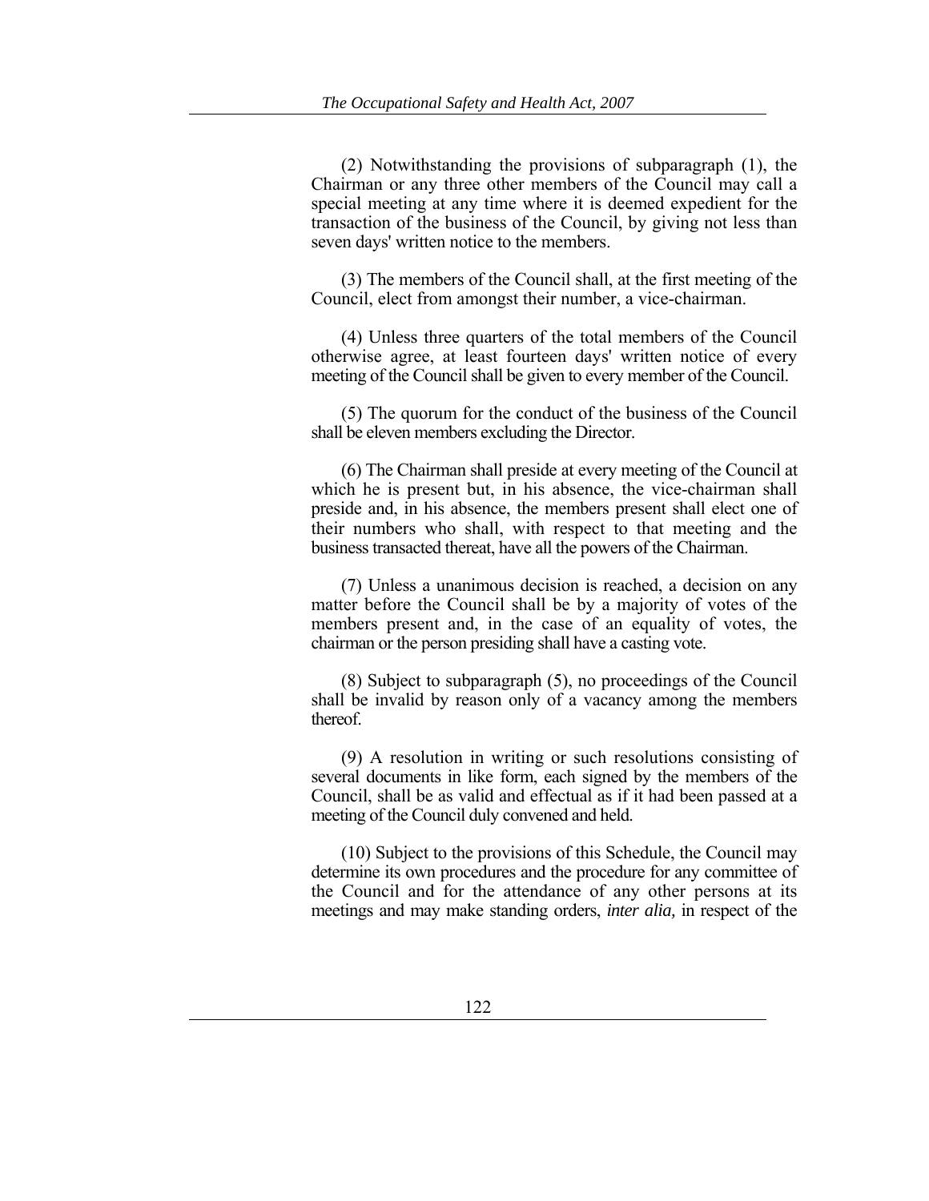(2) Notwithstanding the provisions of subparagraph (1), the Chairman or any three other members of the Council may call a special meeting at any time where it is deemed expedient for the transaction of the business of the Council, by giving not less than seven days' written notice to the members.

(3) The members of the Council shall, at the first meeting of the Council, elect from amongst their number, a vice-chairman.

(4) Unless three quarters of the total members of the Council otherwise agree, at least fourteen days' written notice of every meeting of the Council shall be given to every member of the Council.

(5) The quorum for the conduct of the business of the Council shall be eleven members excluding the Director.

(6) The Chairman shall preside at every meeting of the Council at which he is present but, in his absence, the vice-chairman shall preside and, in his absence, the members present shall elect one of their numbers who shall, with respect to that meeting and the business transacted thereat, have all the powers of the Chairman.

(7) Unless a unanimous decision is reached, a decision on any matter before the Council shall be by a majority of votes of the members present and, in the case of an equality of votes, the chairman or the person presiding shall have a casting vote.

(8) Subject to subparagraph (5), no proceedings of the Council shall be invalid by reason only of a vacancy among the members thereof.

(9) A resolution in writing or such resolutions consisting of several documents in like form, each signed by the members of the Council, shall be as valid and effectual as if it had been passed at a meeting of the Council duly convened and held.

(10) Subject to the provisions of this Schedule, the Council may determine its own procedures and the procedure for any committee of the Council and for the attendance of any other persons at its meetings and may make standing orders, *inter alia,* in respect of the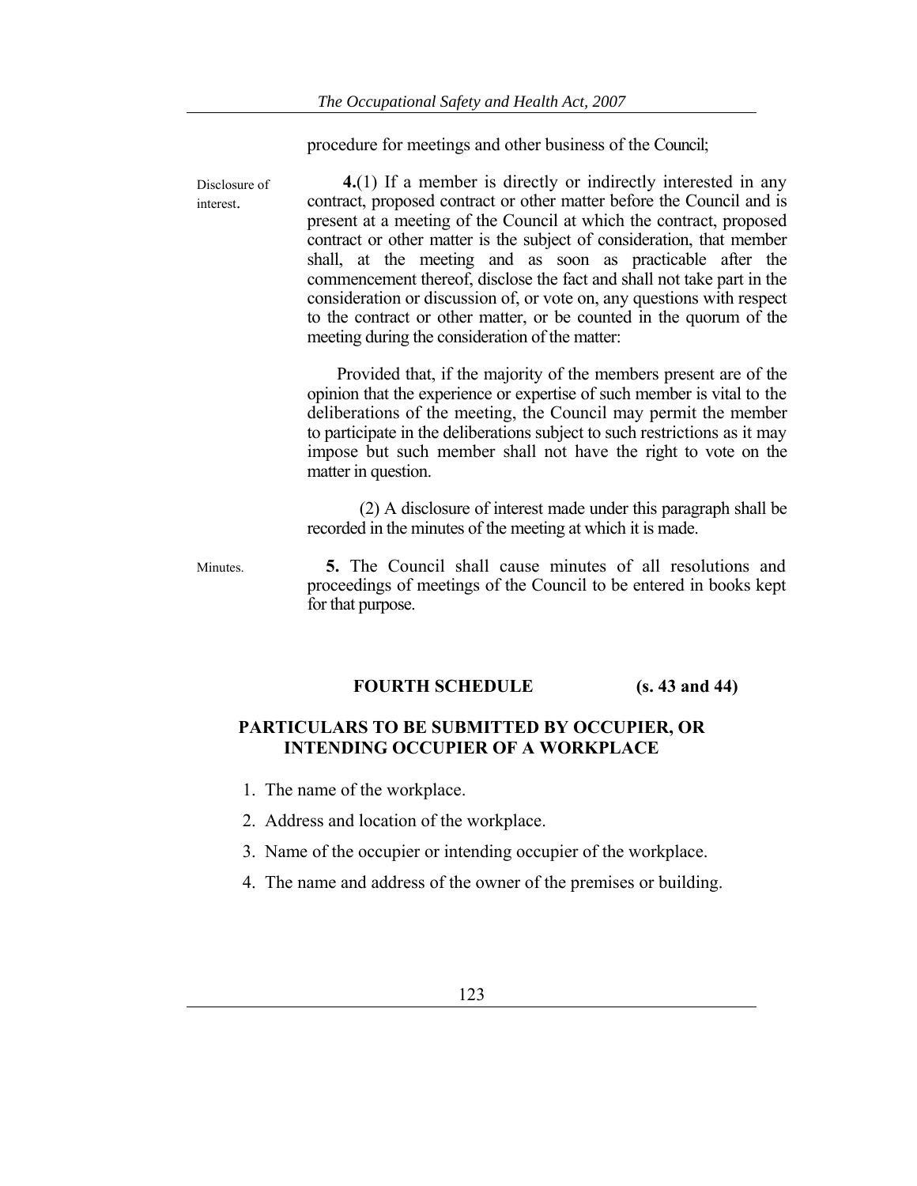procedure for meetings and other business of the Council;

Disclosure of interest.

**4.**(1) If a member is directly or indirectly interested in any contract, proposed contract or other matter before the Council and is present at a meeting of the Council at which the contract, proposed contract or other matter is the subject of consideration, that member shall, at the meeting and as soon as practicable after the commencement thereof, disclose the fact and shall not take part in the consideration or discussion of, or vote on, any questions with respect to the contract or other matter, or be counted in the quorum of the meeting during the consideration of the matter:

Provided that, if the majority of the members present are of the opinion that the experience or expertise of such member is vital to the deliberations of the meeting, the Council may permit the member to participate in the deliberations subject to such restrictions as it may impose but such member shall not have the right to vote on the matter in question.

(2) A disclosure of interest made under this paragraph shall be recorded in the minutes of the meeting at which it is made.

Minutes.

**5.** The Council shall cause minutes of all resolutions and proceedings of meetings of the Council to be entered in books kept for that purpose.

## FOURTH SCHEDULE (s. 43 and 44)

### PARTICULARS TO BE SUBMITTED BY OCCUPIER, OR INTENDING OCCUPIER OF A WORKPLACE

1. The name of the workplace.
2. Address and location of the workplace.
3. Name of the occupier or intending occupier of the workplace.
4. The name and address of the owner of the premises or building.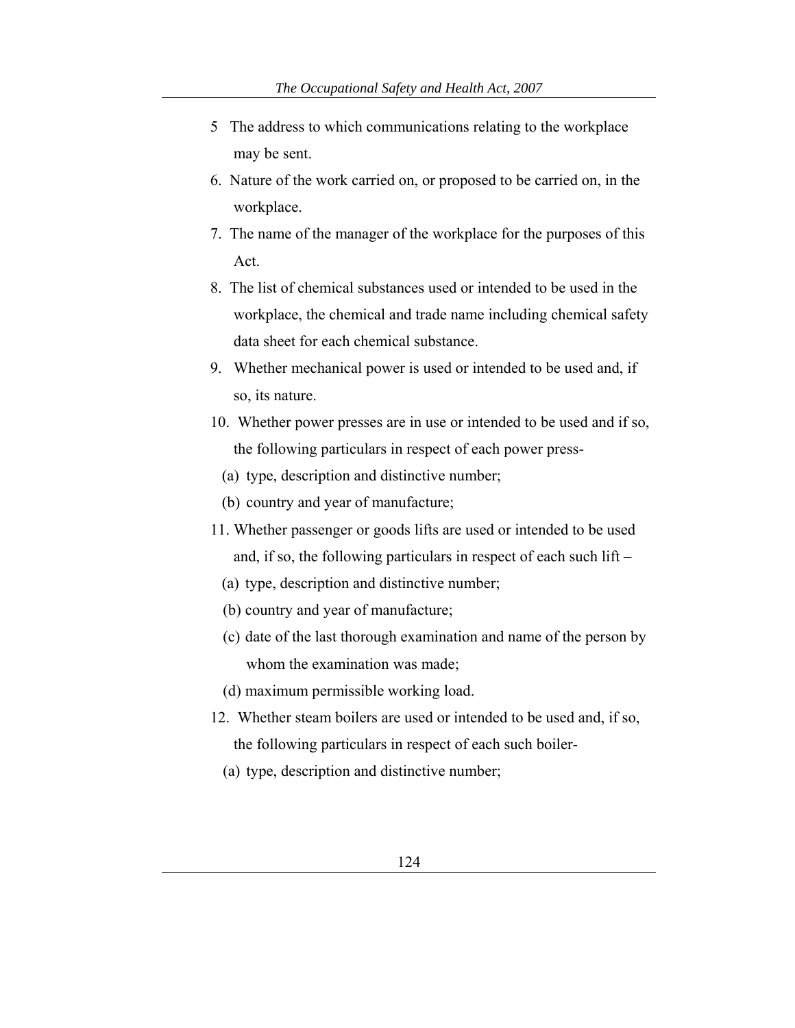5 The address to which communications relating to the workplace may be sent.

6. Nature of the work carried on, or proposed to be carried on, in the workplace.

7. The name of the manager of the workplace for the purposes of this Act.

8. The list of chemical substances used or intended to be used in the workplace, the chemical and trade name including chemical safety data sheet for each chemical substance.

9. Whether mechanical power is used or intended to be used and, if so, its nature.

10. Whether power presses are in use or intended to be used and if so, the following particulars in respect of each power press-

   (a) type, description and distinctive number;

   (b) country and year of manufacture;

11. Whether passenger or goods lifts are used or intended to be used and, if so, the following particulars in respect of each such lift –

   (a) type, description and distinctive number;

   (b) country and year of manufacture;

   (c) date of the last thorough examination and name of the person by whom the examination was made;

   (d) maximum permissible working load.

12. Whether steam boilers are used or intended to be used and, if so, the following particulars in respect of each such boiler-

   (a) type, description and distinctive number;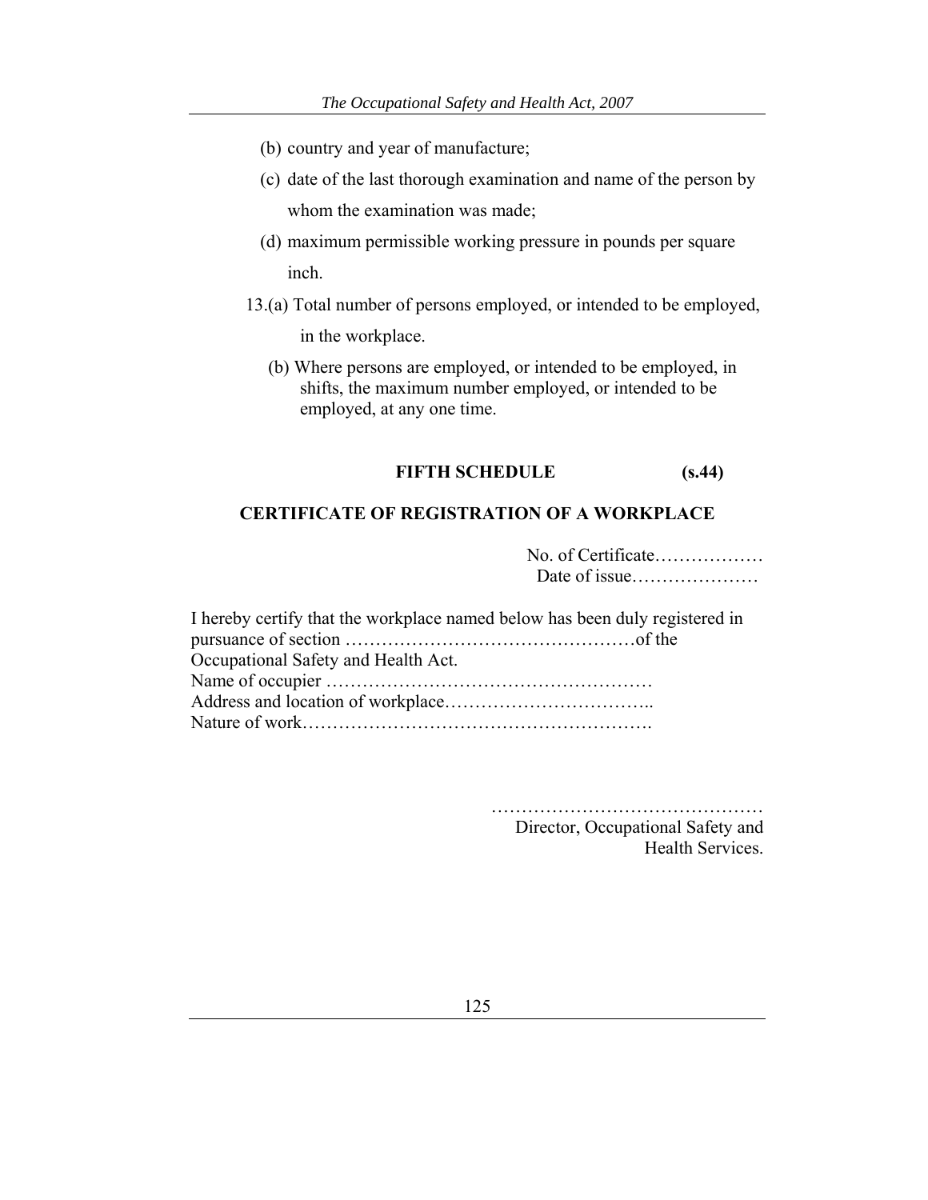(b) country and year of manufacture;

(c) date of the last thorough examination and name of the person by whom the examination was made;

(d) maximum permissible working pressure in pounds per square inch.

13.(a) Total number of persons employed, or intended to be employed, in the workplace.

(b) Where persons are employed, or intended to be employed, in shifts, the maximum number employed, or intended to be employed, at any one time.

## FIFTH SCHEDULE (s.44)

## CERTIFICATE OF REGISTRATION OF A WORKPLACE

No. of Certificate………………
Date of issue…………………

I hereby certify that the workplace named below has been duly registered in pursuance of section …………………………………………of the Occupational Safety and Health Act.
Name of occupier ………………………………………………
Address and location of workplace……………………………..
Nature of work………………………………………………….

………………………………………
Director, Occupational Safety and Health Services.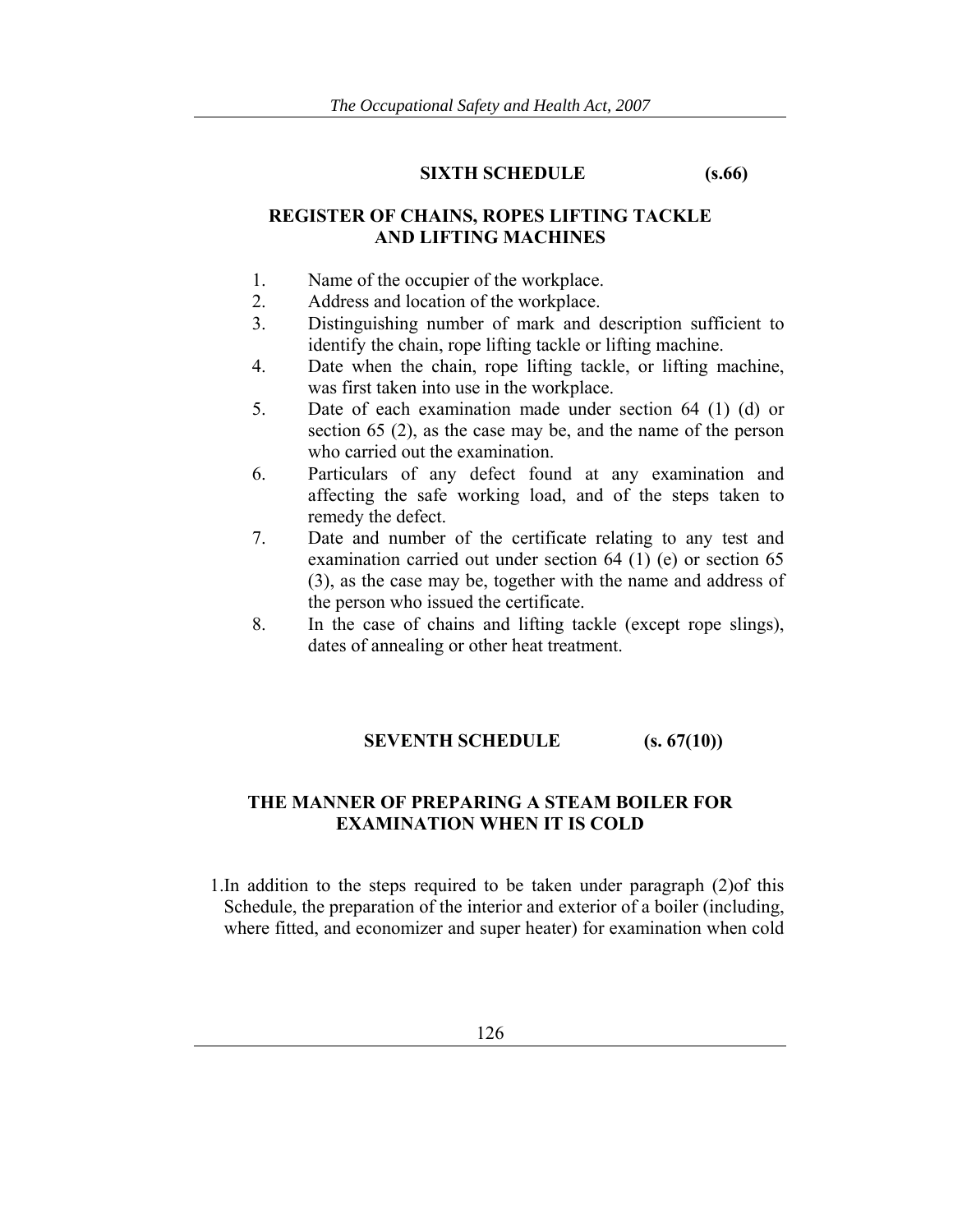## SIXTH SCHEDULE (s.66)

### REGISTER OF CHAINS, ROPES LIFTING TACKLE AND LIFTING MACHINES

1. Name of the occupier of the workplace.
2. Address and location of the workplace.
3. Distinguishing number of mark and description sufficient to identify the chain, rope lifting tackle or lifting machine.
4. Date when the chain, rope lifting tackle, or lifting machine, was first taken into use in the workplace.
5. Date of each examination made under section 64 (1) (d) or section 65 (2), as the case may be, and the name of the person who carried out the examination.
6. Particulars of any defect found at any examination and affecting the safe working load, and of the steps taken to remedy the defect.
7. Date and number of the certificate relating to any test and examination carried out under section 64 (1) (e) or section 65 (3), as the case may be, together with the name and address of the person who issued the certificate.
8. In the case of chains and lifting tackle (except rope slings), dates of annealing or other heat treatment.

## SEVENTH SCHEDULE (s. 67(10))

### THE MANNER OF PREPARING A STEAM BOILER FOR EXAMINATION WHEN IT IS COLD

1.In addition to the steps required to be taken under paragraph (2)of this Schedule, the preparation of the interior and exterior of a boiler (including, where fitted, and economizer and super heater) for examination when cold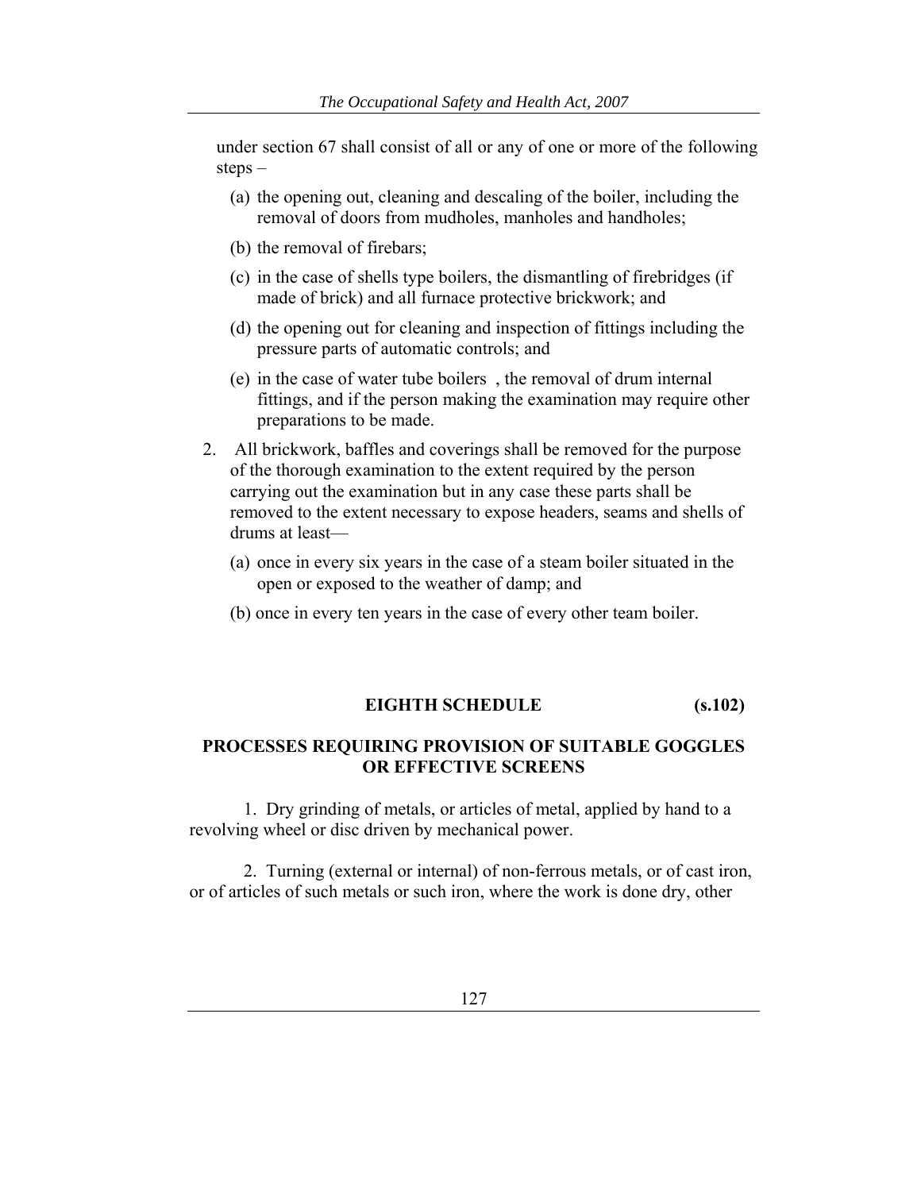under section 67 shall consist of all or any of one or more of the following steps –

(a) the opening out, cleaning and descaling of the boiler, including the removal of doors from mudholes, manholes and handholes;

(b) the removal of firebars;

(c) in the case of shells type boilers, the dismantling of firebridges (if made of brick) and all furnace protective brickwork; and

(d) the opening out for cleaning and inspection of fittings including the pressure parts of automatic controls; and

(e) in the case of water tube boilers , the removal of drum internal fittings, and if the person making the examination may require other preparations to be made.

2. All brickwork, baffles and coverings shall be removed for the purpose of the thorough examination to the extent required by the person carrying out the examination but in any case these parts shall be removed to the extent necessary to expose headers, seams and shells of drums at least—

(a) once in every six years in the case of a steam boiler situated in the open or exposed to the weather of damp; and

(b) once in every ten years in the case of every other team boiler.

## EIGHTH SCHEDULE (s.102)

## PROCESSES REQUIRING PROVISION OF SUITABLE GOGGLES OR EFFECTIVE SCREENS

1. Dry grinding of metals, or articles of metal, applied by hand to a revolving wheel or disc driven by mechanical power.

2. Turning (external or internal) of non-ferrous metals, or of cast iron, or of articles of such metals or such iron, where the work is done dry, other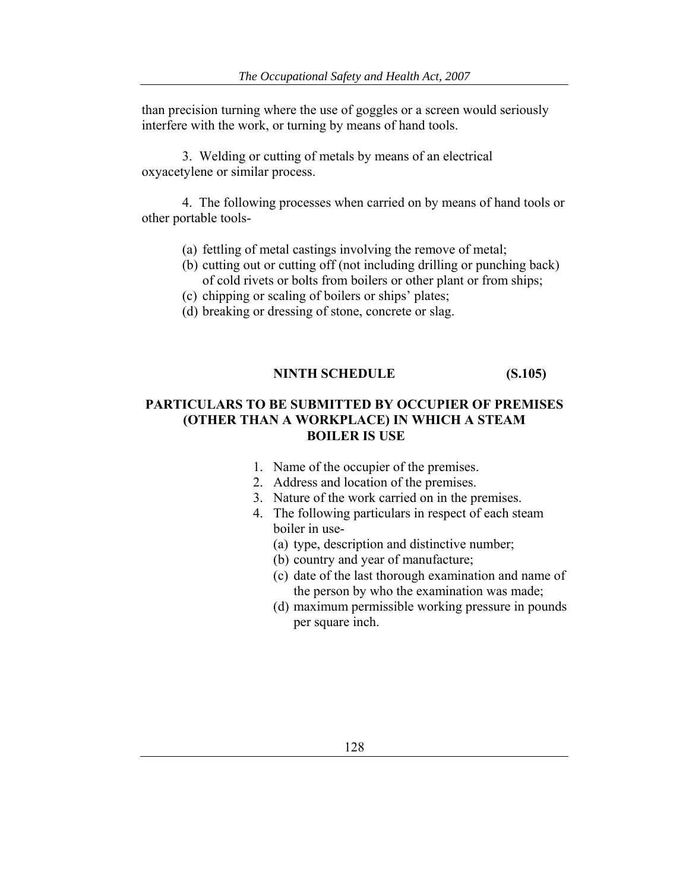than precision turning where the use of goggles or a screen would seriously interfere with the work, or turning by means of hand tools.

3. Welding or cutting of metals by means of an electrical oxyacetylene or similar process.

4. The following processes when carried on by means of hand tools or other portable tools-

(a) fettling of metal castings involving the remove of metal;
(b) cutting out or cutting off (not including drilling or punching back) of cold rivets or bolts from boilers or other plant or from ships;
(c) chipping or scaling of boilers or ships' plates;
(d) breaking or dressing of stone, concrete or slag.

## NINTH SCHEDULE (S.105)

## PARTICULARS TO BE SUBMITTED BY OCCUPIER OF PREMISES (OTHER THAN A WORKPLACE) IN WHICH A STEAM BOILER IS USE

1. Name of the occupier of the premises.
2. Address and location of the premises.
3. Nature of the work carried on in the premises.
4. The following particulars in respect of each steam boiler in use-
   (a) type, description and distinctive number;
   (b) country and year of manufacture;
   (c) date of the last thorough examination and name of the person by who the examination was made;
   (d) maximum permissible working pressure in pounds per square inch.